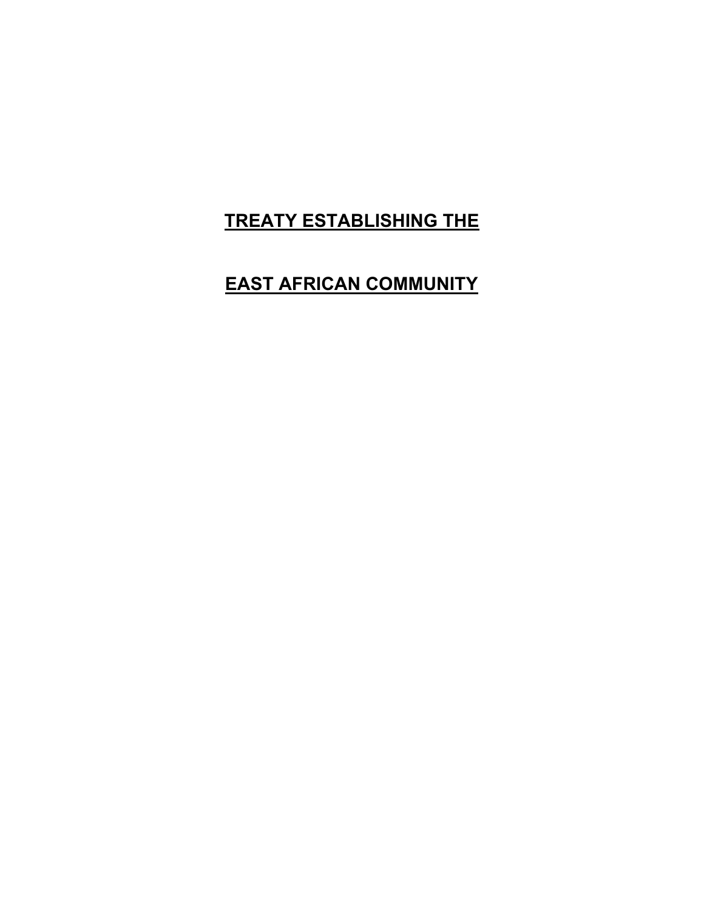# TREATY ESTABLISHING THE

# EAST AFRICAN COMMUNITY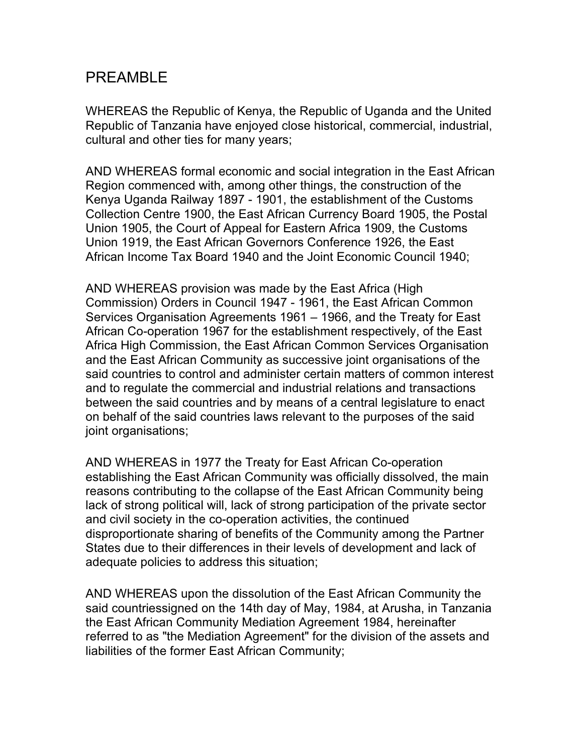# PREAMBLE

WHEREAS the Republic of Kenya, the Republic of Uganda and the United Republic of Tanzania have enjoyed close historical, commercial, industrial, cultural and other ties for many years;

AND WHEREAS formal economic and social integration in the East African Region commenced with, among other things, the construction of the Kenya Uganda Railway 1897 - 1901, the establishment of the Customs Collection Centre 1900, the East African Currency Board 1905, the Postal Union 1905, the Court of Appeal for Eastern Africa 1909, the Customs Union 1919, the East African Governors Conference 1926, the East African Income Tax Board 1940 and the Joint Economic Council 1940;

AND WHEREAS provision was made by the East Africa (High Commission) Orders in Council 1947 - 1961, the East African Common Services Organisation Agreements 1961 – 1966, and the Treaty for East African Co-operation 1967 for the establishment respectively, of the East Africa High Commission, the East African Common Services Organisation and the East African Community as successive joint organisations of the said countries to control and administer certain matters of common interest and to regulate the commercial and industrial relations and transactions between the said countries and by means of a central legislature to enact on behalf of the said countries laws relevant to the purposes of the said joint organisations;

AND WHEREAS in 1977 the Treaty for East African Co-operation establishing the East African Community was officially dissolved, the main reasons contributing to the collapse of the East African Community being lack of strong political will, lack of strong participation of the private sector and civil society in the co-operation activities, the continued disproportionate sharing of benefits of the Community among the Partner States due to their differences in their levels of development and lack of adequate policies to address this situation;

AND WHEREAS upon the dissolution of the East African Community the said countriessigned on the 14th day of May, 1984, at Arusha, in Tanzania the East African Community Mediation Agreement 1984, hereinafter referred to as "the Mediation Agreement" for the division of the assets and liabilities of the former East African Community;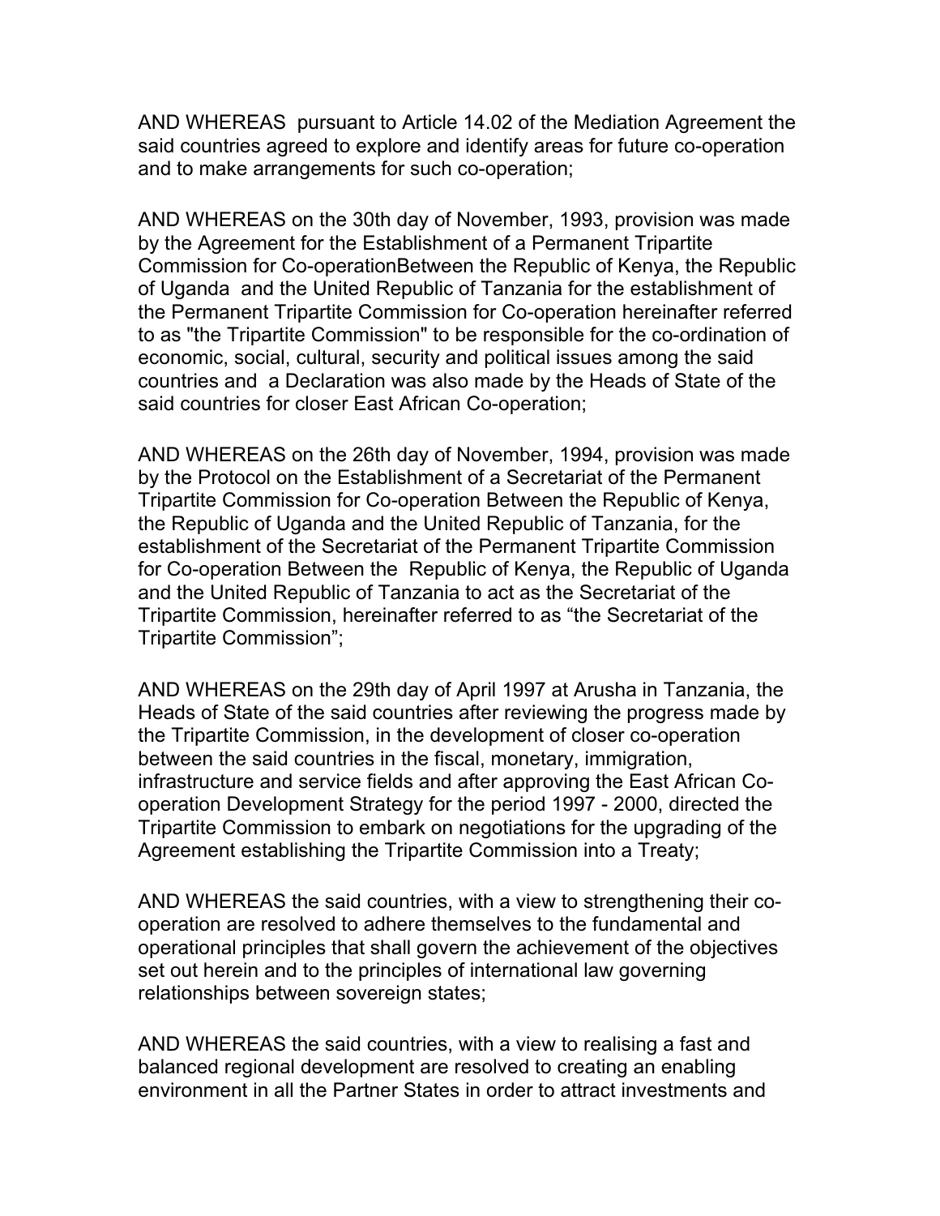AND WHEREAS pursuant to Article 14.02 of the Mediation Agreement the said countries agreed to explore and identify areas for future co-operation and to make arrangements for such co-operation;

AND WHEREAS on the 30th day of November, 1993, provision was made by the Agreement for the Establishment of a Permanent Tripartite Commission for Co-operationBetween the Republic of Kenya, the Republic of Uganda and the United Republic of Tanzania for the establishment of the Permanent Tripartite Commission for Co-operation hereinafter referred to as "the Tripartite Commission" to be responsible for the co-ordination of economic, social, cultural, security and political issues among the said countries and a Declaration was also made by the Heads of State of the said countries for closer East African Co-operation;

AND WHEREAS on the 26th day of November, 1994, provision was made by the Protocol on the Establishment of a Secretariat of the Permanent Tripartite Commission for Co-operation Between the Republic of Kenya, the Republic of Uganda and the United Republic of Tanzania, for the establishment of the Secretariat of the Permanent Tripartite Commission for Co-operation Between the Republic of Kenya, the Republic of Uganda and the United Republic of Tanzania to act as the Secretariat of the Tripartite Commission, hereinafter referred to as “the Secretariat of the Tripartite Commission”;

AND WHEREAS on the 29th day of April 1997 at Arusha in Tanzania, the Heads of State of the said countries after reviewing the progress made by the Tripartite Commission, in the development of closer co-operation between the said countries in the fiscal, monetary, immigration, infrastructure and service fields and after approving the East African Co-operation Development Strategy for the period 1997 - 2000, directed the Tripartite Commission to embark on negotiations for the upgrading of the Agreement establishing the Tripartite Commission into a Treaty;

AND WHEREAS the said countries, with a view to strengthening their co-operation are resolved to adhere themselves to the fundamental and operational principles that shall govern the achievement of the objectives set out herein and to the principles of international law governing relationships between sovereign states;

AND WHEREAS the said countries, with a view to realising a fast and balanced regional development are resolved to creating an enabling environment in all the Partner States in order to attract investments and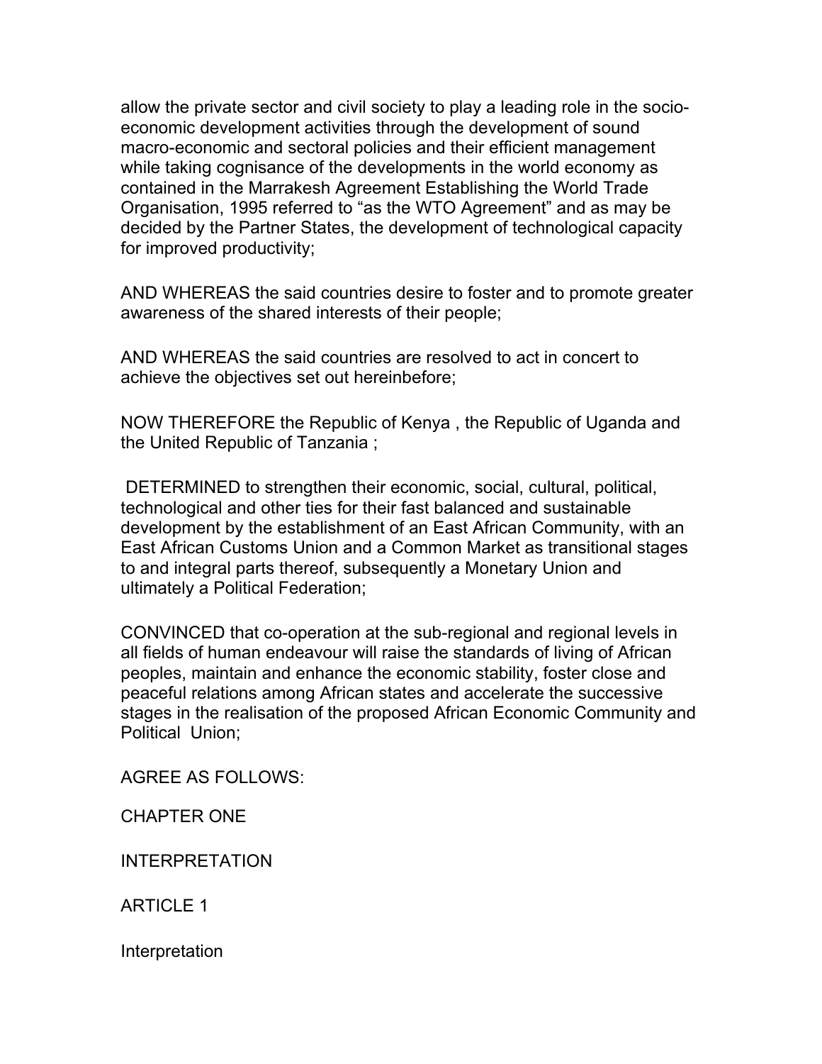allow the private sector and civil society to play a leading role in the socio-economic development activities through the development of sound macro-economic and sectoral policies and their efficient management while taking cognisance of the developments in the world economy as contained in the Marrakesh Agreement Establishing the World Trade Organisation, 1995 referred to "as the WTO Agreement" and as may be decided by the Partner States, the development of technological capacity for improved productivity;

AND WHEREAS the said countries desire to foster and to promote greater awareness of the shared interests of their people;

AND WHEREAS the said countries are resolved to act in concert to achieve the objectives set out hereinbefore;

NOW THEREFORE the Republic of Kenya , the Republic of Uganda and the United Republic of Tanzania ;

DETERMINED to strengthen their economic, social, cultural, political, technological and other ties for their fast balanced and sustainable development by the establishment of an East African Community, with an East African Customs Union and a Common Market as transitional stages to and integral parts thereof, subsequently a Monetary Union and ultimately a Political Federation;

CONVINCED that co-operation at the sub-regional and regional levels in all fields of human endeavour will raise the standards of living of African peoples, maintain and enhance the economic stability, foster close and peaceful relations among African states and accelerate the successive stages in the realisation of the proposed African Economic Community and Political Union;

AGREE AS FOLLOWS:

## CHAPTER ONE

## INTERPRETATION

### ARTICLE 1

### Interpretation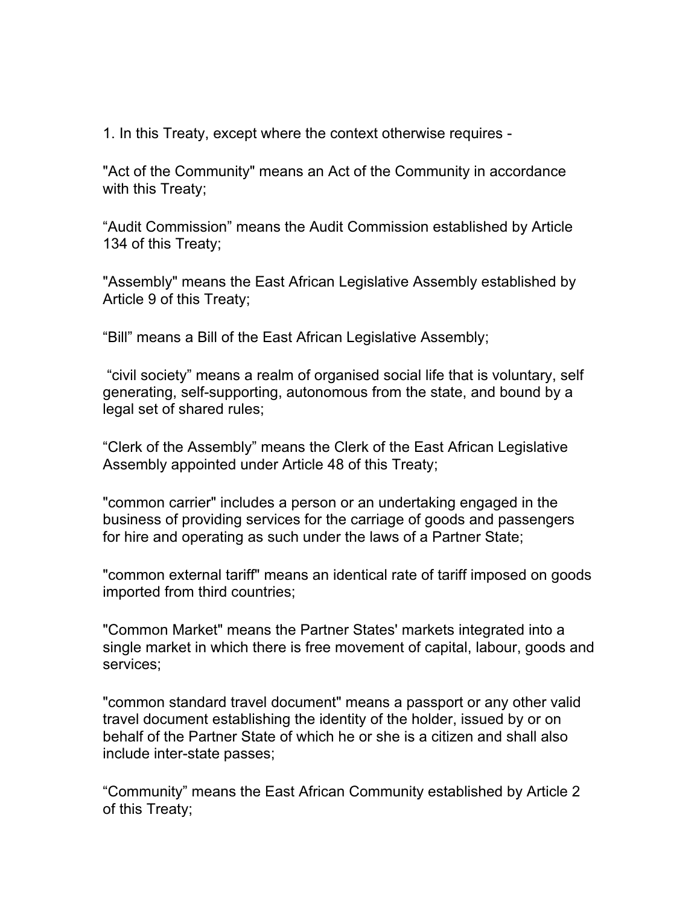1. In this Treaty, except where the context otherwise requires -

"Act of the Community" means an Act of the Community in accordance with this Treaty;

“Audit Commission” means the Audit Commission established by Article 134 of this Treaty;

"Assembly" means the East African Legislative Assembly established by Article 9 of this Treaty;

“Bill” means a Bill of the East African Legislative Assembly;

“civil society” means a realm of organised social life that is voluntary, self generating, self-supporting, autonomous from the state, and bound by a legal set of shared rules;

“Clerk of the Assembly” means the Clerk of the East African Legislative Assembly appointed under Article 48 of this Treaty;

"common carrier" includes a person or an undertaking engaged in the business of providing services for the carriage of goods and passengers for hire and operating as such under the laws of a Partner State;

"common external tariff" means an identical rate of tariff imposed on goods imported from third countries;

"Common Market" means the Partner States' markets integrated into a single market in which there is free movement of capital, labour, goods and services;

"common standard travel document" means a passport or any other valid travel document establishing the identity of the holder, issued by or on behalf of the Partner State of which he or she is a citizen and shall also include inter-state passes;

“Community” means the East African Community established by Article 2 of this Treaty;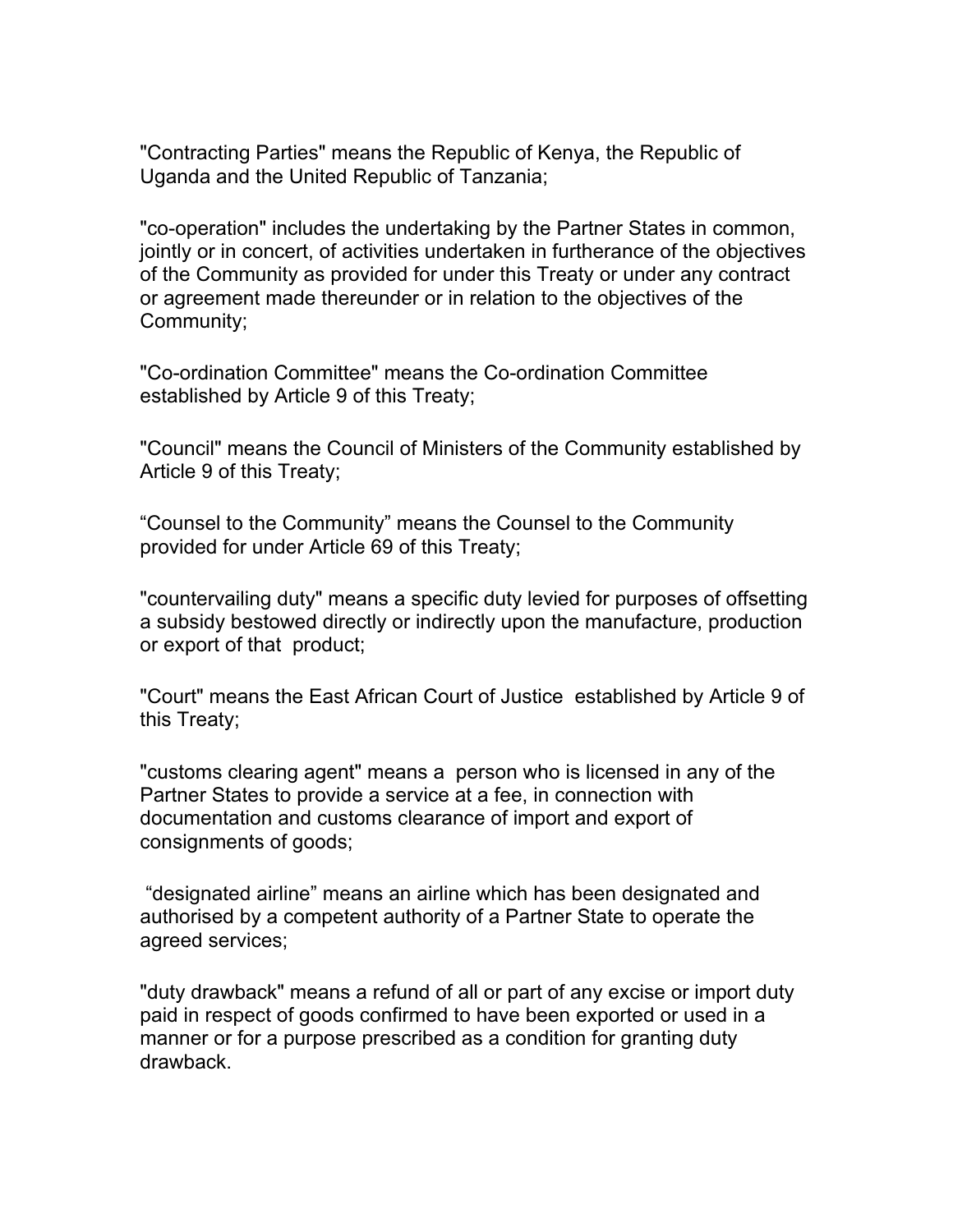"Contracting Parties" means the Republic of Kenya, the Republic of Uganda and the United Republic of Tanzania;

"co-operation" includes the undertaking by the Partner States in common, jointly or in concert, of activities undertaken in furtherance of the objectives of the Community as provided for under this Treaty or under any contract or agreement made thereunder or in relation to the objectives of the Community;

"Co-ordination Committee" means the Co-ordination Committee established by Article 9 of this Treaty;

"Council" means the Council of Ministers of the Community established by Article 9 of this Treaty;

"Counsel to the Community" means the Counsel to the Community provided for under Article 69 of this Treaty;

"countervailing duty" means a specific duty levied for purposes of offsetting a subsidy bestowed directly or indirectly upon the manufacture, production or export of that product;

"Court" means the East African Court of Justice established by Article 9 of this Treaty;

"customs clearing agent" means a person who is licensed in any of the Partner States to provide a service at a fee, in connection with documentation and customs clearance of import and export of consignments of goods;

"designated airline" means an airline which has been designated and authorised by a competent authority of a Partner State to operate the agreed services;

"duty drawback" means a refund of all or part of any excise or import duty paid in respect of goods confirmed to have been exported or used in a manner or for a purpose prescribed as a condition for granting duty drawback.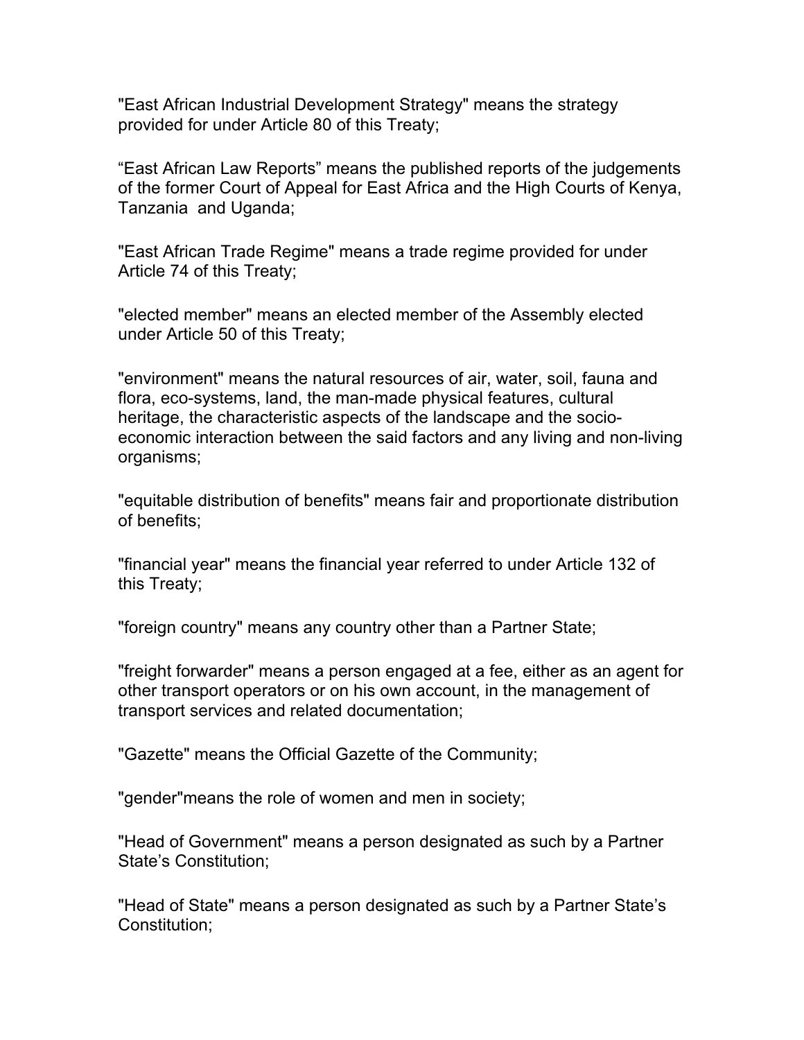"East African Industrial Development Strategy" means the strategy provided for under Article 80 of this Treaty;

“East African Law Reports” means the published reports of the judgements of the former Court of Appeal for East Africa and the High Courts of Kenya, Tanzania and Uganda;

"East African Trade Regime" means a trade regime provided for under Article 74 of this Treaty;

"elected member" means an elected member of the Assembly elected under Article 50 of this Treaty;

"environment" means the natural resources of air, water, soil, fauna and flora, eco-systems, land, the man-made physical features, cultural heritage, the characteristic aspects of the landscape and the socio-economic interaction between the said factors and any living and non-living organisms;

"equitable distribution of benefits" means fair and proportionate distribution of benefits;

"financial year" means the financial year referred to under Article 132 of this Treaty;

"foreign country" means any country other than a Partner State;

"freight forwarder" means a person engaged at a fee, either as an agent for other transport operators or on his own account, in the management of transport services and related documentation;

"Gazette" means the Official Gazette of the Community;

"gender"means the role of women and men in society;

"Head of Government" means a person designated as such by a Partner State’s Constitution;

"Head of State" means a person designated as such by a Partner State’s Constitution;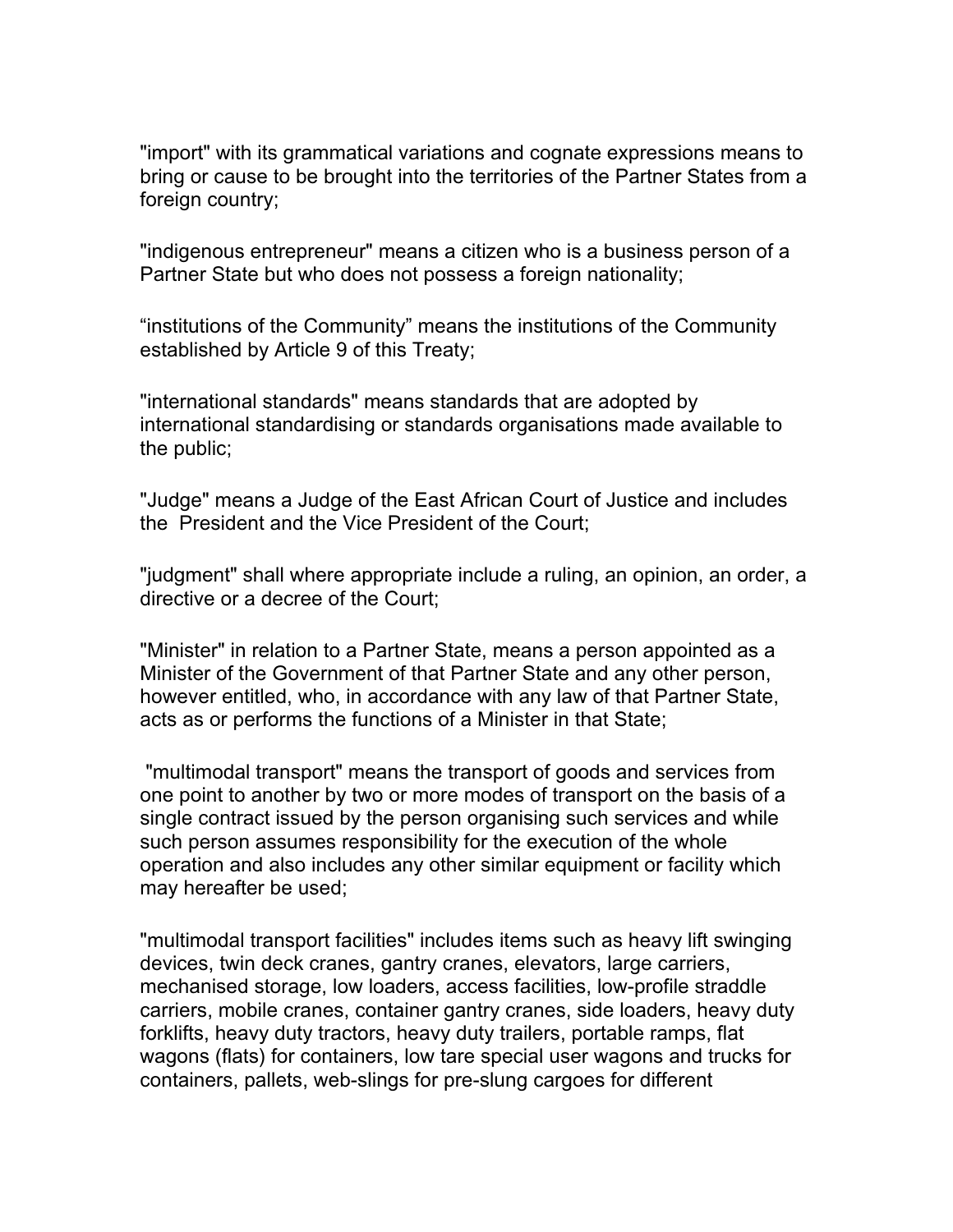"import" with its grammatical variations and cognate expressions means to bring or cause to be brought into the territories of the Partner States from a foreign country;

"indigenous entrepreneur" means a citizen who is a business person of a Partner State but who does not possess a foreign nationality;

“institutions of the Community” means the institutions of the Community established by Article 9 of this Treaty;

"international standards" means standards that are adopted by international standardising or standards organisations made available to the public;

"Judge" means a Judge of the East African Court of Justice and includes the President and the Vice President of the Court;

"judgment" shall where appropriate include a ruling, an opinion, an order, a directive or a decree of the Court;

"Minister" in relation to a Partner State, means a person appointed as a Minister of the Government of that Partner State and any other person, however entitled, who, in accordance with any law of that Partner State, acts as or performs the functions of a Minister in that State;

"multimodal transport" means the transport of goods and services from one point to another by two or more modes of transport on the basis of a single contract issued by the person organising such services and while such person assumes responsibility for the execution of the whole operation and also includes any other similar equipment or facility which may hereafter be used;

"multimodal transport facilities" includes items such as heavy lift swinging devices, twin deck cranes, gantry cranes, elevators, large carriers, mechanised storage, low loaders, access facilities, low-profile straddle carriers, mobile cranes, container gantry cranes, side loaders, heavy duty forklifts, heavy duty tractors, heavy duty trailers, portable ramps, flat wagons (flats) for containers, low tare special user wagons and trucks for containers, pallets, web-slings for pre-slung cargoes for different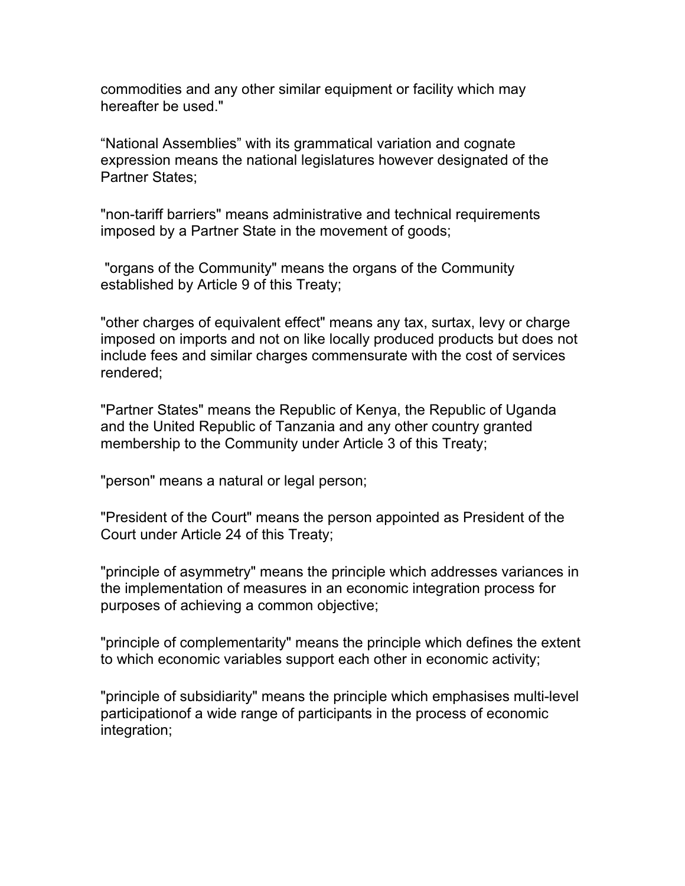commodities and any other similar equipment or facility which may hereafter be used."

“National Assemblies” with its grammatical variation and cognate expression means the national legislatures however designated of the Partner States;

"non-tariff barriers" means administrative and technical requirements imposed by a Partner State in the movement of goods;

"organs of the Community" means the organs of the Community established by Article 9 of this Treaty;

"other charges of equivalent effect" means any tax, surtax, levy or charge imposed on imports and not on like locally produced products but does not include fees and similar charges commensurate with the cost of services rendered;

"Partner States" means the Republic of Kenya, the Republic of Uganda and the United Republic of Tanzania and any other country granted membership to the Community under Article 3 of this Treaty;

"person" means a natural or legal person;

"President of the Court" means the person appointed as President of the Court under Article 24 of this Treaty;

"principle of asymmetry" means the principle which addresses variances in the implementation of measures in an economic integration process for purposes of achieving a common objective;

"principle of complementarity" means the principle which defines the extent to which economic variables support each other in economic activity;

"principle of subsidiarity" means the principle which emphasises multi-level participationof a wide range of participants in the process of economic integration;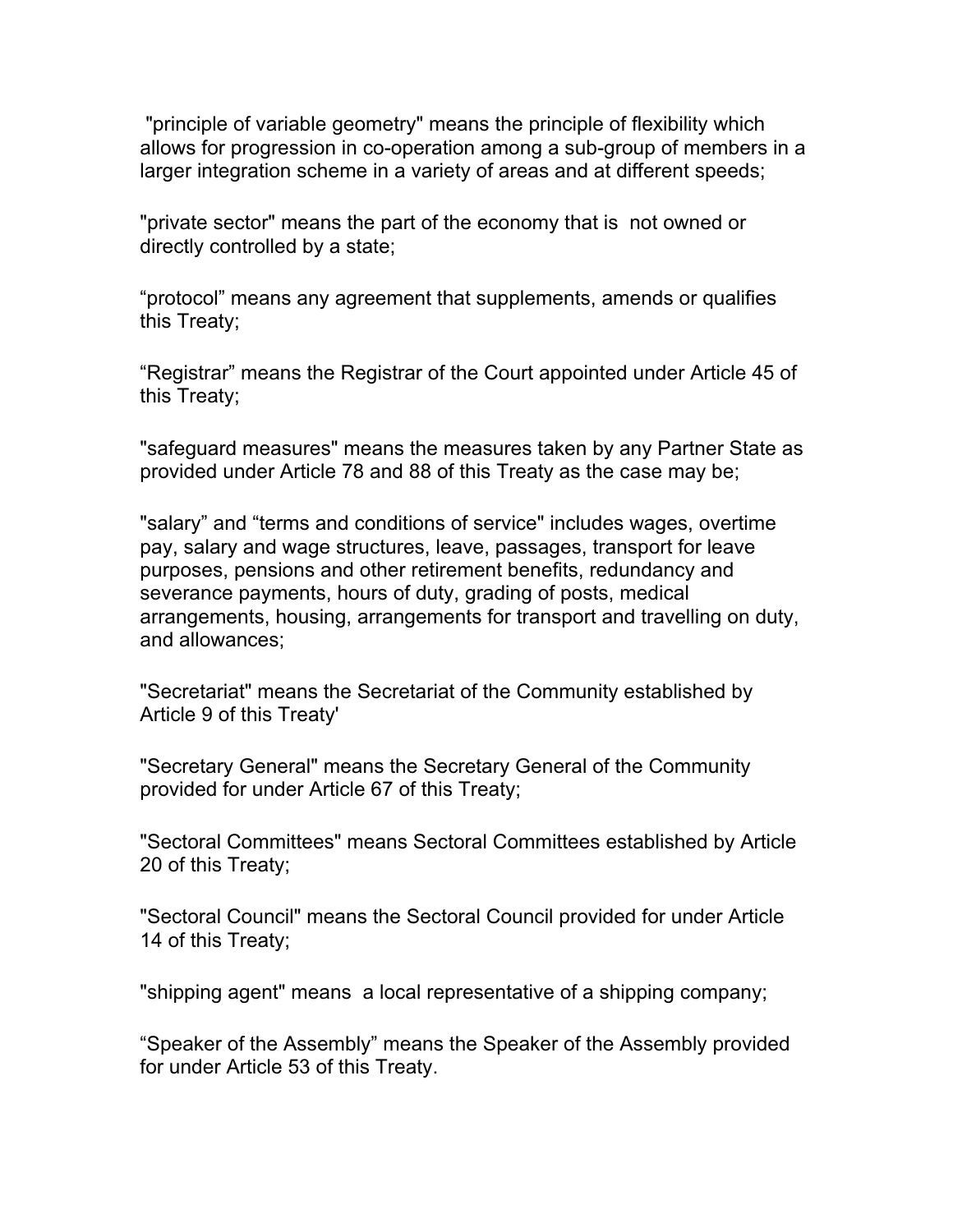"principle of variable geometry" means the principle of flexibility which allows for progression in co-operation among a sub-group of members in a larger integration scheme in a variety of areas and at different speeds;

"private sector" means the part of the economy that is not owned or directly controlled by a state;

“protocol” means any agreement that supplements, amends or qualifies this Treaty;

“Registrar” means the Registrar of the Court appointed under Article 45 of this Treaty;

"safeguard measures" means the measures taken by any Partner State as provided under Article 78 and 88 of this Treaty as the case may be;

"salary” and “terms and conditions of service" includes wages, overtime pay, salary and wage structures, leave, passages, transport for leave purposes, pensions and other retirement benefits, redundancy and severance payments, hours of duty, grading of posts, medical arrangements, housing, arrangements for transport and travelling on duty, and allowances;

"Secretariat" means the Secretariat of the Community established by Article 9 of this Treaty'

"Secretary General" means the Secretary General of the Community provided for under Article 67 of this Treaty;

"Sectoral Committees" means Sectoral Committees established by Article 20 of this Treaty;

"Sectoral Council" means the Sectoral Council provided for under Article 14 of this Treaty;

"shipping agent" means a local representative of a shipping company;

“Speaker of the Assembly” means the Speaker of the Assembly provided for under Article 53 of this Treaty.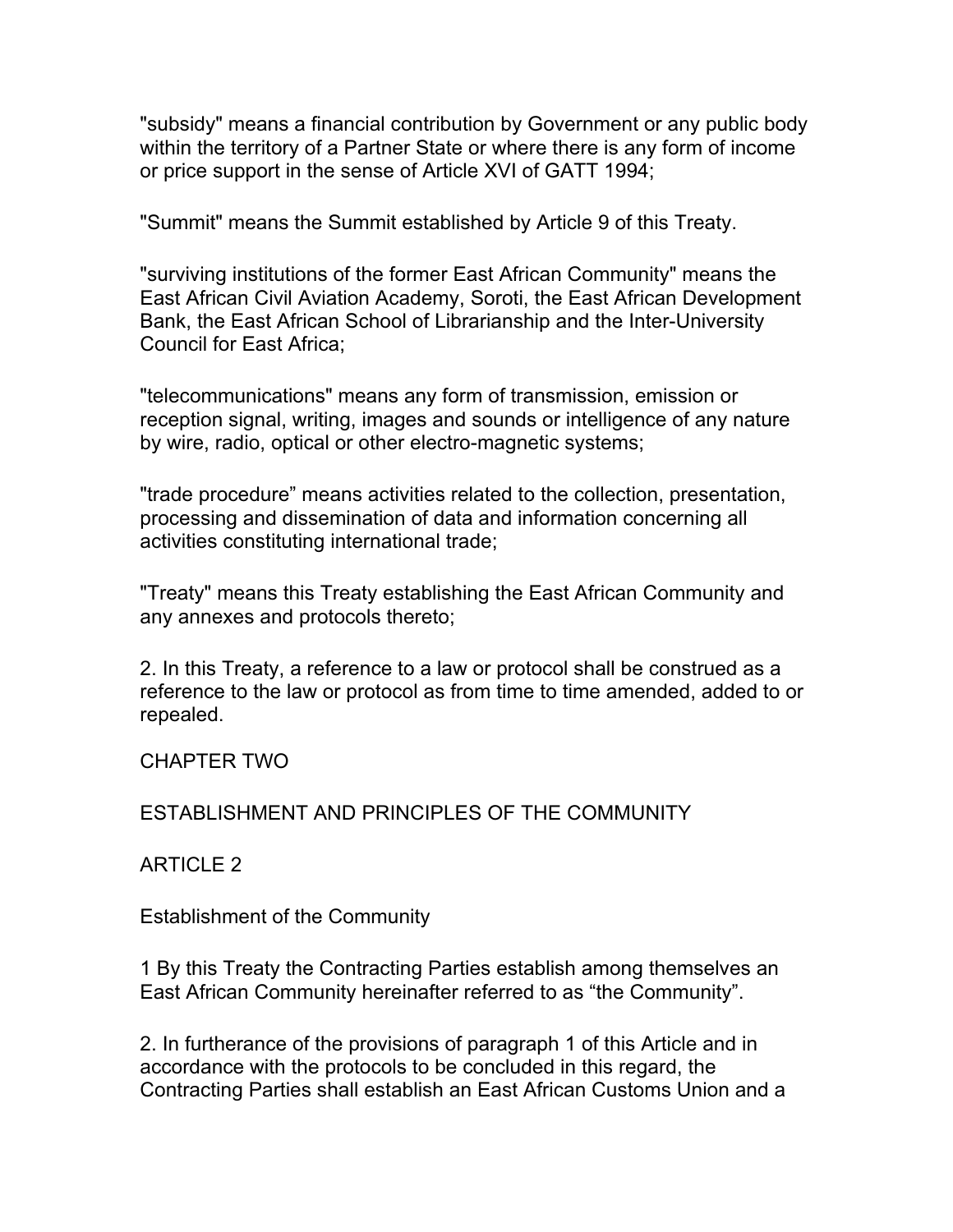"subsidy" means a financial contribution by Government or any public body within the territory of a Partner State or where there is any form of income or price support in the sense of Article XVI of GATT 1994;

"Summit" means the Summit established by Article 9 of this Treaty.

"surviving institutions of the former East African Community" means the East African Civil Aviation Academy, Soroti, the East African Development Bank, the East African School of Librarianship and the Inter-University Council for East Africa;

"telecommunications" means any form of transmission, emission or reception signal, writing, images and sounds or intelligence of any nature by wire, radio, optical or other electro-magnetic systems;

"trade procedure" means activities related to the collection, presentation, processing and dissemination of data and information concerning all activities constituting international trade;

"Treaty" means this Treaty establishing the East African Community and any annexes and protocols thereto;

2. In this Treaty, a reference to a law or protocol shall be construed as a reference to the law or protocol as from time to time amended, added to or repealed.

## CHAPTER TWO

## ESTABLISHMENT AND PRINCIPLES OF THE COMMUNITY

### ARTICLE 2

### Establishment of the Community

1 By this Treaty the Contracting Parties establish among themselves an East African Community hereinafter referred to as "the Community".

2. In furtherance of the provisions of paragraph 1 of this Article and in accordance with the protocols to be concluded in this regard, the Contracting Parties shall establish an East African Customs Union and a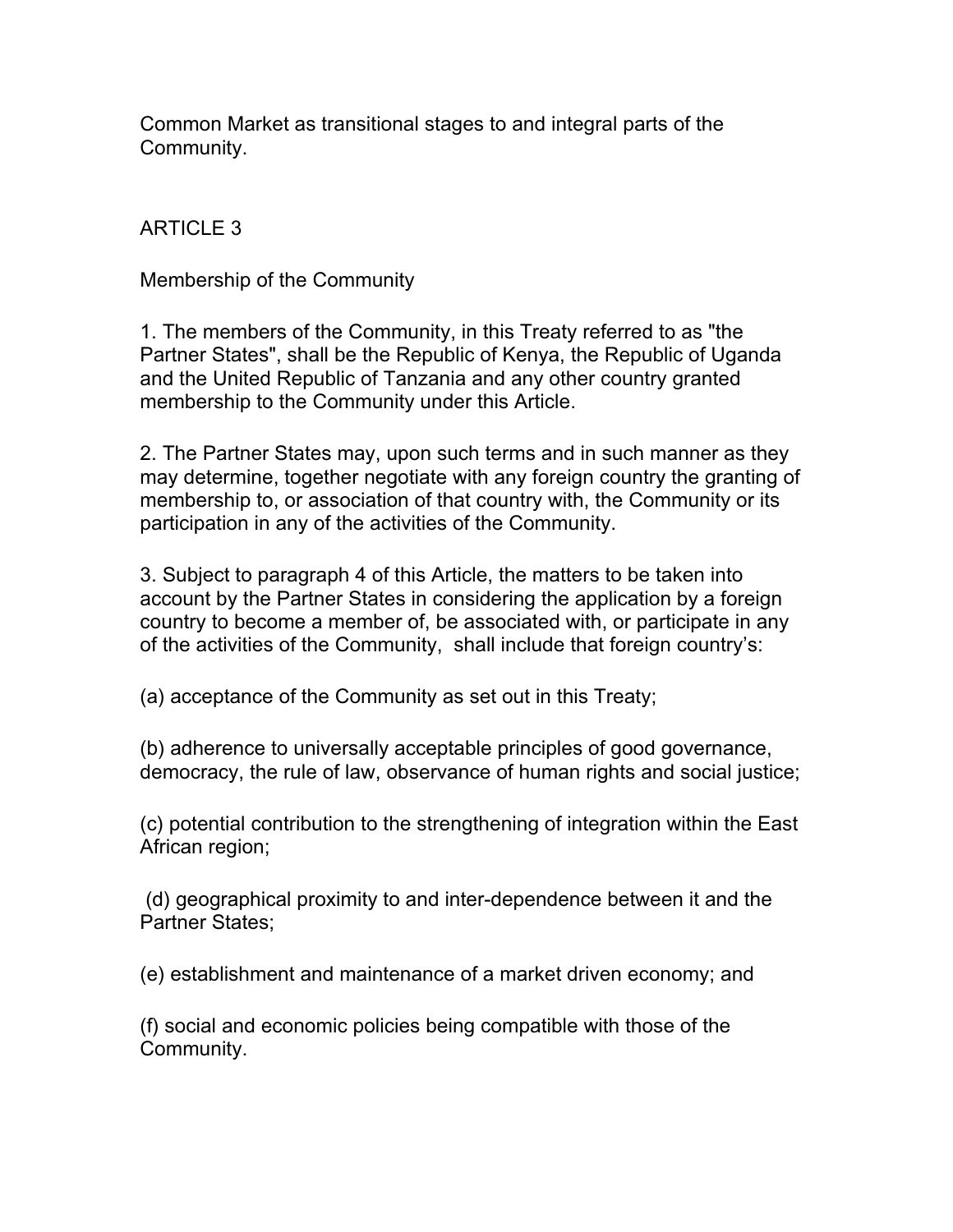Common Market as transitional stages to and integral parts of the Community.

## ARTICLE 3

### Membership of the Community

1. The members of the Community, in this Treaty referred to as "the Partner States", shall be the Republic of Kenya, the Republic of Uganda and the United Republic of Tanzania and any other country granted membership to the Community under this Article.

2. The Partner States may, upon such terms and in such manner as they may determine, together negotiate with any foreign country the granting of membership to, or association of that country with, the Community or its participation in any of the activities of the Community.

3. Subject to paragraph 4 of this Article, the matters to be taken into account by the Partner States in considering the application by a foreign country to become a member of, be associated with, or participate in any of the activities of the Community, shall include that foreign country's:

(a) acceptance of the Community as set out in this Treaty;

(b) adherence to universally acceptable principles of good governance, democracy, the rule of law, observance of human rights and social justice;

(c) potential contribution to the strengthening of integration within the East African region;

(d) geographical proximity to and inter-dependence between it and the Partner States;

(e) establishment and maintenance of a market driven economy; and

(f) social and economic policies being compatible with those of the Community.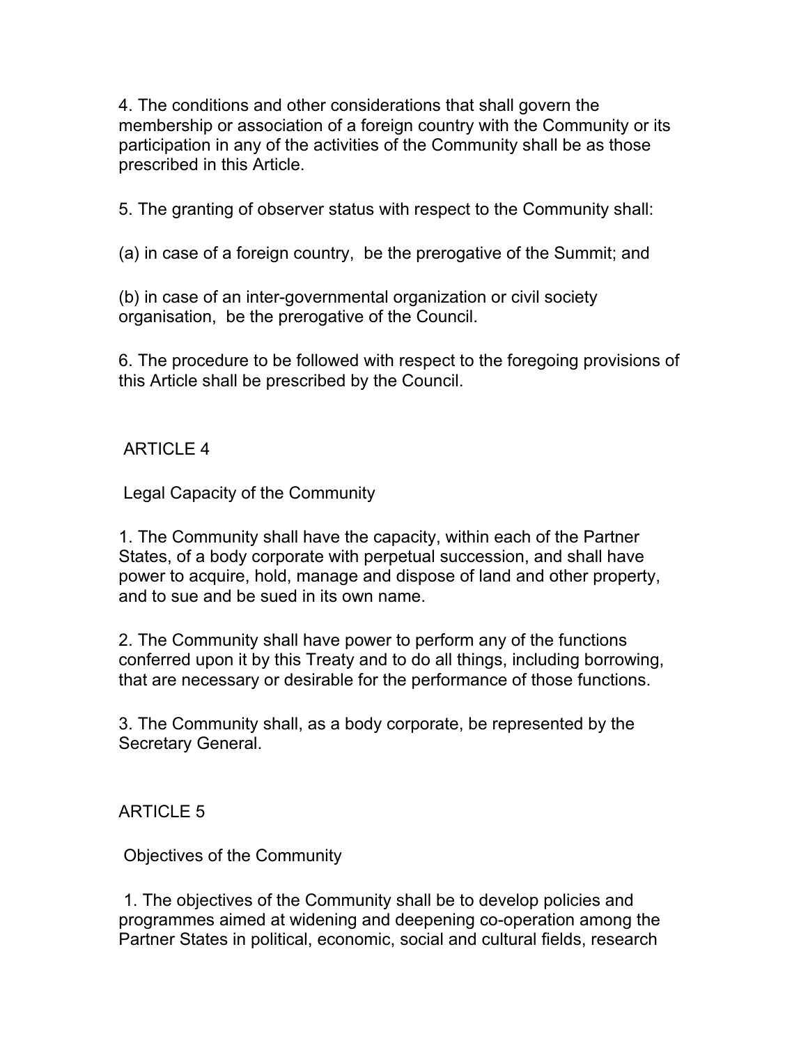4. The conditions and other considerations that shall govern the membership or association of a foreign country with the Community or its participation in any of the activities of the Community shall be as those prescribed in this Article.

5. The granting of observer status with respect to the Community shall:

(a) in case of a foreign country, be the prerogative of the Summit; and

(b) in case of an inter-governmental organization or civil society organisation, be the prerogative of the Council.

6. The procedure to be followed with respect to the foregoing provisions of this Article shall be prescribed by the Council.

## ARTICLE 4

### Legal Capacity of the Community

1. The Community shall have the capacity, within each of the Partner States, of a body corporate with perpetual succession, and shall have power to acquire, hold, manage and dispose of land and other property, and to sue and be sued in its own name.

2. The Community shall have power to perform any of the functions conferred upon it by this Treaty and to do all things, including borrowing, that are necessary or desirable for the performance of those functions.

3. The Community shall, as a body corporate, be represented by the Secretary General.

## ARTICLE 5

### Objectives of the Community

1. The objectives of the Community shall be to develop policies and programmes aimed at widening and deepening co-operation among the Partner States in political, economic, social and cultural fields, research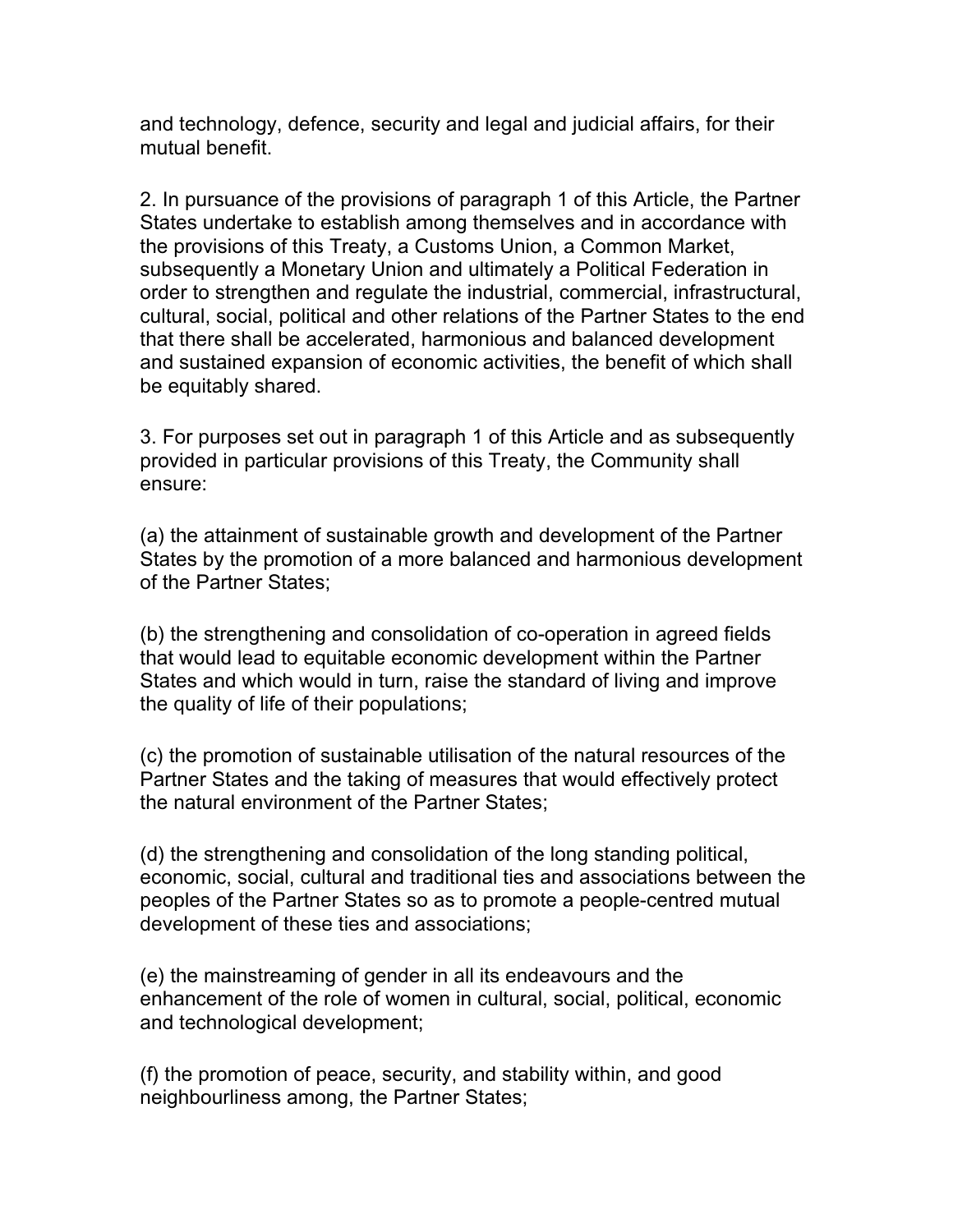and technology, defence, security and legal and judicial affairs, for their mutual benefit.

2. In pursuance of the provisions of paragraph 1 of this Article, the Partner States undertake to establish among themselves and in accordance with the provisions of this Treaty, a Customs Union, a Common Market, subsequently a Monetary Union and ultimately a Political Federation in order to strengthen and regulate the industrial, commercial, infrastructural, cultural, social, political and other relations of the Partner States to the end that there shall be accelerated, harmonious and balanced development and sustained expansion of economic activities, the benefit of which shall be equitably shared.

3. For purposes set out in paragraph 1 of this Article and as subsequently provided in particular provisions of this Treaty, the Community shall ensure:

(a) the attainment of sustainable growth and development of the Partner States by the promotion of a more balanced and harmonious development of the Partner States;

(b) the strengthening and consolidation of co-operation in agreed fields that would lead to equitable economic development within the Partner States and which would in turn, raise the standard of living and improve the quality of life of their populations;

(c) the promotion of sustainable utilisation of the natural resources of the Partner States and the taking of measures that would effectively protect the natural environment of the Partner States;

(d) the strengthening and consolidation of the long standing political, economic, social, cultural and traditional ties and associations between the peoples of the Partner States so as to promote a people-centred mutual development of these ties and associations;

(e) the mainstreaming of gender in all its endeavours and the enhancement of the role of women in cultural, social, political, economic and technological development;

(f) the promotion of peace, security, and stability within, and good neighbourliness among, the Partner States;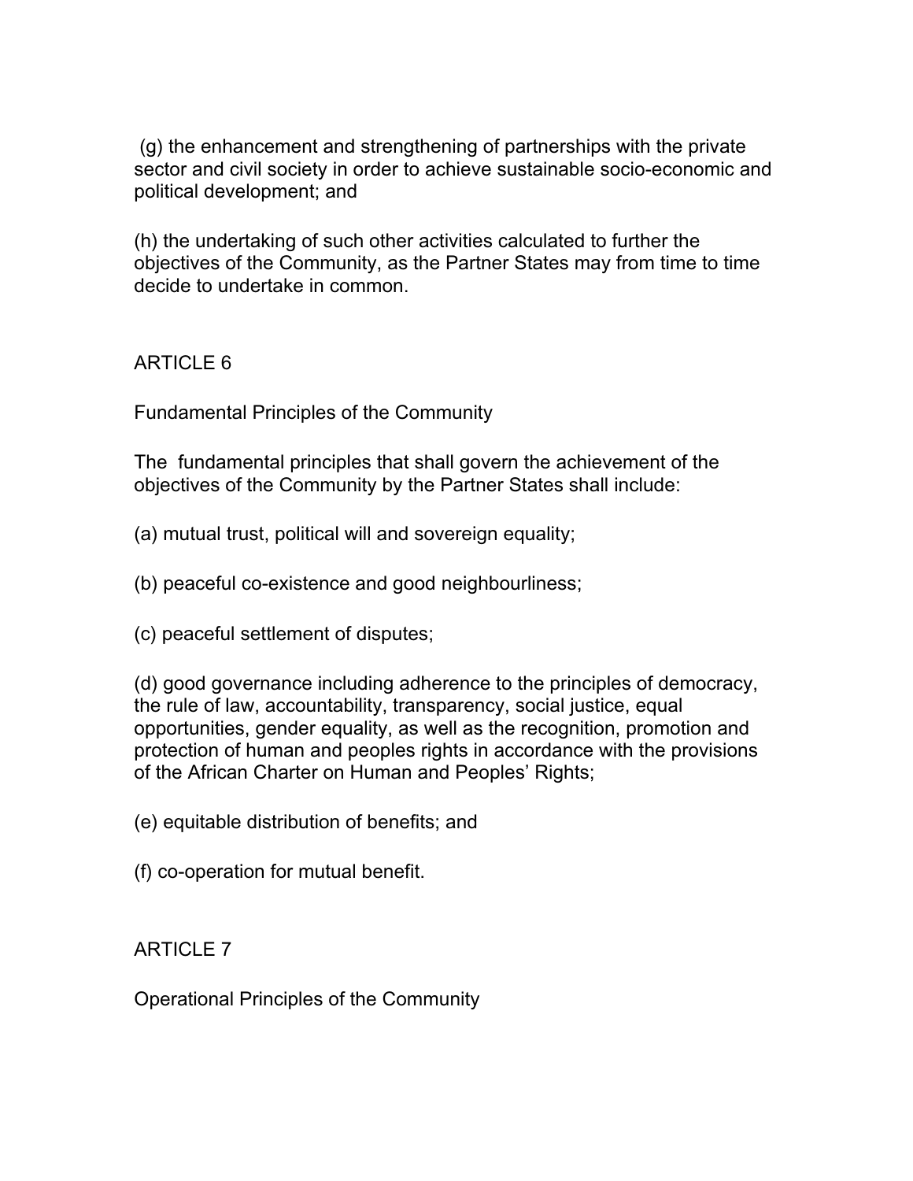(g) the enhancement and strengthening of partnerships with the private sector and civil society in order to achieve sustainable socio-economic and political development; and

(h) the undertaking of such other activities calculated to further the objectives of the Community, as the Partner States may from time to time decide to undertake in common.

## ARTICLE 6

### Fundamental Principles of the Community

The fundamental principles that shall govern the achievement of the objectives of the Community by the Partner States shall include:

(a) mutual trust, political will and sovereign equality;

(b) peaceful co-existence and good neighbourliness;

(c) peaceful settlement of disputes;

(d) good governance including adherence to the principles of democracy, the rule of law, accountability, transparency, social justice, equal opportunities, gender equality, as well as the recognition, promotion and protection of human and peoples rights in accordance with the provisions of the African Charter on Human and Peoples' Rights;

(e) equitable distribution of benefits; and

(f) co-operation for mutual benefit.

## ARTICLE 7

### Operational Principles of the Community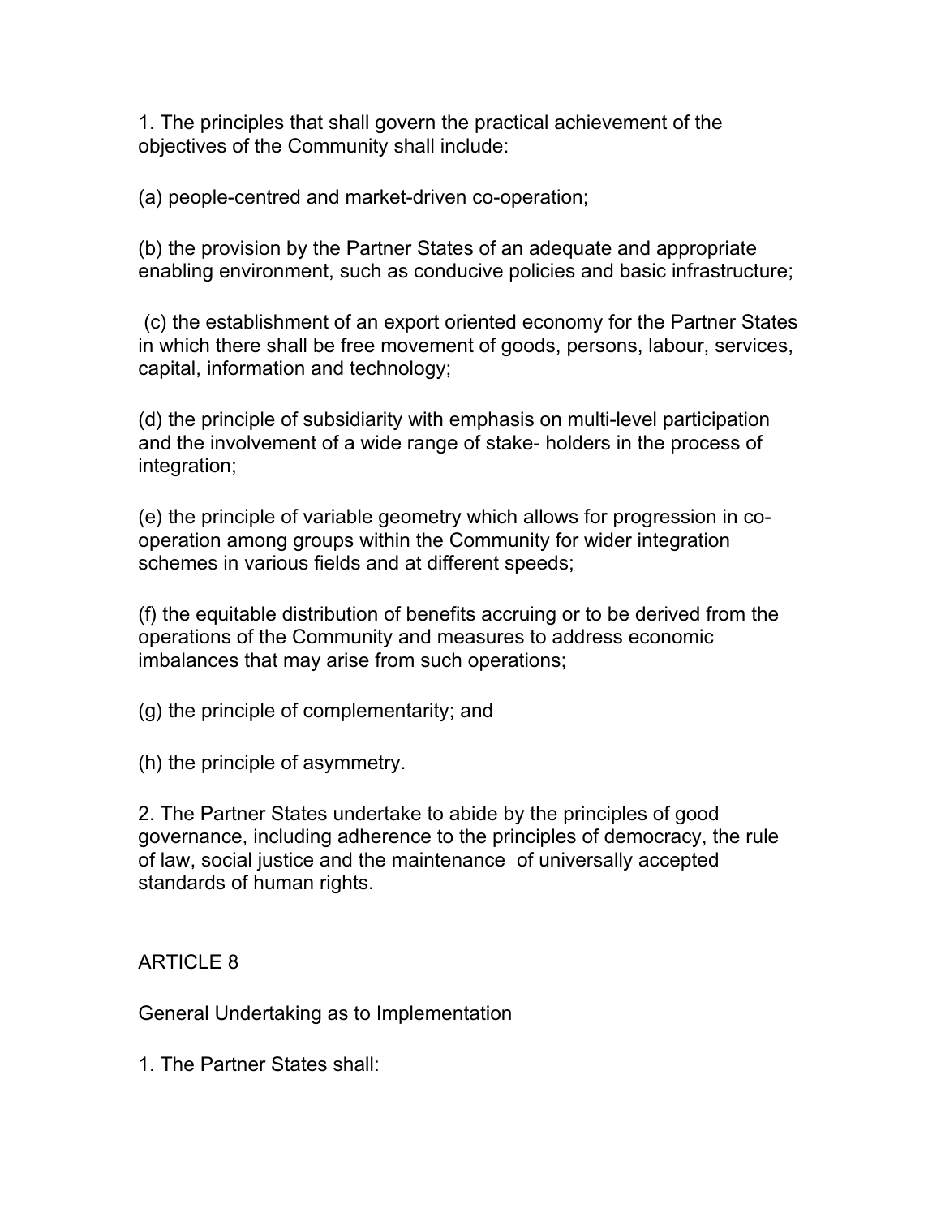1. The principles that shall govern the practical achievement of the objectives of the Community shall include:

(a) people-centred and market-driven co-operation;

(b) the provision by the Partner States of an adequate and appropriate enabling environment, such as conducive policies and basic infrastructure;

(c) the establishment of an export oriented economy for the Partner States in which there shall be free movement of goods, persons, labour, services, capital, information and technology;

(d) the principle of subsidiarity with emphasis on multi-level participation and the involvement of a wide range of stake- holders in the process of integration;

(e) the principle of variable geometry which allows for progression in co-operation among groups within the Community for wider integration schemes in various fields and at different speeds;

(f) the equitable distribution of benefits accruing or to be derived from the operations of the Community and measures to address economic imbalances that may arise from such operations;

(g) the principle of complementarity; and

(h) the principle of asymmetry.

2. The Partner States undertake to abide by the principles of good governance, including adherence to the principles of democracy, the rule of law, social justice and the maintenance of universally accepted standards of human rights.

## ARTICLE 8

### General Undertaking as to Implementation

1. The Partner States shall: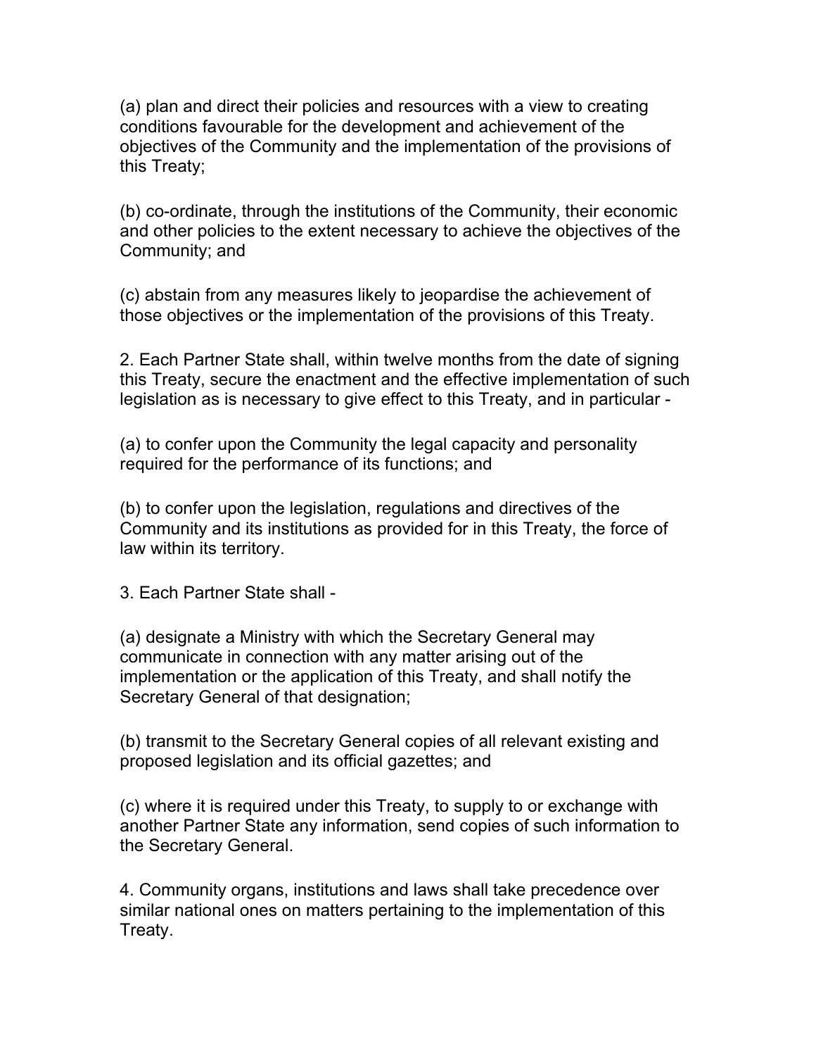(a) plan and direct their policies and resources with a view to creating conditions favourable for the development and achievement of the objectives of the Community and the implementation of the provisions of this Treaty;

(b) co-ordinate, through the institutions of the Community, their economic and other policies to the extent necessary to achieve the objectives of the Community; and

(c) abstain from any measures likely to jeopardise the achievement of those objectives or the implementation of the provisions of this Treaty.

2. Each Partner State shall, within twelve months from the date of signing this Treaty, secure the enactment and the effective implementation of such legislation as is necessary to give effect to this Treaty, and in particular -

(a) to confer upon the Community the legal capacity and personality required for the performance of its functions; and

(b) to confer upon the legislation, regulations and directives of the Community and its institutions as provided for in this Treaty, the force of law within its territory.

3. Each Partner State shall -

(a) designate a Ministry with which the Secretary General may communicate in connection with any matter arising out of the implementation or the application of this Treaty, and shall notify the Secretary General of that designation;

(b) transmit to the Secretary General copies of all relevant existing and proposed legislation and its official gazettes; and

(c) where it is required under this Treaty, to supply to or exchange with another Partner State any information, send copies of such information to the Secretary General.

4. Community organs, institutions and laws shall take precedence over similar national ones on matters pertaining to the implementation of this Treaty.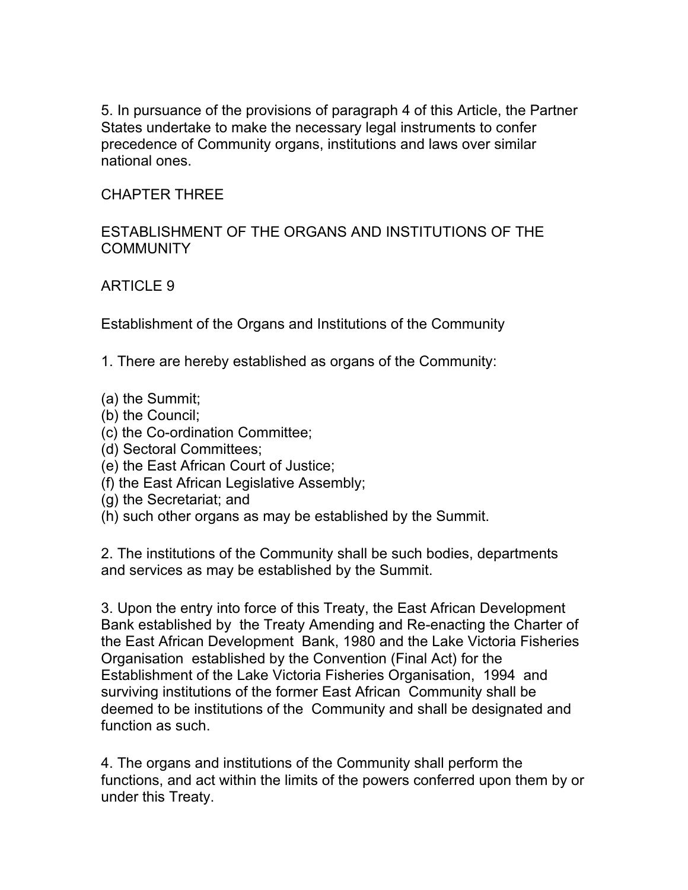5. In pursuance of the provisions of paragraph 4 of this Article, the Partner States undertake to make the necessary legal instruments to confer precedence of Community organs, institutions and laws over similar national ones.

## CHAPTER THREE

## ESTABLISHMENT OF THE ORGANS AND INSTITUTIONS OF THE COMMUNITY

### ARTICLE 9

### Establishment of the Organs and Institutions of the Community

1. There are hereby established as organs of the Community:

(a) the Summit;
(b) the Council;
(c) the Co-ordination Committee;
(d) Sectoral Committees;
(e) the East African Court of Justice;
(f) the East African Legislative Assembly;
(g) the Secretariat; and
(h) such other organs as may be established by the Summit.

2. The institutions of the Community shall be such bodies, departments and services as may be established by the Summit.

3. Upon the entry into force of this Treaty, the East African Development Bank established by the Treaty Amending and Re-enacting the Charter of the East African Development Bank, 1980 and the Lake Victoria Fisheries Organisation established by the Convention (Final Act) for the Establishment of the Lake Victoria Fisheries Organisation, 1994 and surviving institutions of the former East African Community shall be deemed to be institutions of the Community and shall be designated and function as such.

4. The organs and institutions of the Community shall perform the functions, and act within the limits of the powers conferred upon them by or under this Treaty.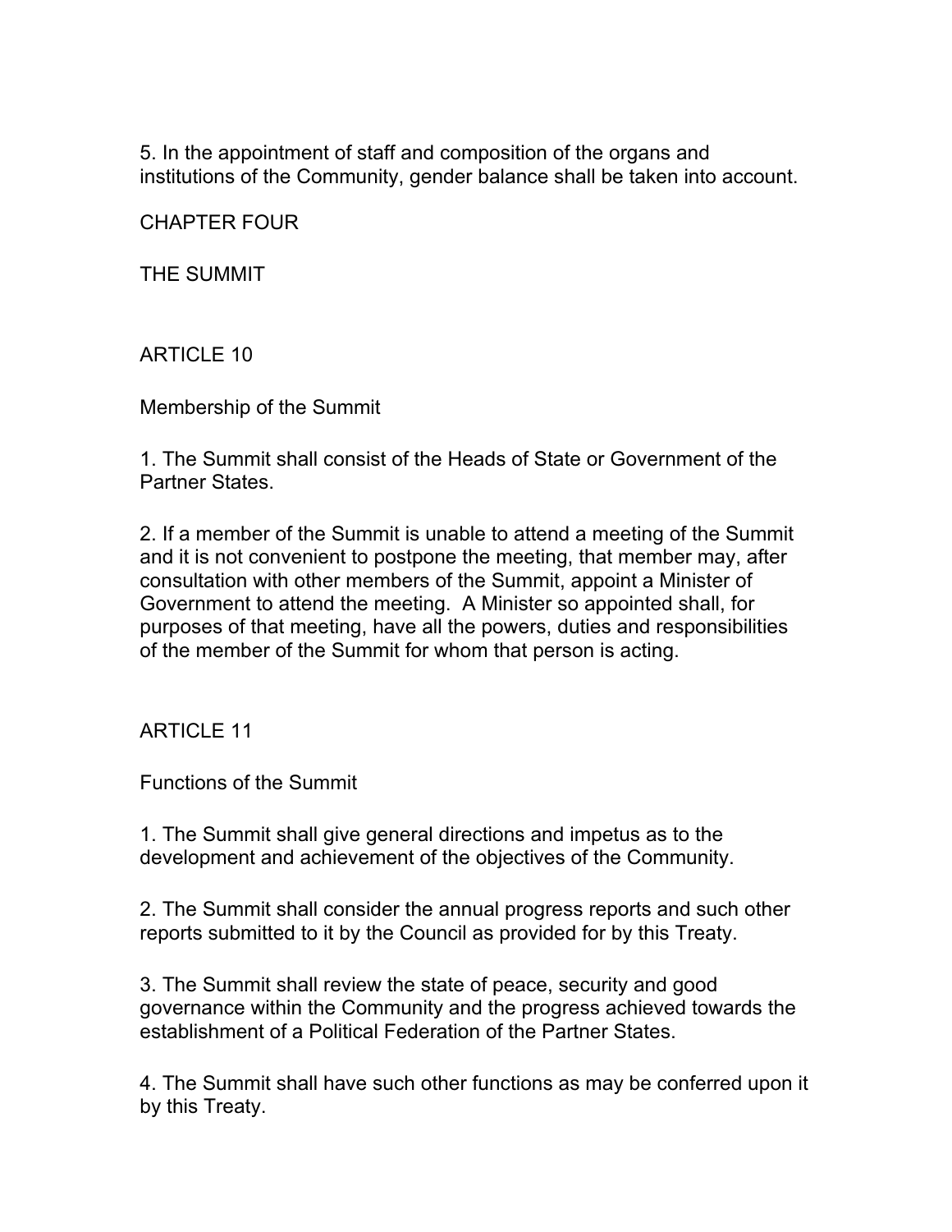5. In the appointment of staff and composition of the organs and institutions of the Community, gender balance shall be taken into account.

## CHAPTER FOUR

## THE SUMMIT

### ARTICLE 10

### Membership of the Summit

1. The Summit shall consist of the Heads of State or Government of the Partner States.

2. If a member of the Summit is unable to attend a meeting of the Summit and it is not convenient to postpone the meeting, that member may, after consultation with other members of the Summit, appoint a Minister of Government to attend the meeting. A Minister so appointed shall, for purposes of that meeting, have all the powers, duties and responsibilities of the member of the Summit for whom that person is acting.

### ARTICLE 11

### Functions of the Summit

1. The Summit shall give general directions and impetus as to the development and achievement of the objectives of the Community.

2. The Summit shall consider the annual progress reports and such other reports submitted to it by the Council as provided for by this Treaty.

3. The Summit shall review the state of peace, security and good governance within the Community and the progress achieved towards the establishment of a Political Federation of the Partner States.

4. The Summit shall have such other functions as may be conferred upon it by this Treaty.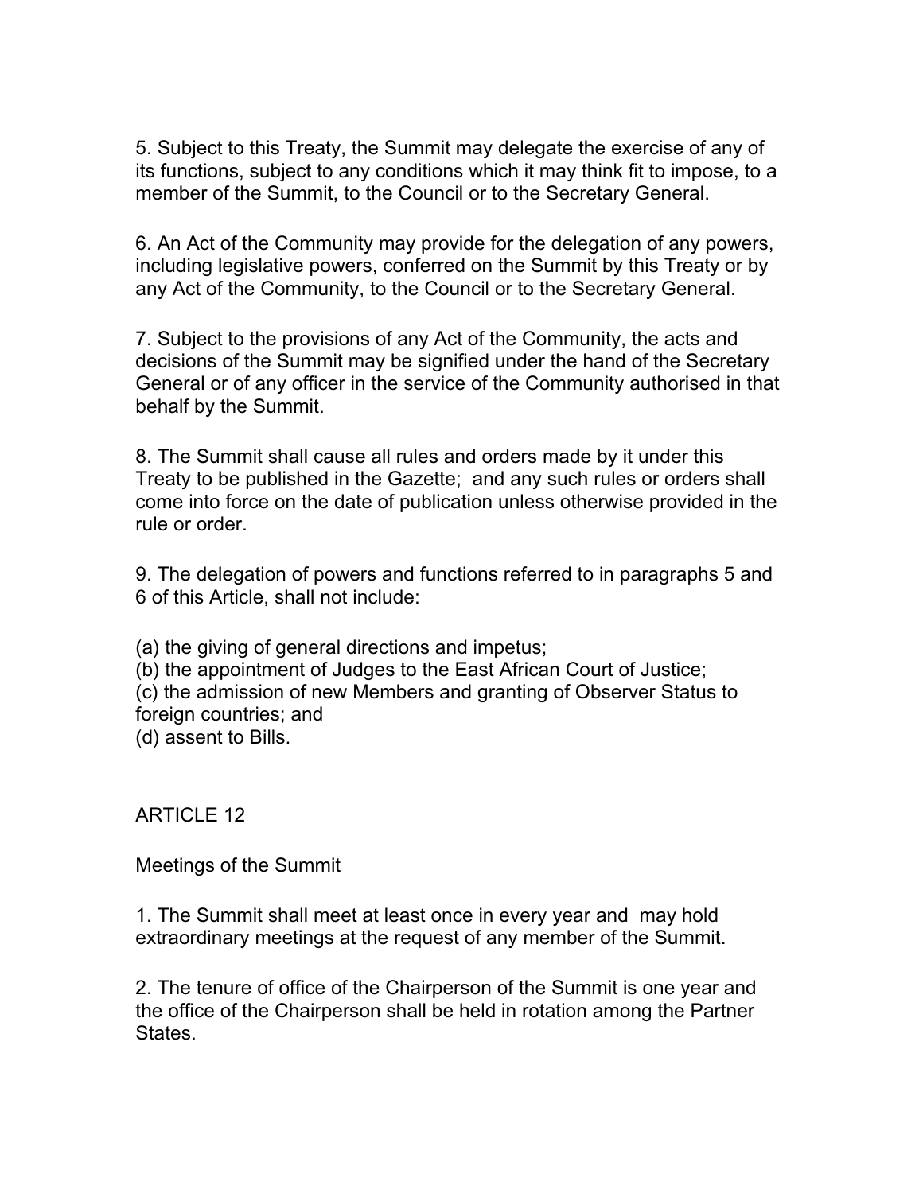5. Subject to this Treaty, the Summit may delegate the exercise of any of its functions, subject to any conditions which it may think fit to impose, to a member of the Summit, to the Council or to the Secretary General.

6. An Act of the Community may provide for the delegation of any powers, including legislative powers, conferred on the Summit by this Treaty or by any Act of the Community, to the Council or to the Secretary General.

7. Subject to the provisions of any Act of the Community, the acts and decisions of the Summit may be signified under the hand of the Secretary General or of any officer in the service of the Community authorised in that behalf by the Summit.

8. The Summit shall cause all rules and orders made by it under this Treaty to be published in the Gazette; and any such rules or orders shall come into force on the date of publication unless otherwise provided in the rule or order.

9. The delegation of powers and functions referred to in paragraphs 5 and 6 of this Article, shall not include:

(a) the giving of general directions and impetus;
(b) the appointment of Judges to the East African Court of Justice;
(c) the admission of new Members and granting of Observer Status to foreign countries; and
(d) assent to Bills.

## ARTICLE 12

### Meetings of the Summit

1. The Summit shall meet at least once in every year and may hold extraordinary meetings at the request of any member of the Summit.

2. The tenure of office of the Chairperson of the Summit is one year and the office of the Chairperson shall be held in rotation among the Partner States.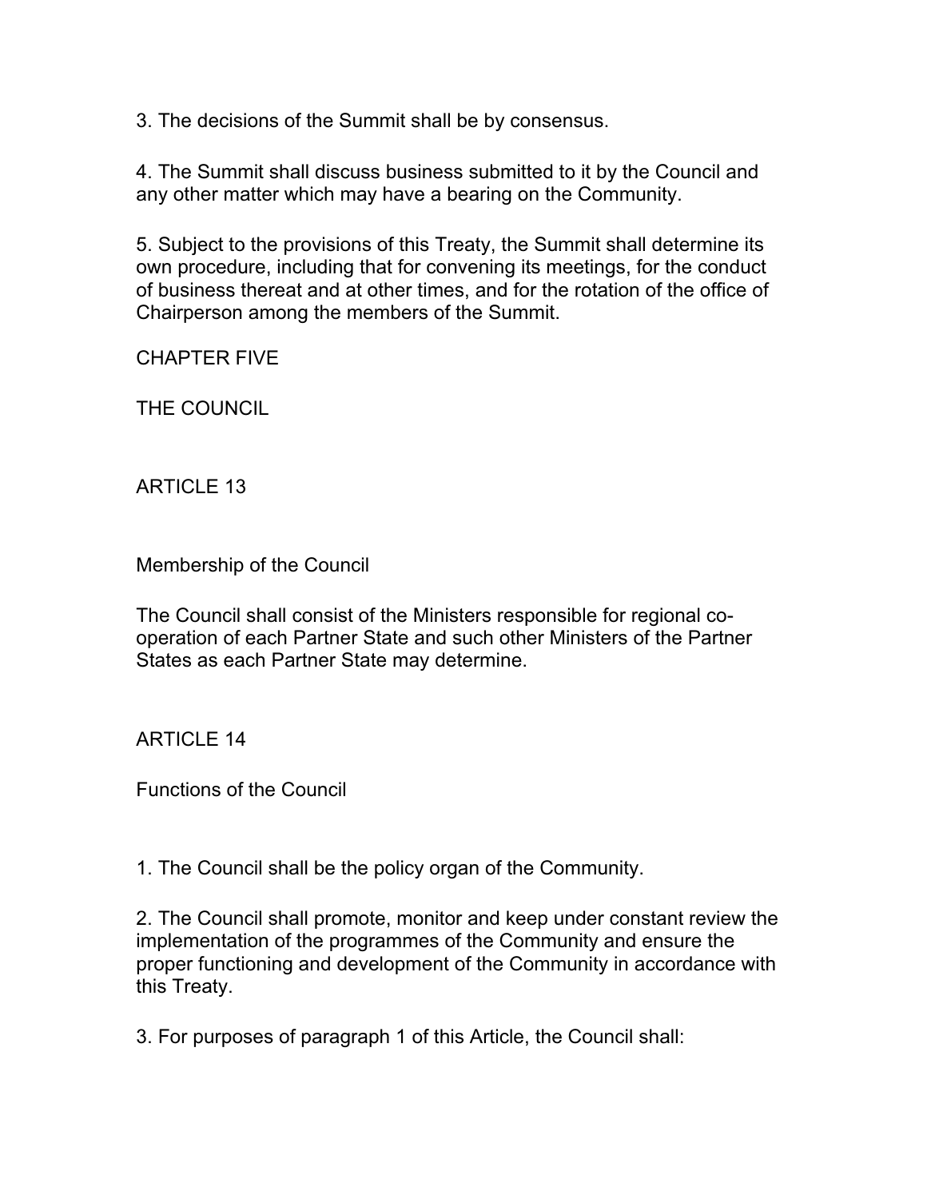3. The decisions of the Summit shall be by consensus.

4. The Summit shall discuss business submitted to it by the Council and any other matter which may have a bearing on the Community.

5. Subject to the provisions of this Treaty, the Summit shall determine its own procedure, including that for convening its meetings, for the conduct of business thereat and at other times, and for the rotation of the office of Chairperson among the members of the Summit.

## CHAPTER FIVE

## THE COUNCIL

### ARTICLE 13

### Membership of the Council

The Council shall consist of the Ministers responsible for regional co-operation of each Partner State and such other Ministers of the Partner States as each Partner State may determine.

### ARTICLE 14

### Functions of the Council

1. The Council shall be the policy organ of the Community.

2. The Council shall promote, monitor and keep under constant review the implementation of the programmes of the Community and ensure the proper functioning and development of the Community in accordance with this Treaty.

3. For purposes of paragraph 1 of this Article, the Council shall: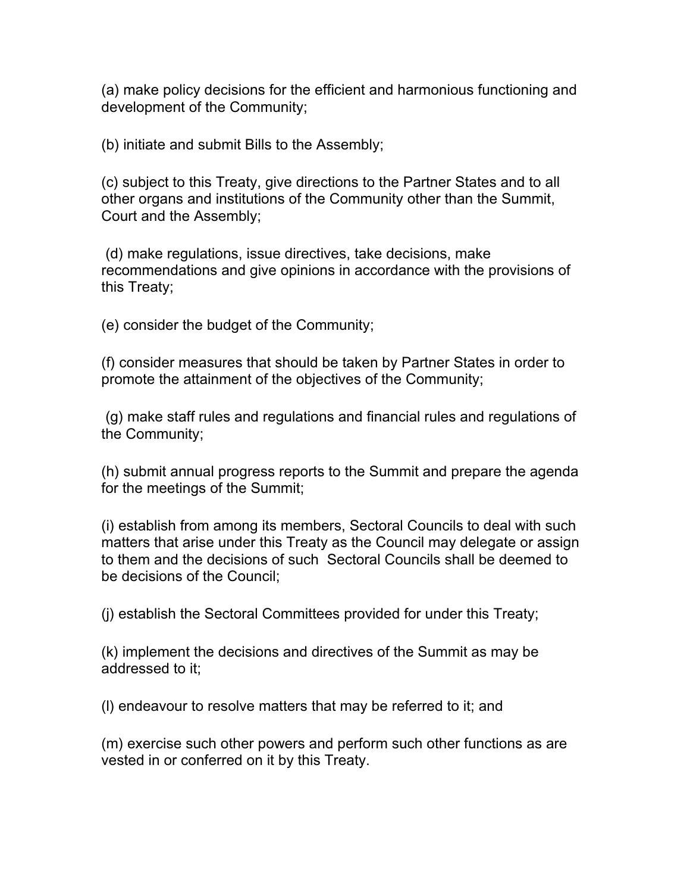(a) make policy decisions for the efficient and harmonious functioning and development of the Community;

(b) initiate and submit Bills to the Assembly;

(c) subject to this Treaty, give directions to the Partner States and to all other organs and institutions of the Community other than the Summit, Court and the Assembly;

(d) make regulations, issue directives, take decisions, make recommendations and give opinions in accordance with the provisions of this Treaty;

(e) consider the budget of the Community;

(f) consider measures that should be taken by Partner States in order to promote the attainment of the objectives of the Community;

(g) make staff rules and regulations and financial rules and regulations of the Community;

(h) submit annual progress reports to the Summit and prepare the agenda for the meetings of the Summit;

(i) establish from among its members, Sectoral Councils to deal with such matters that arise under this Treaty as the Council may delegate or assign to them and the decisions of such Sectoral Councils shall be deemed to be decisions of the Council;

(j) establish the Sectoral Committees provided for under this Treaty;

(k) implement the decisions and directives of the Summit as may be addressed to it;

(l) endeavour to resolve matters that may be referred to it; and

(m) exercise such other powers and perform such other functions as are vested in or conferred on it by this Treaty.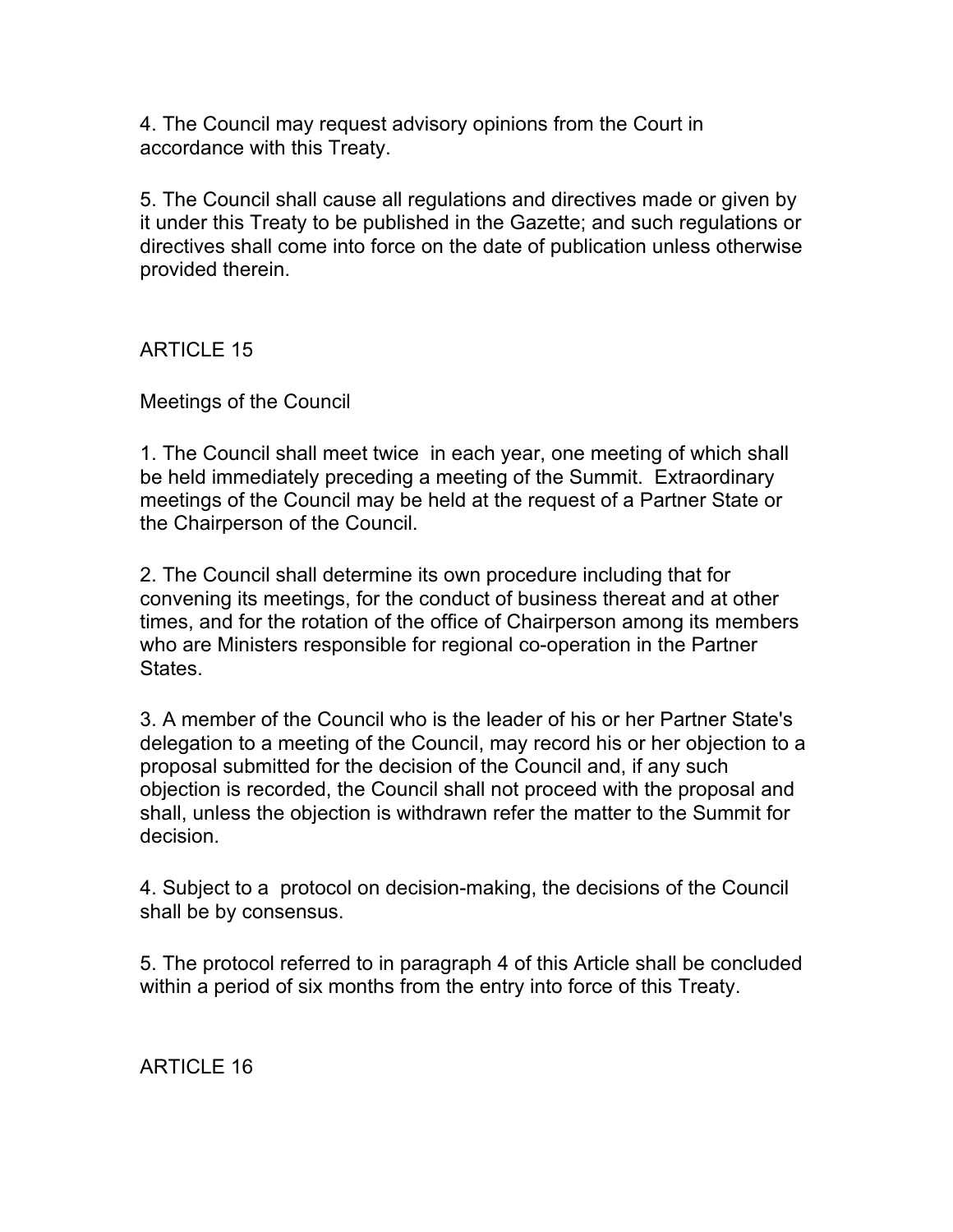4. The Council may request advisory opinions from the Court in accordance with this Treaty.

5. The Council shall cause all regulations and directives made or given by it under this Treaty to be published in the Gazette; and such regulations or directives shall come into force on the date of publication unless otherwise provided therein.

## ARTICLE 15

### Meetings of the Council

1. The Council shall meet twice in each year, one meeting of which shall be held immediately preceding a meeting of the Summit. Extraordinary meetings of the Council may be held at the request of a Partner State or the Chairperson of the Council.

2. The Council shall determine its own procedure including that for convening its meetings, for the conduct of business thereat and at other times, and for the rotation of the office of Chairperson among its members who are Ministers responsible for regional co-operation in the Partner States.

3. A member of the Council who is the leader of his or her Partner State's delegation to a meeting of the Council, may record his or her objection to a proposal submitted for the decision of the Council and, if any such objection is recorded, the Council shall not proceed with the proposal and shall, unless the objection is withdrawn refer the matter to the Summit for decision.

4. Subject to a protocol on decision-making, the decisions of the Council shall be by consensus.

5. The protocol referred to in paragraph 4 of this Article shall be concluded within a period of six months from the entry into force of this Treaty.

## ARTICLE 16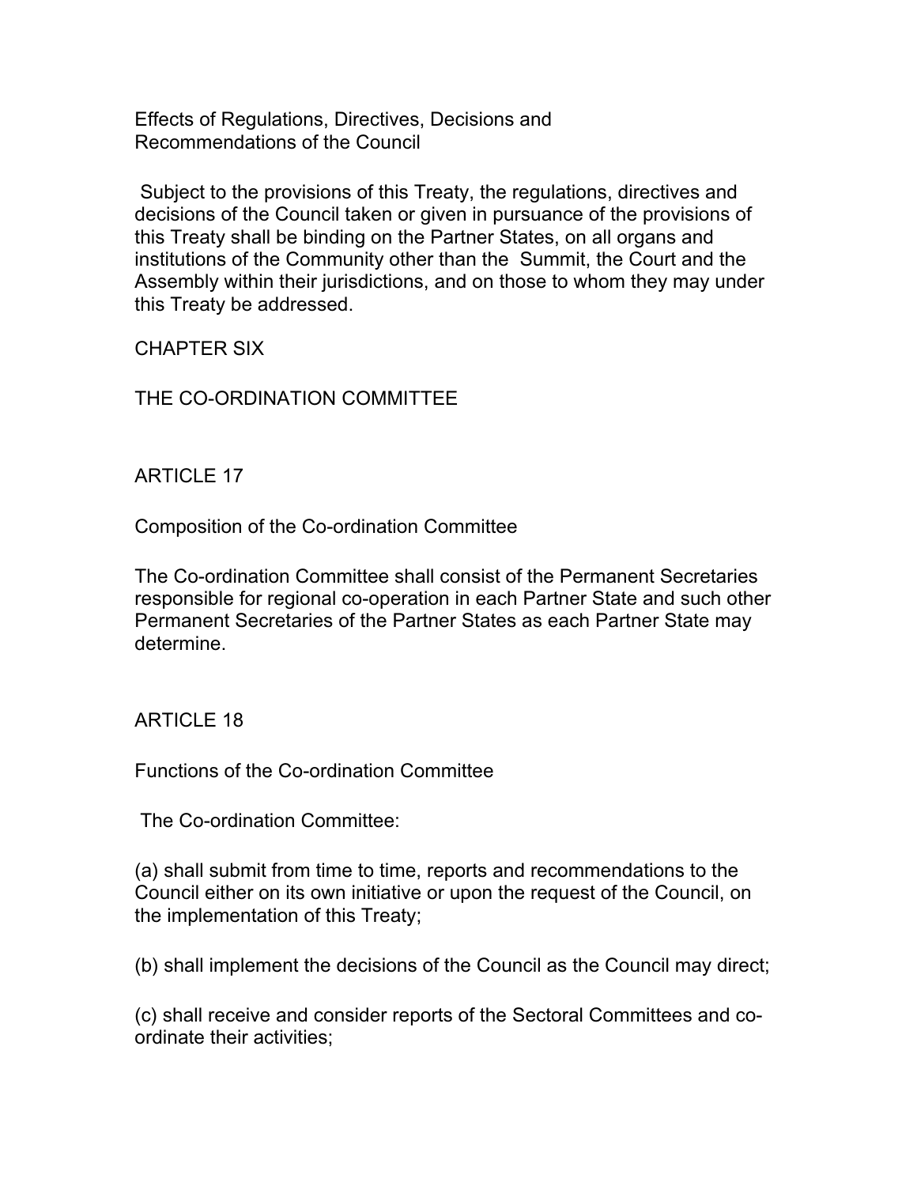Effects of Regulations, Directives, Decisions and Recommendations of the Council

Subject to the provisions of this Treaty, the regulations, directives and decisions of the Council taken or given in pursuance of the provisions of this Treaty shall be binding on the Partner States, on all organs and institutions of the Community other than the Summit, the Court and the Assembly within their jurisdictions, and on those to whom they may under this Treaty be addressed.

## CHAPTER SIX

## THE CO-ORDINATION COMMITTEE

### ARTICLE 17

Composition of the Co-ordination Committee

The Co-ordination Committee shall consist of the Permanent Secretaries responsible for regional co-operation in each Partner State and such other Permanent Secretaries of the Partner States as each Partner State may determine.

### ARTICLE 18

Functions of the Co-ordination Committee

The Co-ordination Committee:

(a) shall submit from time to time, reports and recommendations to the Council either on its own initiative or upon the request of the Council, on the implementation of this Treaty;

(b) shall implement the decisions of the Council as the Council may direct;

(c) shall receive and consider reports of the Sectoral Committees and co-ordinate their activities;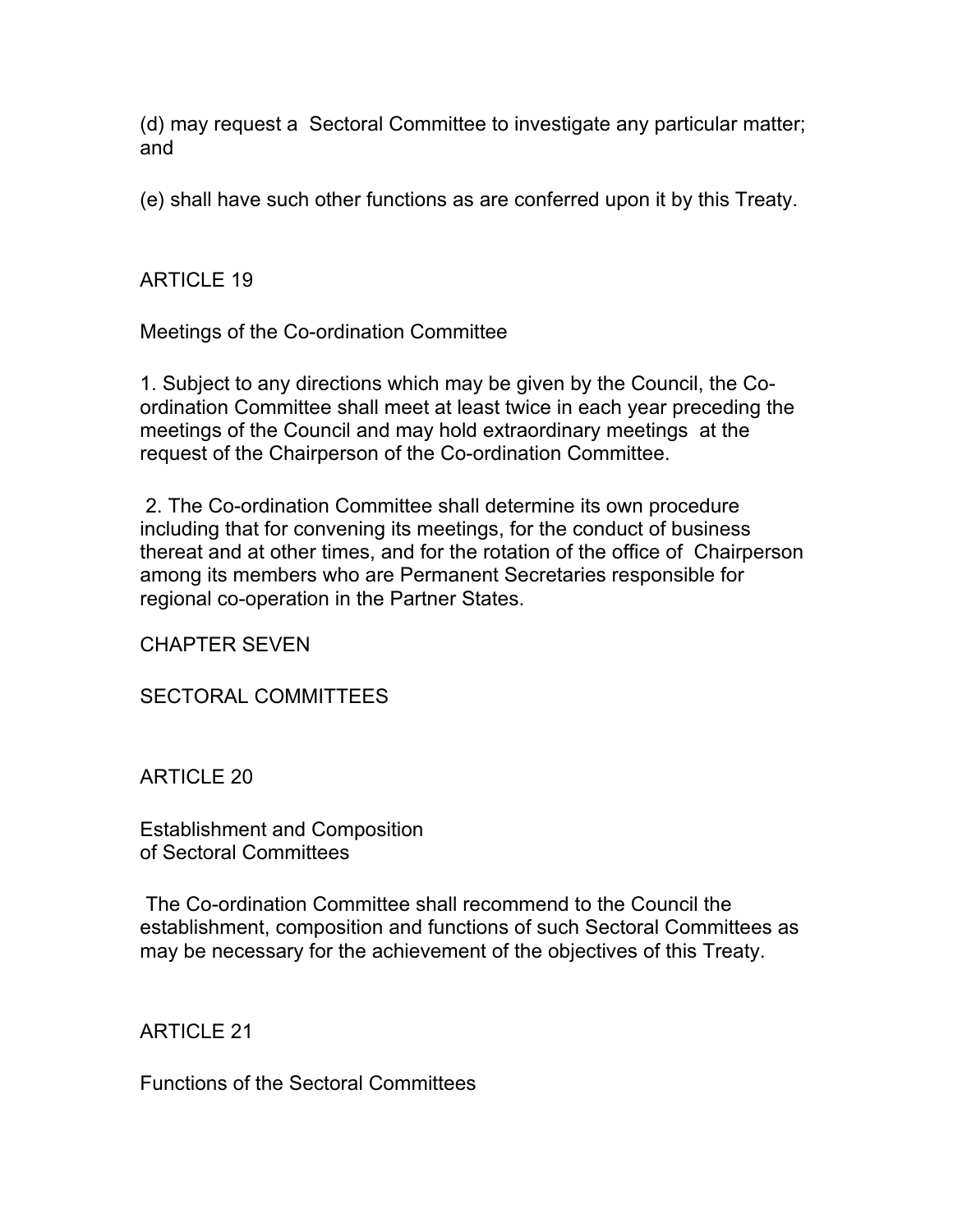(d) may request a Sectoral Committee to investigate any particular matter; and

(e) shall have such other functions as are conferred upon it by this Treaty.

## ARTICLE 19

### Meetings of the Co-ordination Committee

1. Subject to any directions which may be given by the Council, the Co-ordination Committee shall meet at least twice in each year preceding the meetings of the Council and may hold extraordinary meetings at the request of the Chairperson of the Co-ordination Committee.

2. The Co-ordination Committee shall determine its own procedure including that for convening its meetings, for the conduct of business thereat and at other times, and for the rotation of the office of Chairperson among its members who are Permanent Secretaries responsible for regional co-operation in the Partner States.

# CHAPTER SEVEN

# SECTORAL COMMITTEES

## ARTICLE 20

### Establishment and Composition of Sectoral Committees

The Co-ordination Committee shall recommend to the Council the establishment, composition and functions of such Sectoral Committees as may be necessary for the achievement of the objectives of this Treaty.

## ARTICLE 21

### Functions of the Sectoral Committees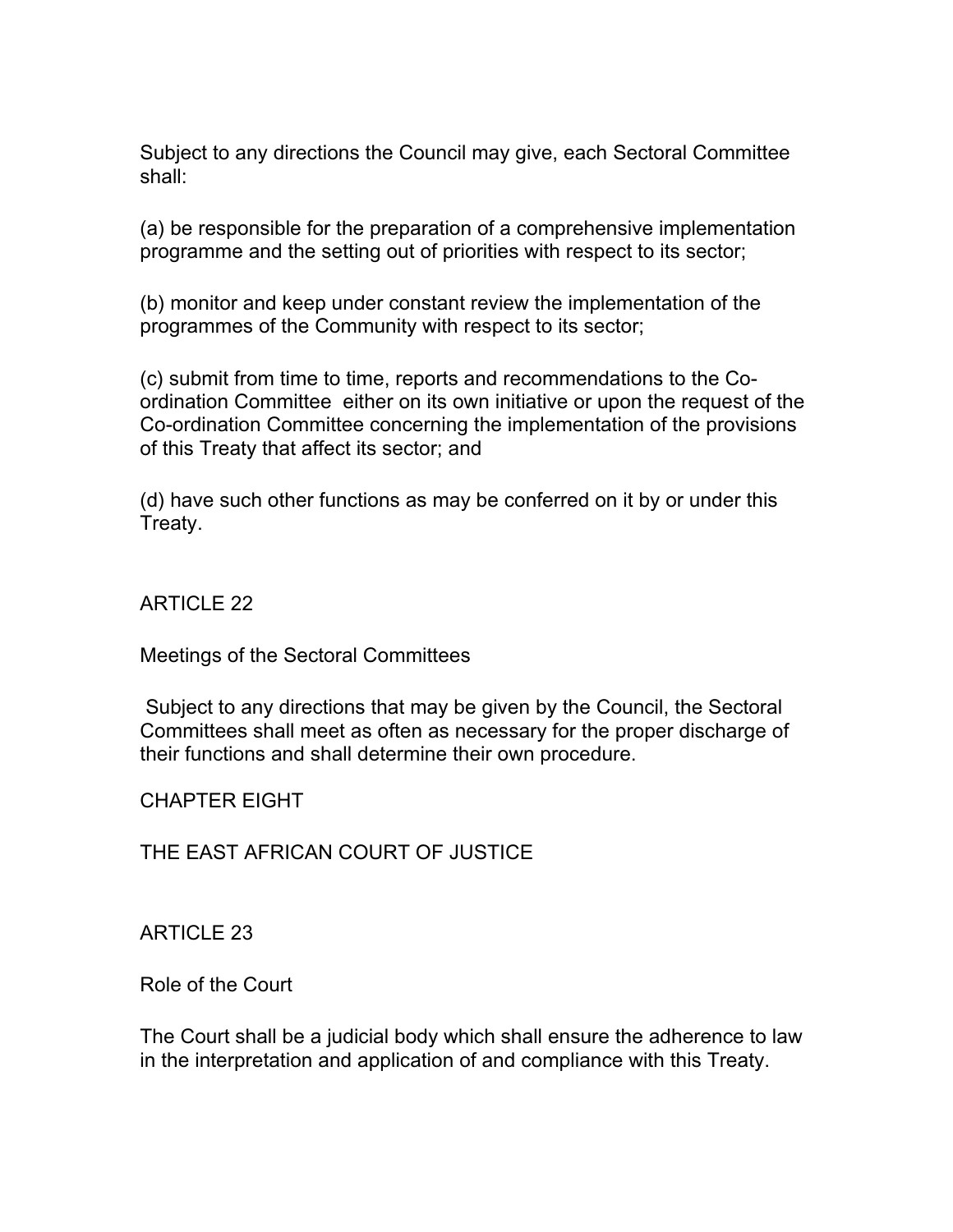Subject to any directions the Council may give, each Sectoral Committee shall:

(a) be responsible for the preparation of a comprehensive implementation programme and the setting out of priorities with respect to its sector;

(b) monitor and keep under constant review the implementation of the programmes of the Community with respect to its sector;

(c) submit from time to time, reports and recommendations to the Co-ordination Committee either on its own initiative or upon the request of the Co-ordination Committee concerning the implementation of the provisions of this Treaty that affect its sector; and

(d) have such other functions as may be conferred on it by or under this Treaty.

## ARTICLE 22

### Meetings of the Sectoral Committees

Subject to any directions that may be given by the Council, the Sectoral Committees shall meet as often as necessary for the proper discharge of their functions and shall determine their own procedure.

# CHAPTER EIGHT

# THE EAST AFRICAN COURT OF JUSTICE

## ARTICLE 23

### Role of the Court

The Court shall be a judicial body which shall ensure the adherence to law in the interpretation and application of and compliance with this Treaty.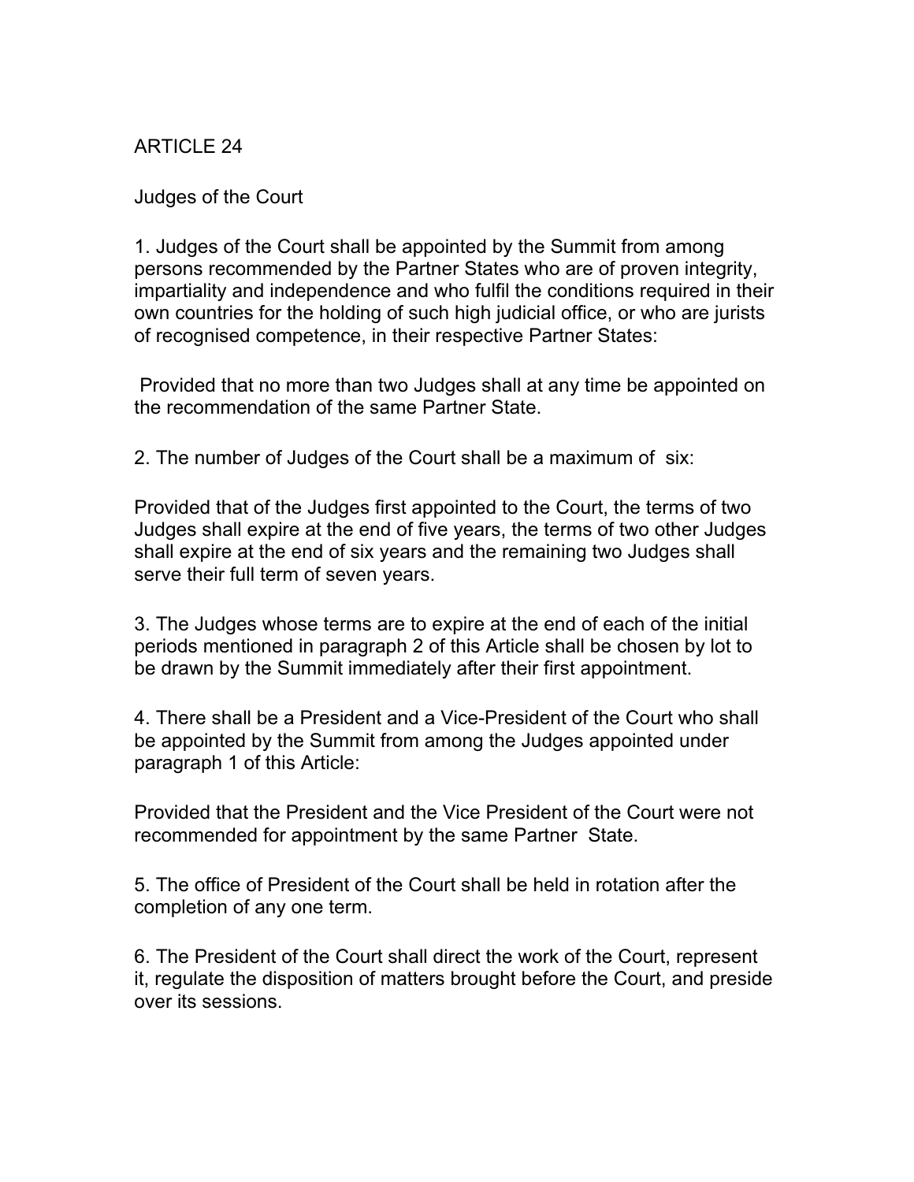## ARTICLE 24

### Judges of the Court

1. Judges of the Court shall be appointed by the Summit from among persons recommended by the Partner States who are of proven integrity, impartiality and independence and who fulfil the conditions required in their own countries for the holding of such high judicial office, or who are jurists of recognised competence, in their respective Partner States:

Provided that no more than two Judges shall at any time be appointed on the recommendation of the same Partner State.

2. The number of Judges of the Court shall be a maximum of six:

Provided that of the Judges first appointed to the Court, the terms of two Judges shall expire at the end of five years, the terms of two other Judges shall expire at the end of six years and the remaining two Judges shall serve their full term of seven years.

3. The Judges whose terms are to expire at the end of each of the initial periods mentioned in paragraph 2 of this Article shall be chosen by lot to be drawn by the Summit immediately after their first appointment.

4. There shall be a President and a Vice-President of the Court who shall be appointed by the Summit from among the Judges appointed under paragraph 1 of this Article:

Provided that the President and the Vice President of the Court were not recommended for appointment by the same Partner State.

5. The office of President of the Court shall be held in rotation after the completion of any one term.

6. The President of the Court shall direct the work of the Court, represent it, regulate the disposition of matters brought before the Court, and preside over its sessions.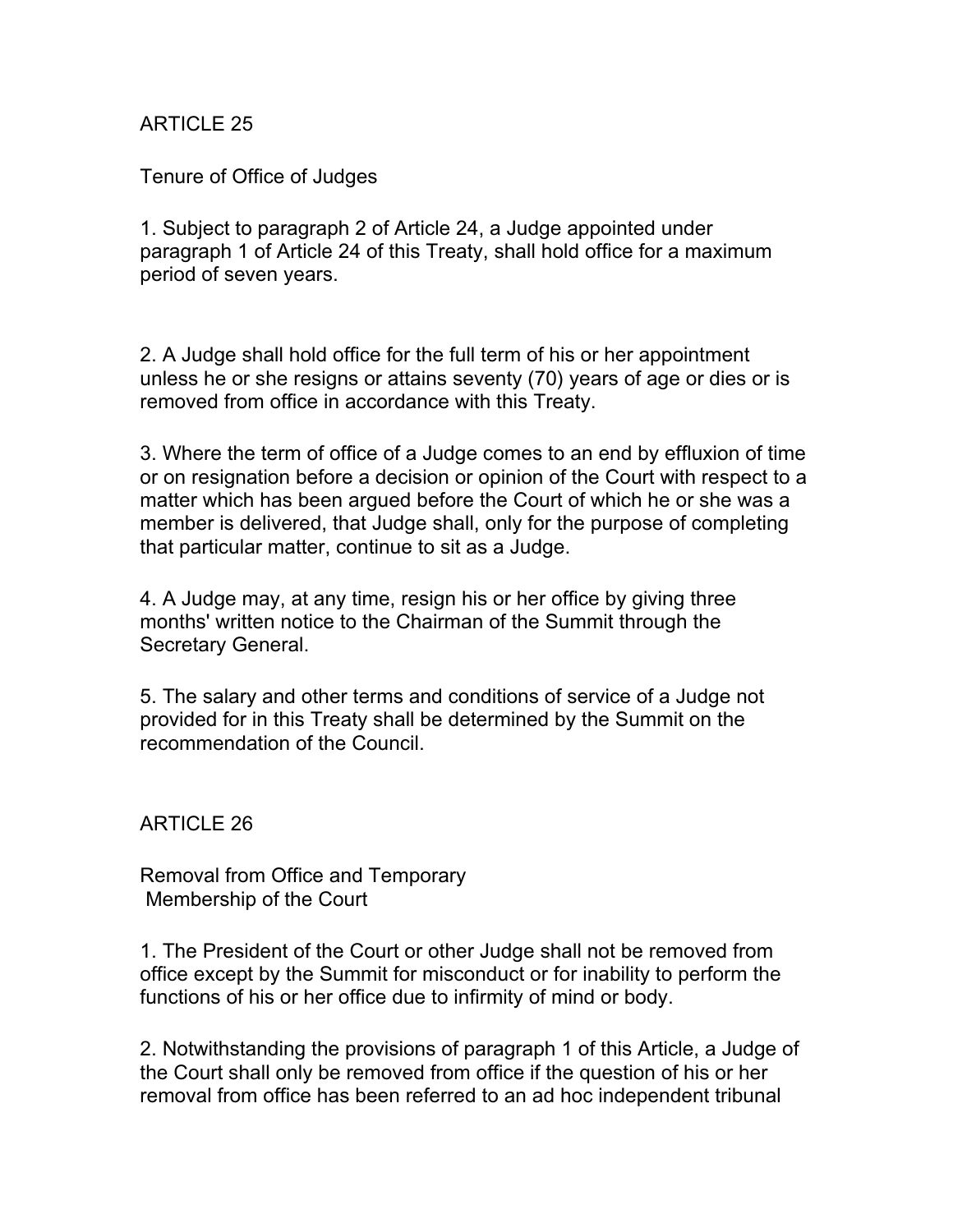## ARTICLE 25

### Tenure of Office of Judges

1. Subject to paragraph 2 of Article 24, a Judge appointed under paragraph 1 of Article 24 of this Treaty, shall hold office for a maximum period of seven years.

2. A Judge shall hold office for the full term of his or her appointment unless he or she resigns or attains seventy (70) years of age or dies or is removed from office in accordance with this Treaty.

3. Where the term of office of a Judge comes to an end by effluxion of time or on resignation before a decision or opinion of the Court with respect to a matter which has been argued before the Court of which he or she was a member is delivered, that Judge shall, only for the purpose of completing that particular matter, continue to sit as a Judge.

4. A Judge may, at any time, resign his or her office by giving three months' written notice to the Chairman of the Summit through the Secretary General.

5. The salary and other terms and conditions of service of a Judge not provided for in this Treaty shall be determined by the Summit on the recommendation of the Council.

## ARTICLE 26

### Removal from Office and Temporary Membership of the Court

1. The President of the Court or other Judge shall not be removed from office except by the Summit for misconduct or for inability to perform the functions of his or her office due to infirmity of mind or body.

2. Notwithstanding the provisions of paragraph 1 of this Article, a Judge of the Court shall only be removed from office if the question of his or her removal from office has been referred to an ad hoc independent tribunal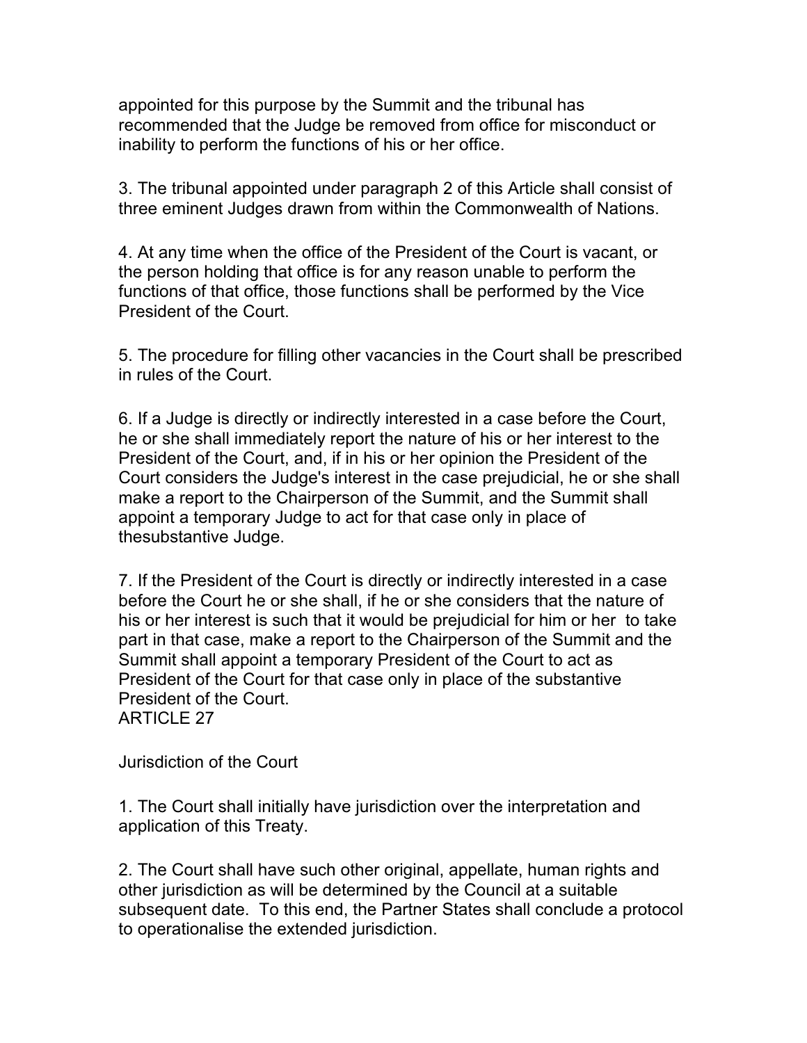appointed for this purpose by the Summit and the tribunal has recommended that the Judge be removed from office for misconduct or inability to perform the functions of his or her office.

3. The tribunal appointed under paragraph 2 of this Article shall consist of three eminent Judges drawn from within the Commonwealth of Nations.

4. At any time when the office of the President of the Court is vacant, or the person holding that office is for any reason unable to perform the functions of that office, those functions shall be performed by the Vice President of the Court.

5. The procedure for filling other vacancies in the Court shall be prescribed in rules of the Court.

6. If a Judge is directly or indirectly interested in a case before the Court, he or she shall immediately report the nature of his or her interest to the President of the Court, and, if in his or her opinion the President of the Court considers the Judge's interest in the case prejudicial, he or she shall make a report to the Chairperson of the Summit, and the Summit shall appoint a temporary Judge to act for that case only in place of thesubstantive Judge.

7. If the President of the Court is directly or indirectly interested in a case before the Court he or she shall, if he or she considers that the nature of his or her interest is such that it would be prejudicial for him or her to take part in that case, make a report to the Chairperson of the Summit and the Summit shall appoint a temporary President of the Court to act as President of the Court for that case only in place of the substantive President of the Court.

## ARTICLE 27

### Jurisdiction of the Court

1. The Court shall initially have jurisdiction over the interpretation and application of this Treaty.

2. The Court shall have such other original, appellate, human rights and other jurisdiction as will be determined by the Council at a suitable subsequent date. To this end, the Partner States shall conclude a protocol to operationalise the extended jurisdiction.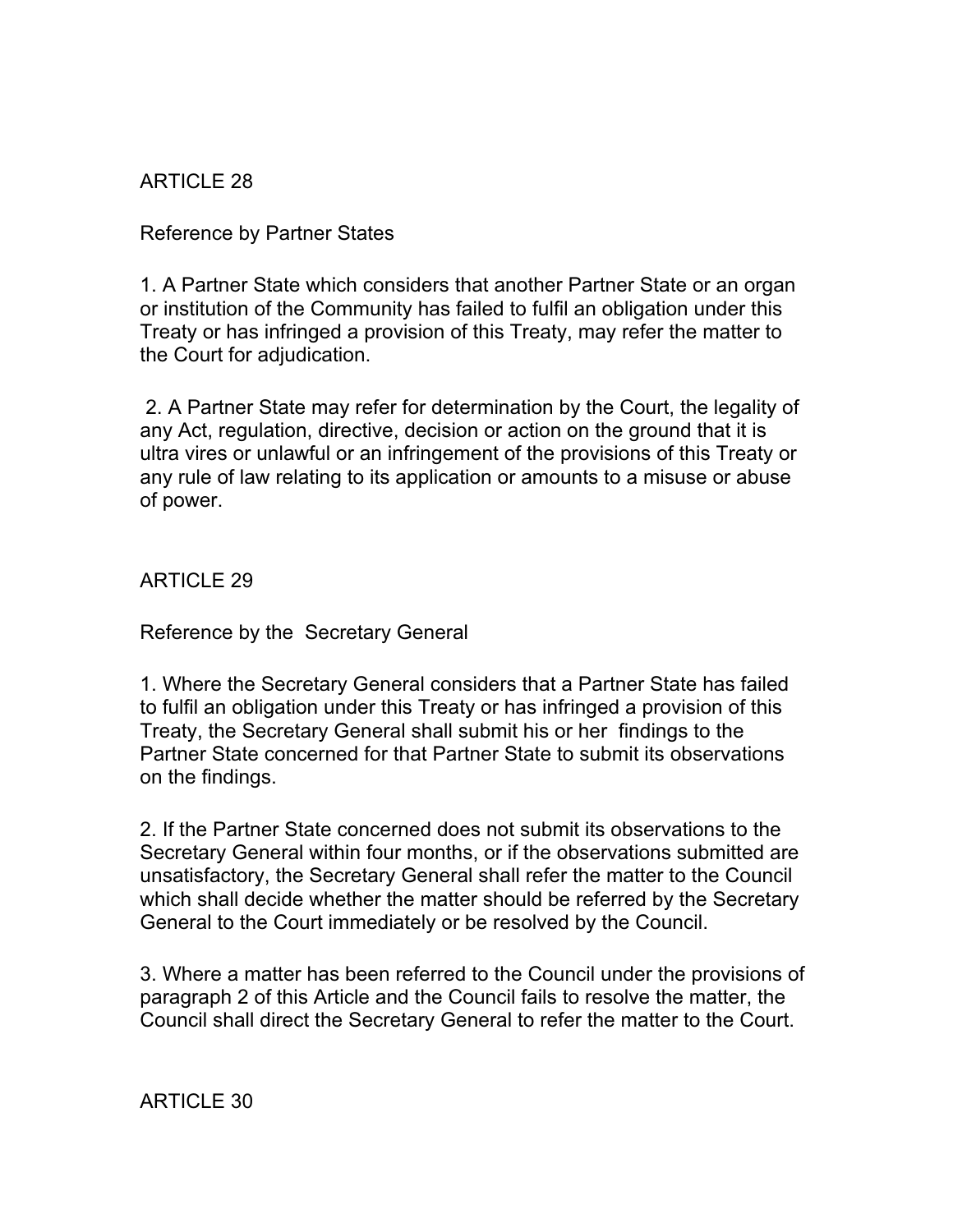## ARTICLE 28

### Reference by Partner States

1. A Partner State which considers that another Partner State or an organ or institution of the Community has failed to fulfil an obligation under this Treaty or has infringed a provision of this Treaty, may refer the matter to the Court for adjudication.

2. A Partner State may refer for determination by the Court, the legality of any Act, regulation, directive, decision or action on the ground that it is ultra vires or unlawful or an infringement of the provisions of this Treaty or any rule of law relating to its application or amounts to a misuse or abuse of power.

## ARTICLE 29

### Reference by the Secretary General

1. Where the Secretary General considers that a Partner State has failed to fulfil an obligation under this Treaty or has infringed a provision of this Treaty, the Secretary General shall submit his or her findings to the Partner State concerned for that Partner State to submit its observations on the findings.

2. If the Partner State concerned does not submit its observations to the Secretary General within four months, or if the observations submitted are unsatisfactory, the Secretary General shall refer the matter to the Council which shall decide whether the matter should be referred by the Secretary General to the Court immediately or be resolved by the Council.

3. Where a matter has been referred to the Council under the provisions of paragraph 2 of this Article and the Council fails to resolve the matter, the Council shall direct the Secretary General to refer the matter to the Court.

## ARTICLE 30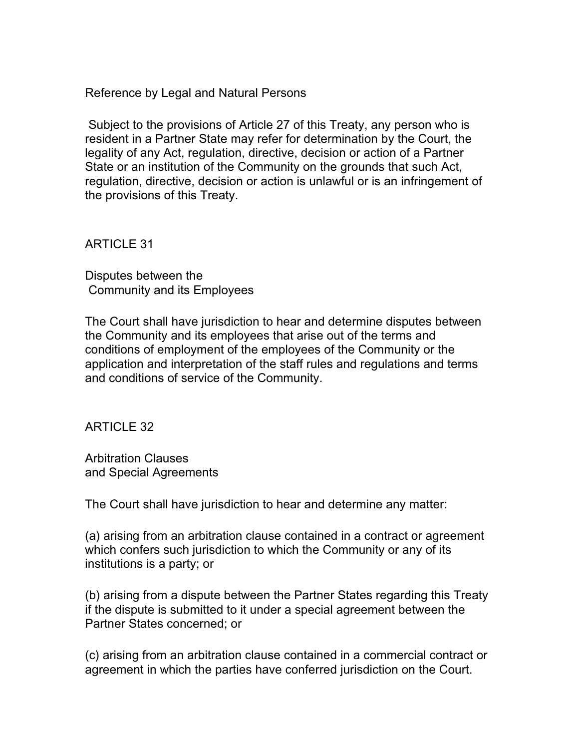Reference by Legal and Natural Persons

Subject to the provisions of Article 27 of this Treaty, any person who is resident in a Partner State may refer for determination by the Court, the legality of any Act, regulation, directive, decision or action of a Partner State or an institution of the Community on the grounds that such Act, regulation, directive, decision or action is unlawful or is an infringement of the provisions of this Treaty.

## ARTICLE 31

### Disputes between the Community and its Employees

The Court shall have jurisdiction to hear and determine disputes between the Community and its employees that arise out of the terms and conditions of employment of the employees of the Community or the application and interpretation of the staff rules and regulations and terms and conditions of service of the Community.

## ARTICLE 32

### Arbitration Clauses and Special Agreements

The Court shall have jurisdiction to hear and determine any matter:

(a) arising from an arbitration clause contained in a contract or agreement which confers such jurisdiction to which the Community or any of its institutions is a party; or

(b) arising from a dispute between the Partner States regarding this Treaty if the dispute is submitted to it under a special agreement between the Partner States concerned; or

(c) arising from an arbitration clause contained in a commercial contract or agreement in which the parties have conferred jurisdiction on the Court.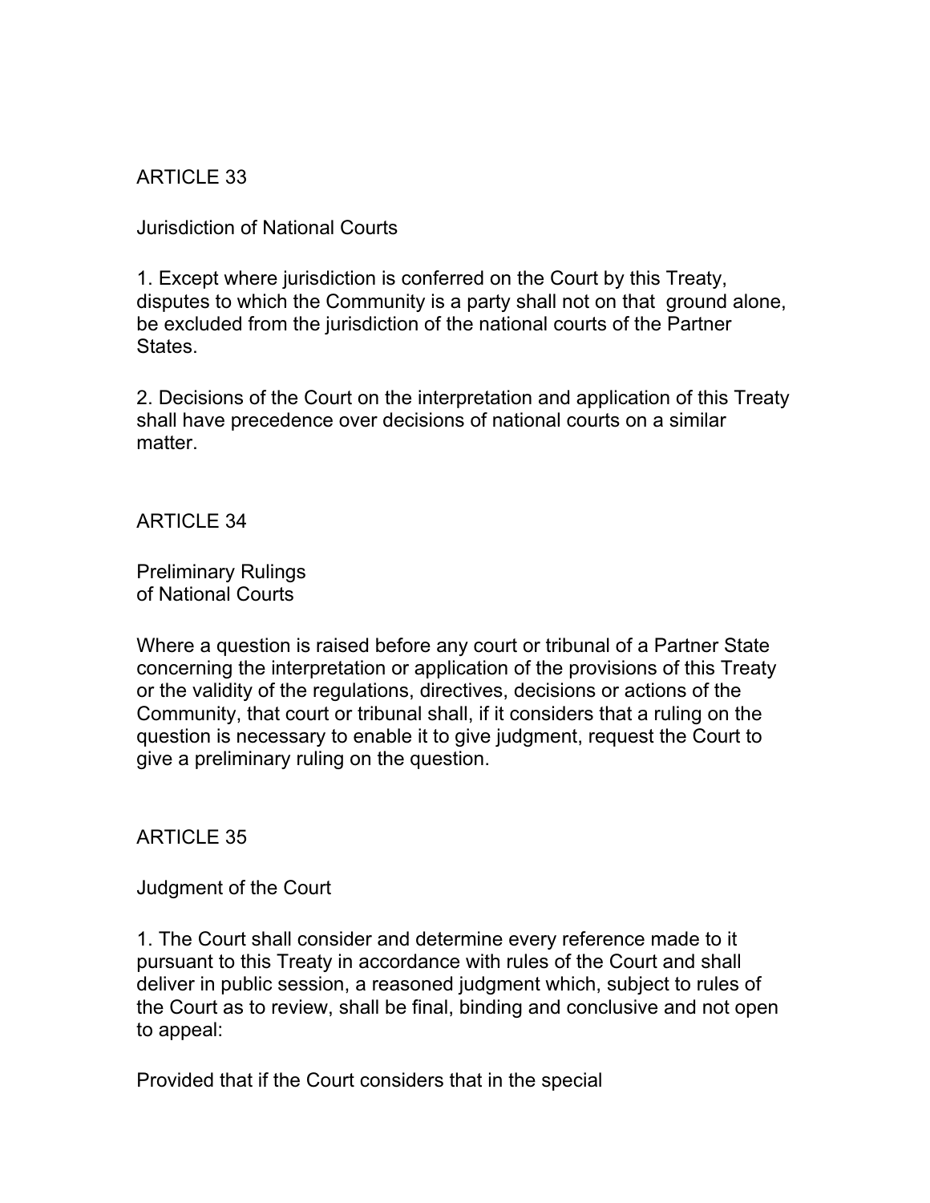## ARTICLE 33

### Jurisdiction of National Courts

1. Except where jurisdiction is conferred on the Court by this Treaty, disputes to which the Community is a party shall not on that ground alone, be excluded from the jurisdiction of the national courts of the Partner States.

2. Decisions of the Court on the interpretation and application of this Treaty shall have precedence over decisions of national courts on a similar matter.

## ARTICLE 34

### Preliminary Rulings of National Courts

Where a question is raised before any court or tribunal of a Partner State concerning the interpretation or application of the provisions of this Treaty or the validity of the regulations, directives, decisions or actions of the Community, that court or tribunal shall, if it considers that a ruling on the question is necessary to enable it to give judgment, request the Court to give a preliminary ruling on the question.

## ARTICLE 35

### Judgment of the Court

1. The Court shall consider and determine every reference made to it pursuant to this Treaty in accordance with rules of the Court and shall deliver in public session, a reasoned judgment which, subject to rules of the Court as to review, shall be final, binding and conclusive and not open to appeal:

Provided that if the Court considers that in the special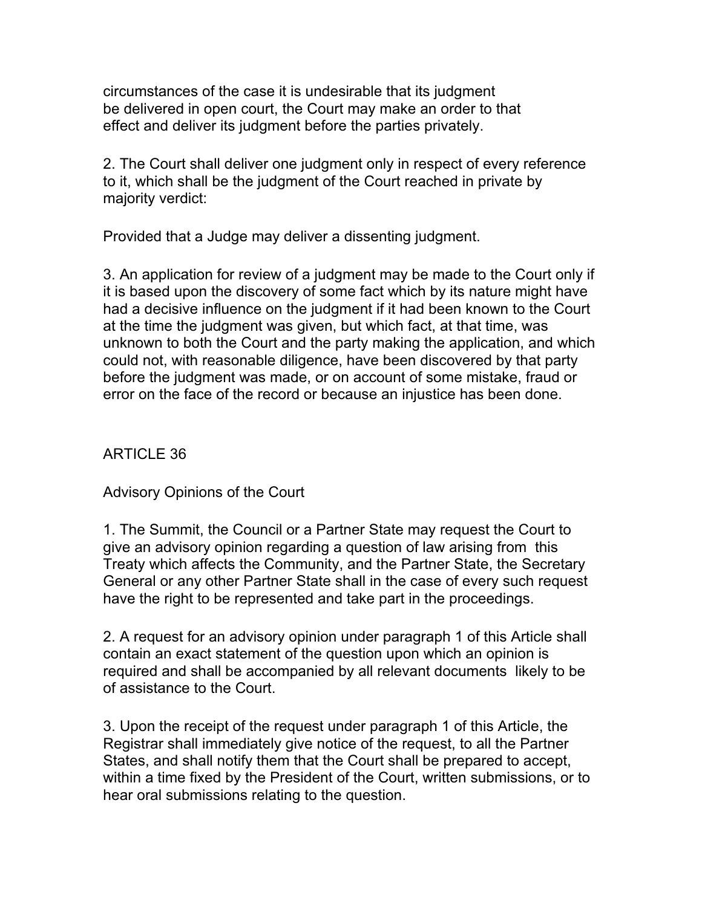circumstances of the case it is undesirable that its judgment be delivered in open court, the Court may make an order to that effect and deliver its judgment before the parties privately.

2. The Court shall deliver one judgment only in respect of every reference to it, which shall be the judgment of the Court reached in private by majority verdict:

Provided that a Judge may deliver a dissenting judgment.

3. An application for review of a judgment may be made to the Court only if it is based upon the discovery of some fact which by its nature might have had a decisive influence on the judgment if it had been known to the Court at the time the judgment was given, but which fact, at that time, was unknown to both the Court and the party making the application, and which could not, with reasonable diligence, have been discovered by that party before the judgment was made, or on account of some mistake, fraud or error on the face of the record or because an injustice has been done.

## ARTICLE 36

### Advisory Opinions of the Court

1. The Summit, the Council or a Partner State may request the Court to give an advisory opinion regarding a question of law arising from this Treaty which affects the Community, and the Partner State, the Secretary General or any other Partner State shall in the case of every such request have the right to be represented and take part in the proceedings.

2. A request for an advisory opinion under paragraph 1 of this Article shall contain an exact statement of the question upon which an opinion is required and shall be accompanied by all relevant documents likely to be of assistance to the Court.

3. Upon the receipt of the request under paragraph 1 of this Article, the Registrar shall immediately give notice of the request, to all the Partner States, and shall notify them that the Court shall be prepared to accept, within a time fixed by the President of the Court, written submissions, or to hear oral submissions relating to the question.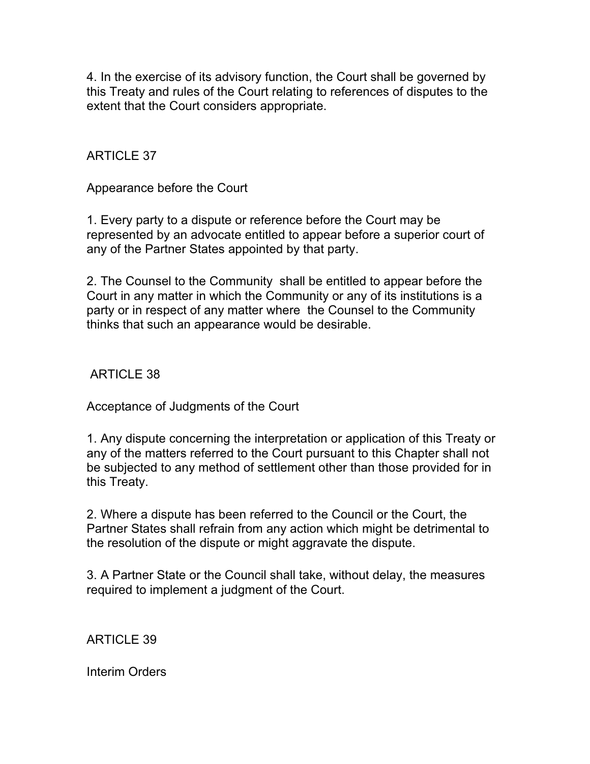4. In the exercise of its advisory function, the Court shall be governed by this Treaty and rules of the Court relating to references of disputes to the extent that the Court considers appropriate.

## ARTICLE 37

### Appearance before the Court

1. Every party to a dispute or reference before the Court may be represented by an advocate entitled to appear before a superior court of any of the Partner States appointed by that party.

2. The Counsel to the Community shall be entitled to appear before the Court in any matter in which the Community or any of its institutions is a party or in respect of any matter where the Counsel to the Community thinks that such an appearance would be desirable.

## ARTICLE 38

### Acceptance of Judgments of the Court

1. Any dispute concerning the interpretation or application of this Treaty or any of the matters referred to the Court pursuant to this Chapter shall not be subjected to any method of settlement other than those provided for in this Treaty.

2. Where a dispute has been referred to the Council or the Court, the Partner States shall refrain from any action which might be detrimental to the resolution of the dispute or might aggravate the dispute.

3. A Partner State or the Council shall take, without delay, the measures required to implement a judgment of the Court.

## ARTICLE 39

### Interim Orders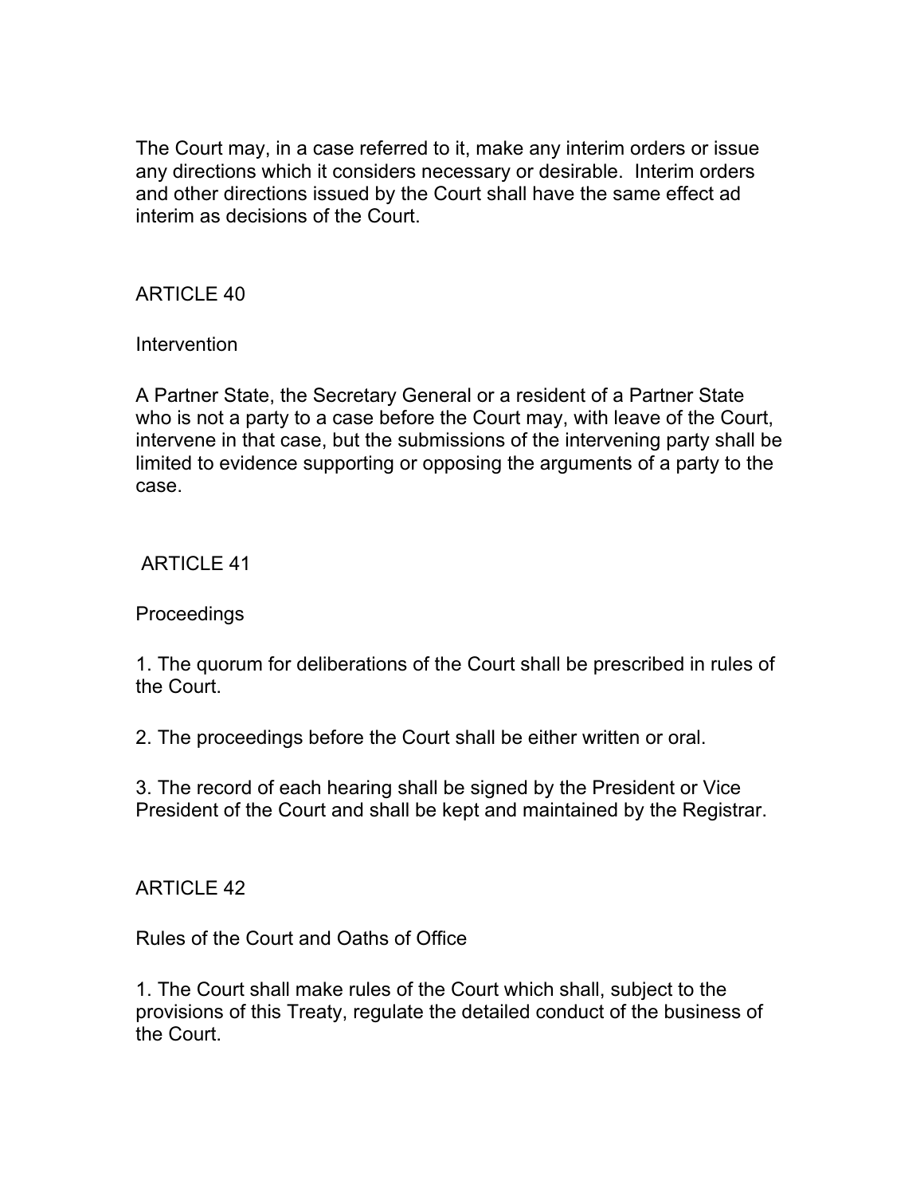The Court may, in a case referred to it, make any interim orders or issue any directions which it considers necessary or desirable. Interim orders and other directions issued by the Court shall have the same effect ad interim as decisions of the Court.

## ARTICLE 40

### Intervention

A Partner State, the Secretary General or a resident of a Partner State who is not a party to a case before the Court may, with leave of the Court, intervene in that case, but the submissions of the intervening party shall be limited to evidence supporting or opposing the arguments of a party to the case.

## ARTICLE 41

### Proceedings

1. The quorum for deliberations of the Court shall be prescribed in rules of the Court.

2. The proceedings before the Court shall be either written or oral.

3. The record of each hearing shall be signed by the President or Vice President of the Court and shall be kept and maintained by the Registrar.

## ARTICLE 42

### Rules of the Court and Oaths of Office

1. The Court shall make rules of the Court which shall, subject to the provisions of this Treaty, regulate the detailed conduct of the business of the Court.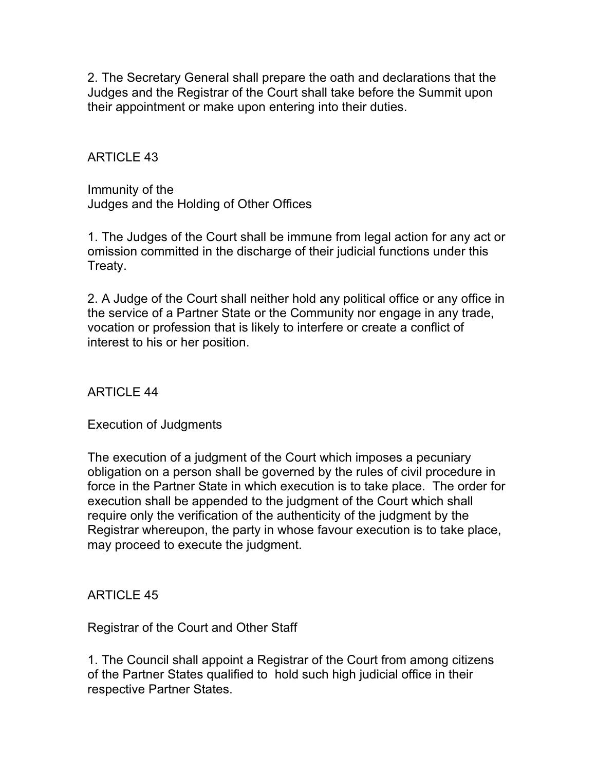2. The Secretary General shall prepare the oath and declarations that the Judges and the Registrar of the Court shall take before the Summit upon their appointment or make upon entering into their duties.

## ARTICLE 43

### Immunity of the Judges and the Holding of Other Offices

1. The Judges of the Court shall be immune from legal action for any act or omission committed in the discharge of their judicial functions under this Treaty.

2. A Judge of the Court shall neither hold any political office or any office in the service of a Partner State or the Community nor engage in any trade, vocation or profession that is likely to interfere or create a conflict of interest to his or her position.

## ARTICLE 44

### Execution of Judgments

The execution of a judgment of the Court which imposes a pecuniary obligation on a person shall be governed by the rules of civil procedure in force in the Partner State in which execution is to take place. The order for execution shall be appended to the judgment of the Court which shall require only the verification of the authenticity of the judgment by the Registrar whereupon, the party in whose favour execution is to take place, may proceed to execute the judgment.

## ARTICLE 45

### Registrar of the Court and Other Staff

1. The Council shall appoint a Registrar of the Court from among citizens of the Partner States qualified to hold such high judicial office in their respective Partner States.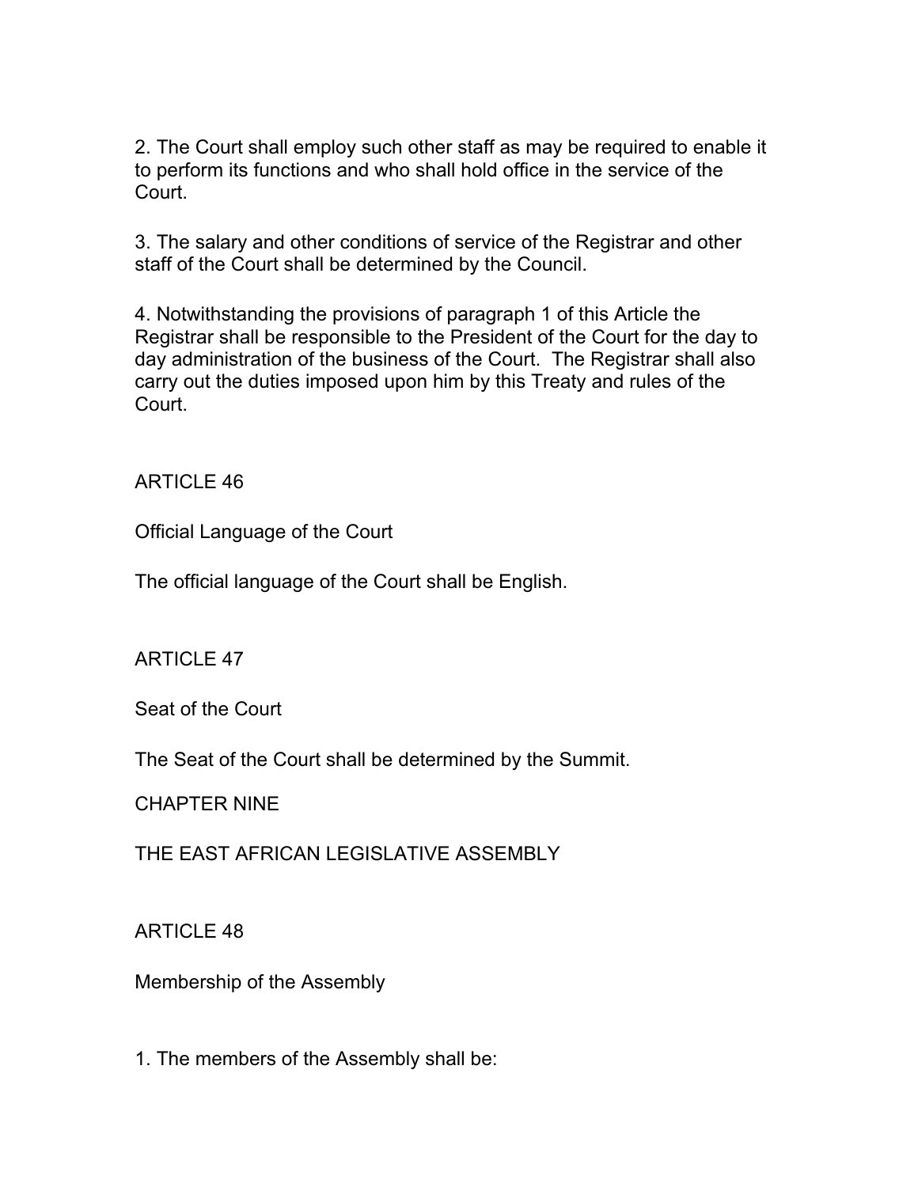2. The Court shall employ such other staff as may be required to enable it to perform its functions and who shall hold office in the service of the Court.

3. The salary and other conditions of service of the Registrar and other staff of the Court shall be determined by the Council.

4. Notwithstanding the provisions of paragraph 1 of this Article the Registrar shall be responsible to the President of the Court for the day to day administration of the business of the Court. The Registrar shall also carry out the duties imposed upon him by this Treaty and rules of the Court.

### ARTICLE 46

#### Official Language of the Court

The official language of the Court shall be English.

### ARTICLE 47

#### Seat of the Court

The Seat of the Court shall be determined by the Summit.

## CHAPTER NINE

## THE EAST AFRICAN LEGISLATIVE ASSEMBLY

### ARTICLE 48

#### Membership of the Assembly

1. The members of the Assembly shall be: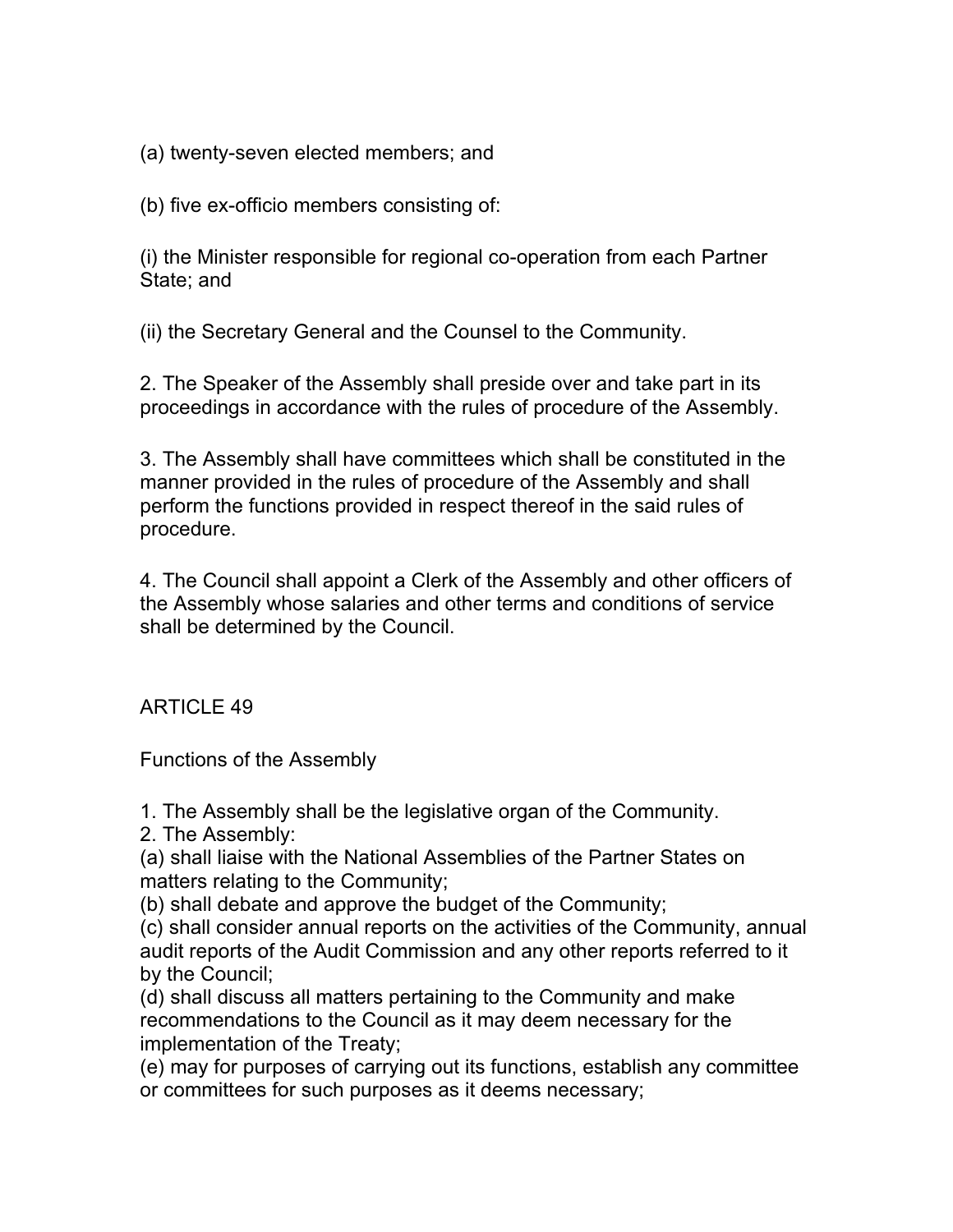(a) twenty-seven elected members; and

(b) five ex-officio members consisting of:

(i) the Minister responsible for regional co-operation from each Partner State; and

(ii) the Secretary General and the Counsel to the Community.

2. The Speaker of the Assembly shall preside over and take part in its proceedings in accordance with the rules of procedure of the Assembly.

3. The Assembly shall have committees which shall be constituted in the manner provided in the rules of procedure of the Assembly and shall perform the functions provided in respect thereof in the said rules of procedure.

4. The Council shall appoint a Clerk of the Assembly and other officers of the Assembly whose salaries and other terms and conditions of service shall be determined by the Council.

ARTICLE 49

Functions of the Assembly

1. The Assembly shall be the legislative organ of the Community.
2. The Assembly:
(a) shall liaise with the National Assemblies of the Partner States on matters relating to the Community;
(b) shall debate and approve the budget of the Community;
(c) shall consider annual reports on the activities of the Community, annual audit reports of the Audit Commission and any other reports referred to it by the Council;
(d) shall discuss all matters pertaining to the Community and make recommendations to the Council as it may deem necessary for the implementation of the Treaty;
(e) may for purposes of carrying out its functions, establish any committee or committees for such purposes as it deems necessary;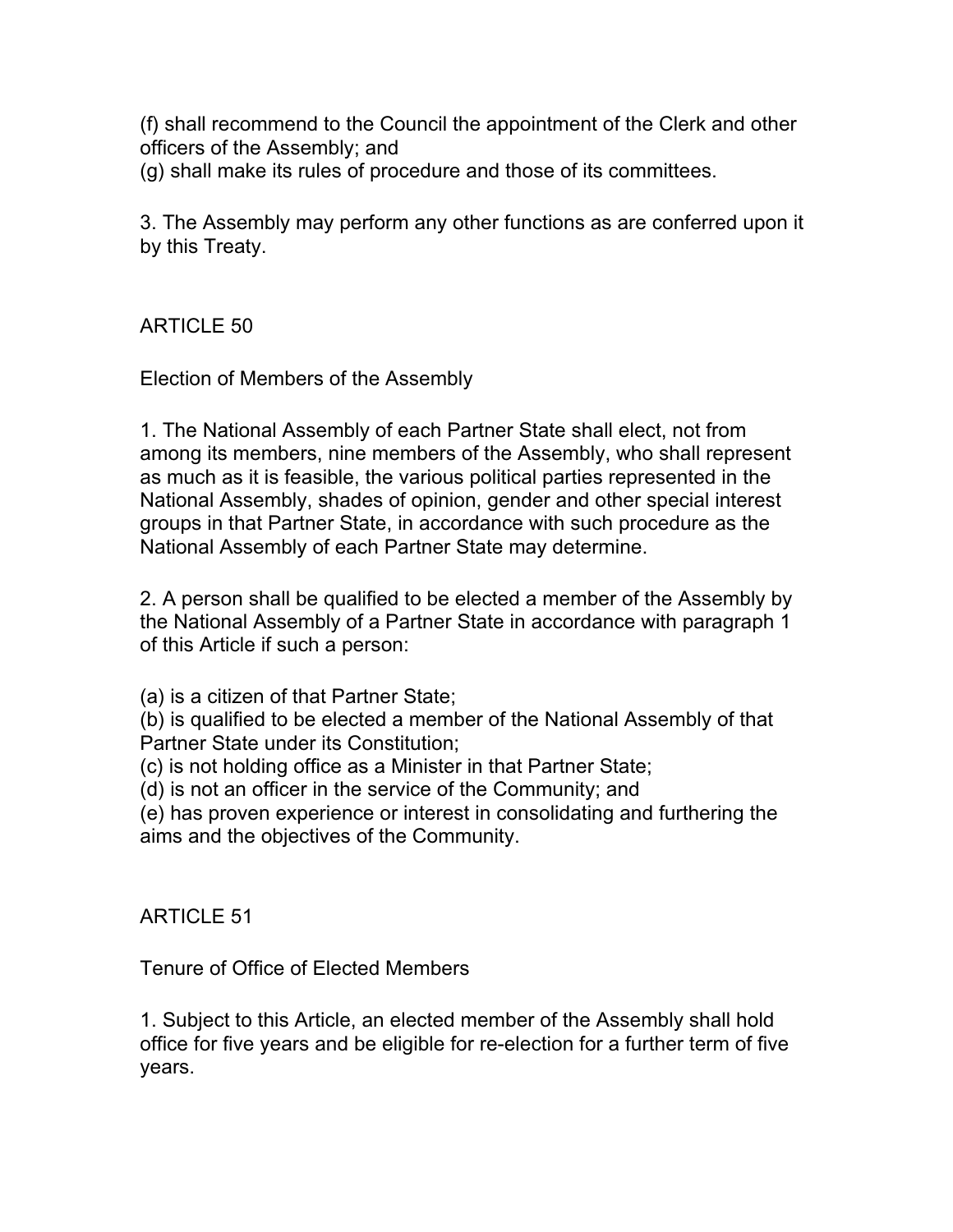(f) shall recommend to the Council the appointment of the Clerk and other officers of the Assembly; and
(g) shall make its rules of procedure and those of its committees.

3. The Assembly may perform any other functions as are conferred upon it by this Treaty.

## ARTICLE 50

### Election of Members of the Assembly

1. The National Assembly of each Partner State shall elect, not from among its members, nine members of the Assembly, who shall represent as much as it is feasible, the various political parties represented in the National Assembly, shades of opinion, gender and other special interest groups in that Partner State, in accordance with such procedure as the National Assembly of each Partner State may determine.

2. A person shall be qualified to be elected a member of the Assembly by the National Assembly of a Partner State in accordance with paragraph 1 of this Article if such a person:

(a) is a citizen of that Partner State;
(b) is qualified to be elected a member of the National Assembly of that Partner State under its Constitution;
(c) is not holding office as a Minister in that Partner State;
(d) is not an officer in the service of the Community; and
(e) has proven experience or interest in consolidating and furthering the aims and the objectives of the Community.

## ARTICLE 51

### Tenure of Office of Elected Members

1. Subject to this Article, an elected member of the Assembly shall hold office for five years and be eligible for re-election for a further term of five years.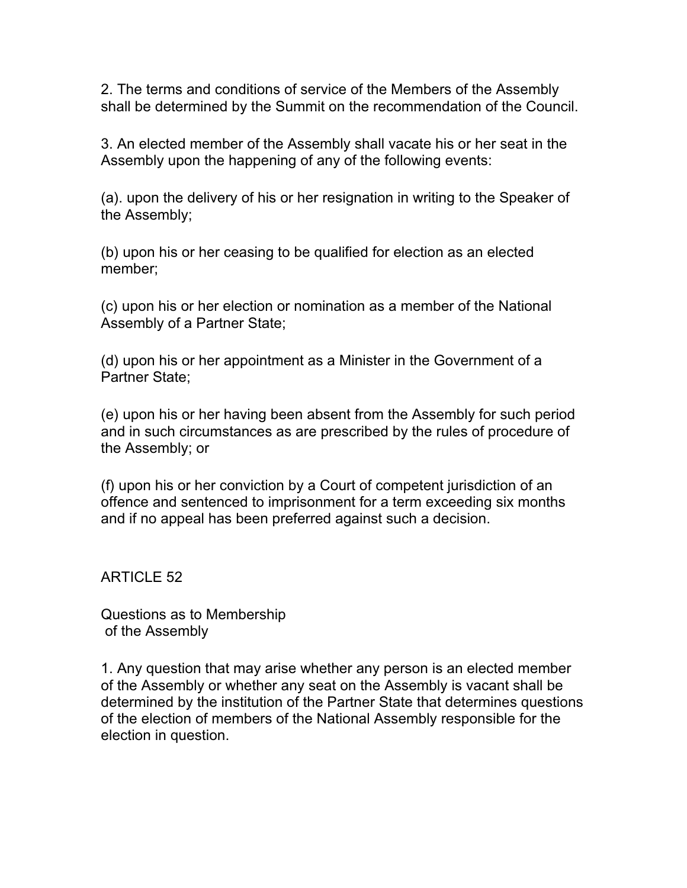2. The terms and conditions of service of the Members of the Assembly shall be determined by the Summit on the recommendation of the Council.

3. An elected member of the Assembly shall vacate his or her seat in the Assembly upon the happening of any of the following events:

(a). upon the delivery of his or her resignation in writing to the Speaker of the Assembly;

(b) upon his or her ceasing to be qualified for election as an elected member;

(c) upon his or her election or nomination as a member of the National Assembly of a Partner State;

(d) upon his or her appointment as a Minister in the Government of a Partner State;

(e) upon his or her having been absent from the Assembly for such period and in such circumstances as are prescribed by the rules of procedure of the Assembly; or

(f) upon his or her conviction by a Court of competent jurisdiction of an offence and sentenced to imprisonment for a term exceeding six months and if no appeal has been preferred against such a decision.

## ARTICLE 52

### Questions as to Membership of the Assembly

1. Any question that may arise whether any person is an elected member of the Assembly or whether any seat on the Assembly is vacant shall be determined by the institution of the Partner State that determines questions of the election of members of the National Assembly responsible for the election in question.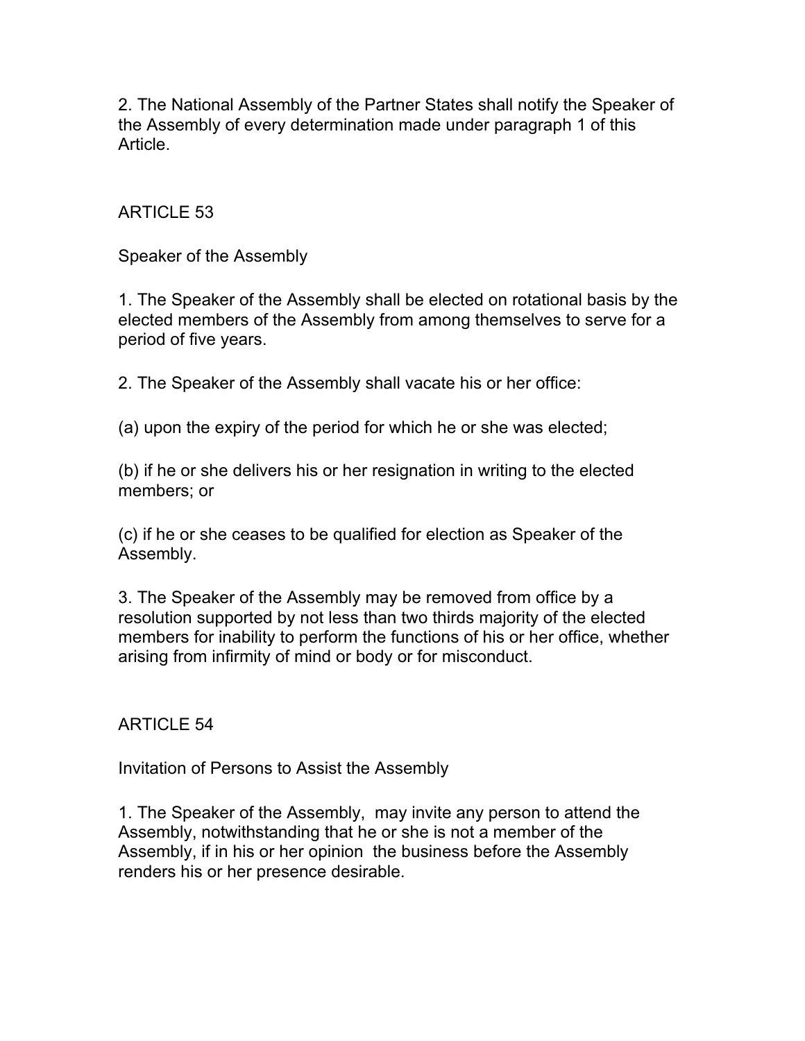2. The National Assembly of the Partner States shall notify the Speaker of the Assembly of every determination made under paragraph 1 of this Article.

## ARTICLE 53

### Speaker of the Assembly

1. The Speaker of the Assembly shall be elected on rotational basis by the elected members of the Assembly from among themselves to serve for a period of five years.

2. The Speaker of the Assembly shall vacate his or her office:

(a) upon the expiry of the period for which he or she was elected;

(b) if he or she delivers his or her resignation in writing to the elected members; or

(c) if he or she ceases to be qualified for election as Speaker of the Assembly.

3. The Speaker of the Assembly may be removed from office by a resolution supported by not less than two thirds majority of the elected members for inability to perform the functions of his or her office, whether arising from infirmity of mind or body or for misconduct.

## ARTICLE 54

### Invitation of Persons to Assist the Assembly

1. The Speaker of the Assembly, may invite any person to attend the Assembly, notwithstanding that he or she is not a member of the Assembly, if in his or her opinion the business before the Assembly renders his or her presence desirable.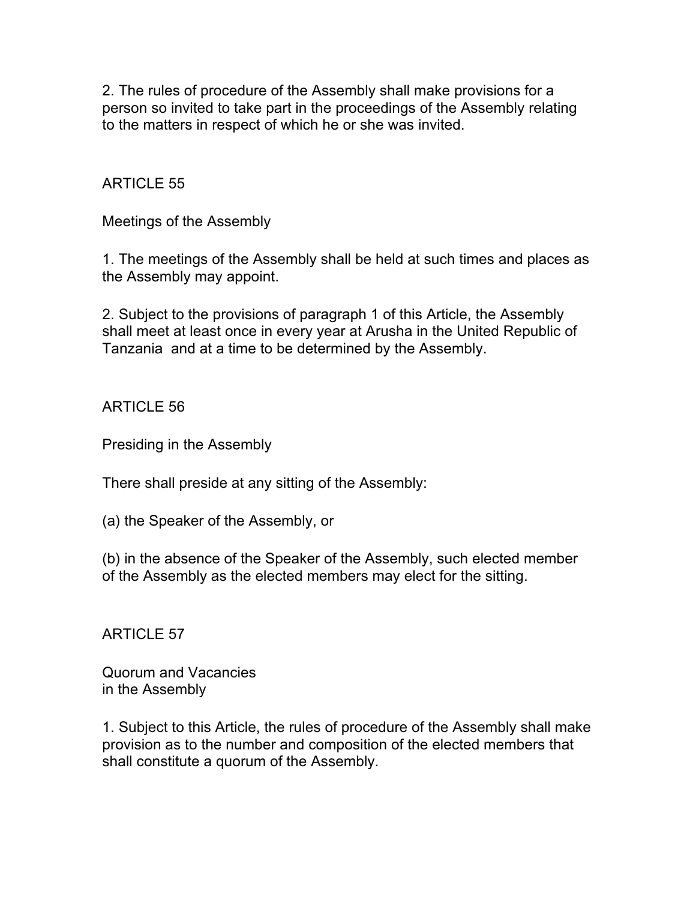2. The rules of procedure of the Assembly shall make provisions for a person so invited to take part in the proceedings of the Assembly relating to the matters in respect of which he or she was invited.

## ARTICLE 55

### Meetings of the Assembly

1. The meetings of the Assembly shall be held at such times and places as the Assembly may appoint.

2. Subject to the provisions of paragraph 1 of this Article, the Assembly shall meet at least once in every year at Arusha in the United Republic of Tanzania and at a time to be determined by the Assembly.

## ARTICLE 56

### Presiding in the Assembly

There shall preside at any sitting of the Assembly:

(a) the Speaker of the Assembly, or

(b) in the absence of the Speaker of the Assembly, such elected member of the Assembly as the elected members may elect for the sitting.

## ARTICLE 57

### Quorum and Vacancies in the Assembly

1. Subject to this Article, the rules of procedure of the Assembly shall make provision as to the number and composition of the elected members that shall constitute a quorum of the Assembly.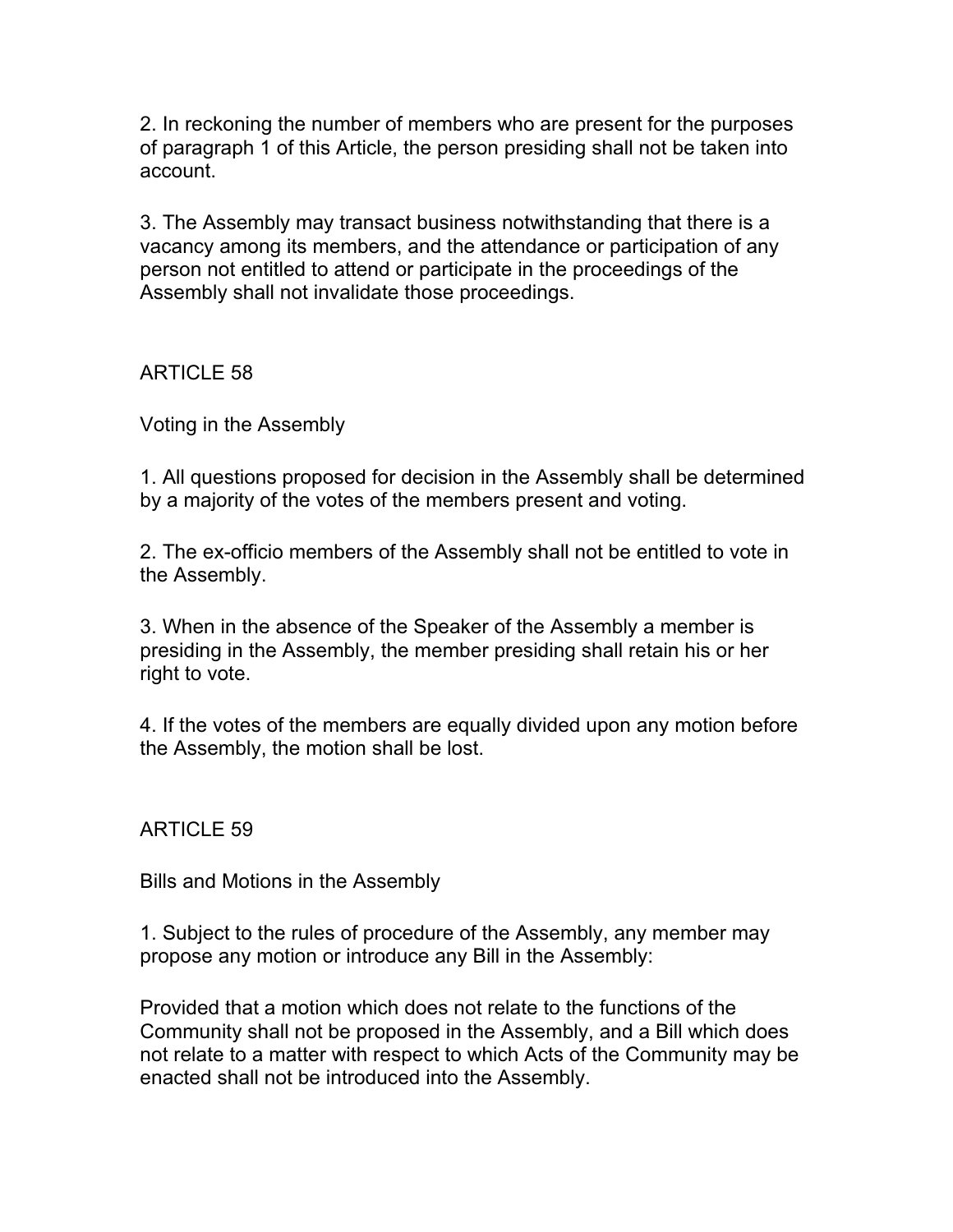2. In reckoning the number of members who are present for the purposes of paragraph 1 of this Article, the person presiding shall not be taken into account.

3. The Assembly may transact business notwithstanding that there is a vacancy among its members, and the attendance or participation of any person not entitled to attend or participate in the proceedings of the Assembly shall not invalidate those proceedings.

## ARTICLE 58

### Voting in the Assembly

1. All questions proposed for decision in the Assembly shall be determined by a majority of the votes of the members present and voting.

2. The ex-officio members of the Assembly shall not be entitled to vote in the Assembly.

3. When in the absence of the Speaker of the Assembly a member is presiding in the Assembly, the member presiding shall retain his or her right to vote.

4. If the votes of the members are equally divided upon any motion before the Assembly, the motion shall be lost.

## ARTICLE 59

### Bills and Motions in the Assembly

1. Subject to the rules of procedure of the Assembly, any member may propose any motion or introduce any Bill in the Assembly:

Provided that a motion which does not relate to the functions of the Community shall not be proposed in the Assembly, and a Bill which does not relate to a matter with respect to which Acts of the Community may be enacted shall not be introduced into the Assembly.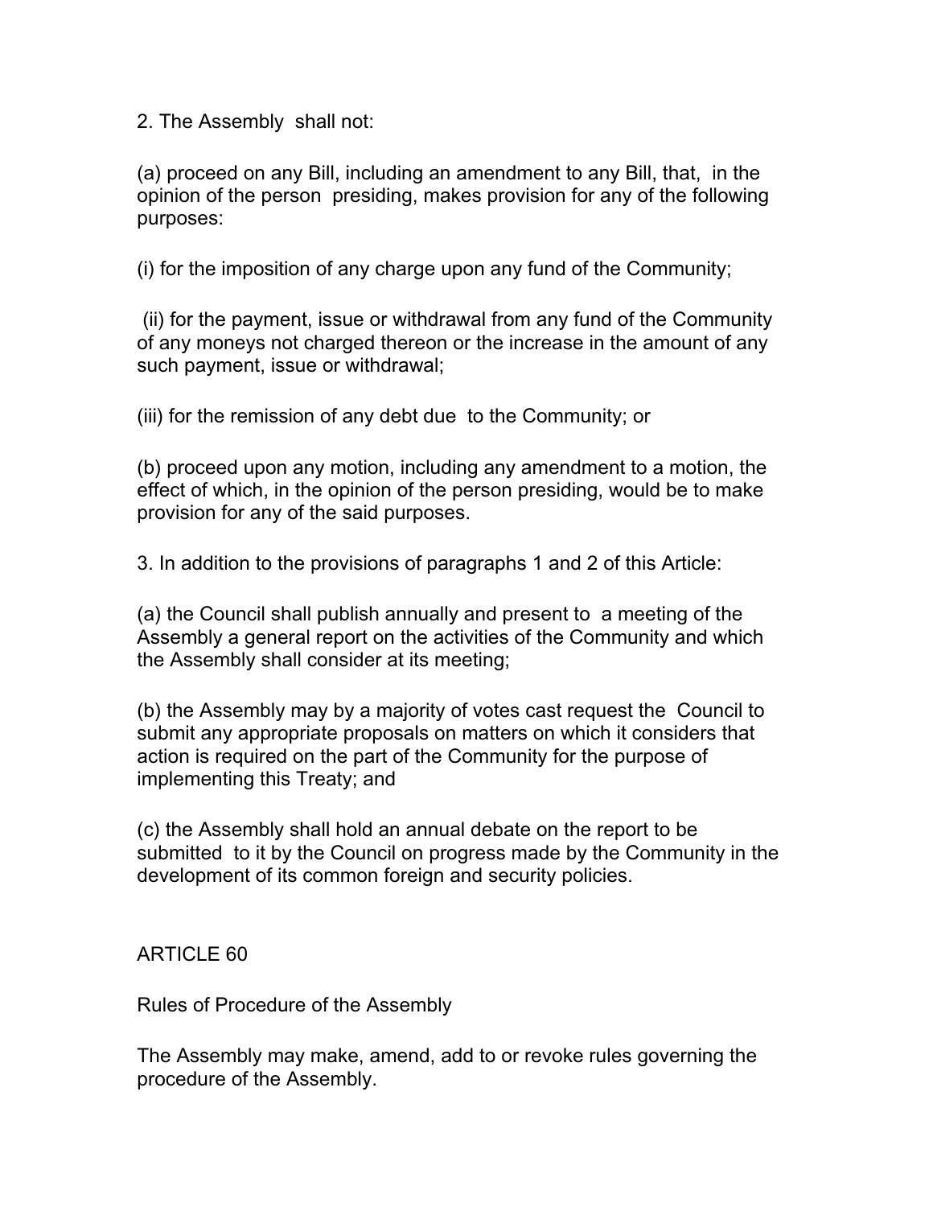2. The Assembly shall not:

(a) proceed on any Bill, including an amendment to any Bill, that, in the opinion of the person presiding, makes provision for any of the following purposes:

(i) for the imposition of any charge upon any fund of the Community;

(ii) for the payment, issue or withdrawal from any fund of the Community of any moneys not charged thereon or the increase in the amount of any such payment, issue or withdrawal;

(iii) for the remission of any debt due to the Community; or

(b) proceed upon any motion, including any amendment to a motion, the effect of which, in the opinion of the person presiding, would be to make provision for any of the said purposes.

3. In addition to the provisions of paragraphs 1 and 2 of this Article:

(a) the Council shall publish annually and present to a meeting of the Assembly a general report on the activities of the Community and which the Assembly shall consider at its meeting;

(b) the Assembly may by a majority of votes cast request the Council to submit any appropriate proposals on matters on which it considers that action is required on the part of the Community for the purpose of implementing this Treaty; and

(c) the Assembly shall hold an annual debate on the report to be submitted to it by the Council on progress made by the Community in the development of its common foreign and security policies.

## ARTICLE 60

### Rules of Procedure of the Assembly

The Assembly may make, amend, add to or revoke rules governing the procedure of the Assembly.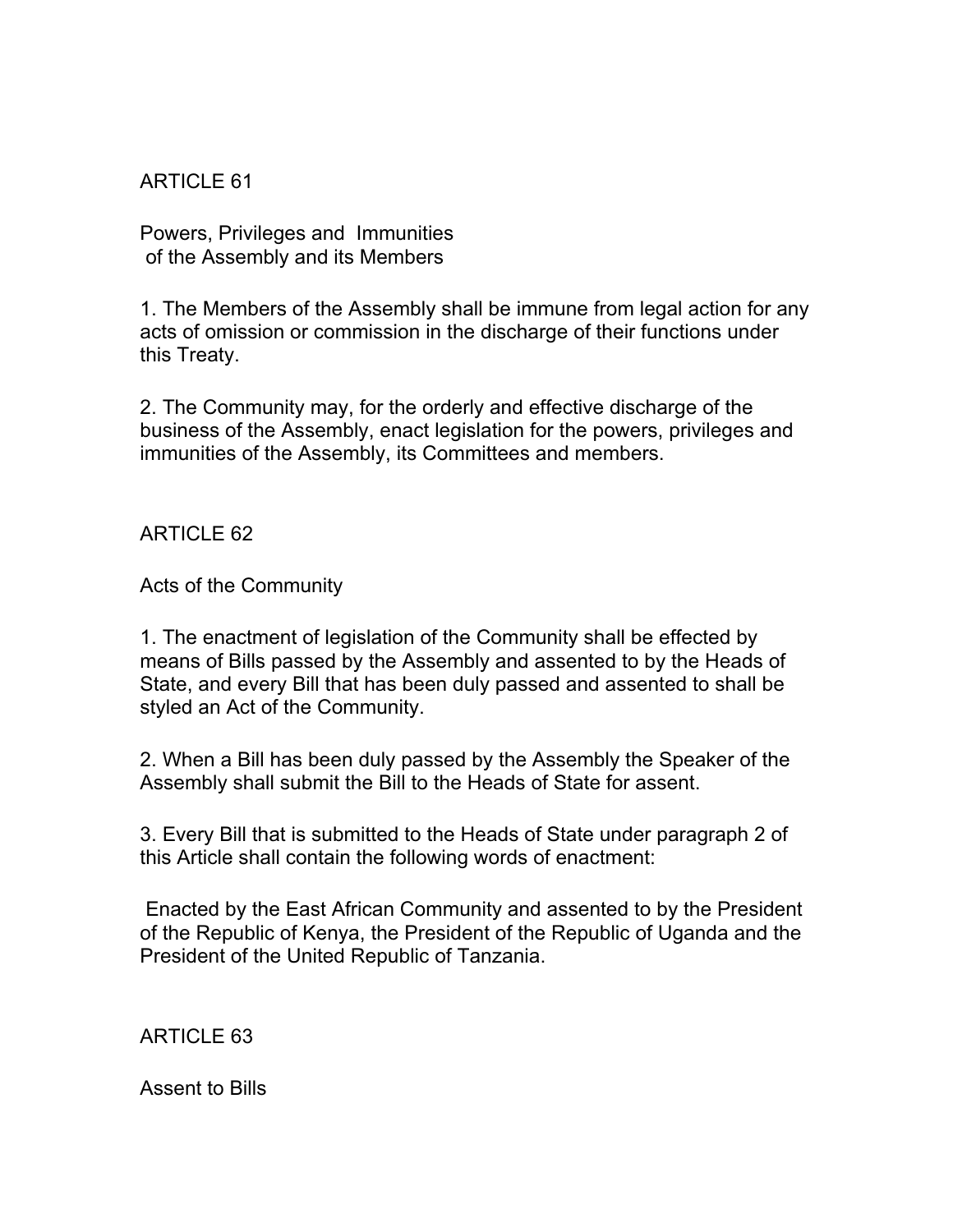## ARTICLE 61

### Powers, Privileges and Immunities of the Assembly and its Members

1. The Members of the Assembly shall be immune from legal action for any acts of omission or commission in the discharge of their functions under this Treaty.

2. The Community may, for the orderly and effective discharge of the business of the Assembly, enact legislation for the powers, privileges and immunities of the Assembly, its Committees and members.

## ARTICLE 62

### Acts of the Community

1. The enactment of legislation of the Community shall be effected by means of Bills passed by the Assembly and assented to by the Heads of State, and every Bill that has been duly passed and assented to shall be styled an Act of the Community.

2. When a Bill has been duly passed by the Assembly the Speaker of the Assembly shall submit the Bill to the Heads of State for assent.

3. Every Bill that is submitted to the Heads of State under paragraph 2 of this Article shall contain the following words of enactment:

Enacted by the East African Community and assented to by the President of the Republic of Kenya, the President of the Republic of Uganda and the President of the United Republic of Tanzania.

## ARTICLE 63

### Assent to Bills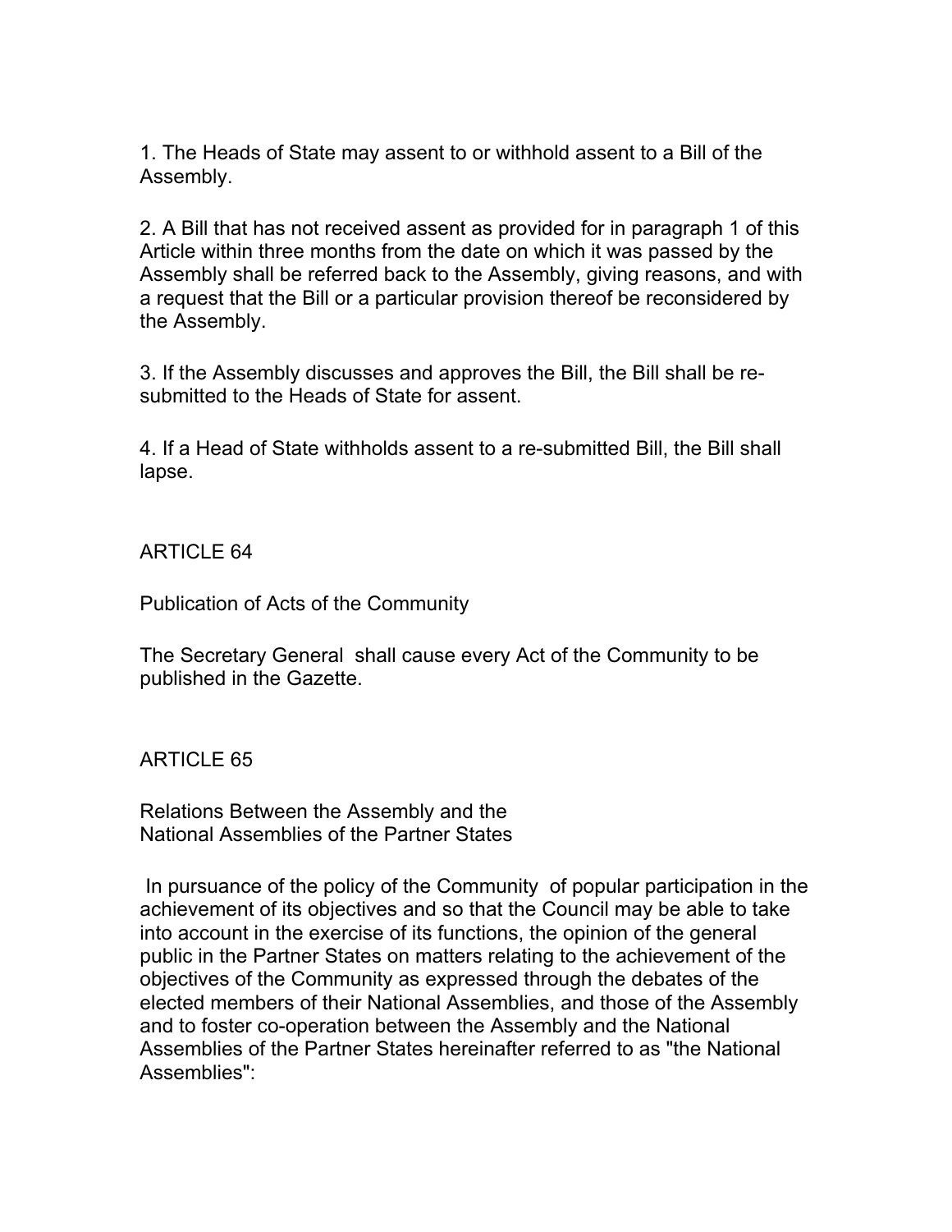1. The Heads of State may assent to or withhold assent to a Bill of the Assembly.

2. A Bill that has not received assent as provided for in paragraph 1 of this Article within three months from the date on which it was passed by the Assembly shall be referred back to the Assembly, giving reasons, and with a request that the Bill or a particular provision thereof be reconsidered by the Assembly.

3. If the Assembly discusses and approves the Bill, the Bill shall be re-submitted to the Heads of State for assent.

4. If a Head of State withholds assent to a re-submitted Bill, the Bill shall lapse.

## ARTICLE 64

### Publication of Acts of the Community

The Secretary General shall cause every Act of the Community to be published in the Gazette.

## ARTICLE 65

### Relations Between the Assembly and the National Assemblies of the Partner States

In pursuance of the policy of the Community of popular participation in the achievement of its objectives and so that the Council may be able to take into account in the exercise of its functions, the opinion of the general public in the Partner States on matters relating to the achievement of the objectives of the Community as expressed through the debates of the elected members of their National Assemblies, and those of the Assembly and to foster co-operation between the Assembly and the National Assemblies of the Partner States hereinafter referred to as "the National Assemblies":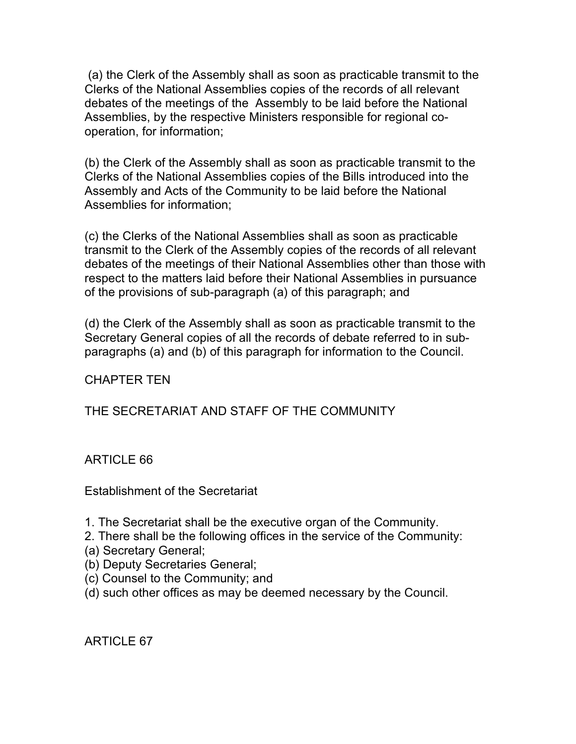(a) the Clerk of the Assembly shall as soon as practicable transmit to the Clerks of the National Assemblies copies of the records of all relevant debates of the meetings of the Assembly to be laid before the National Assemblies, by the respective Ministers responsible for regional co-operation, for information;

(b) the Clerk of the Assembly shall as soon as practicable transmit to the Clerks of the National Assemblies copies of the Bills introduced into the Assembly and Acts of the Community to be laid before the National Assemblies for information;

(c) the Clerks of the National Assemblies shall as soon as practicable transmit to the Clerk of the Assembly copies of the records of all relevant debates of the meetings of their National Assemblies other than those with respect to the matters laid before their National Assemblies in pursuance of the provisions of sub-paragraph (a) of this paragraph; and

(d) the Clerk of the Assembly shall as soon as practicable transmit to the Secretary General copies of all the records of debate referred to in sub-paragraphs (a) and (b) of this paragraph for information to the Council.

## CHAPTER TEN

## THE SECRETARIAT AND STAFF OF THE COMMUNITY

### ARTICLE 66

Establishment of the Secretariat

1. The Secretariat shall be the executive organ of the Community.
2. There shall be the following offices in the service of the Community:
(a) Secretary General;
(b) Deputy Secretaries General;
(c) Counsel to the Community; and
(d) such other offices as may be deemed necessary by the Council.

### ARTICLE 67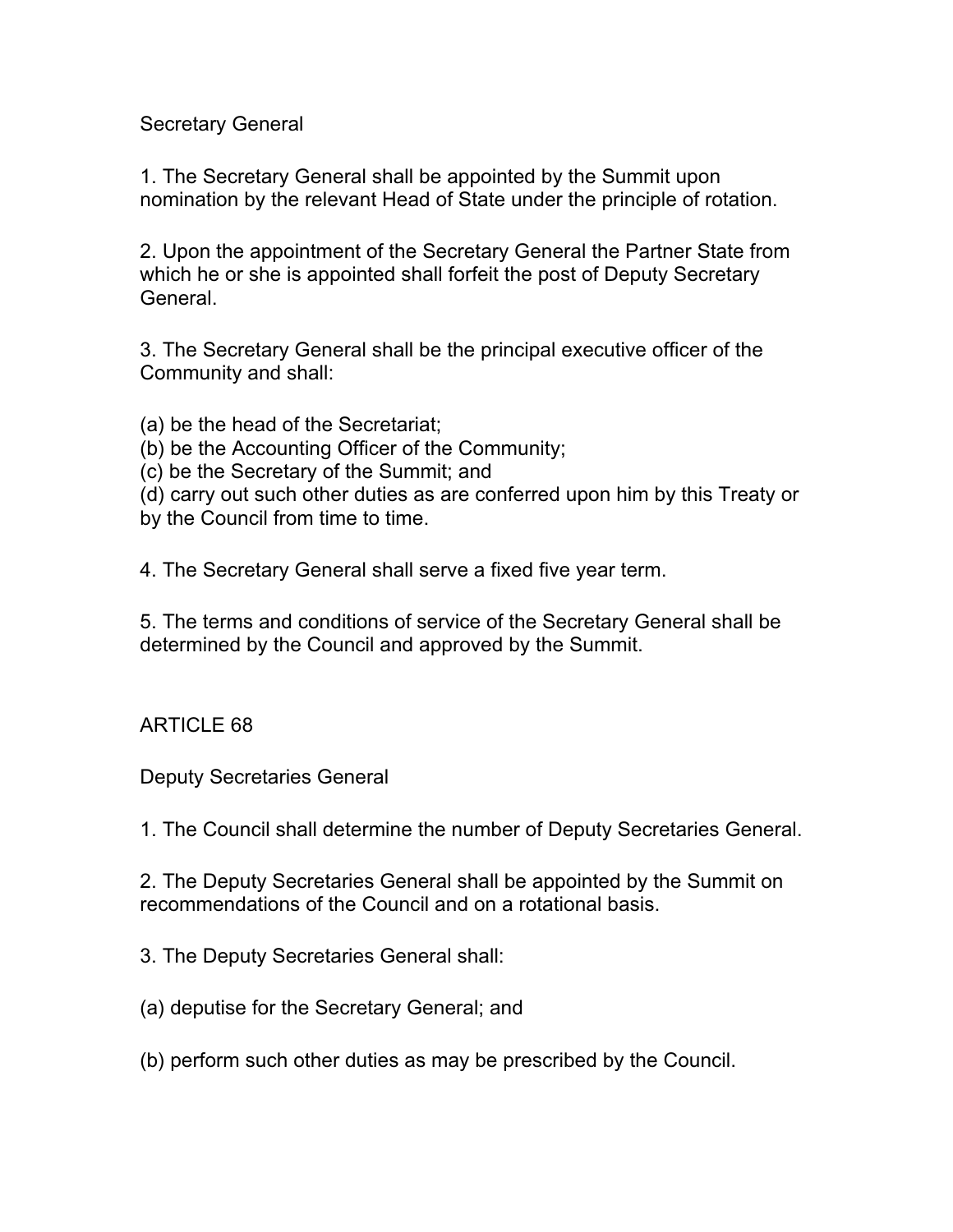## Secretary General

1. The Secretary General shall be appointed by the Summit upon nomination by the relevant Head of State under the principle of rotation.

2. Upon the appointment of the Secretary General the Partner State from which he or she is appointed shall forfeit the post of Deputy Secretary General.

3. The Secretary General shall be the principal executive officer of the Community and shall:

(a) be the head of the Secretariat;
(b) be the Accounting Officer of the Community;
(c) be the Secretary of the Summit; and
(d) carry out such other duties as are conferred upon him by this Treaty or by the Council from time to time.

4. The Secretary General shall serve a fixed five year term.

5. The terms and conditions of service of the Secretary General shall be determined by the Council and approved by the Summit.

# ARTICLE 68

## Deputy Secretaries General

1. The Council shall determine the number of Deputy Secretaries General.

2. The Deputy Secretaries General shall be appointed by the Summit on recommendations of the Council and on a rotational basis.

3. The Deputy Secretaries General shall:

(a) deputise for the Secretary General; and

(b) perform such other duties as may be prescribed by the Council.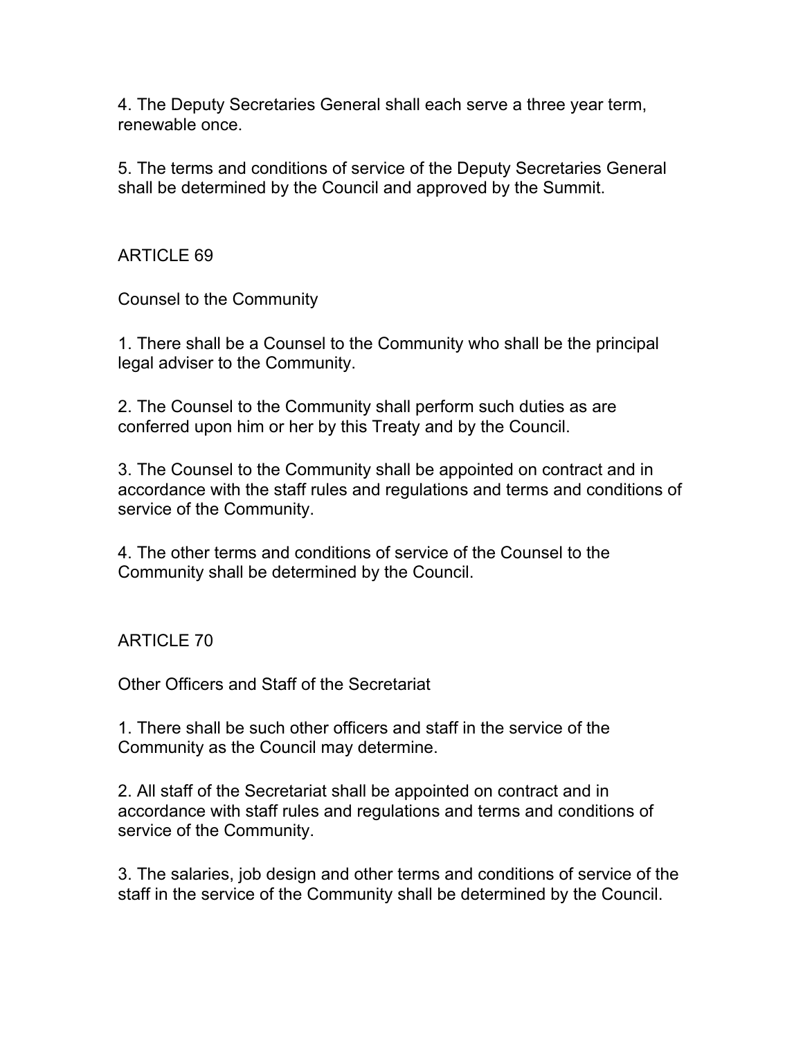4. The Deputy Secretaries General shall each serve a three year term, renewable once.

5. The terms and conditions of service of the Deputy Secretaries General shall be determined by the Council and approved by the Summit.

## ARTICLE 69

### Counsel to the Community

1. There shall be a Counsel to the Community who shall be the principal legal adviser to the Community.

2. The Counsel to the Community shall perform such duties as are conferred upon him or her by this Treaty and by the Council.

3. The Counsel to the Community shall be appointed on contract and in accordance with the staff rules and regulations and terms and conditions of service of the Community.

4. The other terms and conditions of service of the Counsel to the Community shall be determined by the Council.

## ARTICLE 70

### Other Officers and Staff of the Secretariat

1. There shall be such other officers and staff in the service of the Community as the Council may determine.

2. All staff of the Secretariat shall be appointed on contract and in accordance with staff rules and regulations and terms and conditions of service of the Community.

3. The salaries, job design and other terms and conditions of service of the staff in the service of the Community shall be determined by the Council.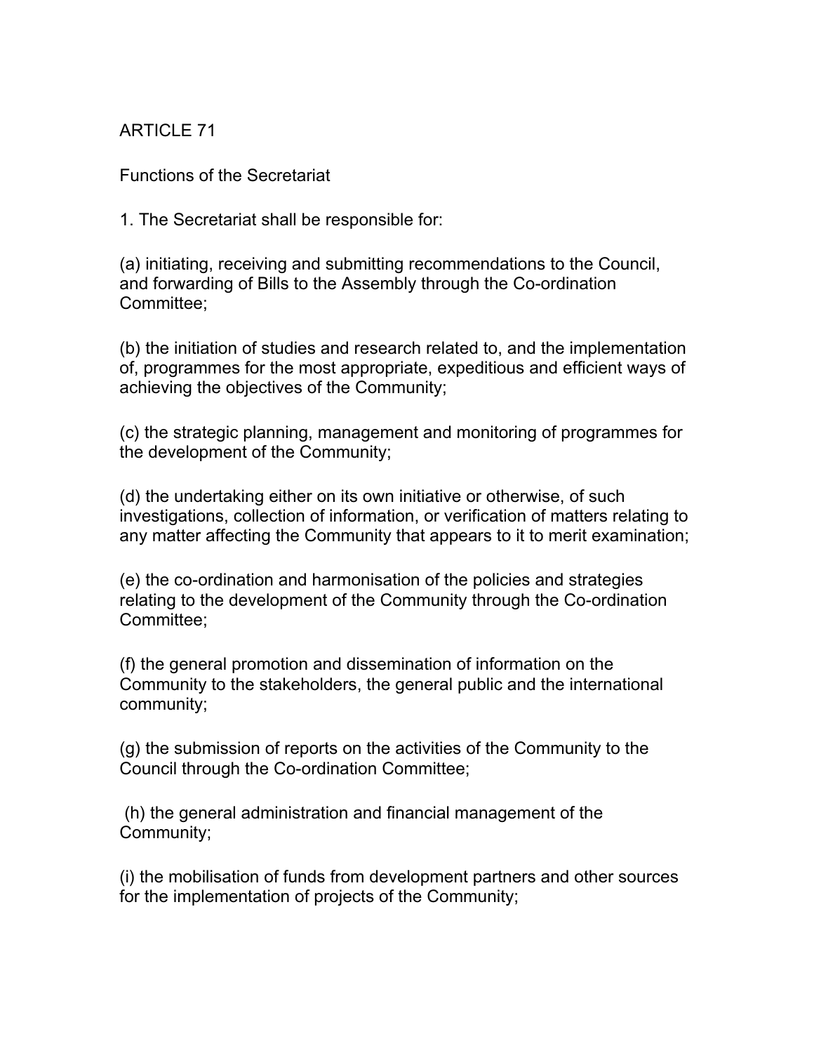## ARTICLE 71

### Functions of the Secretariat

1. The Secretariat shall be responsible for:

(a) initiating, receiving and submitting recommendations to the Council, and forwarding of Bills to the Assembly through the Co-ordination Committee;

(b) the initiation of studies and research related to, and the implementation of, programmes for the most appropriate, expeditious and efficient ways of achieving the objectives of the Community;

(c) the strategic planning, management and monitoring of programmes for the development of the Community;

(d) the undertaking either on its own initiative or otherwise, of such investigations, collection of information, or verification of matters relating to any matter affecting the Community that appears to it to merit examination;

(e) the co-ordination and harmonisation of the policies and strategies relating to the development of the Community through the Co-ordination Committee;

(f) the general promotion and dissemination of information on the Community to the stakeholders, the general public and the international community;

(g) the submission of reports on the activities of the Community to the Council through the Co-ordination Committee;

(h) the general administration and financial management of the Community;

(i) the mobilisation of funds from development partners and other sources for the implementation of projects of the Community;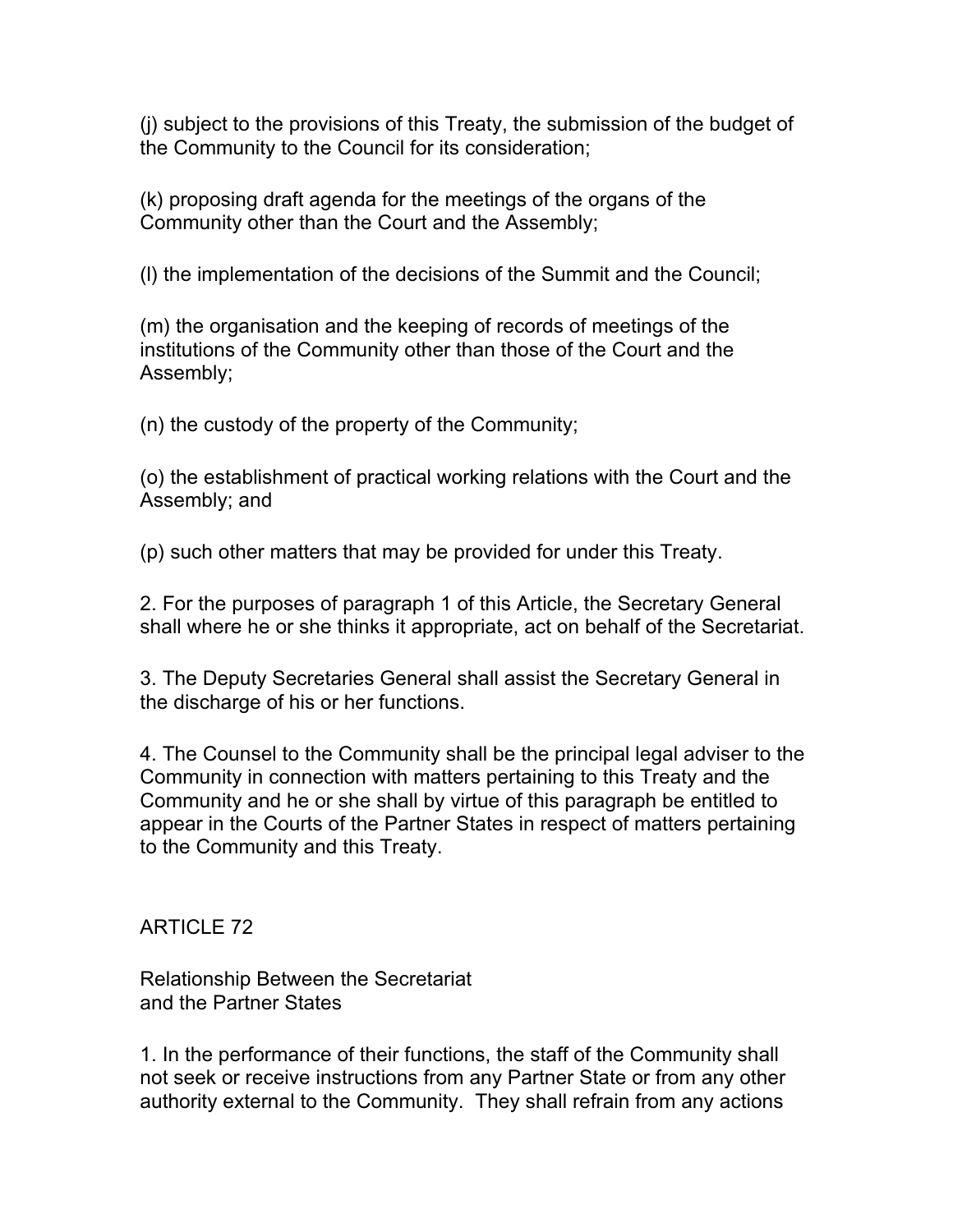(j) subject to the provisions of this Treaty, the submission of the budget of the Community to the Council for its consideration;

(k) proposing draft agenda for the meetings of the organs of the Community other than the Court and the Assembly;

(l) the implementation of the decisions of the Summit and the Council;

(m) the organisation and the keeping of records of meetings of the institutions of the Community other than those of the Court and the Assembly;

(n) the custody of the property of the Community;

(o) the establishment of practical working relations with the Court and the Assembly; and

(p) such other matters that may be provided for under this Treaty.

2. For the purposes of paragraph 1 of this Article, the Secretary General shall where he or she thinks it appropriate, act on behalf of the Secretariat.

3. The Deputy Secretaries General shall assist the Secretary General in the discharge of his or her functions.

4. The Counsel to the Community shall be the principal legal adviser to the Community in connection with matters pertaining to this Treaty and the Community and he or she shall by virtue of this paragraph be entitled to appear in the Courts of the Partner States in respect of matters pertaining to the Community and this Treaty.

## ARTICLE 72

### Relationship Between the Secretariat and the Partner States

1. In the performance of their functions, the staff of the Community shall not seek or receive instructions from any Partner State or from any other authority external to the Community. They shall refrain from any actions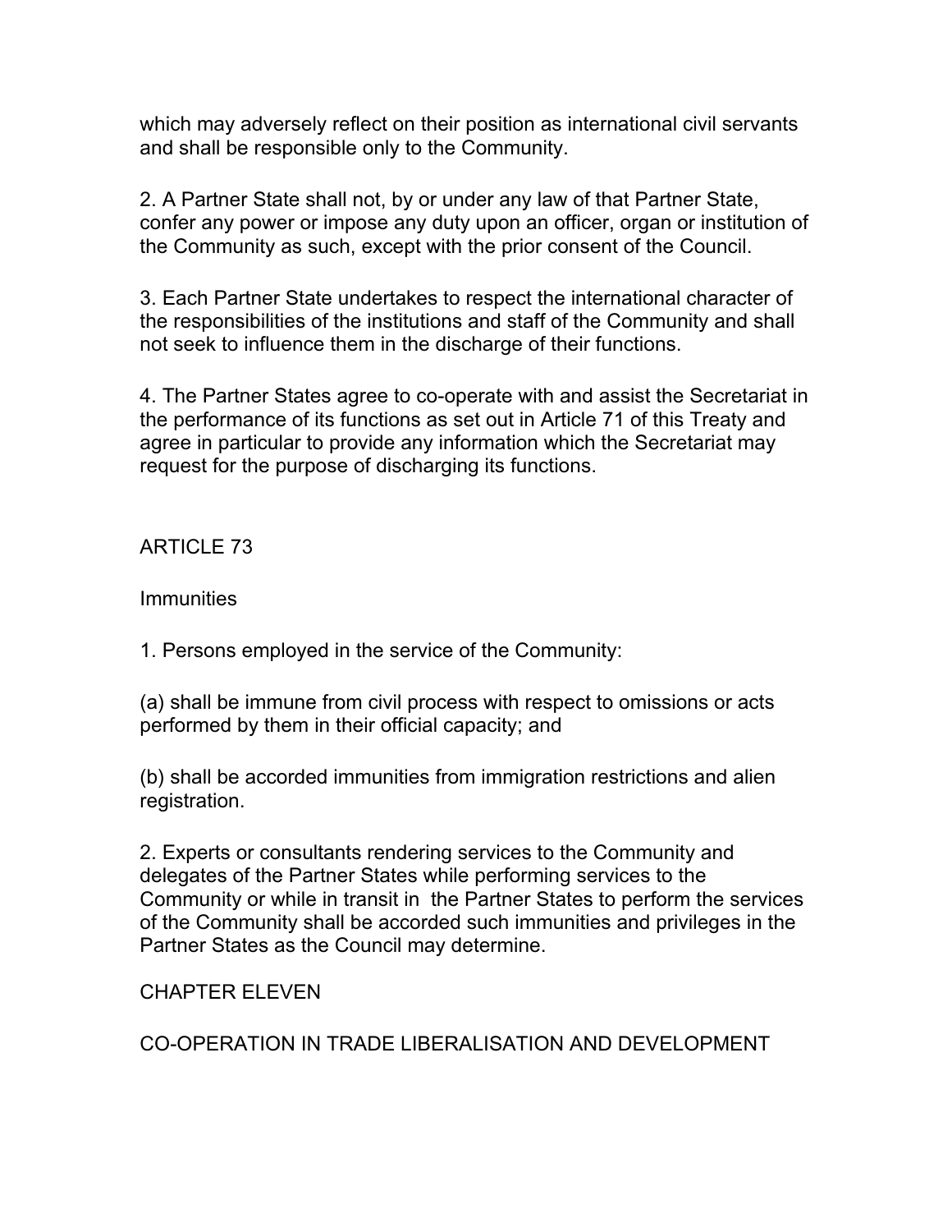which may adversely reflect on their position as international civil servants and shall be responsible only to the Community.

2. A Partner State shall not, by or under any law of that Partner State, confer any power or impose any duty upon an officer, organ or institution of the Community as such, except with the prior consent of the Council.

3. Each Partner State undertakes to respect the international character of the responsibilities of the institutions and staff of the Community and shall not seek to influence them in the discharge of their functions.

4. The Partner States agree to co-operate with and assist the Secretariat in the performance of its functions as set out in Article 71 of this Treaty and agree in particular to provide any information which the Secretariat may request for the purpose of discharging its functions.

## ARTICLE 73

### Immunities

1. Persons employed in the service of the Community:

(a) shall be immune from civil process with respect to omissions or acts performed by them in their official capacity; and

(b) shall be accorded immunities from immigration restrictions and alien registration.

2. Experts or consultants rendering services to the Community and delegates of the Partner States while performing services to the Community or while in transit in the Partner States to perform the services of the Community shall be accorded such immunities and privileges in the Partner States as the Council may determine.

# CHAPTER ELEVEN

## CO-OPERATION IN TRADE LIBERALISATION AND DEVELOPMENT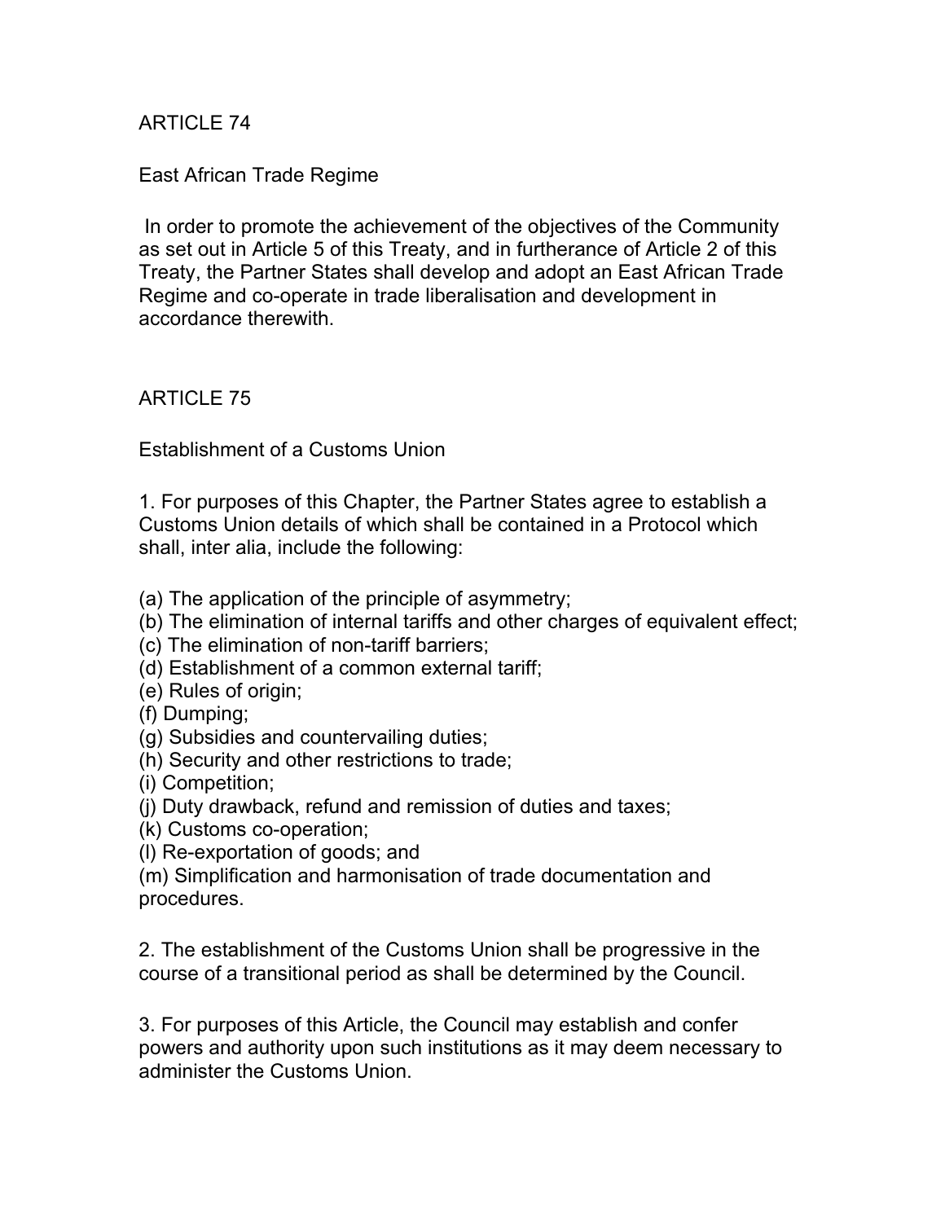## ARTICLE 74

### East African Trade Regime

In order to promote the achievement of the objectives of the Community as set out in Article 5 of this Treaty, and in furtherance of Article 2 of this Treaty, the Partner States shall develop and adopt an East African Trade Regime and co-operate in trade liberalisation and development in accordance therewith.

## ARTICLE 75

### Establishment of a Customs Union

1. For purposes of this Chapter, the Partner States agree to establish a Customs Union details of which shall be contained in a Protocol which shall, inter alia, include the following:

(a) The application of the principle of asymmetry;
(b) The elimination of internal tariffs and other charges of equivalent effect;
(c) The elimination of non-tariff barriers;
(d) Establishment of a common external tariff;
(e) Rules of origin;
(f) Dumping;
(g) Subsidies and countervailing duties;
(h) Security and other restrictions to trade;
(i) Competition;
(j) Duty drawback, refund and remission of duties and taxes;
(k) Customs co-operation;
(l) Re-exportation of goods; and
(m) Simplification and harmonisation of trade documentation and procedures.

2. The establishment of the Customs Union shall be progressive in the course of a transitional period as shall be determined by the Council.

3. For purposes of this Article, the Council may establish and confer powers and authority upon such institutions as it may deem necessary to administer the Customs Union.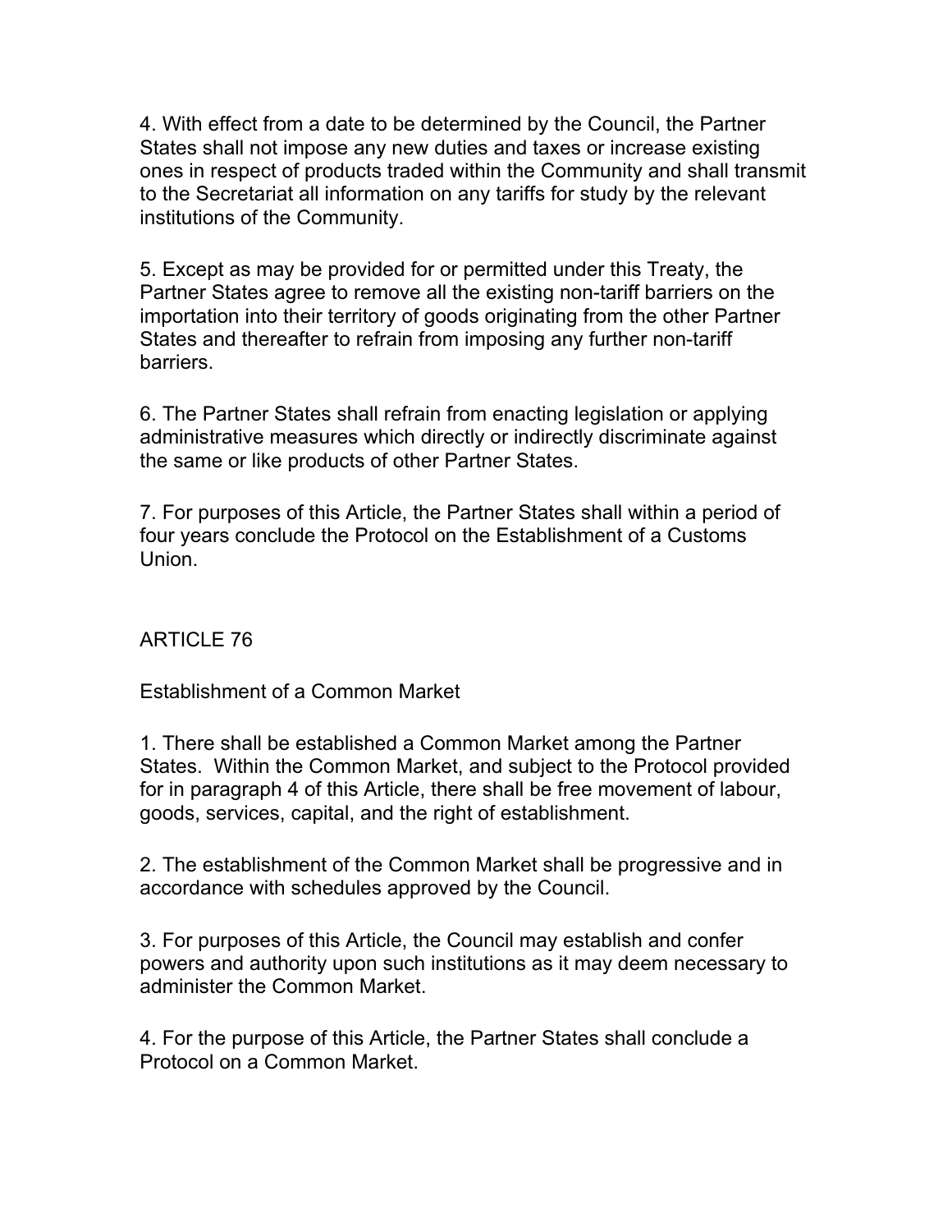4. With effect from a date to be determined by the Council, the Partner States shall not impose any new duties and taxes or increase existing ones in respect of products traded within the Community and shall transmit to the Secretariat all information on any tariffs for study by the relevant institutions of the Community.

5. Except as may be provided for or permitted under this Treaty, the Partner States agree to remove all the existing non-tariff barriers on the importation into their territory of goods originating from the other Partner States and thereafter to refrain from imposing any further non-tariff barriers.

6. The Partner States shall refrain from enacting legislation or applying administrative measures which directly or indirectly discriminate against the same or like products of other Partner States.

7. For purposes of this Article, the Partner States shall within a period of four years conclude the Protocol on the Establishment of a Customs Union.

## ARTICLE 76

### Establishment of a Common Market

1. There shall be established a Common Market among the Partner States. Within the Common Market, and subject to the Protocol provided for in paragraph 4 of this Article, there shall be free movement of labour, goods, services, capital, and the right of establishment.

2. The establishment of the Common Market shall be progressive and in accordance with schedules approved by the Council.

3. For purposes of this Article, the Council may establish and confer powers and authority upon such institutions as it may deem necessary to administer the Common Market.

4. For the purpose of this Article, the Partner States shall conclude a Protocol on a Common Market.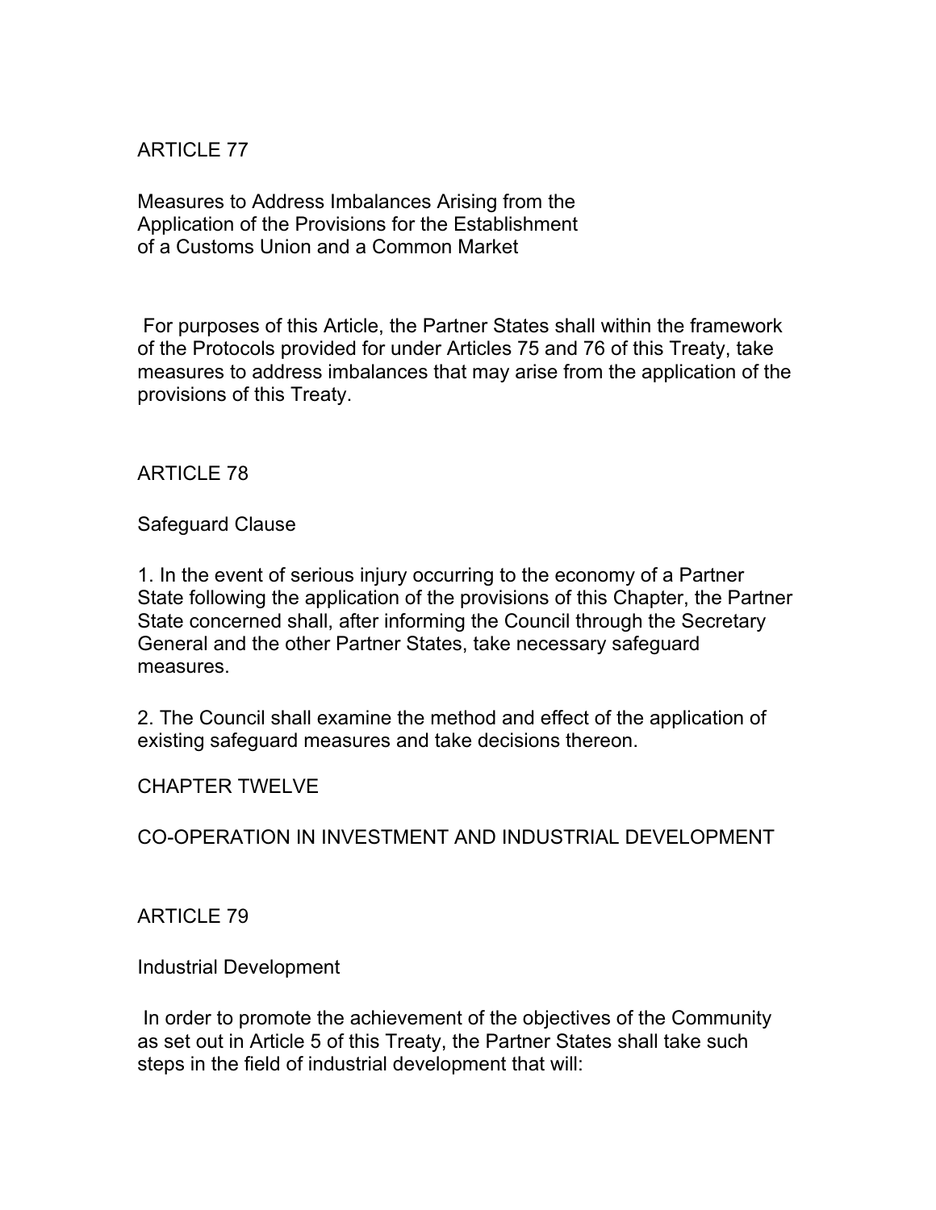## ARTICLE 77

### Measures to Address Imbalances Arising from the Application of the Provisions for the Establishment of a Customs Union and a Common Market

For purposes of this Article, the Partner States shall within the framework of the Protocols provided for under Articles 75 and 76 of this Treaty, take measures to address imbalances that may arise from the application of the provisions of this Treaty.

## ARTICLE 78

### Safeguard Clause

1. In the event of serious injury occurring to the economy of a Partner State following the application of the provisions of this Chapter, the Partner State concerned shall, after informing the Council through the Secretary General and the other Partner States, take necessary safeguard measures.

2. The Council shall examine the method and effect of the application of existing safeguard measures and take decisions thereon.

# CHAPTER TWELVE

# CO-OPERATION IN INVESTMENT AND INDUSTRIAL DEVELOPMENT

## ARTICLE 79

### Industrial Development

In order to promote the achievement of the objectives of the Community as set out in Article 5 of this Treaty, the Partner States shall take such steps in the field of industrial development that will: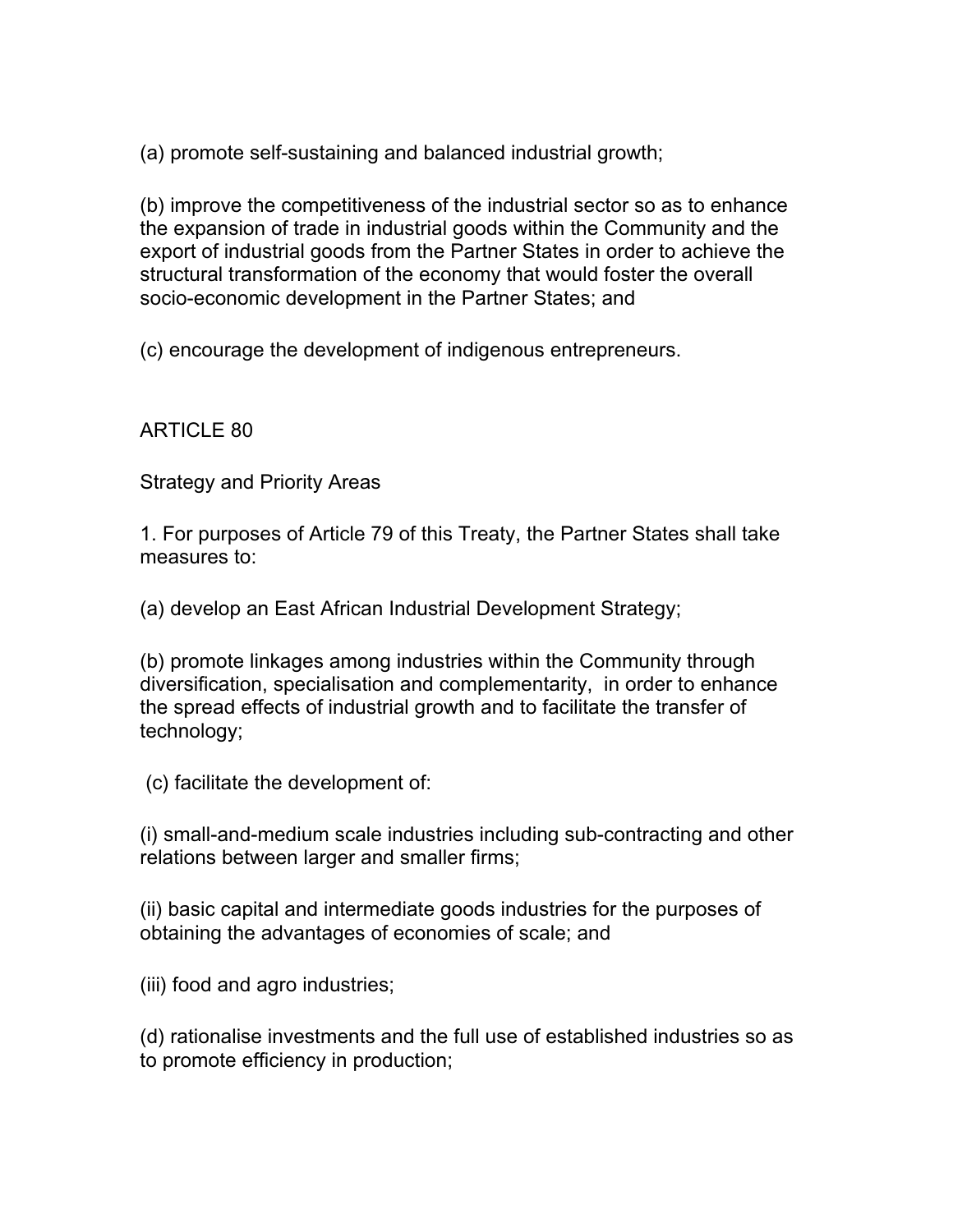(a) promote self-sustaining and balanced industrial growth;

(b) improve the competitiveness of the industrial sector so as to enhance the expansion of trade in industrial goods within the Community and the export of industrial goods from the Partner States in order to achieve the structural transformation of the economy that would foster the overall socio-economic development in the Partner States; and

(c) encourage the development of indigenous entrepreneurs.

ARTICLE 80

Strategy and Priority Areas

1. For purposes of Article 79 of this Treaty, the Partner States shall take measures to:

(a) develop an East African Industrial Development Strategy;

(b) promote linkages among industries within the Community through diversification, specialisation and complementarity, in order to enhance the spread effects of industrial growth and to facilitate the transfer of technology;

(c) facilitate the development of:

(i) small-and-medium scale industries including sub-contracting and other relations between larger and smaller firms;

(ii) basic capital and intermediate goods industries for the purposes of obtaining the advantages of economies of scale; and

(iii) food and agro industries;

(d) rationalise investments and the full use of established industries so as to promote efficiency in production;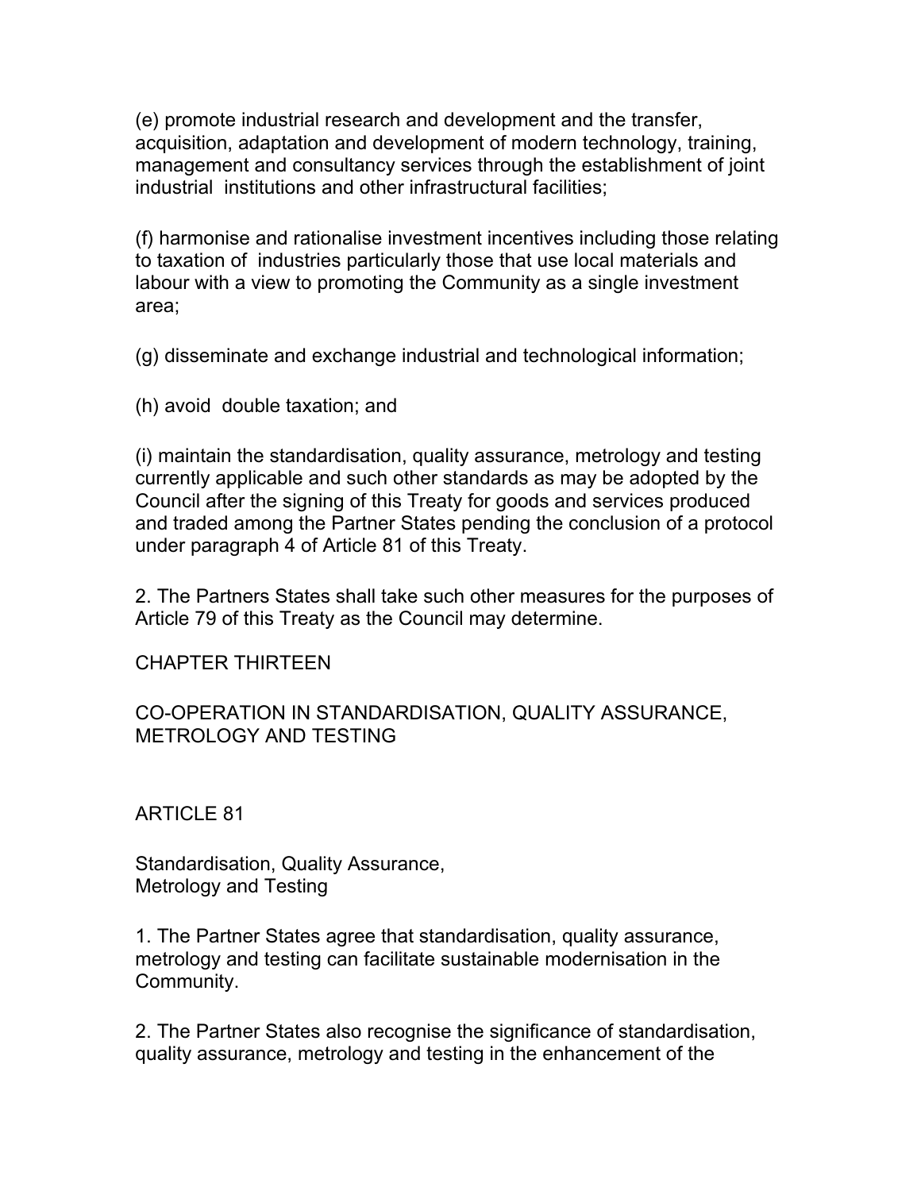(e) promote industrial research and development and the transfer, acquisition, adaptation and development of modern technology, training, management and consultancy services through the establishment of joint industrial institutions and other infrastructural facilities;

(f) harmonise and rationalise investment incentives including those relating to taxation of industries particularly those that use local materials and labour with a view to promoting the Community as a single investment area;

(g) disseminate and exchange industrial and technological information;

(h) avoid double taxation; and

(i) maintain the standardisation, quality assurance, metrology and testing currently applicable and such other standards as may be adopted by the Council after the signing of this Treaty for goods and services produced and traded among the Partner States pending the conclusion of a protocol under paragraph 4 of Article 81 of this Treaty.

2. The Partners States shall take such other measures for the purposes of Article 79 of this Treaty as the Council may determine.

## CHAPTER THIRTEEN

## CO-OPERATION IN STANDARDISATION, QUALITY ASSURANCE, METROLOGY AND TESTING

### ARTICLE 81

### Standardisation, Quality Assurance, Metrology and Testing

1. The Partner States agree that standardisation, quality assurance, metrology and testing can facilitate sustainable modernisation in the Community.

2. The Partner States also recognise the significance of standardisation, quality assurance, metrology and testing in the enhancement of the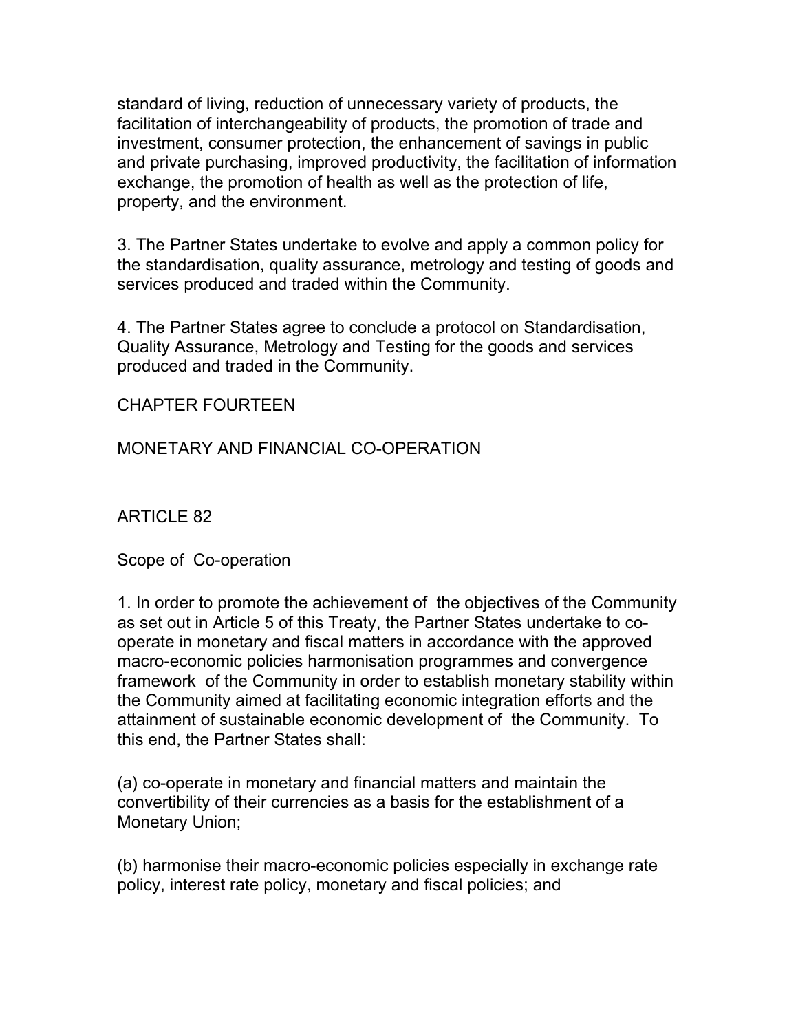standard of living, reduction of unnecessary variety of products, the facilitation of interchangeability of products, the promotion of trade and investment, consumer protection, the enhancement of savings in public and private purchasing, improved productivity, the facilitation of information exchange, the promotion of health as well as the protection of life, property, and the environment.

3. The Partner States undertake to evolve and apply a common policy for the standardisation, quality assurance, metrology and testing of goods and services produced and traded within the Community.

4. The Partner States agree to conclude a protocol on Standardisation, Quality Assurance, Metrology and Testing for the goods and services produced and traded in the Community.

## CHAPTER FOURTEEN

## MONETARY AND FINANCIAL CO-OPERATION

### ARTICLE 82

### Scope of Co-operation

1. In order to promote the achievement of the objectives of the Community as set out in Article 5 of this Treaty, the Partner States undertake to co-operate in monetary and fiscal matters in accordance with the approved macro-economic policies harmonisation programmes and convergence framework of the Community in order to establish monetary stability within the Community aimed at facilitating economic integration efforts and the attainment of sustainable economic development of the Community. To this end, the Partner States shall:

(a) co-operate in monetary and financial matters and maintain the convertibility of their currencies as a basis for the establishment of a Monetary Union;

(b) harmonise their macro-economic policies especially in exchange rate policy, interest rate policy, monetary and fiscal policies; and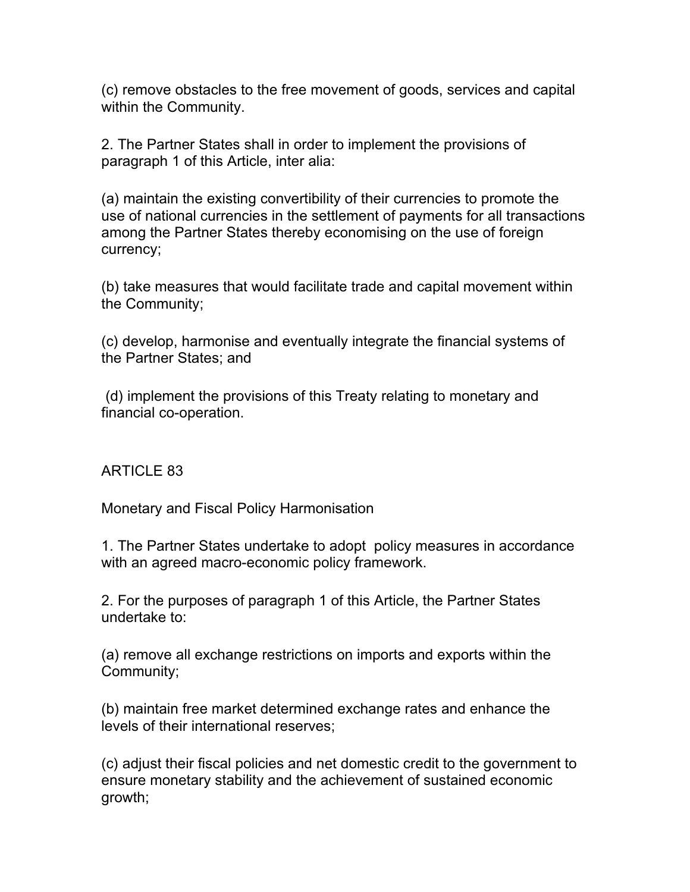(c) remove obstacles to the free movement of goods, services and capital within the Community.

2. The Partner States shall in order to implement the provisions of paragraph 1 of this Article, inter alia:

(a) maintain the existing convertibility of their currencies to promote the use of national currencies in the settlement of payments for all transactions among the Partner States thereby economising on the use of foreign currency;

(b) take measures that would facilitate trade and capital movement within the Community;

(c) develop, harmonise and eventually integrate the financial systems of the Partner States; and

(d) implement the provisions of this Treaty relating to monetary and financial co-operation.

## ARTICLE 83

### Monetary and Fiscal Policy Harmonisation

1. The Partner States undertake to adopt policy measures in accordance with an agreed macro-economic policy framework.

2. For the purposes of paragraph 1 of this Article, the Partner States undertake to:

(a) remove all exchange restrictions on imports and exports within the Community;

(b) maintain free market determined exchange rates and enhance the levels of their international reserves;

(c) adjust their fiscal policies and net domestic credit to the government to ensure monetary stability and the achievement of sustained economic growth;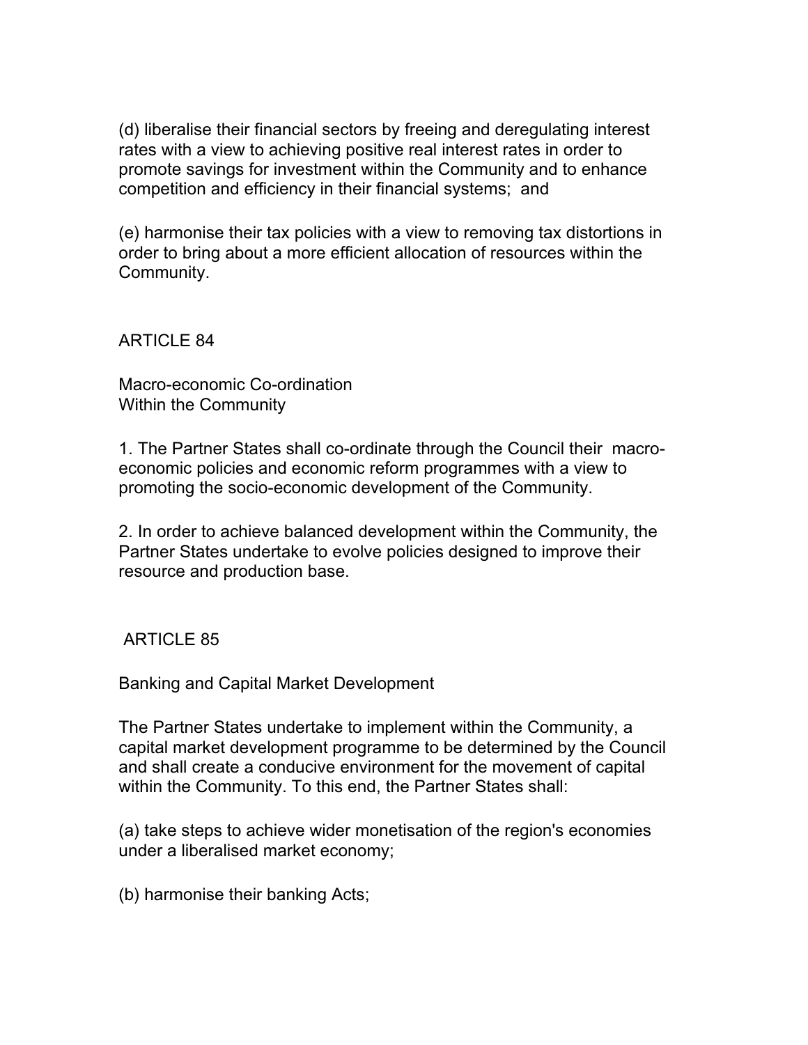(d) liberalise their financial sectors by freeing and deregulating interest rates with a view to achieving positive real interest rates in order to promote savings for investment within the Community and to enhance competition and efficiency in their financial systems; and

(e) harmonise their tax policies with a view to removing tax distortions in order to bring about a more efficient allocation of resources within the Community.

## ARTICLE 84

### Macro-economic Co-ordination Within the Community

1. The Partner States shall co-ordinate through the Council their macro-economic policies and economic reform programmes with a view to promoting the socio-economic development of the Community.

2. In order to achieve balanced development within the Community, the Partner States undertake to evolve policies designed to improve their resource and production base.

## ARTICLE 85

### Banking and Capital Market Development

The Partner States undertake to implement within the Community, a capital market development programme to be determined by the Council and shall create a conducive environment for the movement of capital within the Community. To this end, the Partner States shall:

(a) take steps to achieve wider monetisation of the region's economies under a liberalised market economy;

(b) harmonise their banking Acts;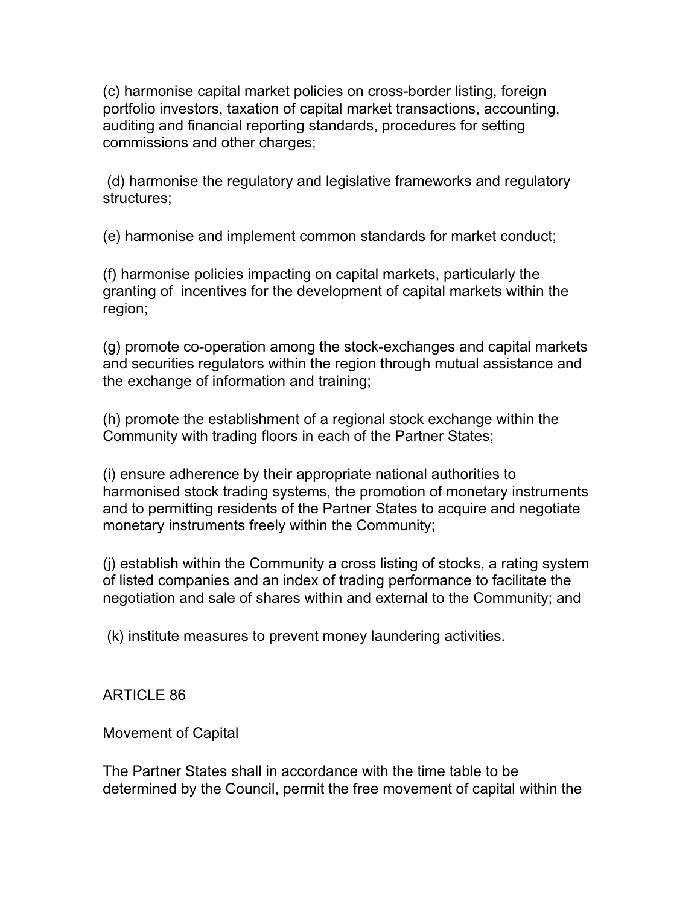(c) harmonise capital market policies on cross-border listing, foreign portfolio investors, taxation of capital market transactions, accounting, auditing and financial reporting standards, procedures for setting commissions and other charges;

(d) harmonise the regulatory and legislative frameworks and regulatory structures;

(e) harmonise and implement common standards for market conduct;

(f) harmonise policies impacting on capital markets, particularly the granting of incentives for the development of capital markets within the region;

(g) promote co-operation among the stock-exchanges and capital markets and securities regulators within the region through mutual assistance and the exchange of information and training;

(h) promote the establishment of a regional stock exchange within the Community with trading floors in each of the Partner States;

(i) ensure adherence by their appropriate national authorities to harmonised stock trading systems, the promotion of monetary instruments and to permitting residents of the Partner States to acquire and negotiate monetary instruments freely within the Community;

(j) establish within the Community a cross listing of stocks, a rating system of listed companies and an index of trading performance to facilitate the negotiation and sale of shares within and external to the Community; and

(k) institute measures to prevent money laundering activities.

## ARTICLE 86

### Movement of Capital

The Partner States shall in accordance with the time table to be determined by the Council, permit the free movement of capital within the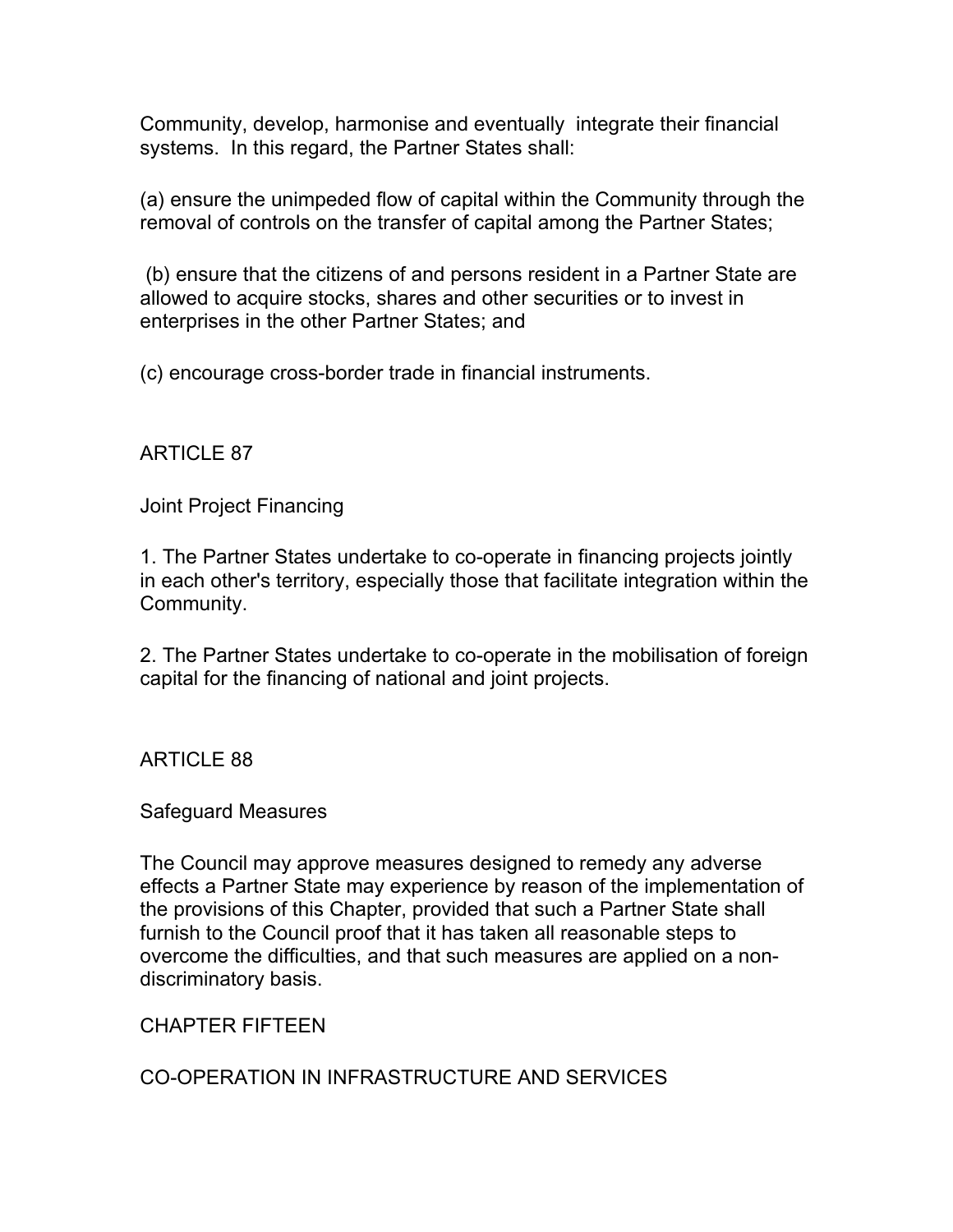Community, develop, harmonise and eventually integrate their financial systems. In this regard, the Partner States shall:

(a) ensure the unimpeded flow of capital within the Community through the removal of controls on the transfer of capital among the Partner States;

(b) ensure that the citizens of and persons resident in a Partner State are allowed to acquire stocks, shares and other securities or to invest in enterprises in the other Partner States; and

(c) encourage cross-border trade in financial instruments.

ARTICLE 87

Joint Project Financing

1. The Partner States undertake to co-operate in financing projects jointly in each other's territory, especially those that facilitate integration within the Community.

2. The Partner States undertake to co-operate in the mobilisation of foreign capital for the financing of national and joint projects.

ARTICLE 88

Safeguard Measures

The Council may approve measures designed to remedy any adverse effects a Partner State may experience by reason of the implementation of the provisions of this Chapter, provided that such a Partner State shall furnish to the Council proof that it has taken all reasonable steps to overcome the difficulties, and that such measures are applied on a non-discriminatory basis.

CHAPTER FIFTEEN

CO-OPERATION IN INFRASTRUCTURE AND SERVICES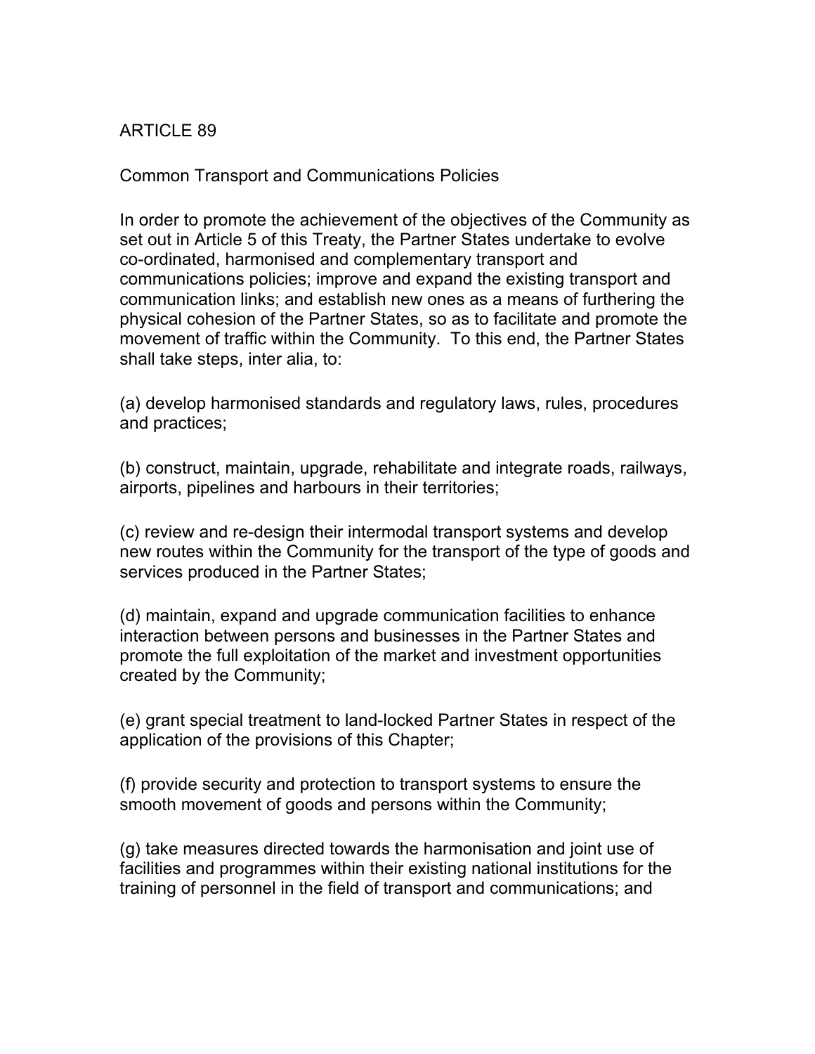## ARTICLE 89

### Common Transport and Communications Policies

In order to promote the achievement of the objectives of the Community as set out in Article 5 of this Treaty, the Partner States undertake to evolve co-ordinated, harmonised and complementary transport and communications policies; improve and expand the existing transport and communication links; and establish new ones as a means of furthering the physical cohesion of the Partner States, so as to facilitate and promote the movement of traffic within the Community. To this end, the Partner States shall take steps, inter alia, to:

(a) develop harmonised standards and regulatory laws, rules, procedures and practices;

(b) construct, maintain, upgrade, rehabilitate and integrate roads, railways, airports, pipelines and harbours in their territories;

(c) review and re-design their intermodal transport systems and develop new routes within the Community for the transport of the type of goods and services produced in the Partner States;

(d) maintain, expand and upgrade communication facilities to enhance interaction between persons and businesses in the Partner States and promote the full exploitation of the market and investment opportunities created by the Community;

(e) grant special treatment to land-locked Partner States in respect of the application of the provisions of this Chapter;

(f) provide security and protection to transport systems to ensure the smooth movement of goods and persons within the Community;

(g) take measures directed towards the harmonisation and joint use of facilities and programmes within their existing national institutions for the training of personnel in the field of transport and communications; and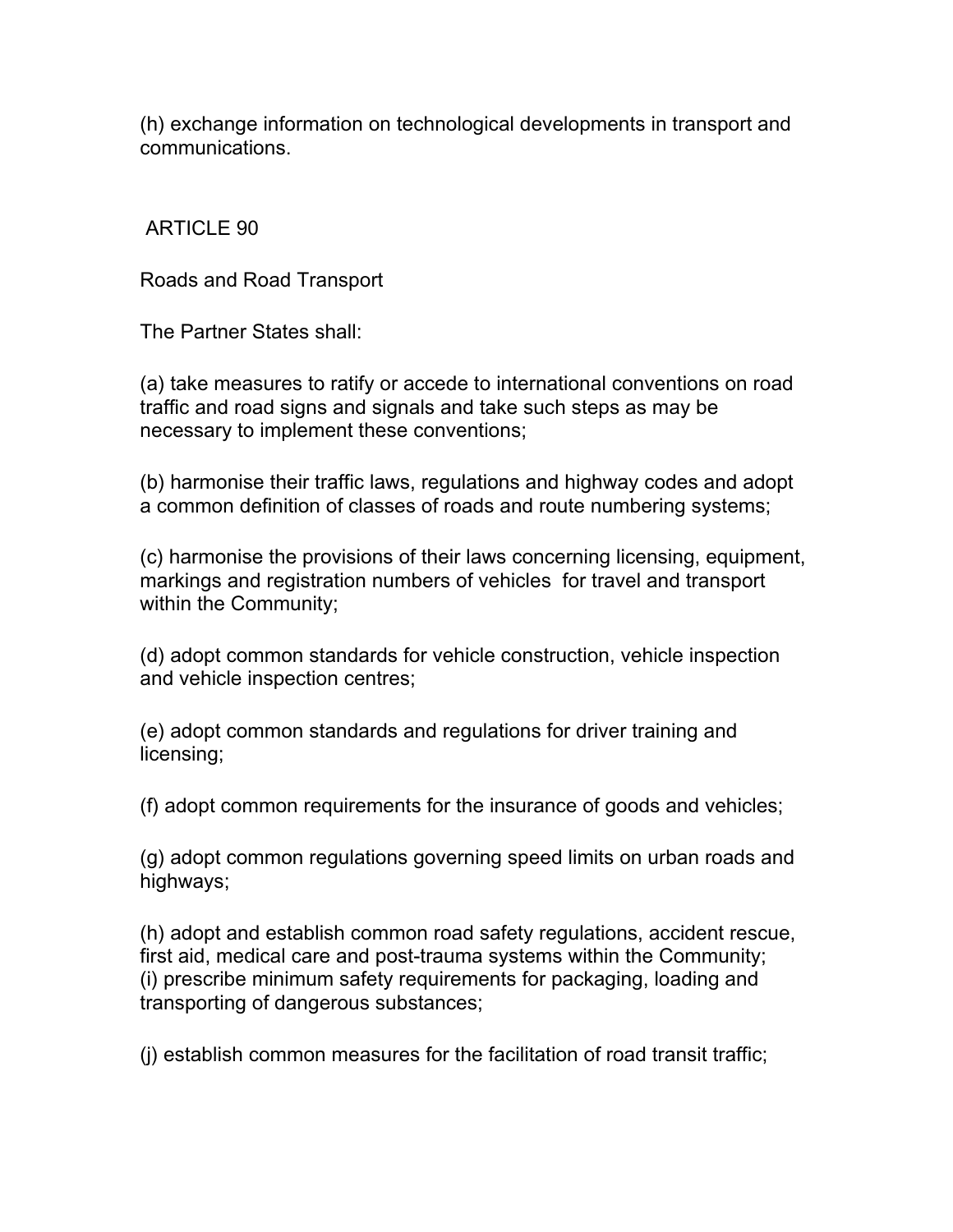(h) exchange information on technological developments in transport and communications.

## ARTICLE 90

### Roads and Road Transport

The Partner States shall:

(a) take measures to ratify or accede to international conventions on road traffic and road signs and signals and take such steps as may be necessary to implement these conventions;

(b) harmonise their traffic laws, regulations and highway codes and adopt a common definition of classes of roads and route numbering systems;

(c) harmonise the provisions of their laws concerning licensing, equipment, markings and registration numbers of vehicles for travel and transport within the Community;

(d) adopt common standards for vehicle construction, vehicle inspection and vehicle inspection centres;

(e) adopt common standards and regulations for driver training and licensing;

(f) adopt common requirements for the insurance of goods and vehicles;

(g) adopt common regulations governing speed limits on urban roads and highways;

(h) adopt and establish common road safety regulations, accident rescue, first aid, medical care and post-trauma systems within the Community;

(i) prescribe minimum safety requirements for packaging, loading and transporting of dangerous substances;

(j) establish common measures for the facilitation of road transit traffic;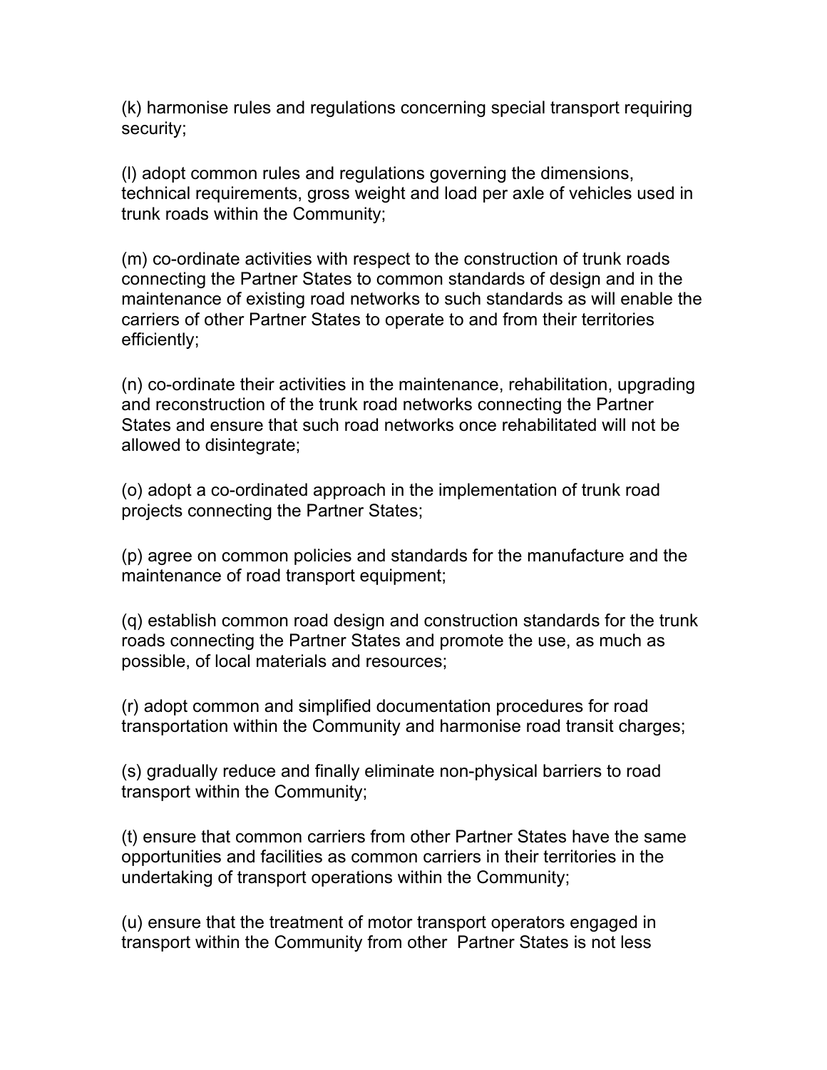(k) harmonise rules and regulations concerning special transport requiring security;

(l) adopt common rules and regulations governing the dimensions, technical requirements, gross weight and load per axle of vehicles used in trunk roads within the Community;

(m) co-ordinate activities with respect to the construction of trunk roads connecting the Partner States to common standards of design and in the maintenance of existing road networks to such standards as will enable the carriers of other Partner States to operate to and from their territories efficiently;

(n) co-ordinate their activities in the maintenance, rehabilitation, upgrading and reconstruction of the trunk road networks connecting the Partner States and ensure that such road networks once rehabilitated will not be allowed to disintegrate;

(o) adopt a co-ordinated approach in the implementation of trunk road projects connecting the Partner States;

(p) agree on common policies and standards for the manufacture and the maintenance of road transport equipment;

(q) establish common road design and construction standards for the trunk roads connecting the Partner States and promote the use, as much as possible, of local materials and resources;

(r) adopt common and simplified documentation procedures for road transportation within the Community and harmonise road transit charges;

(s) gradually reduce and finally eliminate non-physical barriers to road transport within the Community;

(t) ensure that common carriers from other Partner States have the same opportunities and facilities as common carriers in their territories in the undertaking of transport operations within the Community;

(u) ensure that the treatment of motor transport operators engaged in transport within the Community from other Partner States is not less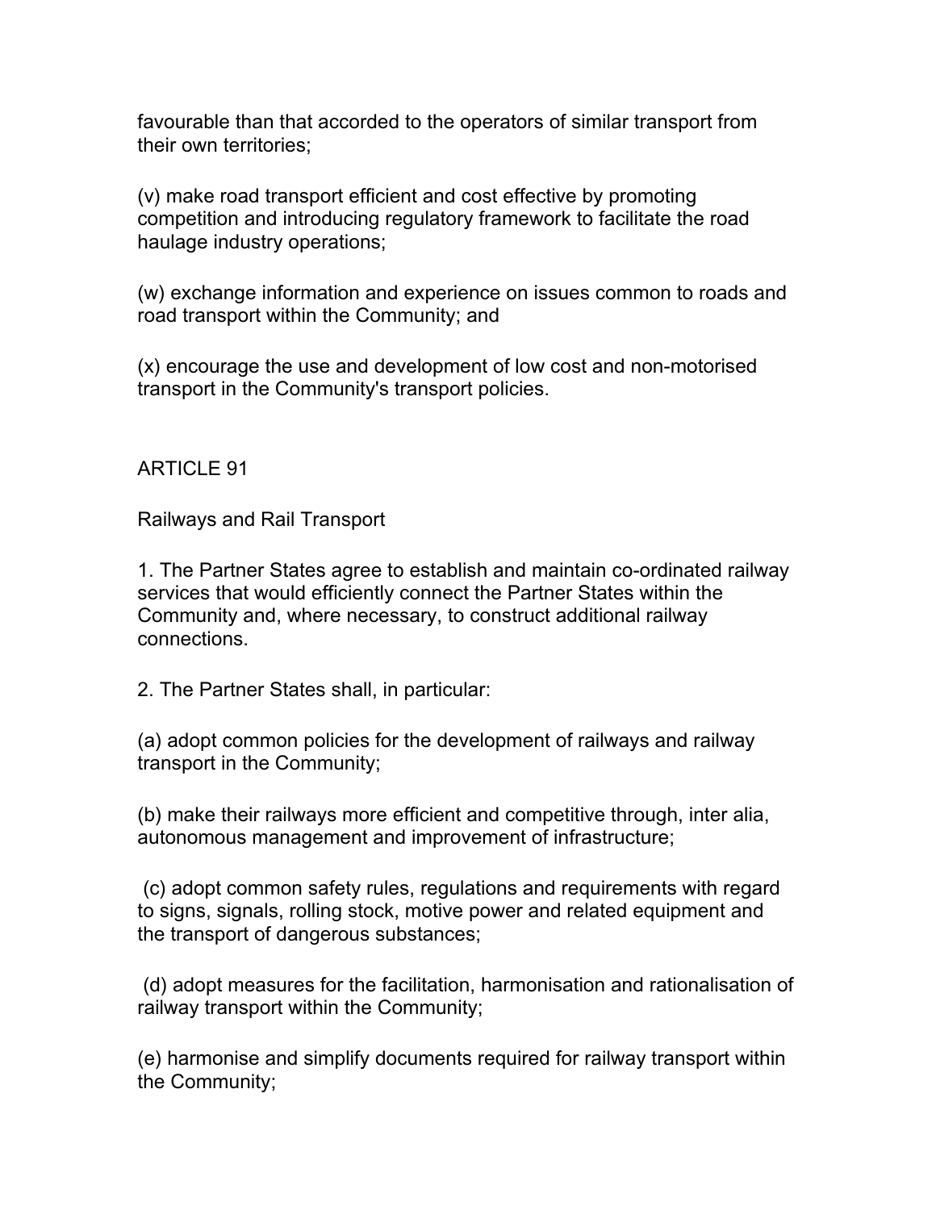favourable than that accorded to the operators of similar transport from their own territories;

(v) make road transport efficient and cost effective by promoting competition and introducing regulatory framework to facilitate the road haulage industry operations;

(w) exchange information and experience on issues common to roads and road transport within the Community; and

(x) encourage the use and development of low cost and non-motorised transport in the Community's transport policies.

## ARTICLE 91

### Railways and Rail Transport

1. The Partner States agree to establish and maintain co-ordinated railway services that would efficiently connect the Partner States within the Community and, where necessary, to construct additional railway connections.

2. The Partner States shall, in particular:

(a) adopt common policies for the development of railways and railway transport in the Community;

(b) make their railways more efficient and competitive through, inter alia, autonomous management and improvement of infrastructure;

(c) adopt common safety rules, regulations and requirements with regard to signs, signals, rolling stock, motive power and related equipment and the transport of dangerous substances;

(d) adopt measures for the facilitation, harmonisation and rationalisation of railway transport within the Community;

(e) harmonise and simplify documents required for railway transport within the Community;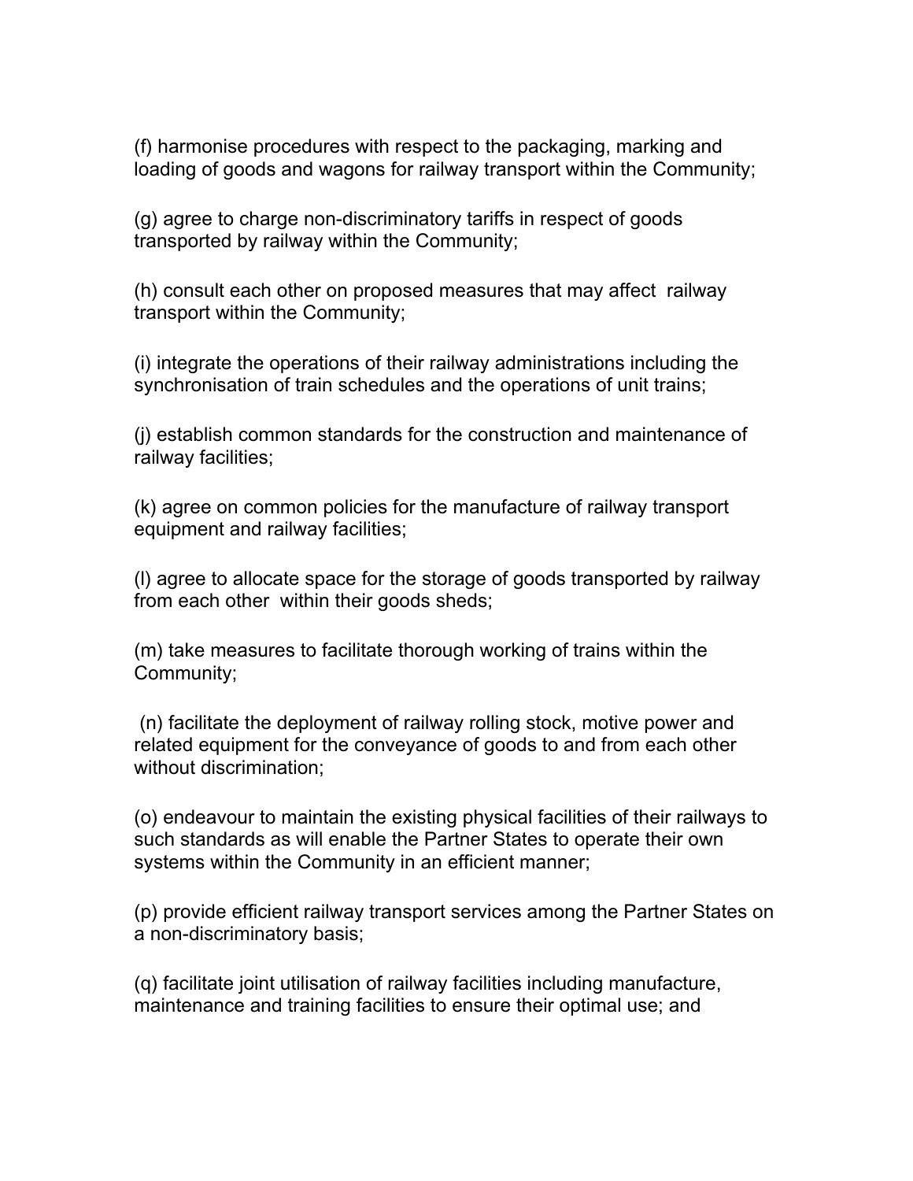(f) harmonise procedures with respect to the packaging, marking and loading of goods and wagons for railway transport within the Community;

(g) agree to charge non-discriminatory tariffs in respect of goods transported by railway within the Community;

(h) consult each other on proposed measures that may affect railway transport within the Community;

(i) integrate the operations of their railway administrations including the synchronisation of train schedules and the operations of unit trains;

(j) establish common standards for the construction and maintenance of railway facilities;

(k) agree on common policies for the manufacture of railway transport equipment and railway facilities;

(l) agree to allocate space for the storage of goods transported by railway from each other within their goods sheds;

(m) take measures to facilitate thorough working of trains within the Community;

(n) facilitate the deployment of railway rolling stock, motive power and related equipment for the conveyance of goods to and from each other without discrimination;

(o) endeavour to maintain the existing physical facilities of their railways to such standards as will enable the Partner States to operate their own systems within the Community in an efficient manner;

(p) provide efficient railway transport services among the Partner States on a non-discriminatory basis;

(q) facilitate joint utilisation of railway facilities including manufacture, maintenance and training facilities to ensure their optimal use; and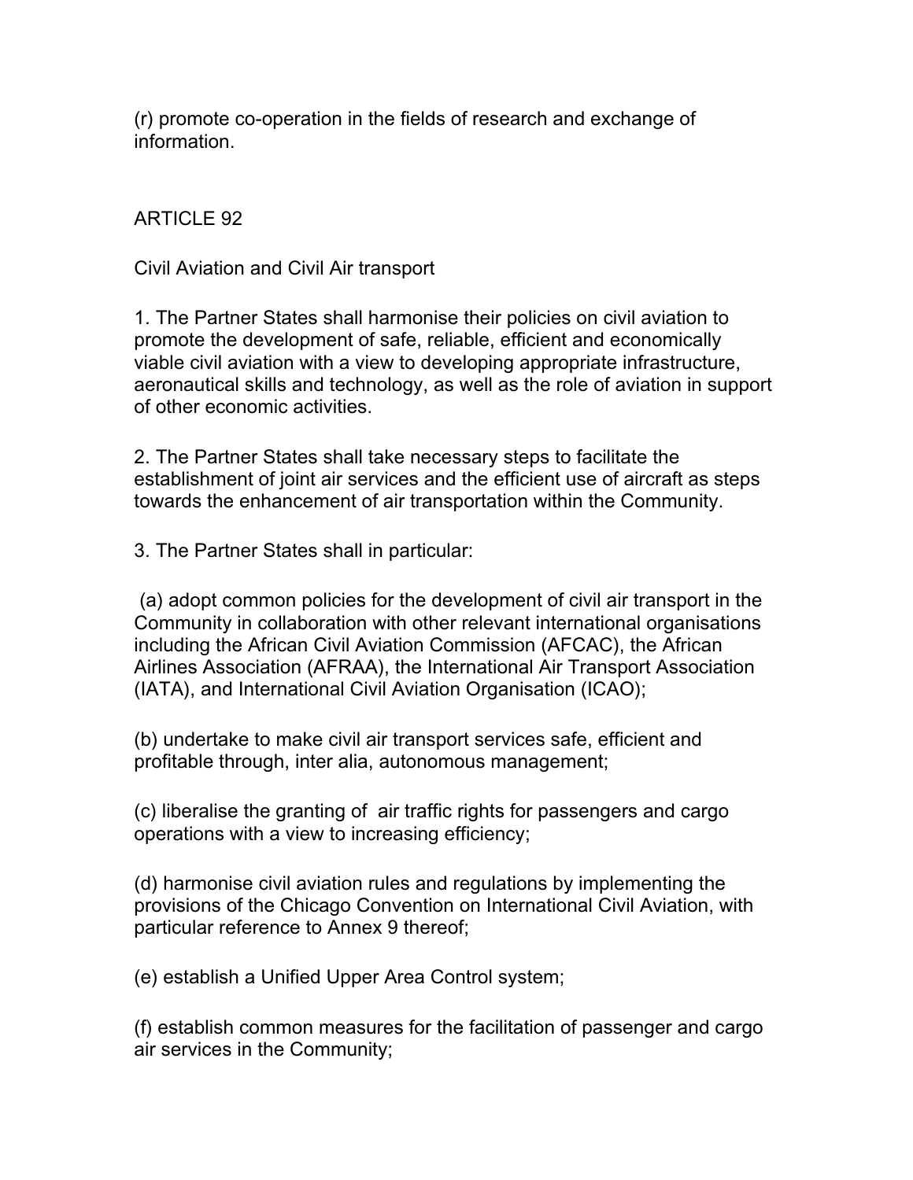(r) promote co-operation in the fields of research and exchange of information.

## ARTICLE 92

### Civil Aviation and Civil Air transport

1. The Partner States shall harmonise their policies on civil aviation to promote the development of safe, reliable, efficient and economically viable civil aviation with a view to developing appropriate infrastructure, aeronautical skills and technology, as well as the role of aviation in support of other economic activities.

2. The Partner States shall take necessary steps to facilitate the establishment of joint air services and the efficient use of aircraft as steps towards the enhancement of air transportation within the Community.

3. The Partner States shall in particular:

(a) adopt common policies for the development of civil air transport in the Community in collaboration with other relevant international organisations including the African Civil Aviation Commission (AFCAC), the African Airlines Association (AFRAA), the International Air Transport Association (IATA), and International Civil Aviation Organisation (ICAO);

(b) undertake to make civil air transport services safe, efficient and profitable through, inter alia, autonomous management;

(c) liberalise the granting of air traffic rights for passengers and cargo operations with a view to increasing efficiency;

(d) harmonise civil aviation rules and regulations by implementing the provisions of the Chicago Convention on International Civil Aviation, with particular reference to Annex 9 thereof;

(e) establish a Unified Upper Area Control system;

(f) establish common measures for the facilitation of passenger and cargo air services in the Community;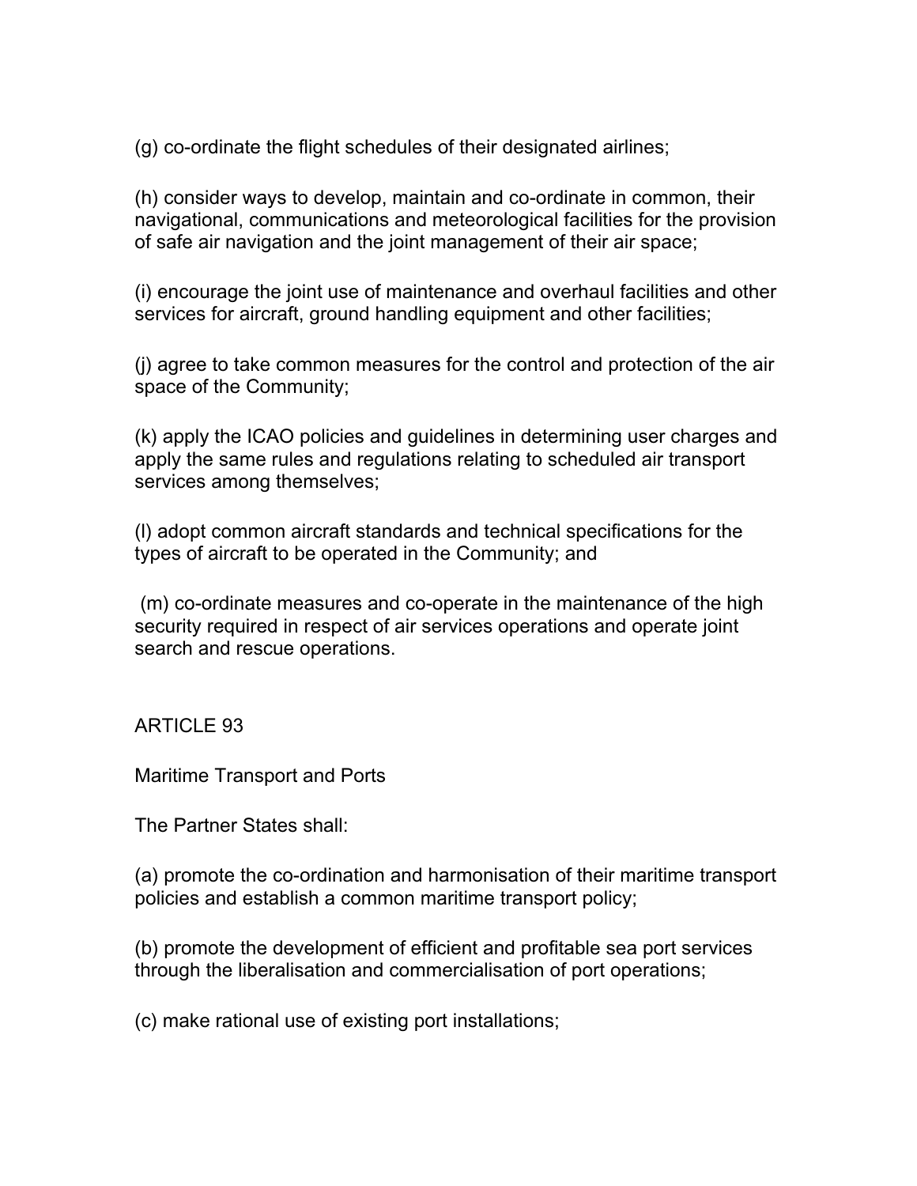(g) co-ordinate the flight schedules of their designated airlines;

(h) consider ways to develop, maintain and co-ordinate in common, their navigational, communications and meteorological facilities for the provision of safe air navigation and the joint management of their air space;

(i) encourage the joint use of maintenance and overhaul facilities and other services for aircraft, ground handling equipment and other facilities;

(j) agree to take common measures for the control and protection of the air space of the Community;

(k) apply the ICAO policies and guidelines in determining user charges and apply the same rules and regulations relating to scheduled air transport services among themselves;

(l) adopt common aircraft standards and technical specifications for the types of aircraft to be operated in the Community; and

(m) co-ordinate measures and co-operate in the maintenance of the high security required in respect of air services operations and operate joint search and rescue operations.

ARTICLE 93

Maritime Transport and Ports

The Partner States shall:

(a) promote the co-ordination and harmonisation of their maritime transport policies and establish a common maritime transport policy;

(b) promote the development of efficient and profitable sea port services through the liberalisation and commercialisation of port operations;

(c) make rational use of existing port installations;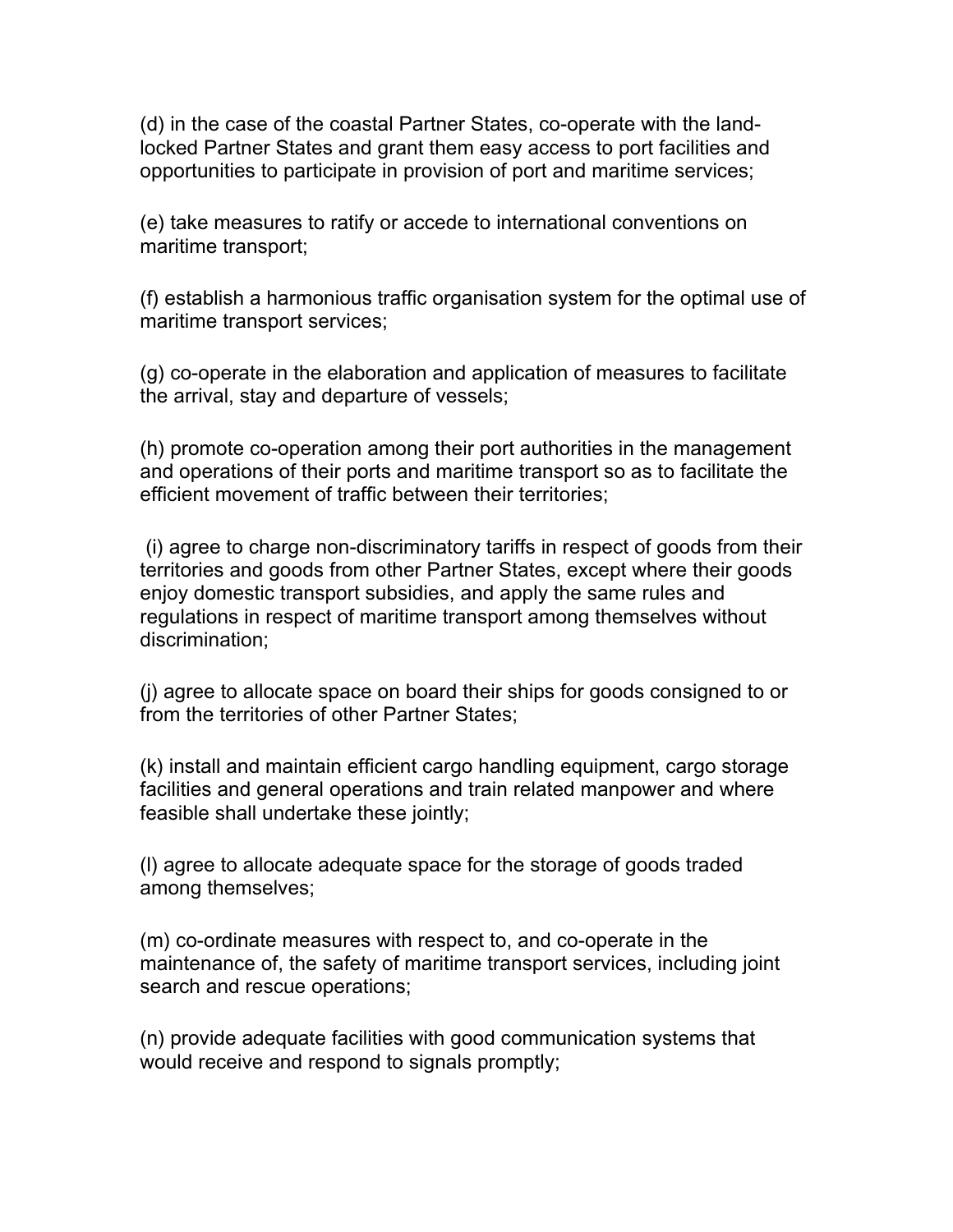(d) in the case of the coastal Partner States, co-operate with the land-locked Partner States and grant them easy access to port facilities and opportunities to participate in provision of port and maritime services;

(e) take measures to ratify or accede to international conventions on maritime transport;

(f) establish a harmonious traffic organisation system for the optimal use of maritime transport services;

(g) co-operate in the elaboration and application of measures to facilitate the arrival, stay and departure of vessels;

(h) promote co-operation among their port authorities in the management and operations of their ports and maritime transport so as to facilitate the efficient movement of traffic between their territories;

(i) agree to charge non-discriminatory tariffs in respect of goods from their territories and goods from other Partner States, except where their goods enjoy domestic transport subsidies, and apply the same rules and regulations in respect of maritime transport among themselves without discrimination;

(j) agree to allocate space on board their ships for goods consigned to or from the territories of other Partner States;

(k) install and maintain efficient cargo handling equipment, cargo storage facilities and general operations and train related manpower and where feasible shall undertake these jointly;

(l) agree to allocate adequate space for the storage of goods traded among themselves;

(m) co-ordinate measures with respect to, and co-operate in the maintenance of, the safety of maritime transport services, including joint search and rescue operations;

(n) provide adequate facilities with good communication systems that would receive and respond to signals promptly;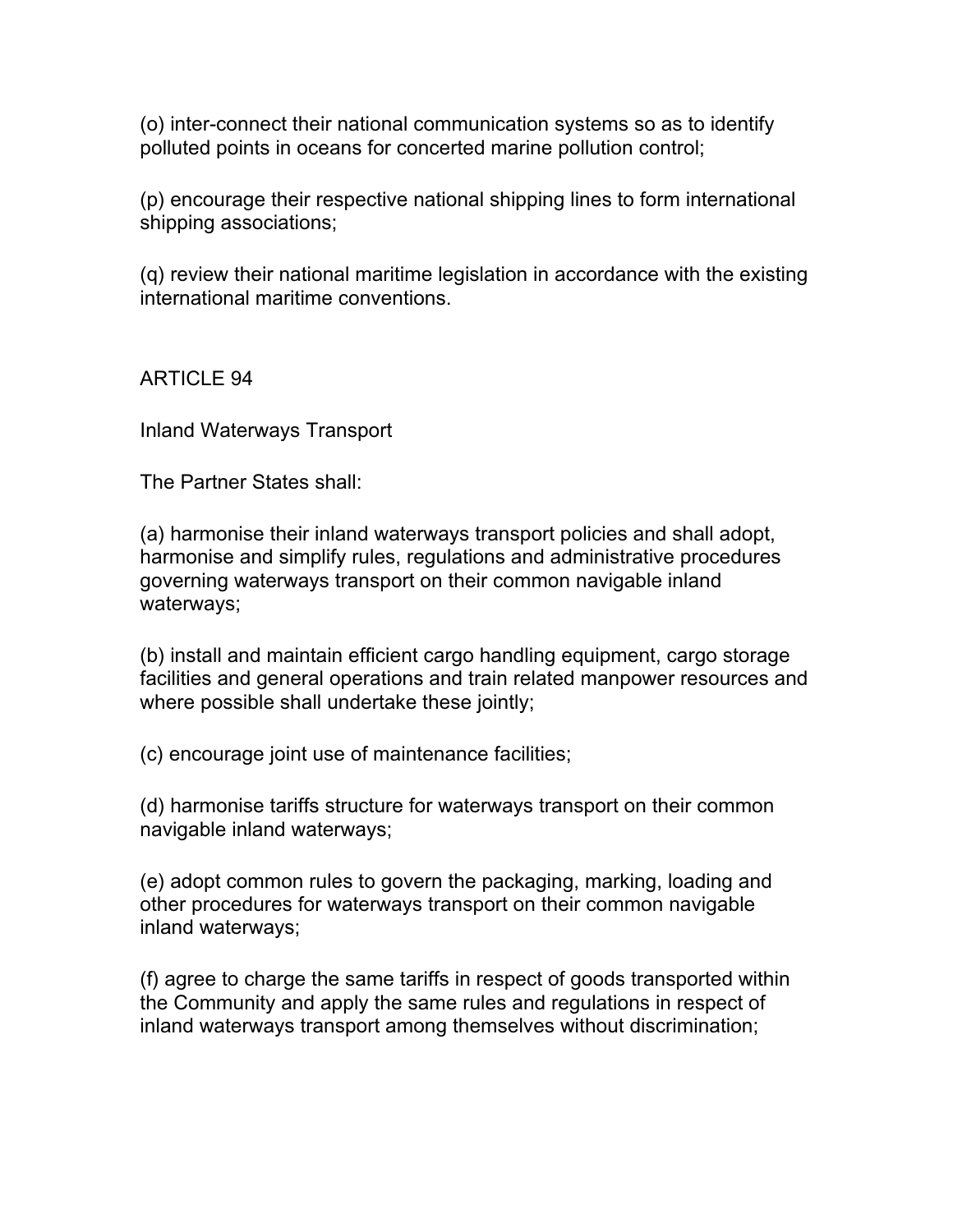(o) inter-connect their national communication systems so as to identify polluted points in oceans for concerted marine pollution control;

(p) encourage their respective national shipping lines to form international shipping associations;

(q) review their national maritime legislation in accordance with the existing international maritime conventions.

## ARTICLE 94

### Inland Waterways Transport

The Partner States shall:

(a) harmonise their inland waterways transport policies and shall adopt, harmonise and simplify rules, regulations and administrative procedures governing waterways transport on their common navigable inland waterways;

(b) install and maintain efficient cargo handling equipment, cargo storage facilities and general operations and train related manpower resources and where possible shall undertake these jointly;

(c) encourage joint use of maintenance facilities;

(d) harmonise tariffs structure for waterways transport on their common navigable inland waterways;

(e) adopt common rules to govern the packaging, marking, loading and other procedures for waterways transport on their common navigable inland waterways;

(f) agree to charge the same tariffs in respect of goods transported within the Community and apply the same rules and regulations in respect of inland waterways transport among themselves without discrimination;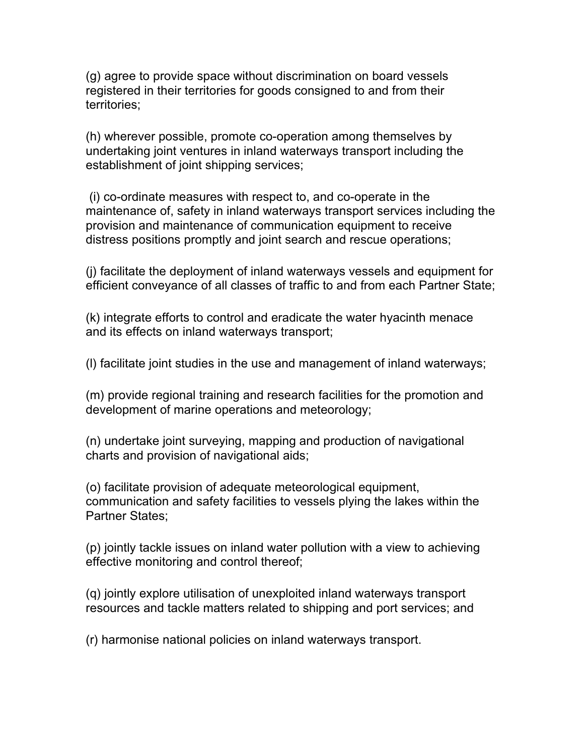(g) agree to provide space without discrimination on board vessels registered in their territories for goods consigned to and from their territories;

(h) wherever possible, promote co-operation among themselves by undertaking joint ventures in inland waterways transport including the establishment of joint shipping services;

(i) co-ordinate measures with respect to, and co-operate in the maintenance of, safety in inland waterways transport services including the provision and maintenance of communication equipment to receive distress positions promptly and joint search and rescue operations;

(j) facilitate the deployment of inland waterways vessels and equipment for efficient conveyance of all classes of traffic to and from each Partner State;

(k) integrate efforts to control and eradicate the water hyacinth menace and its effects on inland waterways transport;

(l) facilitate joint studies in the use and management of inland waterways;

(m) provide regional training and research facilities for the promotion and development of marine operations and meteorology;

(n) undertake joint surveying, mapping and production of navigational charts and provision of navigational aids;

(o) facilitate provision of adequate meteorological equipment, communication and safety facilities to vessels plying the lakes within the Partner States;

(p) jointly tackle issues on inland water pollution with a view to achieving effective monitoring and control thereof;

(q) jointly explore utilisation of unexploited inland waterways transport resources and tackle matters related to shipping and port services; and

(r) harmonise national policies on inland waterways transport.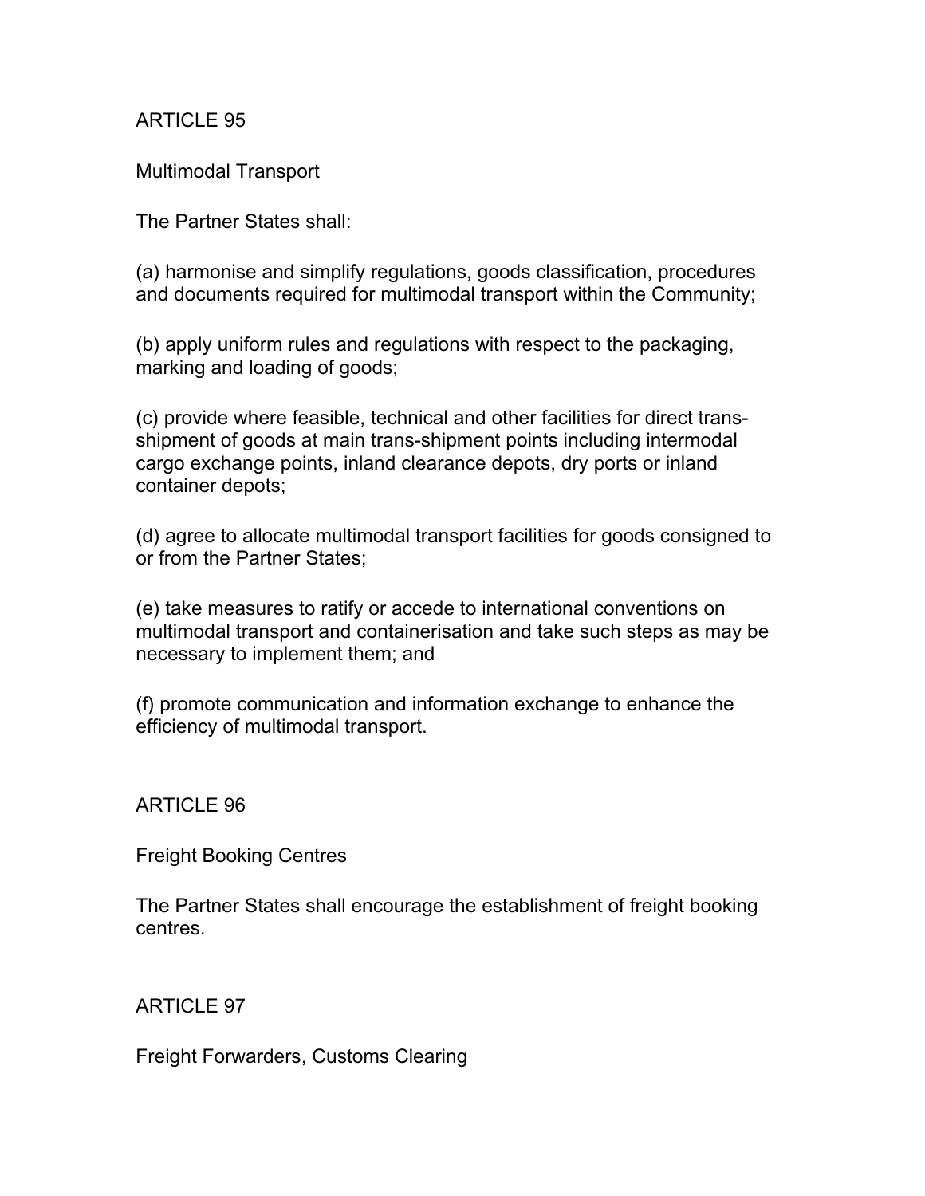## ARTICLE 95

### Multimodal Transport

The Partner States shall:

(a) harmonise and simplify regulations, goods classification, procedures and documents required for multimodal transport within the Community;

(b) apply uniform rules and regulations with respect to the packaging, marking and loading of goods;

(c) provide where feasible, technical and other facilities for direct trans-shipment of goods at main trans-shipment points including intermodal cargo exchange points, inland clearance depots, dry ports or inland container depots;

(d) agree to allocate multimodal transport facilities for goods consigned to or from the Partner States;

(e) take measures to ratify or accede to international conventions on multimodal transport and containerisation and take such steps as may be necessary to implement them; and

(f) promote communication and information exchange to enhance the efficiency of multimodal transport.

## ARTICLE 96

### Freight Booking Centres

The Partner States shall encourage the establishment of freight booking centres.

## ARTICLE 97

### Freight Forwarders, Customs Clearing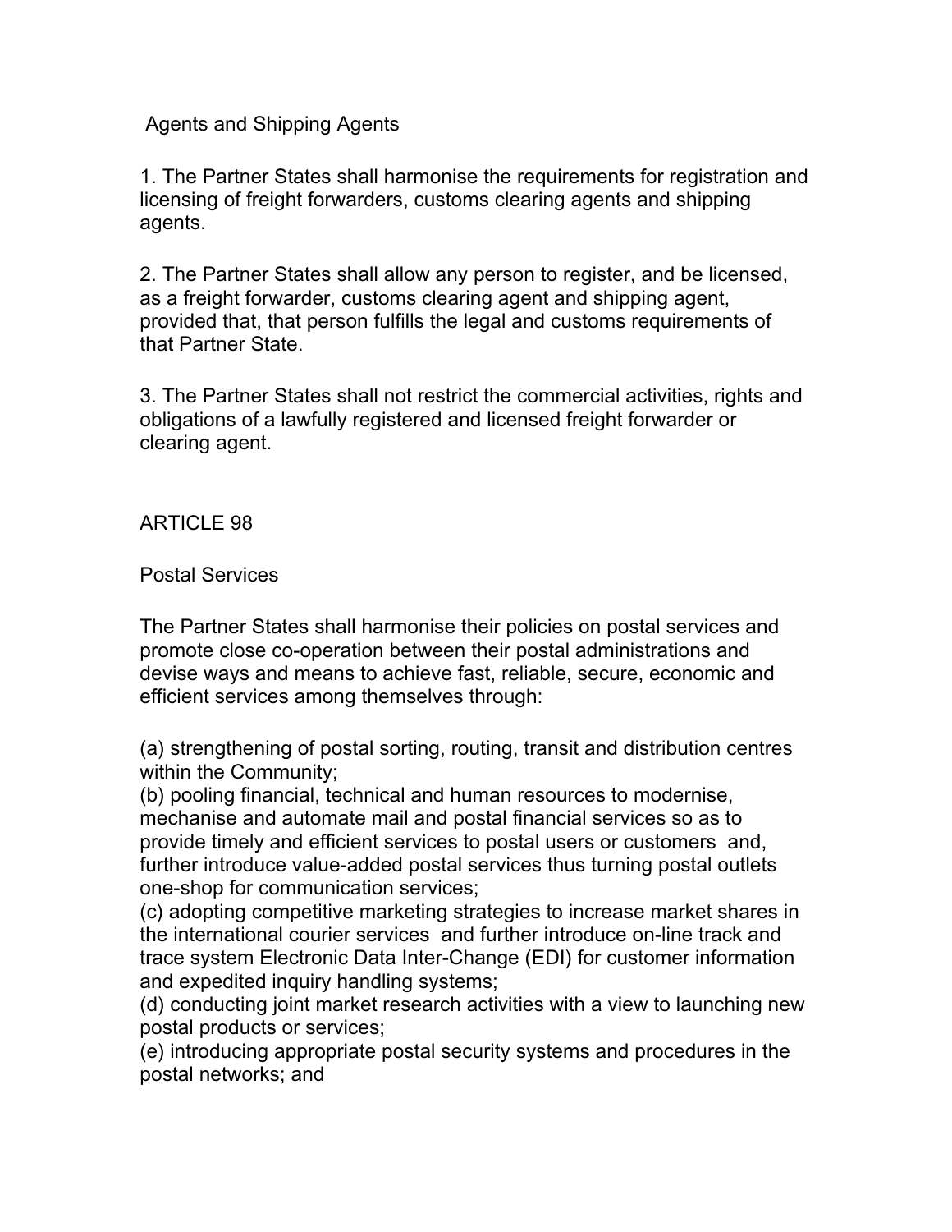Agents and Shipping Agents

1. The Partner States shall harmonise the requirements for registration and licensing of freight forwarders, customs clearing agents and shipping agents.

2. The Partner States shall allow any person to register, and be licensed, as a freight forwarder, customs clearing agent and shipping agent, provided that, that person fulfills the legal and customs requirements of that Partner State.

3. The Partner States shall not restrict the commercial activities, rights and obligations of a lawfully registered and licensed freight forwarder or clearing agent.

## ARTICLE 98

### Postal Services

The Partner States shall harmonise their policies on postal services and promote close co-operation between their postal administrations and devise ways and means to achieve fast, reliable, secure, economic and efficient services among themselves through:

(a) strengthening of postal sorting, routing, transit and distribution centres within the Community;
(b) pooling financial, technical and human resources to modernise, mechanise and automate mail and postal financial services so as to provide timely and efficient services to postal users or customers and, further introduce value-added postal services thus turning postal outlets one-shop for communication services;
(c) adopting competitive marketing strategies to increase market shares in the international courier services and further introduce on-line track and trace system Electronic Data Inter-Change (EDI) for customer information and expedited inquiry handling systems;
(d) conducting joint market research activities with a view to launching new postal products or services;
(e) introducing appropriate postal security systems and procedures in the postal networks; and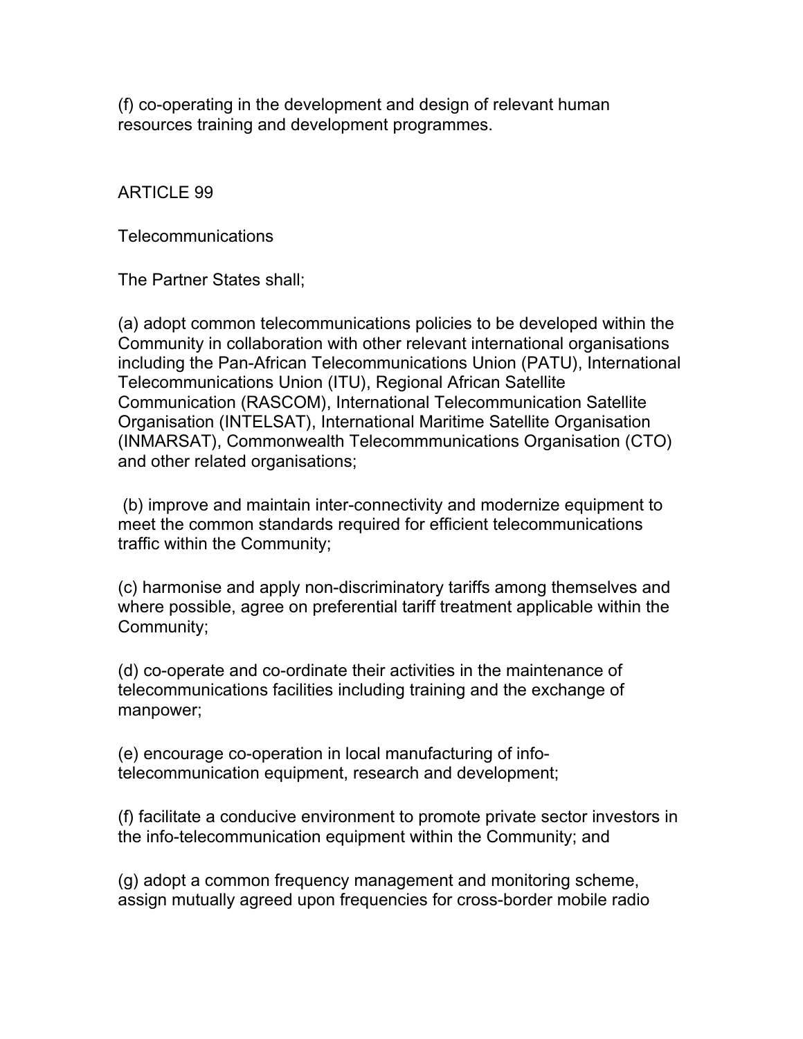(f) co-operating in the development and design of relevant human resources training and development programmes.

## ARTICLE 99

### Telecommunications

The Partner States shall;

(a) adopt common telecommunications policies to be developed within the Community in collaboration with other relevant international organisations including the Pan-African Telecommunications Union (PATU), International Telecommunications Union (ITU), Regional African Satellite Communication (RASCOM), International Telecommunication Satellite Organisation (INTELSAT), International Maritime Satellite Organisation (INMARSAT), Commonwealth Telecommmunications Organisation (CTO) and other related organisations;

(b) improve and maintain inter-connectivity and modernize equipment to meet the common standards required for efficient telecommunications traffic within the Community;

(c) harmonise and apply non-discriminatory tariffs among themselves and where possible, agree on preferential tariff treatment applicable within the Community;

(d) co-operate and co-ordinate their activities in the maintenance of telecommunications facilities including training and the exchange of manpower;

(e) encourage co-operation in local manufacturing of info-telecommunication equipment, research and development;

(f) facilitate a conducive environment to promote private sector investors in the info-telecommunication equipment within the Community; and

(g) adopt a common frequency management and monitoring scheme, assign mutually agreed upon frequencies for cross-border mobile radio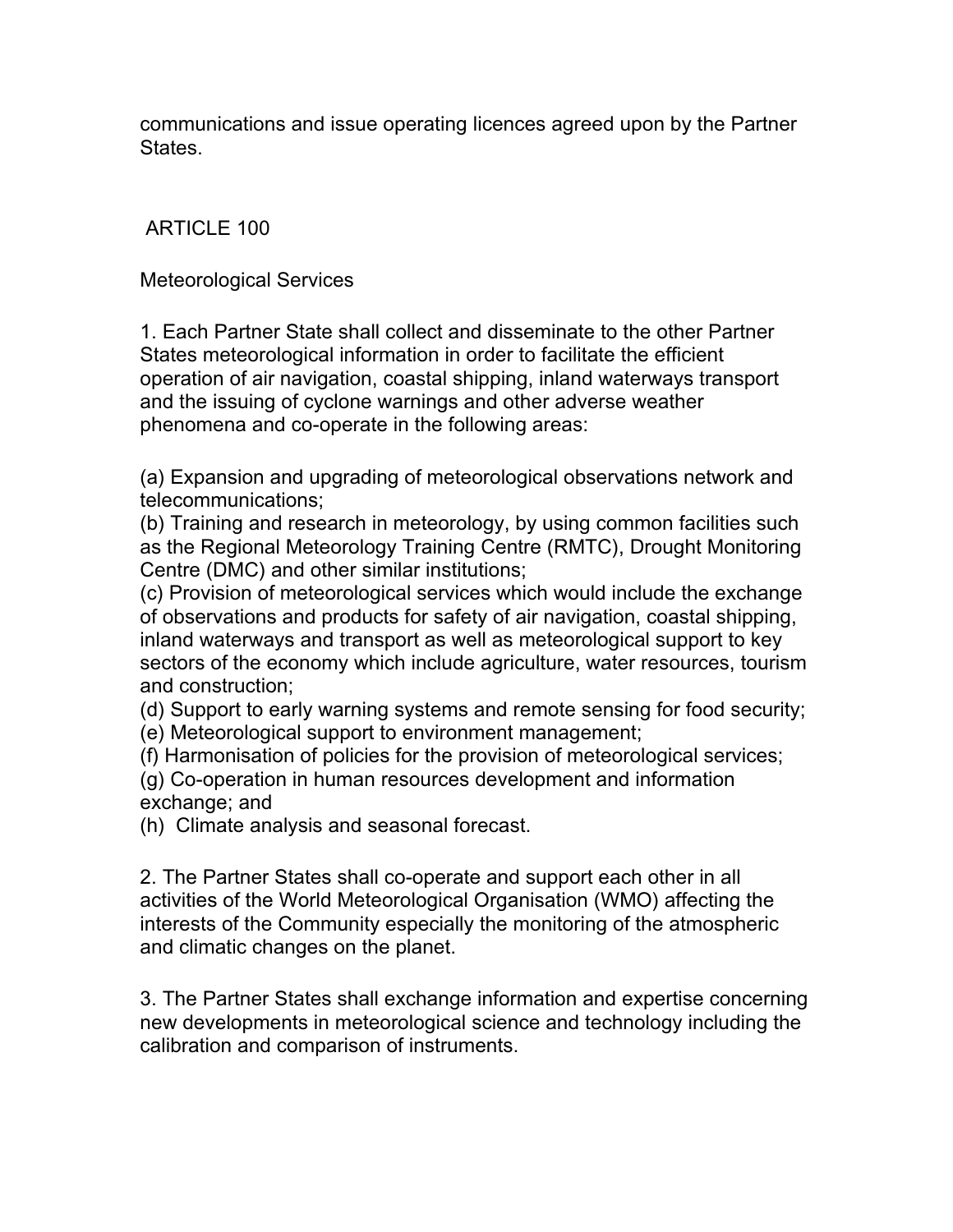communications and issue operating licences agreed upon by the Partner States.

## ARTICLE 100

### Meteorological Services

1. Each Partner State shall collect and disseminate to the other Partner States meteorological information in order to facilitate the efficient operation of air navigation, coastal shipping, inland waterways transport and the issuing of cyclone warnings and other adverse weather phenomena and co-operate in the following areas:

(a) Expansion and upgrading of meteorological observations network and telecommunications;
(b) Training and research in meteorology, by using common facilities such as the Regional Meteorology Training Centre (RMTC), Drought Monitoring Centre (DMC) and other similar institutions;
(c) Provision of meteorological services which would include the exchange of observations and products for safety of air navigation, coastal shipping, inland waterways and transport as well as meteorological support to key sectors of the economy which include agriculture, water resources, tourism and construction;
(d) Support to early warning systems and remote sensing for food security;
(e) Meteorological support to environment management;
(f) Harmonisation of policies for the provision of meteorological services;
(g) Co-operation in human resources development and information exchange; and
(h) Climate analysis and seasonal forecast.

2. The Partner States shall co-operate and support each other in all activities of the World Meteorological Organisation (WMO) affecting the interests of the Community especially the monitoring of the atmospheric and climatic changes on the planet.

3. The Partner States shall exchange information and expertise concerning new developments in meteorological science and technology including the calibration and comparison of instruments.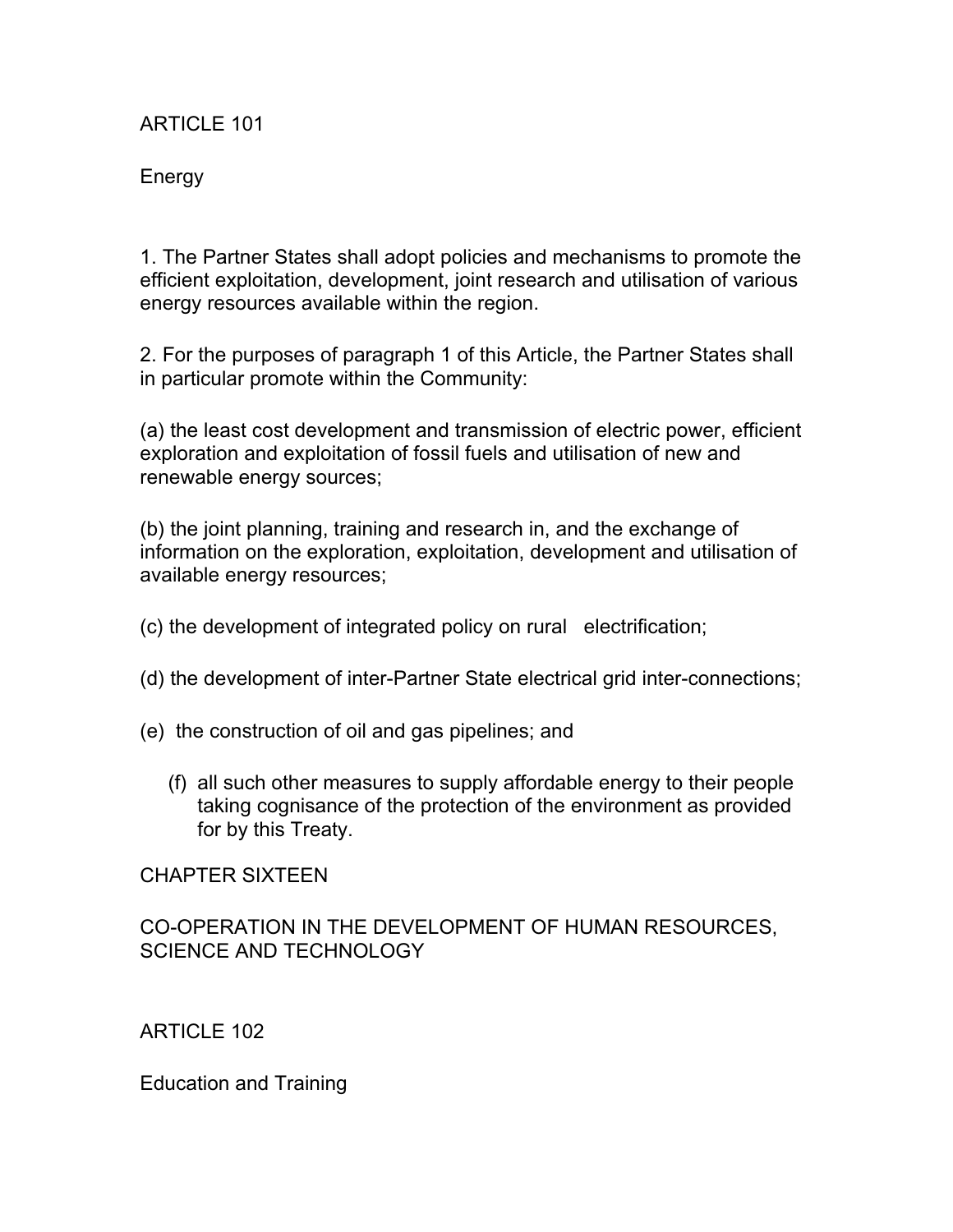## ARTICLE 101

### Energy

1. The Partner States shall adopt policies and mechanisms to promote the efficient exploitation, development, joint research and utilisation of various energy resources available within the region.

2. For the purposes of paragraph 1 of this Article, the Partner States shall in particular promote within the Community:

(a) the least cost development and transmission of electric power, efficient exploration and exploitation of fossil fuels and utilisation of new and renewable energy sources;

(b) the joint planning, training and research in, and the exchange of information on the exploration, exploitation, development and utilisation of available energy resources;

(c) the development of integrated policy on rural electrification;

(d) the development of inter-Partner State electrical grid inter-connections;

(e) the construction of oil and gas pipelines; and

(f) all such other measures to supply affordable energy to their people taking cognisance of the protection of the environment as provided for by this Treaty.

# CHAPTER SIXTEEN

# CO-OPERATION IN THE DEVELOPMENT OF HUMAN RESOURCES, SCIENCE AND TECHNOLOGY

## ARTICLE 102

### Education and Training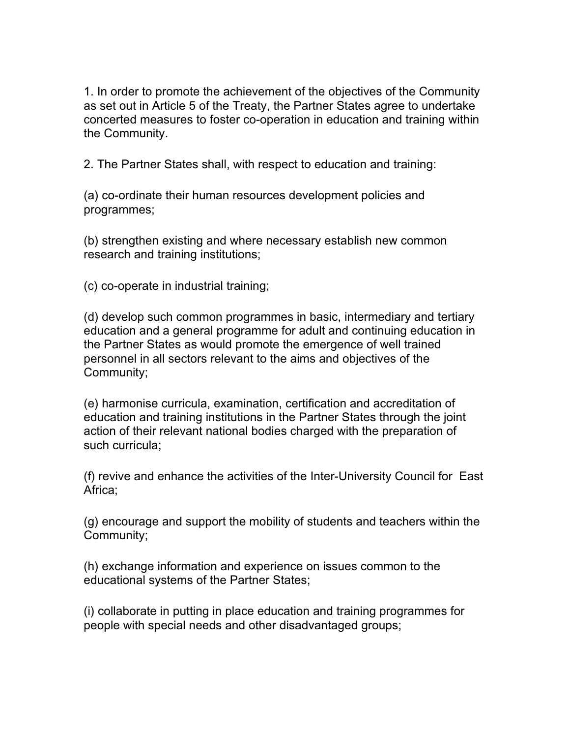1. In order to promote the achievement of the objectives of the Community as set out in Article 5 of the Treaty, the Partner States agree to undertake concerted measures to foster co-operation in education and training within the Community.

2. The Partner States shall, with respect to education and training:

(a) co-ordinate their human resources development policies and programmes;

(b) strengthen existing and where necessary establish new common research and training institutions;

(c) co-operate in industrial training;

(d) develop such common programmes in basic, intermediary and tertiary education and a general programme for adult and continuing education in the Partner States as would promote the emergence of well trained personnel in all sectors relevant to the aims and objectives of the Community;

(e) harmonise curricula, examination, certification and accreditation of education and training institutions in the Partner States through the joint action of their relevant national bodies charged with the preparation of such curricula;

(f) revive and enhance the activities of the Inter-University Council for East Africa;

(g) encourage and support the mobility of students and teachers within the Community;

(h) exchange information and experience on issues common to the educational systems of the Partner States;

(i) collaborate in putting in place education and training programmes for people with special needs and other disadvantaged groups;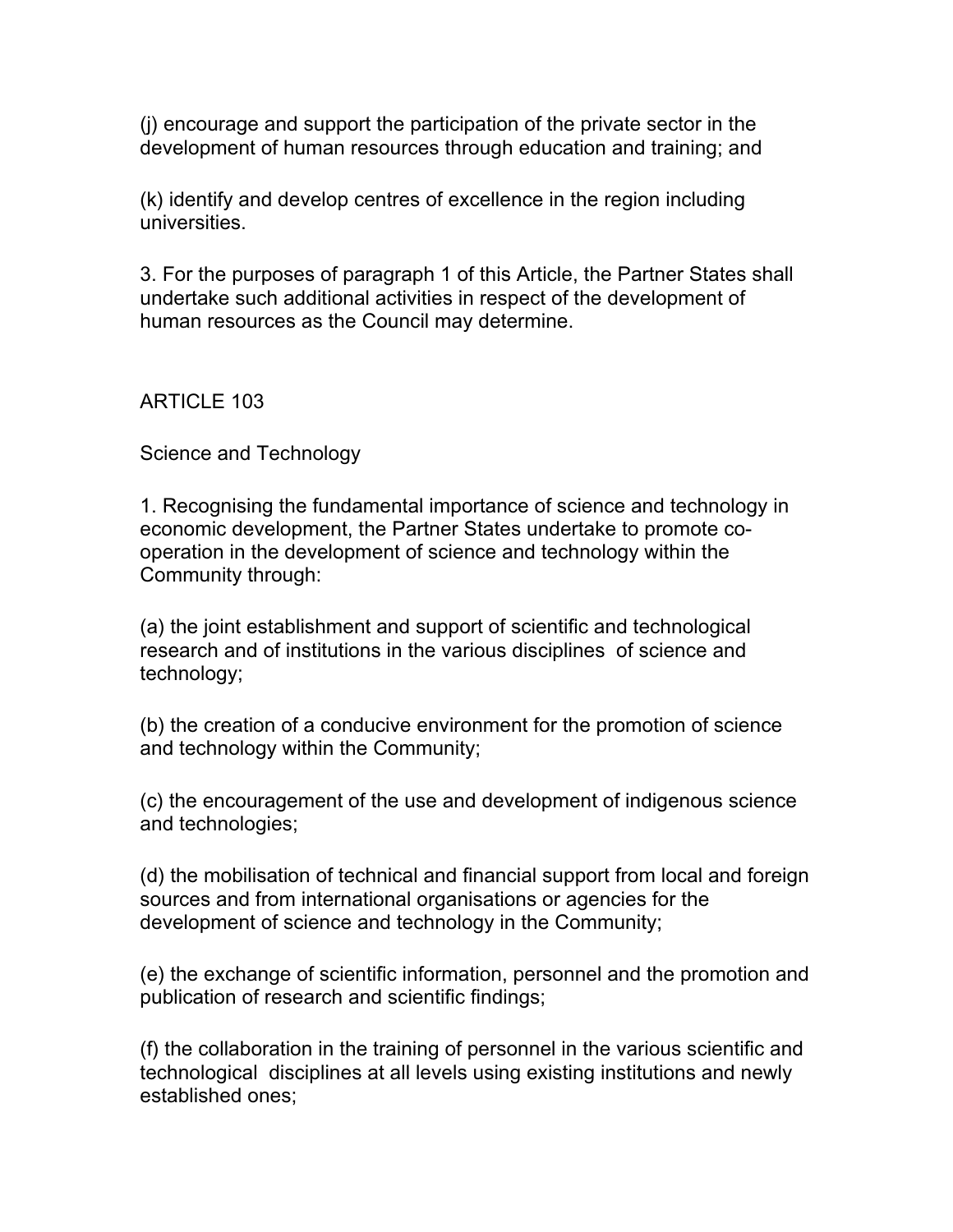(j) encourage and support the participation of the private sector in the development of human resources through education and training; and

(k) identify and develop centres of excellence in the region including universities.

3. For the purposes of paragraph 1 of this Article, the Partner States shall undertake such additional activities in respect of the development of human resources as the Council may determine.

## ARTICLE 103

### Science and Technology

1. Recognising the fundamental importance of science and technology in economic development, the Partner States undertake to promote co-operation in the development of science and technology within the Community through:

(a) the joint establishment and support of scientific and technological research and of institutions in the various disciplines of science and technology;

(b) the creation of a conducive environment for the promotion of science and technology within the Community;

(c) the encouragement of the use and development of indigenous science and technologies;

(d) the mobilisation of technical and financial support from local and foreign sources and from international organisations or agencies for the development of science and technology in the Community;

(e) the exchange of scientific information, personnel and the promotion and publication of research and scientific findings;

(f) the collaboration in the training of personnel in the various scientific and technological disciplines at all levels using existing institutions and newly established ones;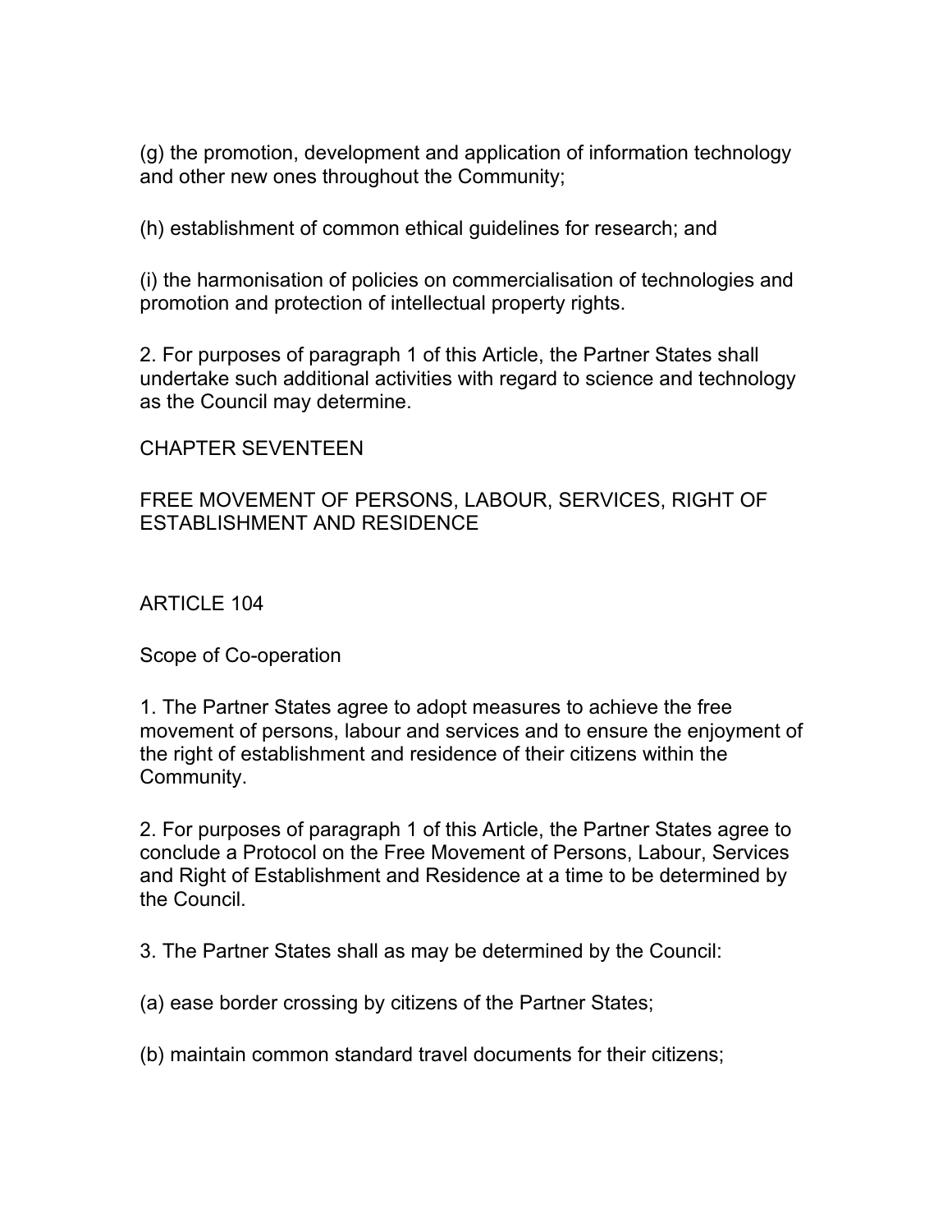(g) the promotion, development and application of information technology and other new ones throughout the Community;

(h) establishment of common ethical guidelines for research; and

(i) the harmonisation of policies on commercialisation of technologies and promotion and protection of intellectual property rights.

2. For purposes of paragraph 1 of this Article, the Partner States shall undertake such additional activities with regard to science and technology as the Council may determine.

# CHAPTER SEVENTEEN

# FREE MOVEMENT OF PERSONS, LABOUR, SERVICES, RIGHT OF ESTABLISHMENT AND RESIDENCE

## ARTICLE 104

### Scope of Co-operation

1. The Partner States agree to adopt measures to achieve the free movement of persons, labour and services and to ensure the enjoyment of the right of establishment and residence of their citizens within the Community.

2. For purposes of paragraph 1 of this Article, the Partner States agree to conclude a Protocol on the Free Movement of Persons, Labour, Services and Right of Establishment and Residence at a time to be determined by the Council.

3. The Partner States shall as may be determined by the Council:

(a) ease border crossing by citizens of the Partner States;

(b) maintain common standard travel documents for their citizens;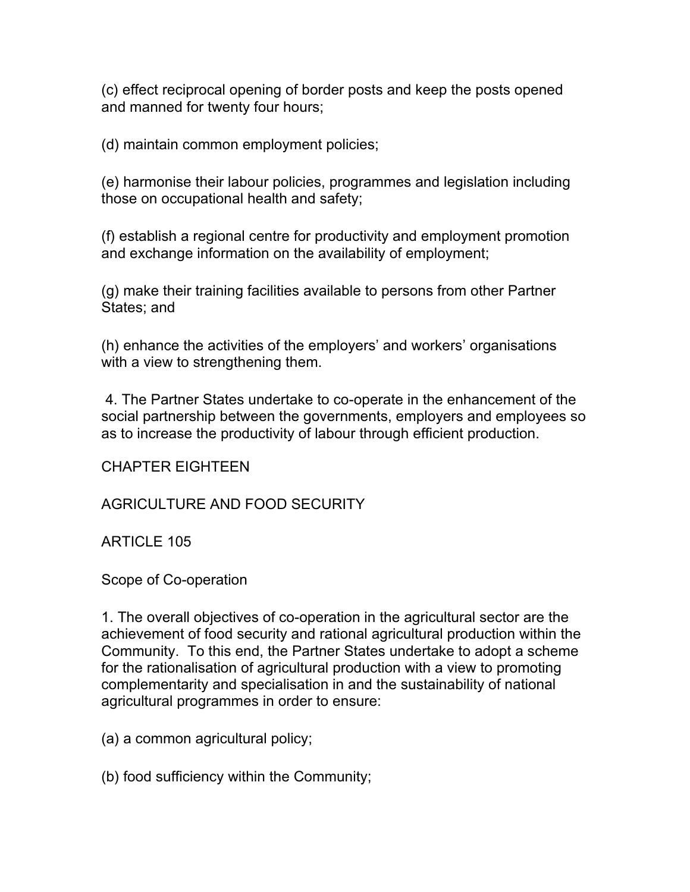(c) effect reciprocal opening of border posts and keep the posts opened and manned for twenty four hours;

(d) maintain common employment policies;

(e) harmonise their labour policies, programmes and legislation including those on occupational health and safety;

(f) establish a regional centre for productivity and employment promotion and exchange information on the availability of employment;

(g) make their training facilities available to persons from other Partner States; and

(h) enhance the activities of the employers' and workers' organisations with a view to strengthening them.

4. The Partner States undertake to co-operate in the enhancement of the social partnership between the governments, employers and employees so as to increase the productivity of labour through efficient production.

## CHAPTER EIGHTEEN

## AGRICULTURE AND FOOD SECURITY

### ARTICLE 105

### Scope of Co-operation

1. The overall objectives of co-operation in the agricultural sector are the achievement of food security and rational agricultural production within the Community. To this end, the Partner States undertake to adopt a scheme for the rationalisation of agricultural production with a view to promoting complementarity and specialisation in and the sustainability of national agricultural programmes in order to ensure:

(a) a common agricultural policy;

(b) food sufficiency within the Community;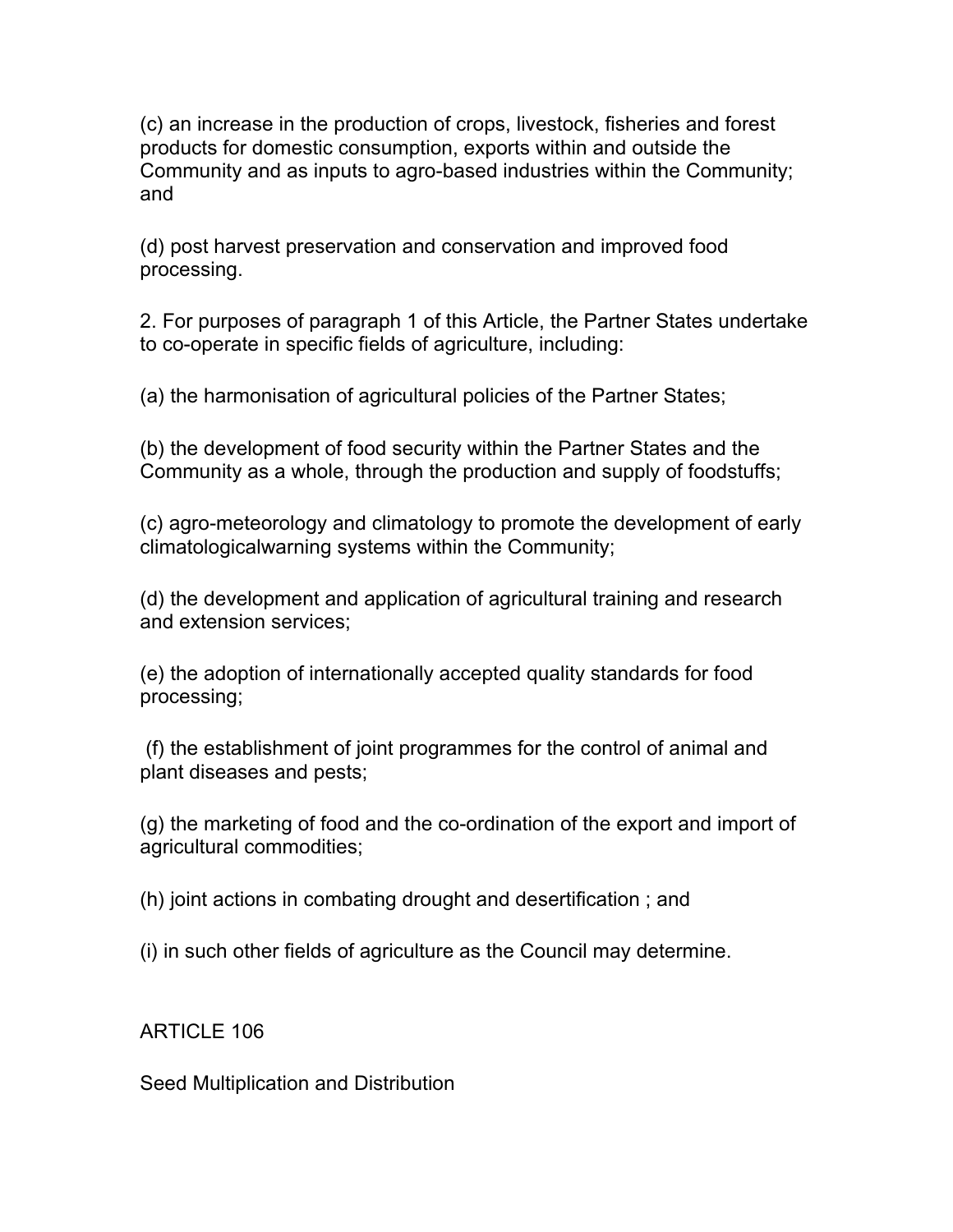(c) an increase in the production of crops, livestock, fisheries and forest products for domestic consumption, exports within and outside the Community and as inputs to agro-based industries within the Community; and

(d) post harvest preservation and conservation and improved food processing.

2. For purposes of paragraph 1 of this Article, the Partner States undertake to co-operate in specific fields of agriculture, including:

(a) the harmonisation of agricultural policies of the Partner States;

(b) the development of food security within the Partner States and the Community as a whole, through the production and supply of foodstuffs;

(c) agro-meteorology and climatology to promote the development of early climatologicalwarning systems within the Community;

(d) the development and application of agricultural training and research and extension services;

(e) the adoption of internationally accepted quality standards for food processing;

(f) the establishment of joint programmes for the control of animal and plant diseases and pests;

(g) the marketing of food and the co-ordination of the export and import of agricultural commodities;

(h) joint actions in combating drought and desertification ; and

(i) in such other fields of agriculture as the Council may determine.

ARTICLE 106

Seed Multiplication and Distribution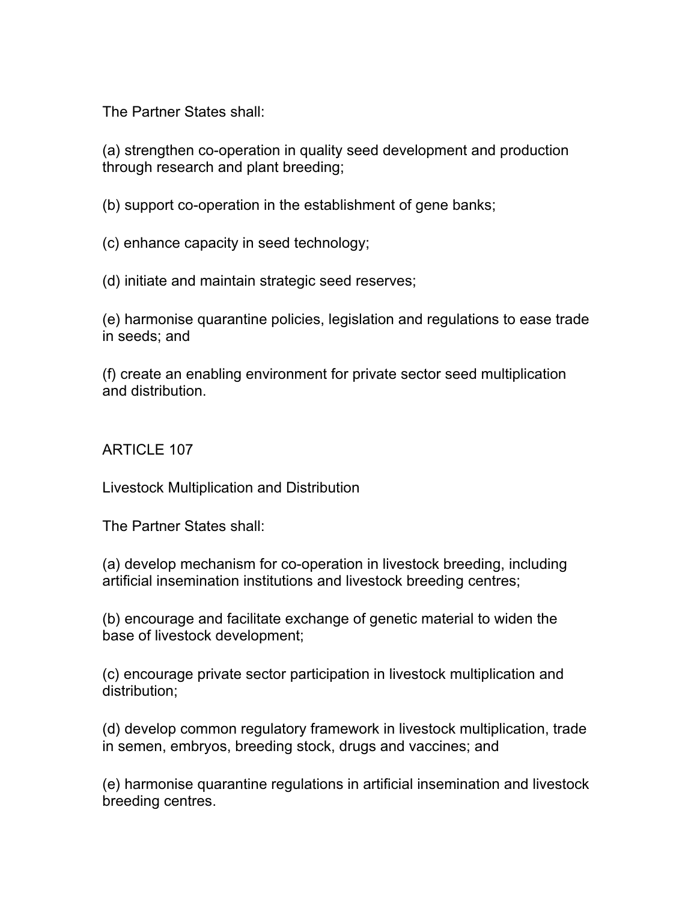The Partner States shall:

(a) strengthen co-operation in quality seed development and production through research and plant breeding;

(b) support co-operation in the establishment of gene banks;

(c) enhance capacity in seed technology;

(d) initiate and maintain strategic seed reserves;

(e) harmonise quarantine policies, legislation and regulations to ease trade in seeds; and

(f) create an enabling environment for private sector seed multiplication and distribution.

## ARTICLE 107

### Livestock Multiplication and Distribution

The Partner States shall:

(a) develop mechanism for co-operation in livestock breeding, including artificial insemination institutions and livestock breeding centres;

(b) encourage and facilitate exchange of genetic material to widen the base of livestock development;

(c) encourage private sector participation in livestock multiplication and distribution;

(d) develop common regulatory framework in livestock multiplication, trade in semen, embryos, breeding stock, drugs and vaccines; and

(e) harmonise quarantine regulations in artificial insemination and livestock breeding centres.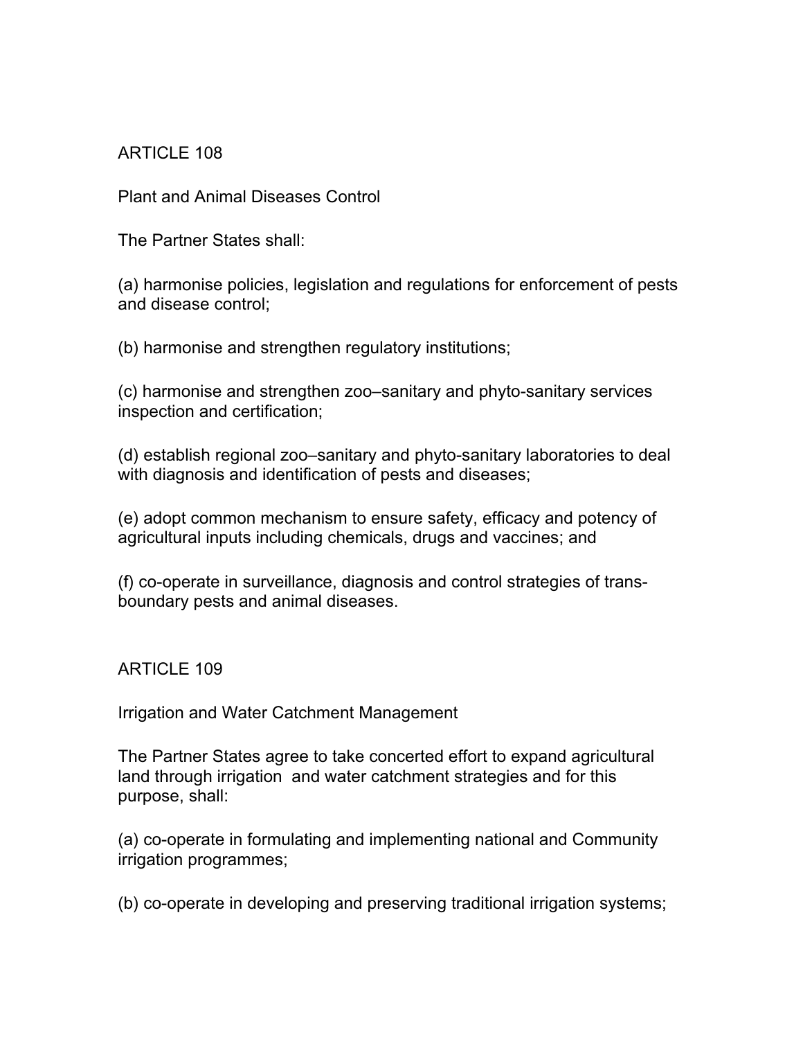## ARTICLE 108

### Plant and Animal Diseases Control

The Partner States shall:

(a) harmonise policies, legislation and regulations for enforcement of pests and disease control;

(b) harmonise and strengthen regulatory institutions;

(c) harmonise and strengthen zoo–sanitary and phyto-sanitary services inspection and certification;

(d) establish regional zoo–sanitary and phyto-sanitary laboratories to deal with diagnosis and identification of pests and diseases;

(e) adopt common mechanism to ensure safety, efficacy and potency of agricultural inputs including chemicals, drugs and vaccines; and

(f) co-operate in surveillance, diagnosis and control strategies of trans-boundary pests and animal diseases.

## ARTICLE 109

### Irrigation and Water Catchment Management

The Partner States agree to take concerted effort to expand agricultural land through irrigation and water catchment strategies and for this purpose, shall:

(a) co-operate in formulating and implementing national and Community irrigation programmes;

(b) co-operate in developing and preserving traditional irrigation systems;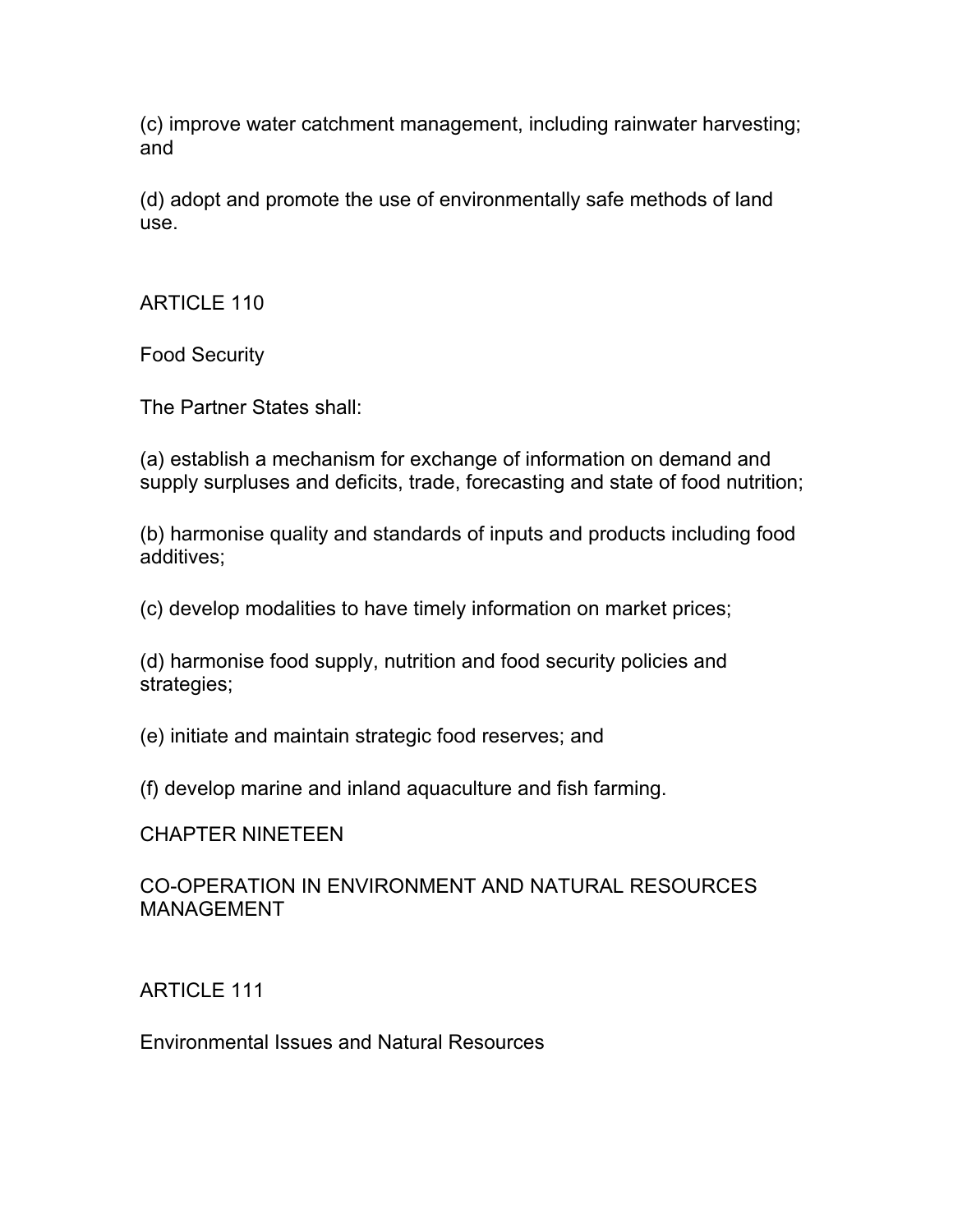(c) improve water catchment management, including rainwater harvesting; and

(d) adopt and promote the use of environmentally safe methods of land use.

## ARTICLE 110

### Food Security

The Partner States shall:

(a) establish a mechanism for exchange of information on demand and supply surpluses and deficits, trade, forecasting and state of food nutrition;

(b) harmonise quality and standards of inputs and products including food additives;

(c) develop modalities to have timely information on market prices;

(d) harmonise food supply, nutrition and food security policies and strategies;

(e) initiate and maintain strategic food reserves; and

(f) develop marine and inland aquaculture and fish farming.

# CHAPTER NINETEEN

# CO-OPERATION IN ENVIRONMENT AND NATURAL RESOURCES MANAGEMENT

## ARTICLE 111

### Environmental Issues and Natural Resources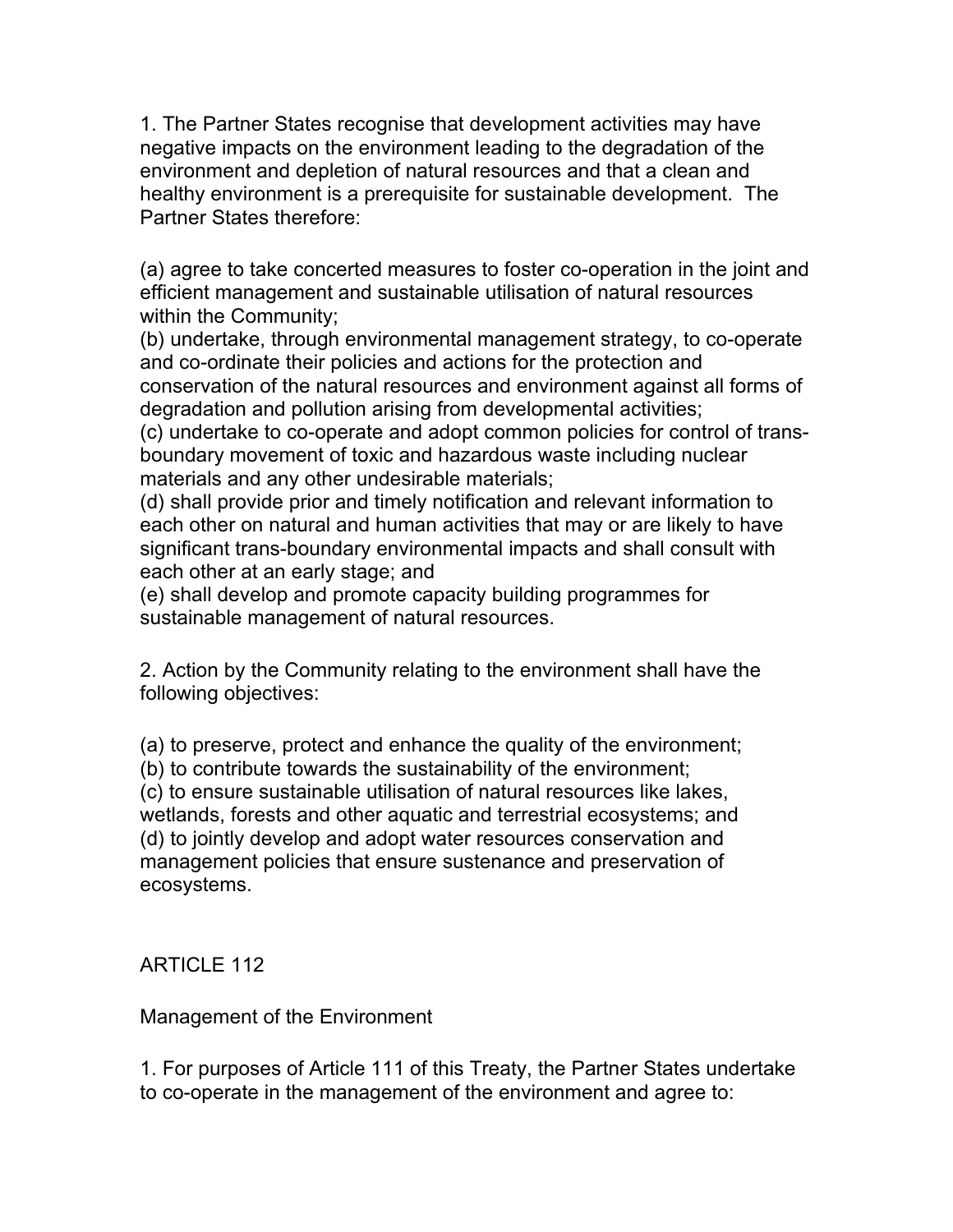1. The Partner States recognise that development activities may have negative impacts on the environment leading to the degradation of the environment and depletion of natural resources and that a clean and healthy environment is a prerequisite for sustainable development. The Partner States therefore:

(a) agree to take concerted measures to foster co-operation in the joint and efficient management and sustainable utilisation of natural resources within the Community;
(b) undertake, through environmental management strategy, to co-operate and co-ordinate their policies and actions for the protection and conservation of the natural resources and environment against all forms of degradation and pollution arising from developmental activities;
(c) undertake to co-operate and adopt common policies for control of trans-boundary movement of toxic and hazardous waste including nuclear materials and any other undesirable materials;
(d) shall provide prior and timely notification and relevant information to each other on natural and human activities that may or are likely to have significant trans-boundary environmental impacts and shall consult with each other at an early stage; and
(e) shall develop and promote capacity building programmes for sustainable management of natural resources.

2. Action by the Community relating to the environment shall have the following objectives:

(a) to preserve, protect and enhance the quality of the environment;
(b) to contribute towards the sustainability of the environment;
(c) to ensure sustainable utilisation of natural resources like lakes, wetlands, forests and other aquatic and terrestrial ecosystems; and
(d) to jointly develop and adopt water resources conservation and management policies that ensure sustenance and preservation of ecosystems.

## ARTICLE 112

### Management of the Environment

1. For purposes of Article 111 of this Treaty, the Partner States undertake to co-operate in the management of the environment and agree to: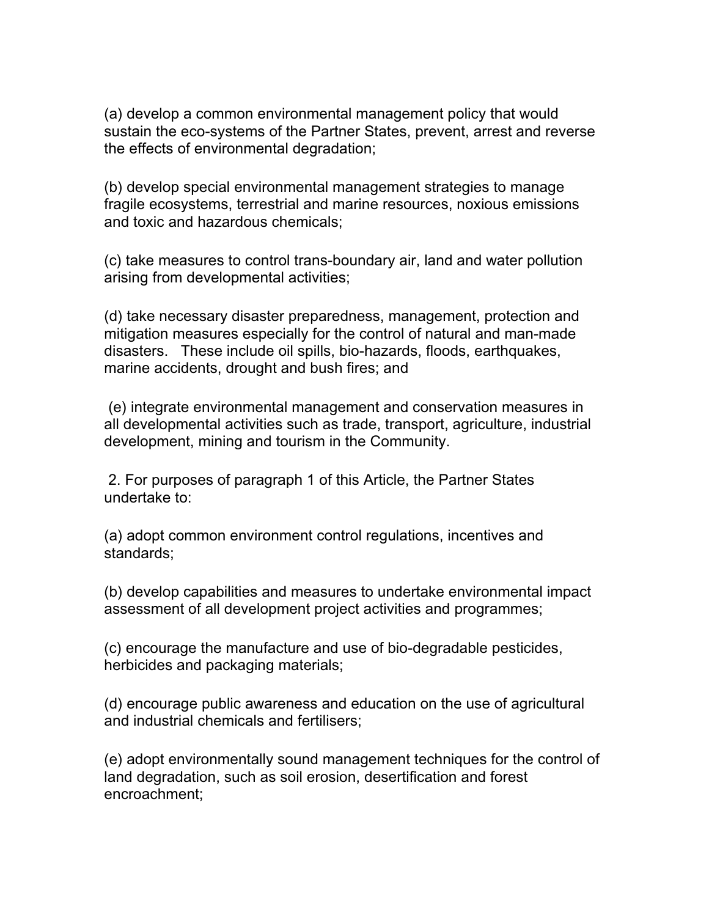(a) develop a common environmental management policy that would sustain the eco-systems of the Partner States, prevent, arrest and reverse the effects of environmental degradation;

(b) develop special environmental management strategies to manage fragile ecosystems, terrestrial and marine resources, noxious emissions and toxic and hazardous chemicals;

(c) take measures to control trans-boundary air, land and water pollution arising from developmental activities;

(d) take necessary disaster preparedness, management, protection and mitigation measures especially for the control of natural and man-made disasters. These include oil spills, bio-hazards, floods, earthquakes, marine accidents, drought and bush fires; and

(e) integrate environmental management and conservation measures in all developmental activities such as trade, transport, agriculture, industrial development, mining and tourism in the Community.

2. For purposes of paragraph 1 of this Article, the Partner States undertake to:

(a) adopt common environment control regulations, incentives and standards;

(b) develop capabilities and measures to undertake environmental impact assessment of all development project activities and programmes;

(c) encourage the manufacture and use of bio-degradable pesticides, herbicides and packaging materials;

(d) encourage public awareness and education on the use of agricultural and industrial chemicals and fertilisers;

(e) adopt environmentally sound management techniques for the control of land degradation, such as soil erosion, desertification and forest encroachment;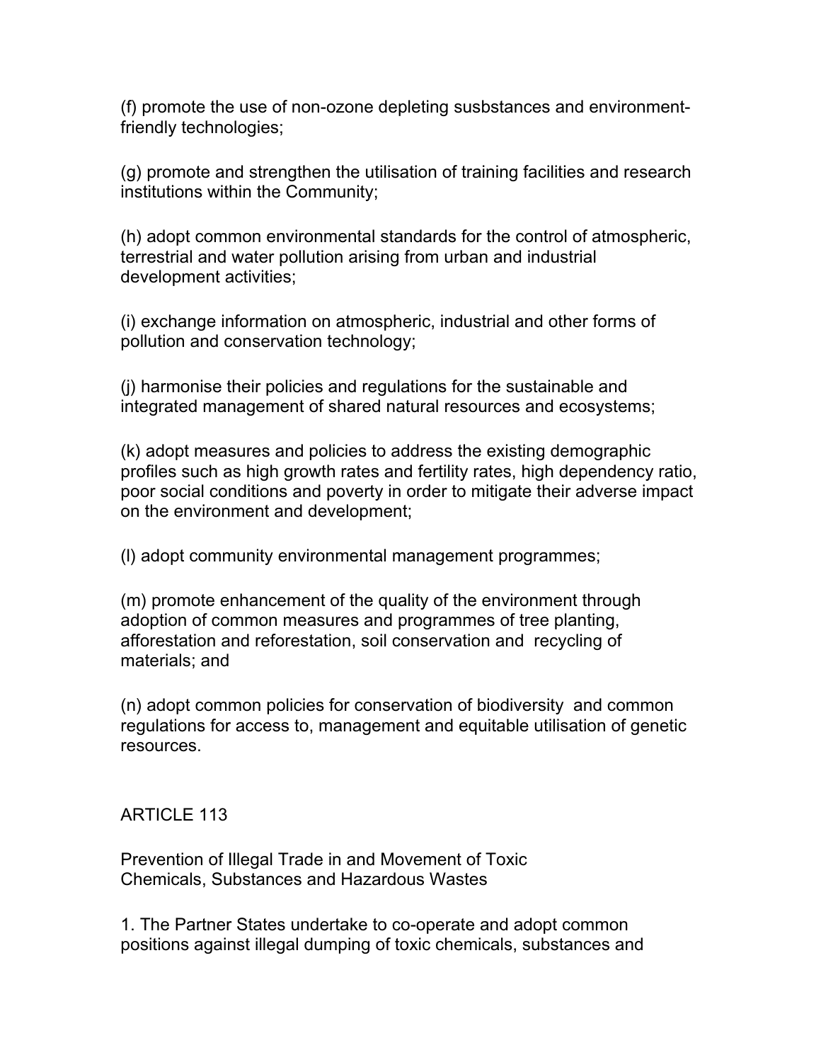(f) promote the use of non-ozone depleting susbstances and environment-friendly technologies;

(g) promote and strengthen the utilisation of training facilities and research institutions within the Community;

(h) adopt common environmental standards for the control of atmospheric, terrestrial and water pollution arising from urban and industrial development activities;

(i) exchange information on atmospheric, industrial and other forms of pollution and conservation technology;

(j) harmonise their policies and regulations for the sustainable and integrated management of shared natural resources and ecosystems;

(k) adopt measures and policies to address the existing demographic profiles such as high growth rates and fertility rates, high dependency ratio, poor social conditions and poverty in order to mitigate their adverse impact on the environment and development;

(l) adopt community environmental management programmes;

(m) promote enhancement of the quality of the environment through adoption of common measures and programmes of tree planting, afforestation and reforestation, soil conservation and recycling of materials; and

(n) adopt common policies for conservation of biodiversity and common regulations for access to, management and equitable utilisation of genetic resources.

## ARTICLE 113

### Prevention of Illegal Trade in and Movement of Toxic Chemicals, Substances and Hazardous Wastes

1. The Partner States undertake to co-operate and adopt common positions against illegal dumping of toxic chemicals, substances and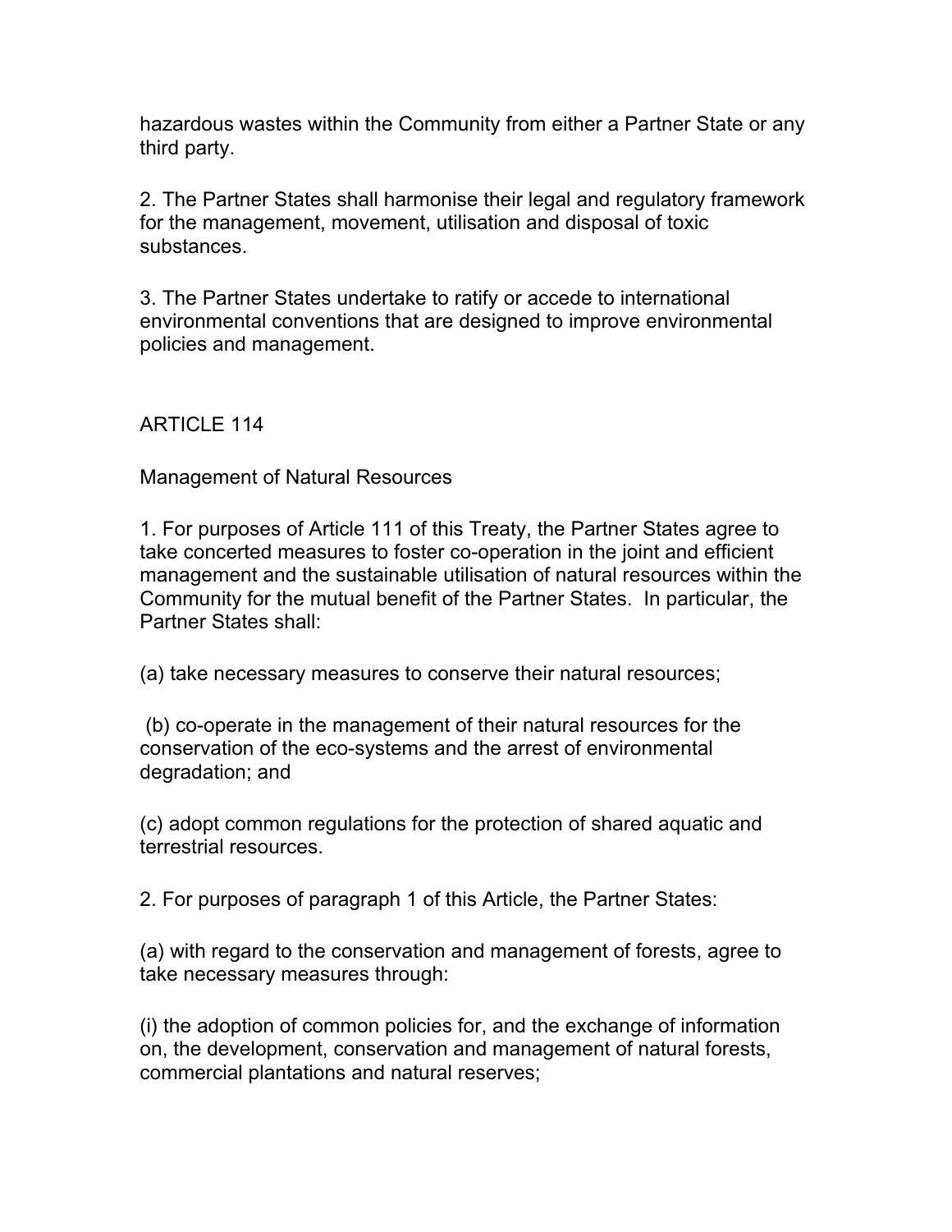hazardous wastes within the Community from either a Partner State or any third party.

2. The Partner States shall harmonise their legal and regulatory framework for the management, movement, utilisation and disposal of toxic substances.

3. The Partner States undertake to ratify or accede to international environmental conventions that are designed to improve environmental policies and management.

## ARTICLE 114

### Management of Natural Resources

1. For purposes of Article 111 of this Treaty, the Partner States agree to take concerted measures to foster co-operation in the joint and efficient management and the sustainable utilisation of natural resources within the Community for the mutual benefit of the Partner States. In particular, the Partner States shall:

(a) take necessary measures to conserve their natural resources;

(b) co-operate in the management of their natural resources for the conservation of the eco-systems and the arrest of environmental degradation; and

(c) adopt common regulations for the protection of shared aquatic and terrestrial resources.

2. For purposes of paragraph 1 of this Article, the Partner States:

(a) with regard to the conservation and management of forests, agree to take necessary measures through:

(i) the adoption of common policies for, and the exchange of information on, the development, conservation and management of natural forests, commercial plantations and natural reserves;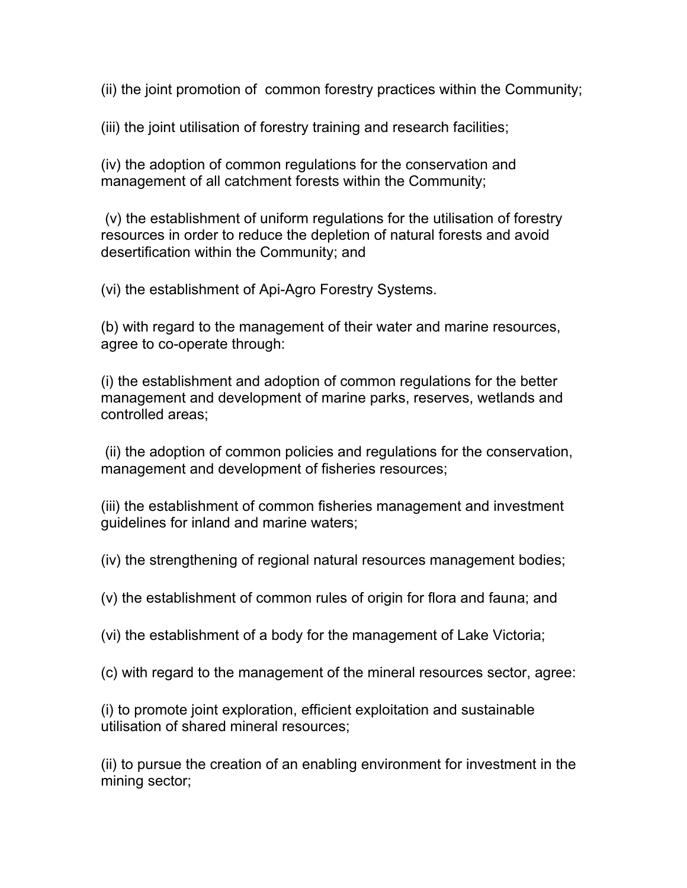(ii) the joint promotion of common forestry practices within the Community;

(iii) the joint utilisation of forestry training and research facilities;

(iv) the adoption of common regulations for the conservation and management of all catchment forests within the Community;

(v) the establishment of uniform regulations for the utilisation of forestry resources in order to reduce the depletion of natural forests and avoid desertification within the Community; and

(vi) the establishment of Api-Agro Forestry Systems.

(b) with regard to the management of their water and marine resources, agree to co-operate through:

(i) the establishment and adoption of common regulations for the better management and development of marine parks, reserves, wetlands and controlled areas;

(ii) the adoption of common policies and regulations for the conservation, management and development of fisheries resources;

(iii) the establishment of common fisheries management and investment guidelines for inland and marine waters;

(iv) the strengthening of regional natural resources management bodies;

(v) the establishment of common rules of origin for flora and fauna; and

(vi) the establishment of a body for the management of Lake Victoria;

(c) with regard to the management of the mineral resources sector, agree:

(i) to promote joint exploration, efficient exploitation and sustainable utilisation of shared mineral resources;

(ii) to pursue the creation of an enabling environment for investment in the mining sector;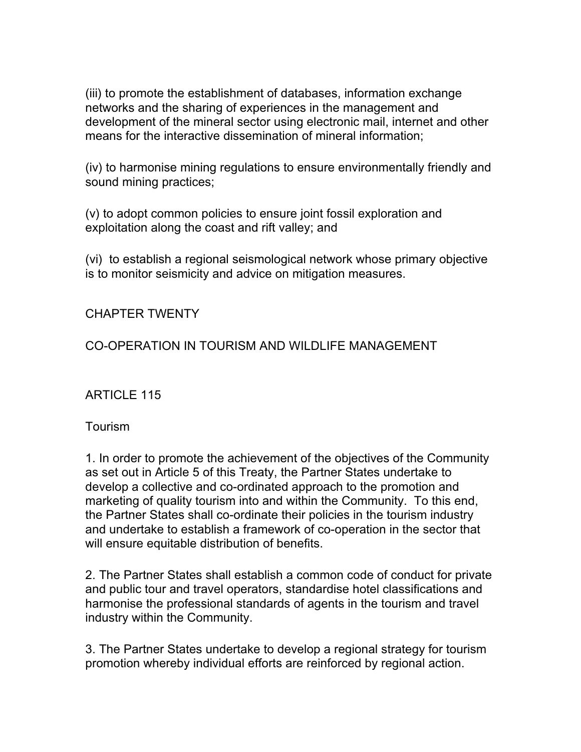(iii) to promote the establishment of databases, information exchange networks and the sharing of experiences in the management and development of the mineral sector using electronic mail, internet and other means for the interactive dissemination of mineral information;

(iv) to harmonise mining regulations to ensure environmentally friendly and sound mining practices;

(v) to adopt common policies to ensure joint fossil exploration and exploitation along the coast and rift valley; and

(vi) to establish a regional seismological network whose primary objective is to monitor seismicity and advice on mitigation measures.

## CHAPTER TWENTY

## CO-OPERATION IN TOURISM AND WILDLIFE MANAGEMENT

### ARTICLE 115

### Tourism

1. In order to promote the achievement of the objectives of the Community as set out in Article 5 of this Treaty, the Partner States undertake to develop a collective and co-ordinated approach to the promotion and marketing of quality tourism into and within the Community. To this end, the Partner States shall co-ordinate their policies in the tourism industry and undertake to establish a framework of co-operation in the sector that will ensure equitable distribution of benefits.

2. The Partner States shall establish a common code of conduct for private and public tour and travel operators, standardise hotel classifications and harmonise the professional standards of agents in the tourism and travel industry within the Community.

3. The Partner States undertake to develop a regional strategy for tourism promotion whereby individual efforts are reinforced by regional action.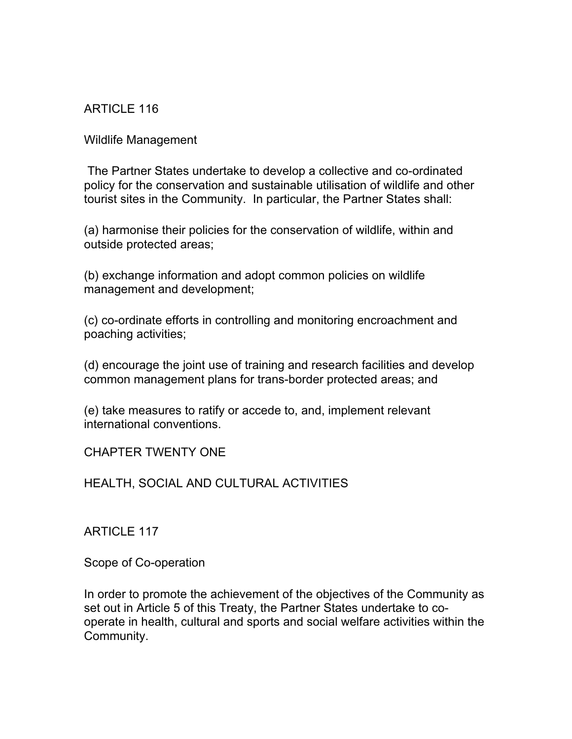## ARTICLE 116

### Wildlife Management

The Partner States undertake to develop a collective and co-ordinated policy for the conservation and sustainable utilisation of wildlife and other tourist sites in the Community. In particular, the Partner States shall:

(a) harmonise their policies for the conservation of wildlife, within and outside protected areas;

(b) exchange information and adopt common policies on wildlife management and development;

(c) co-ordinate efforts in controlling and monitoring encroachment and poaching activities;

(d) encourage the joint use of training and research facilities and develop common management plans for trans-border protected areas; and

(e) take measures to ratify or accede to, and, implement relevant international conventions.

# CHAPTER TWENTY ONE

# HEALTH, SOCIAL AND CULTURAL ACTIVITIES

## ARTICLE 117

### Scope of Co-operation

In order to promote the achievement of the objectives of the Community as set out in Article 5 of this Treaty, the Partner States undertake to co-operate in health, cultural and sports and social welfare activities within the Community.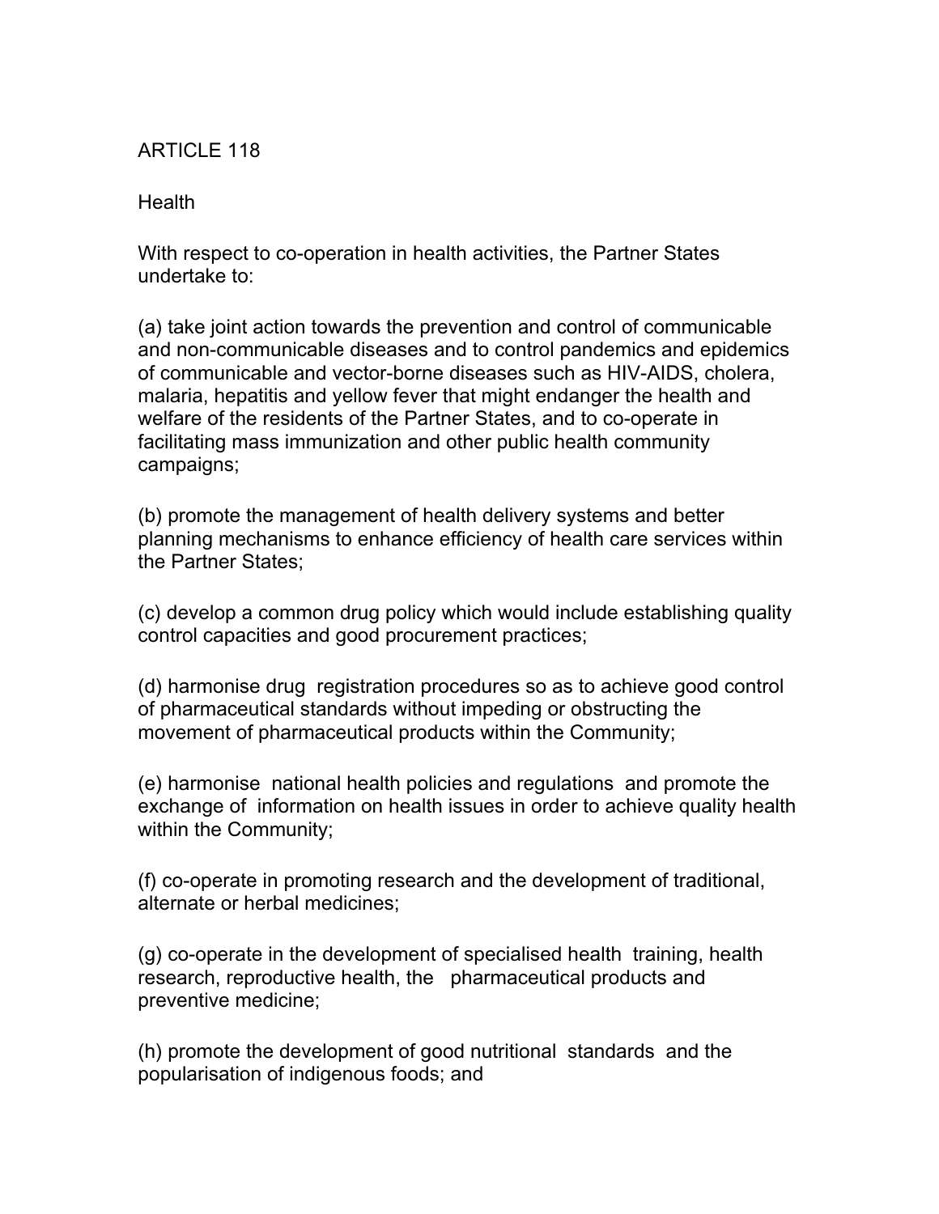## ARTICLE 118

### Health

With respect to co-operation in health activities, the Partner States undertake to:

(a) take joint action towards the prevention and control of communicable and non-communicable diseases and to control pandemics and epidemics of communicable and vector-borne diseases such as HIV-AIDS, cholera, malaria, hepatitis and yellow fever that might endanger the health and welfare of the residents of the Partner States, and to co-operate in facilitating mass immunization and other public health community campaigns;

(b) promote the management of health delivery systems and better planning mechanisms to enhance efficiency of health care services within the Partner States;

(c) develop a common drug policy which would include establishing quality control capacities and good procurement practices;

(d) harmonise drug registration procedures so as to achieve good control of pharmaceutical standards without impeding or obstructing the movement of pharmaceutical products within the Community;

(e) harmonise national health policies and regulations and promote the exchange of information on health issues in order to achieve quality health within the Community;

(f) co-operate in promoting research and the development of traditional, alternate or herbal medicines;

(g) co-operate in the development of specialised health training, health research, reproductive health, the pharmaceutical products and preventive medicine;

(h) promote the development of good nutritional standards and the popularisation of indigenous foods; and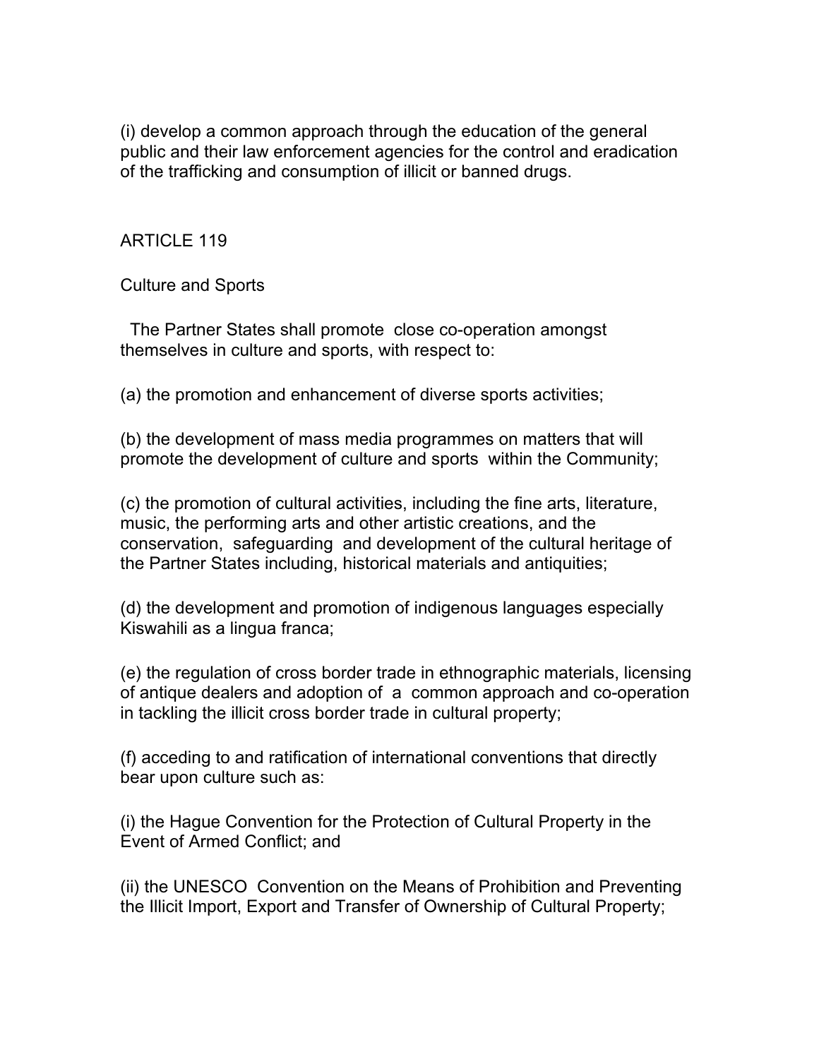(i) develop a common approach through the education of the general public and their law enforcement agencies for the control and eradication of the trafficking and consumption of illicit or banned drugs.

ARTICLE 119

Culture and Sports

The Partner States shall promote close co-operation amongst themselves in culture and sports, with respect to:

(a) the promotion and enhancement of diverse sports activities;

(b) the development of mass media programmes on matters that will promote the development of culture and sports within the Community;

(c) the promotion of cultural activities, including the fine arts, literature, music, the performing arts and other artistic creations, and the conservation, safeguarding and development of the cultural heritage of the Partner States including, historical materials and antiquities;

(d) the development and promotion of indigenous languages especially Kiswahili as a lingua franca;

(e) the regulation of cross border trade in ethnographic materials, licensing of antique dealers and adoption of a common approach and co-operation in tackling the illicit cross border trade in cultural property;

(f) acceding to and ratification of international conventions that directly bear upon culture such as:

(i) the Hague Convention for the Protection of Cultural Property in the Event of Armed Conflict; and

(ii) the UNESCO Convention on the Means of Prohibition and Preventing the Illicit Import, Export and Transfer of Ownership of Cultural Property;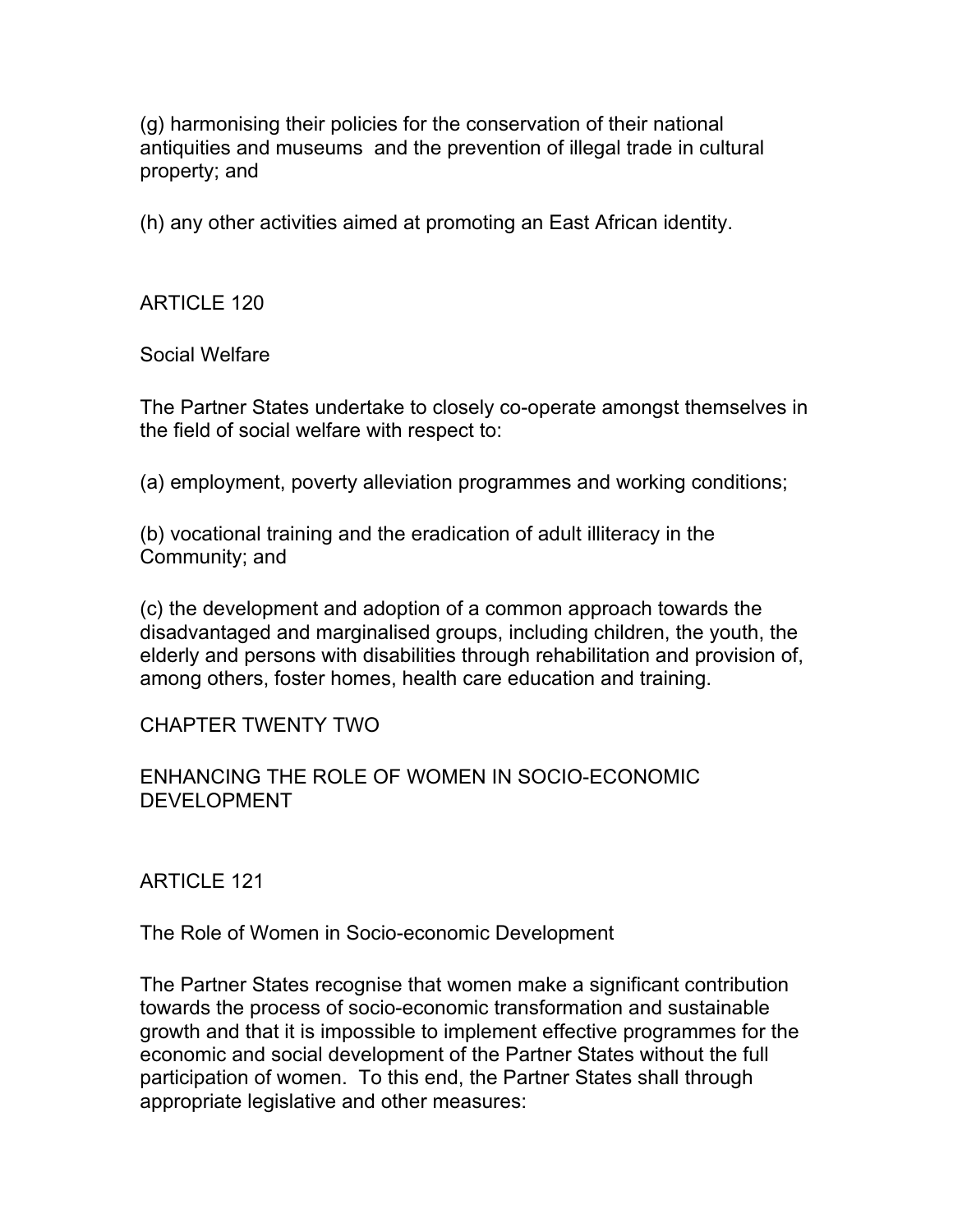(g) harmonising their policies for the conservation of their national antiquities and museums and the prevention of illegal trade in cultural property; and

(h) any other activities aimed at promoting an East African identity.

## ARTICLE 120

### Social Welfare

The Partner States undertake to closely co-operate amongst themselves in the field of social welfare with respect to:

(a) employment, poverty alleviation programmes and working conditions;

(b) vocational training and the eradication of adult illiteracy in the Community; and

(c) the development and adoption of a common approach towards the disadvantaged and marginalised groups, including children, the youth, the elderly and persons with disabilities through rehabilitation and provision of, among others, foster homes, health care education and training.

# CHAPTER TWENTY TWO

# ENHANCING THE ROLE OF WOMEN IN SOCIO-ECONOMIC DEVELOPMENT

## ARTICLE 121

### The Role of Women in Socio-economic Development

The Partner States recognise that women make a significant contribution towards the process of socio-economic transformation and sustainable growth and that it is impossible to implement effective programmes for the economic and social development of the Partner States without the full participation of women. To this end, the Partner States shall through appropriate legislative and other measures: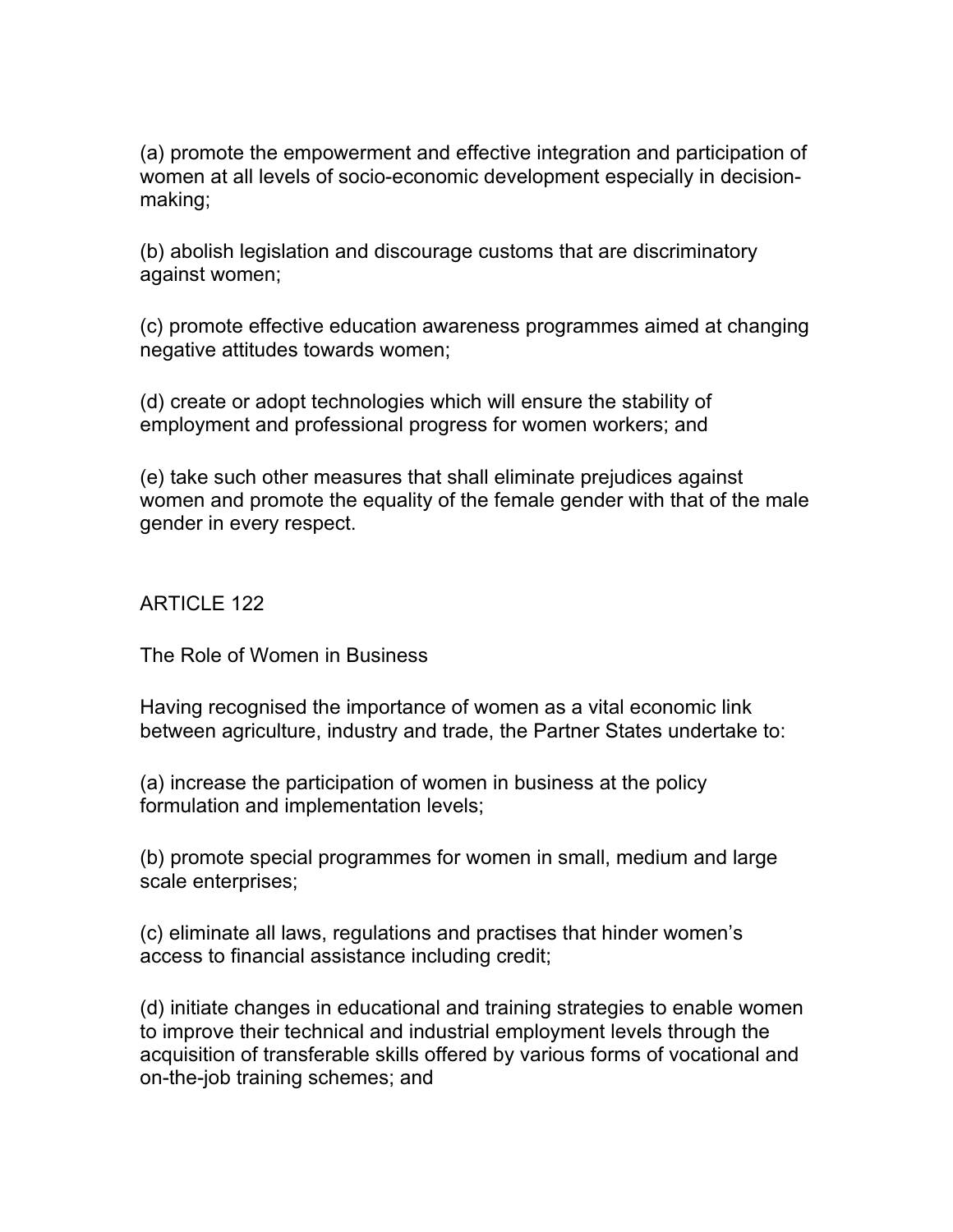(a) promote the empowerment and effective integration and participation of women at all levels of socio-economic development especially in decision-making;

(b) abolish legislation and discourage customs that are discriminatory against women;

(c) promote effective education awareness programmes aimed at changing negative attitudes towards women;

(d) create or adopt technologies which will ensure the stability of employment and professional progress for women workers; and

(e) take such other measures that shall eliminate prejudices against women and promote the equality of the female gender with that of the male gender in every respect.

## ARTICLE 122

### The Role of Women in Business

Having recognised the importance of women as a vital economic link between agriculture, industry and trade, the Partner States undertake to:

(a) increase the participation of women in business at the policy formulation and implementation levels;

(b) promote special programmes for women in small, medium and large scale enterprises;

(c) eliminate all laws, regulations and practises that hinder women's access to financial assistance including credit;

(d) initiate changes in educational and training strategies to enable women to improve their technical and industrial employment levels through the acquisition of transferable skills offered by various forms of vocational and on-the-job training schemes; and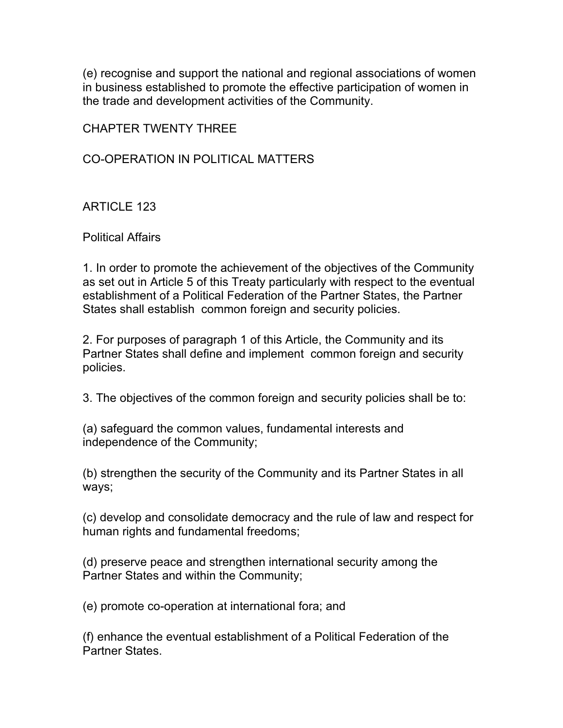(e) recognise and support the national and regional associations of women in business established to promote the effective participation of women in the trade and development activities of the Community.

## CHAPTER TWENTY THREE

## CO-OPERATION IN POLITICAL MATTERS

### ARTICLE 123

### Political Affairs

1. In order to promote the achievement of the objectives of the Community as set out in Article 5 of this Treaty particularly with respect to the eventual establishment of a Political Federation of the Partner States, the Partner States shall establish common foreign and security policies.

2. For purposes of paragraph 1 of this Article, the Community and its Partner States shall define and implement common foreign and security policies.

3. The objectives of the common foreign and security policies shall be to:

(a) safeguard the common values, fundamental interests and independence of the Community;

(b) strengthen the security of the Community and its Partner States in all ways;

(c) develop and consolidate democracy and the rule of law and respect for human rights and fundamental freedoms;

(d) preserve peace and strengthen international security among the Partner States and within the Community;

(e) promote co-operation at international fora; and

(f) enhance the eventual establishment of a Political Federation of the Partner States.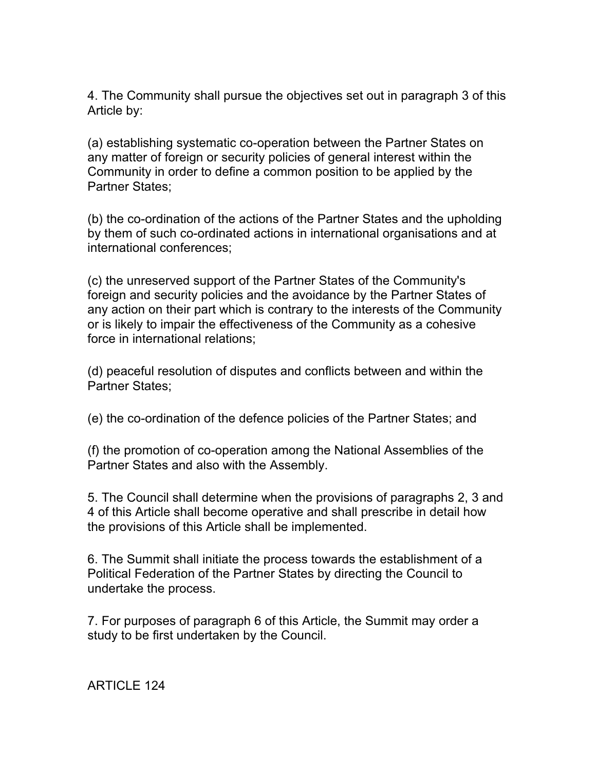4. The Community shall pursue the objectives set out in paragraph 3 of this Article by:

(a) establishing systematic co-operation between the Partner States on any matter of foreign or security policies of general interest within the Community in order to define a common position to be applied by the Partner States;

(b) the co-ordination of the actions of the Partner States and the upholding by them of such co-ordinated actions in international organisations and at international conferences;

(c) the unreserved support of the Partner States of the Community's foreign and security policies and the avoidance by the Partner States of any action on their part which is contrary to the interests of the Community or is likely to impair the effectiveness of the Community as a cohesive force in international relations;

(d) peaceful resolution of disputes and conflicts between and within the Partner States;

(e) the co-ordination of the defence policies of the Partner States; and

(f) the promotion of co-operation among the National Assemblies of the Partner States and also with the Assembly.

5. The Council shall determine when the provisions of paragraphs 2, 3 and 4 of this Article shall become operative and shall prescribe in detail how the provisions of this Article shall be implemented.

6. The Summit shall initiate the process towards the establishment of a Political Federation of the Partner States by directing the Council to undertake the process.

7. For purposes of paragraph 6 of this Article, the Summit may order a study to be first undertaken by the Council.

ARTICLE 124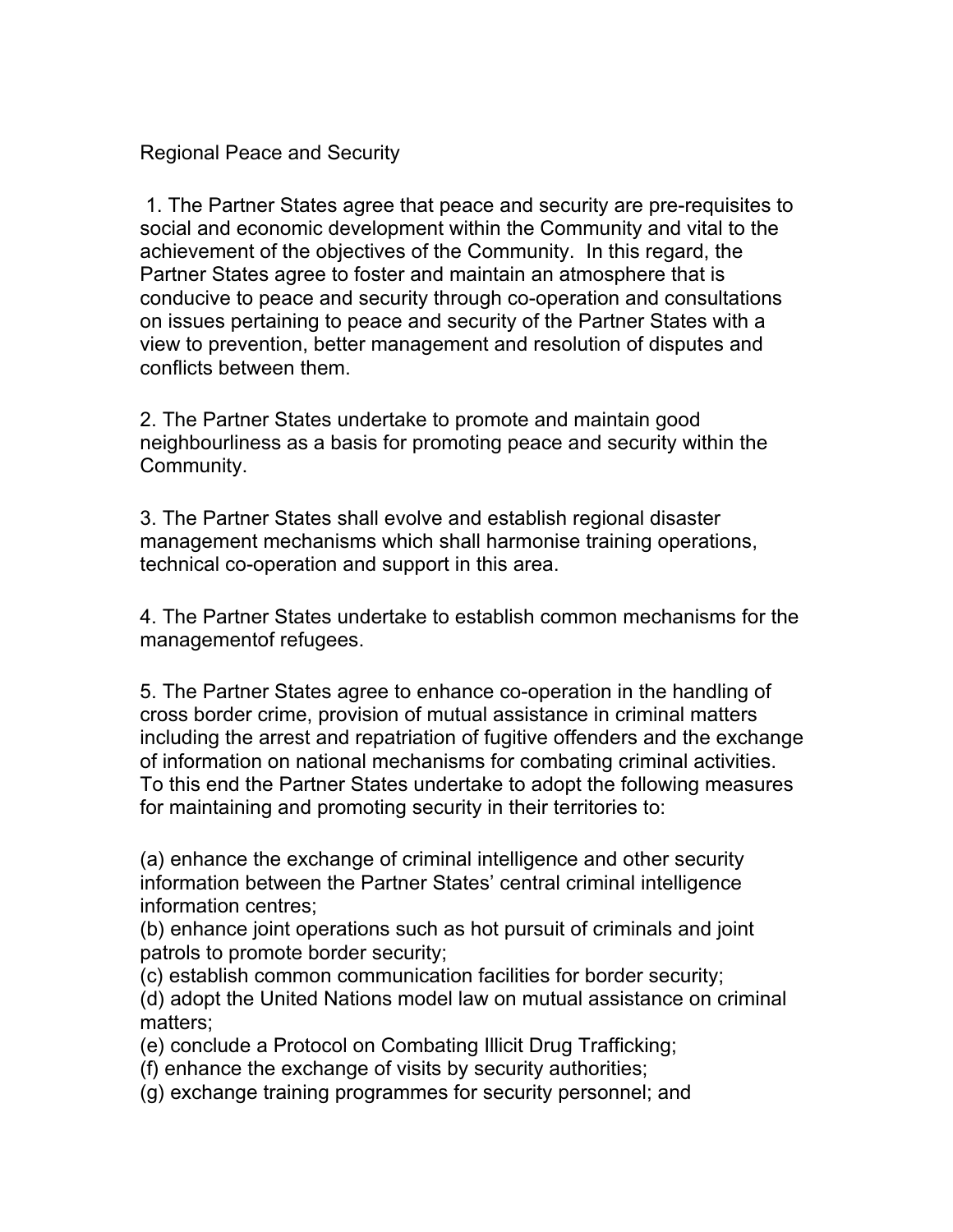Regional Peace and Security

1. The Partner States agree that peace and security are pre-requisites to social and economic development within the Community and vital to the achievement of the objectives of the Community. In this regard, the Partner States agree to foster and maintain an atmosphere that is conducive to peace and security through co-operation and consultations on issues pertaining to peace and security of the Partner States with a view to prevention, better management and resolution of disputes and conflicts between them.

2. The Partner States undertake to promote and maintain good neighbourliness as a basis for promoting peace and security within the Community.

3. The Partner States shall evolve and establish regional disaster management mechanisms which shall harmonise training operations, technical co-operation and support in this area.

4. The Partner States undertake to establish common mechanisms for the managementof refugees.

5. The Partner States agree to enhance co-operation in the handling of cross border crime, provision of mutual assistance in criminal matters including the arrest and repatriation of fugitive offenders and the exchange of information on national mechanisms for combating criminal activities. To this end the Partner States undertake to adopt the following measures for maintaining and promoting security in their territories to:

(a) enhance the exchange of criminal intelligence and other security information between the Partner States' central criminal intelligence information centres;
(b) enhance joint operations such as hot pursuit of criminals and joint patrols to promote border security;
(c) establish common communication facilities for border security;
(d) adopt the United Nations model law on mutual assistance on criminal matters;
(e) conclude a Protocol on Combating Illicit Drug Trafficking;
(f) enhance the exchange of visits by security authorities;
(g) exchange training programmes for security personnel; and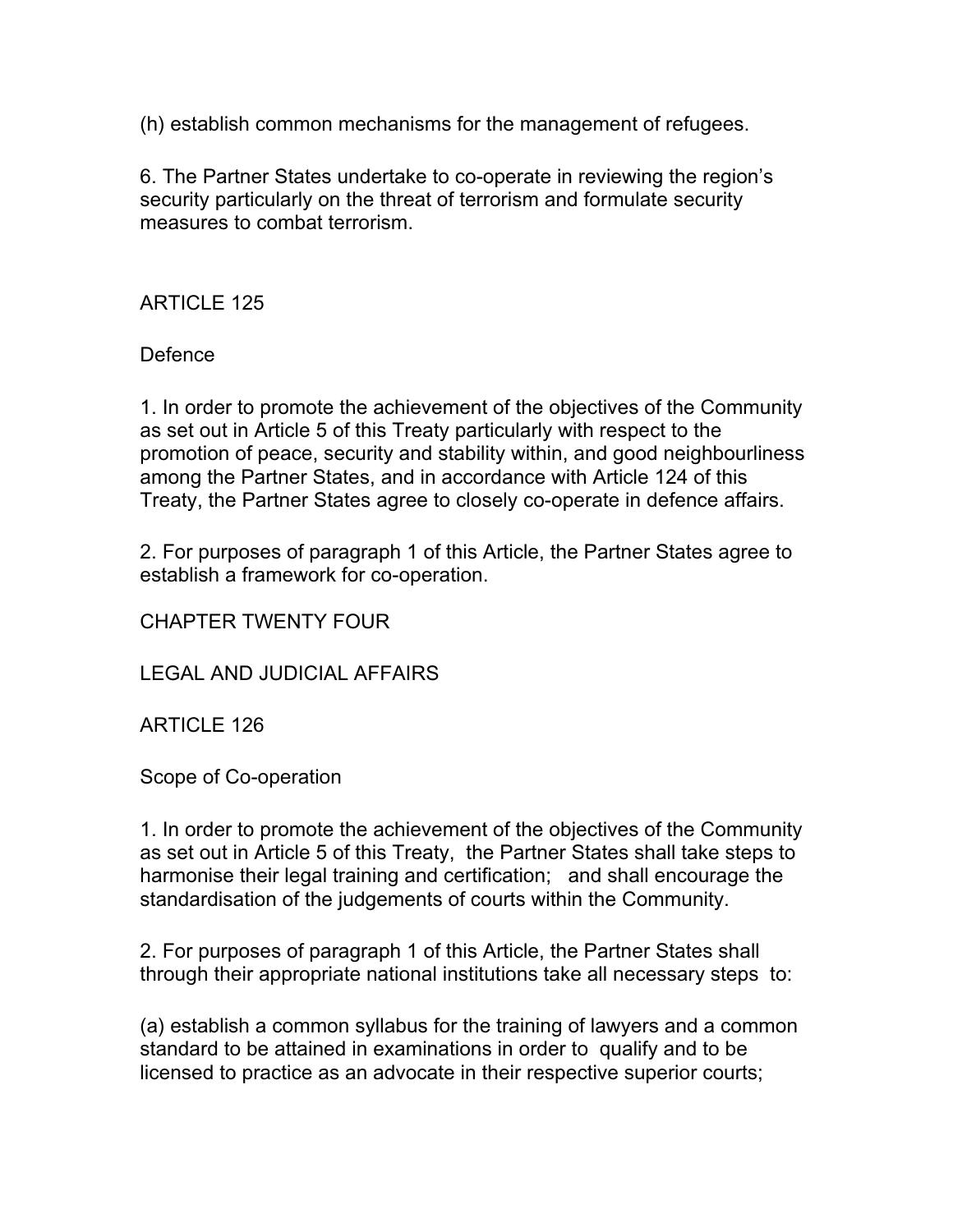(h) establish common mechanisms for the management of refugees.

6. The Partner States undertake to co-operate in reviewing the region's security particularly on the threat of terrorism and formulate security measures to combat terrorism.

## ARTICLE 125

### Defence

1. In order to promote the achievement of the objectives of the Community as set out in Article 5 of this Treaty particularly with respect to the promotion of peace, security and stability within, and good neighbourliness among the Partner States, and in accordance with Article 124 of this Treaty, the Partner States agree to closely co-operate in defence affairs.

2. For purposes of paragraph 1 of this Article, the Partner States agree to establish a framework for co-operation.

# CHAPTER TWENTY FOUR

# LEGAL AND JUDICIAL AFFAIRS

## ARTICLE 126

### Scope of Co-operation

1. In order to promote the achievement of the objectives of the Community as set out in Article 5 of this Treaty, the Partner States shall take steps to harmonise their legal training and certification; and shall encourage the standardisation of the judgements of courts within the Community.

2. For purposes of paragraph 1 of this Article, the Partner States shall through their appropriate national institutions take all necessary steps to:

(a) establish a common syllabus for the training of lawyers and a common standard to be attained in examinations in order to qualify and to be licensed to practice as an advocate in their respective superior courts;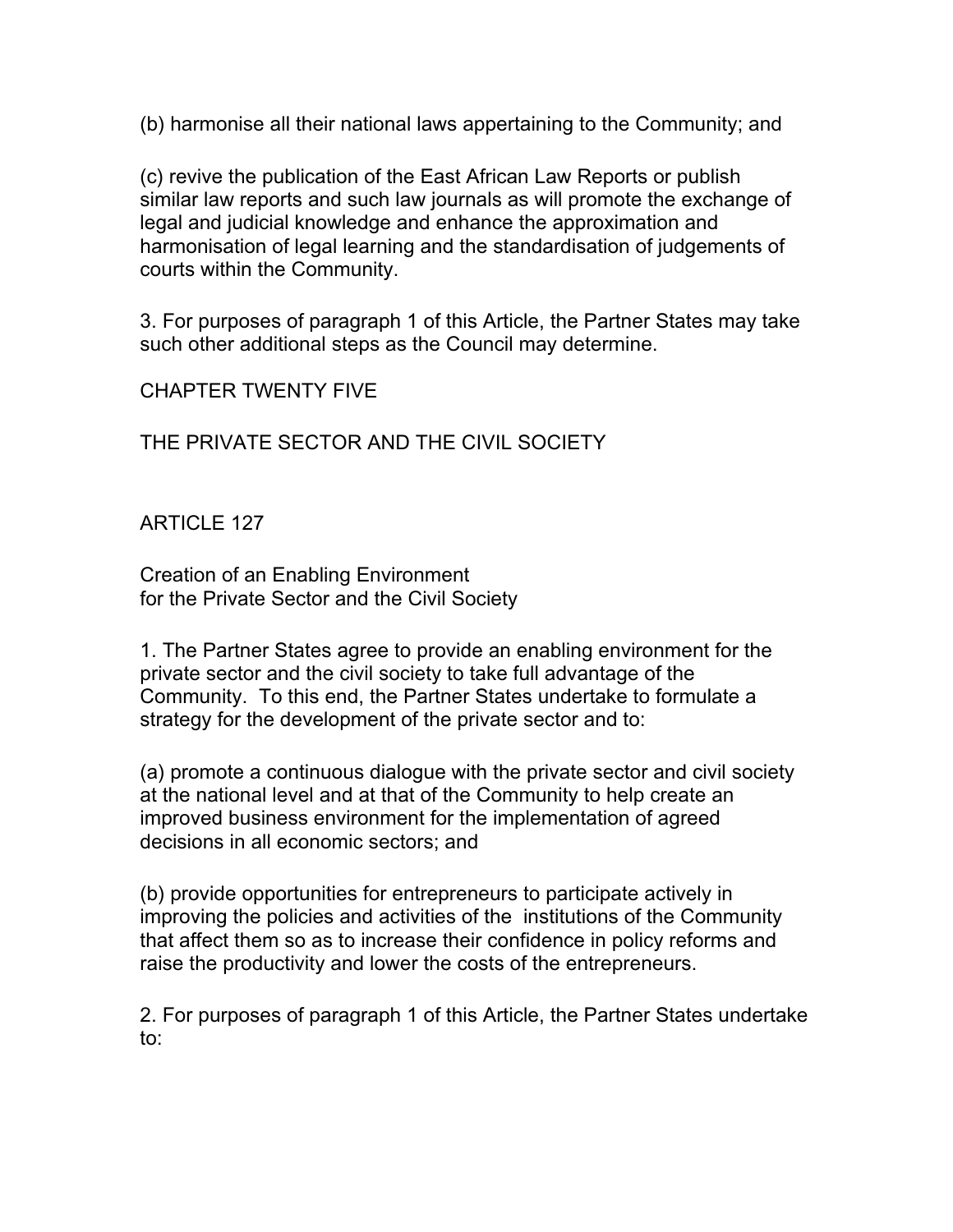(b) harmonise all their national laws appertaining to the Community; and

(c) revive the publication of the East African Law Reports or publish similar law reports and such law journals as will promote the exchange of legal and judicial knowledge and enhance the approximation and harmonisation of legal learning and the standardisation of judgements of courts within the Community.

3. For purposes of paragraph 1 of this Article, the Partner States may take such other additional steps as the Council may determine.

# CHAPTER TWENTY FIVE

# THE PRIVATE SECTOR AND THE CIVIL SOCIETY

## ARTICLE 127

### Creation of an Enabling Environment for the Private Sector and the Civil Society

1. The Partner States agree to provide an enabling environment for the private sector and the civil society to take full advantage of the Community. To this end, the Partner States undertake to formulate a strategy for the development of the private sector and to:

(a) promote a continuous dialogue with the private sector and civil society at the national level and at that of the Community to help create an improved business environment for the implementation of agreed decisions in all economic sectors; and

(b) provide opportunities for entrepreneurs to participate actively in improving the policies and activities of the institutions of the Community that affect them so as to increase their confidence in policy reforms and raise the productivity and lower the costs of the entrepreneurs.

2. For purposes of paragraph 1 of this Article, the Partner States undertake to: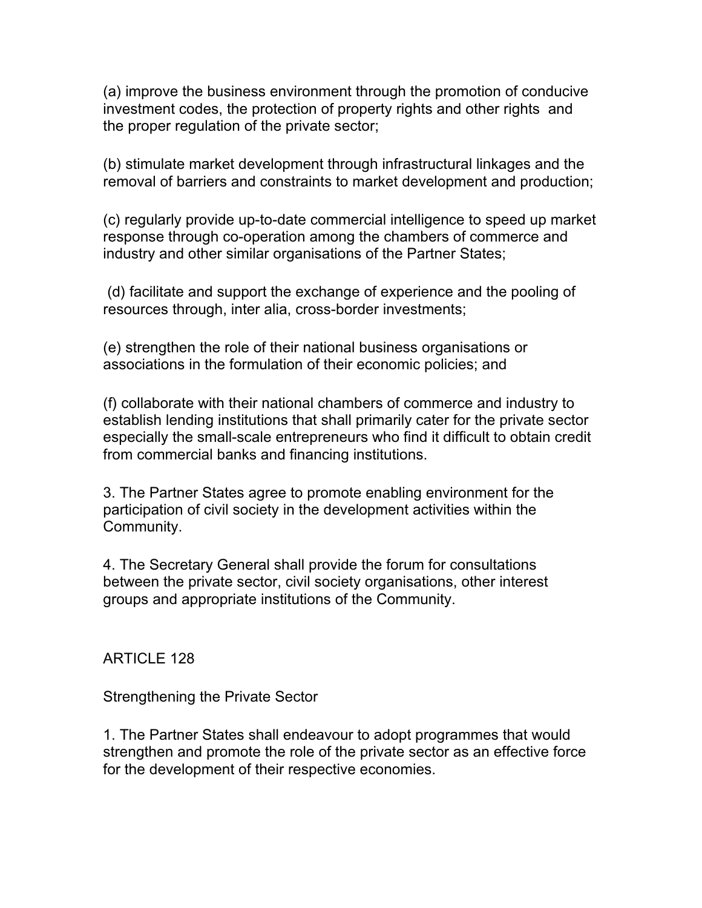(a) improve the business environment through the promotion of conducive investment codes, the protection of property rights and other rights and the proper regulation of the private sector;

(b) stimulate market development through infrastructural linkages and the removal of barriers and constraints to market development and production;

(c) regularly provide up-to-date commercial intelligence to speed up market response through co-operation among the chambers of commerce and industry and other similar organisations of the Partner States;

(d) facilitate and support the exchange of experience and the pooling of resources through, inter alia, cross-border investments;

(e) strengthen the role of their national business organisations or associations in the formulation of their economic policies; and

(f) collaborate with their national chambers of commerce and industry to establish lending institutions that shall primarily cater for the private sector especially the small-scale entrepreneurs who find it difficult to obtain credit from commercial banks and financing institutions.

3. The Partner States agree to promote enabling environment for the participation of civil society in the development activities within the Community.

4. The Secretary General shall provide the forum for consultations between the private sector, civil society organisations, other interest groups and appropriate institutions of the Community.

## ARTICLE 128

### Strengthening the Private Sector

1. The Partner States shall endeavour to adopt programmes that would strengthen and promote the role of the private sector as an effective force for the development of their respective economies.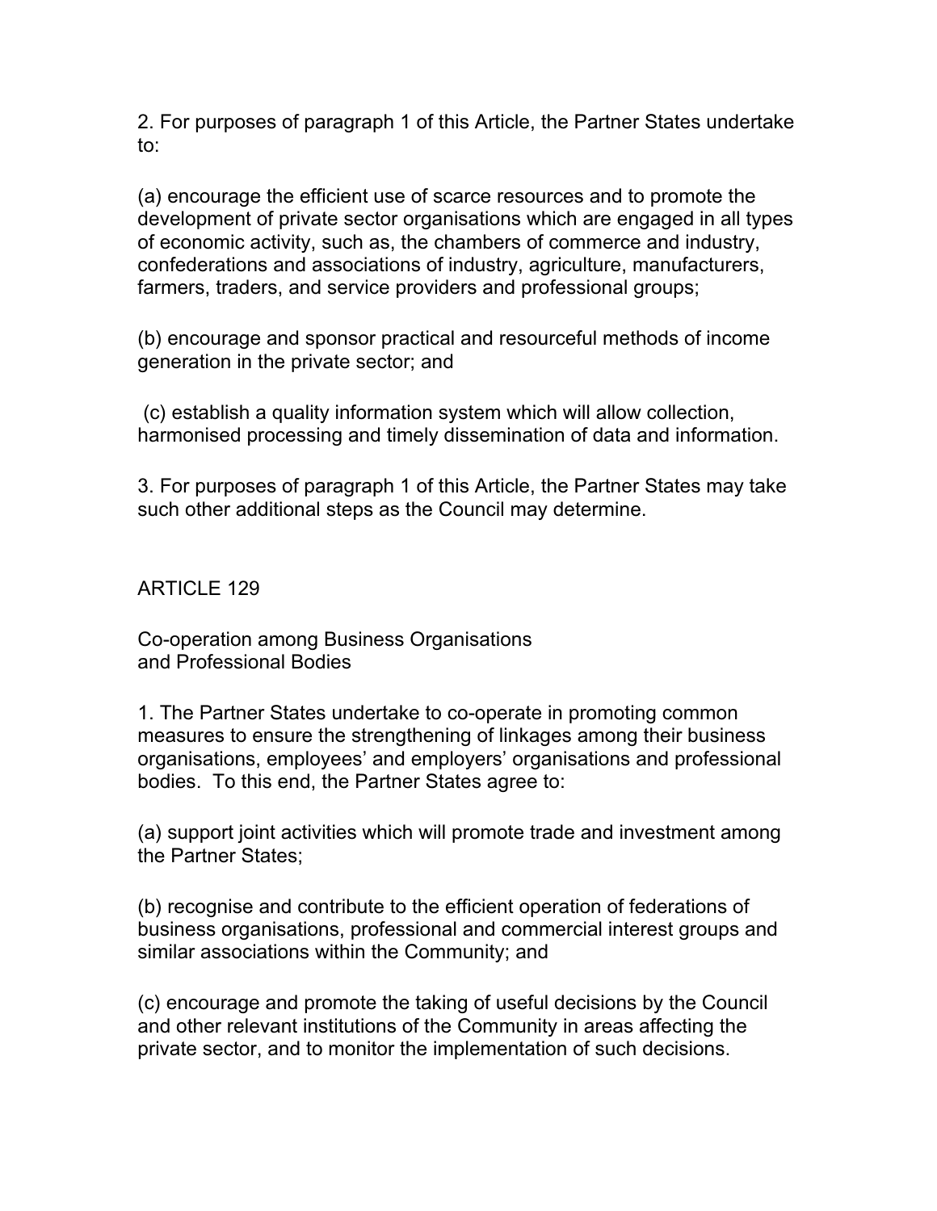2. For purposes of paragraph 1 of this Article, the Partner States undertake to:

(a) encourage the efficient use of scarce resources and to promote the development of private sector organisations which are engaged in all types of economic activity, such as, the chambers of commerce and industry, confederations and associations of industry, agriculture, manufacturers, farmers, traders, and service providers and professional groups;

(b) encourage and sponsor practical and resourceful methods of income generation in the private sector; and

(c) establish a quality information system which will allow collection, harmonised processing and timely dissemination of data and information.

3. For purposes of paragraph 1 of this Article, the Partner States may take such other additional steps as the Council may determine.

## ARTICLE 129

### Co-operation among Business Organisations and Professional Bodies

1. The Partner States undertake to co-operate in promoting common measures to ensure the strengthening of linkages among their business organisations, employees' and employers' organisations and professional bodies. To this end, the Partner States agree to:

(a) support joint activities which will promote trade and investment among the Partner States;

(b) recognise and contribute to the efficient operation of federations of business organisations, professional and commercial interest groups and similar associations within the Community; and

(c) encourage and promote the taking of useful decisions by the Council and other relevant institutions of the Community in areas affecting the private sector, and to monitor the implementation of such decisions.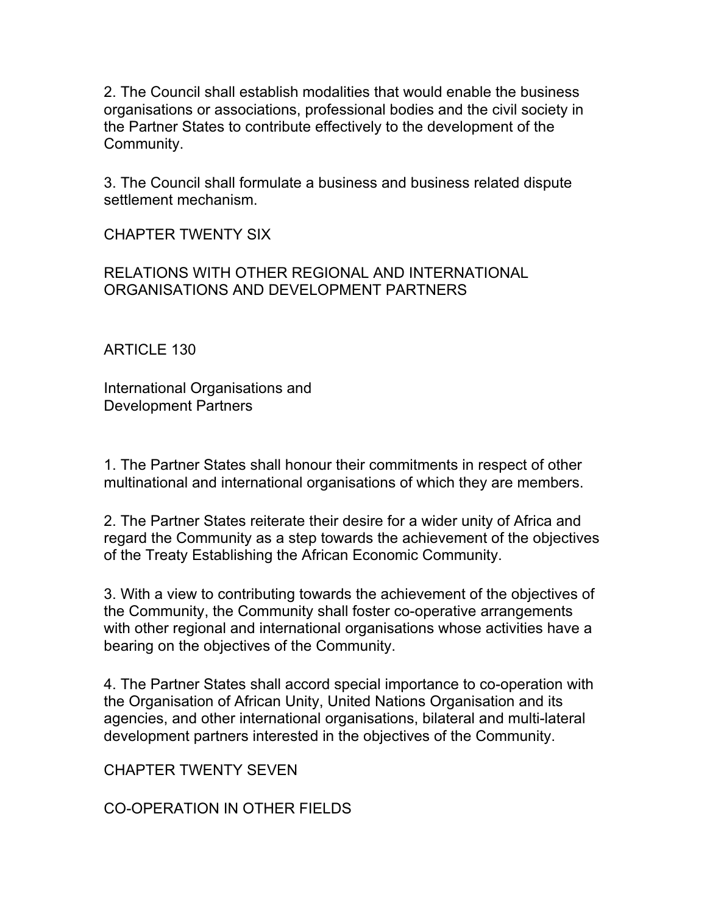2. The Council shall establish modalities that would enable the business organisations or associations, professional bodies and the civil society in the Partner States to contribute effectively to the development of the Community.

3. The Council shall formulate a business and business related dispute settlement mechanism.

## CHAPTER TWENTY SIX

## RELATIONS WITH OTHER REGIONAL AND INTERNATIONAL ORGANISATIONS AND DEVELOPMENT PARTNERS

### ARTICLE 130

### International Organisations and Development Partners

1. The Partner States shall honour their commitments in respect of other multinational and international organisations of which they are members.

2. The Partner States reiterate their desire for a wider unity of Africa and regard the Community as a step towards the achievement of the objectives of the Treaty Establishing the African Economic Community.

3. With a view to contributing towards the achievement of the objectives of the Community, the Community shall foster co-operative arrangements with other regional and international organisations whose activities have a bearing on the objectives of the Community.

4. The Partner States shall accord special importance to co-operation with the Organisation of African Unity, United Nations Organisation and its agencies, and other international organisations, bilateral and multi-lateral development partners interested in the objectives of the Community.

## CHAPTER TWENTY SEVEN

## CO-OPERATION IN OTHER FIELDS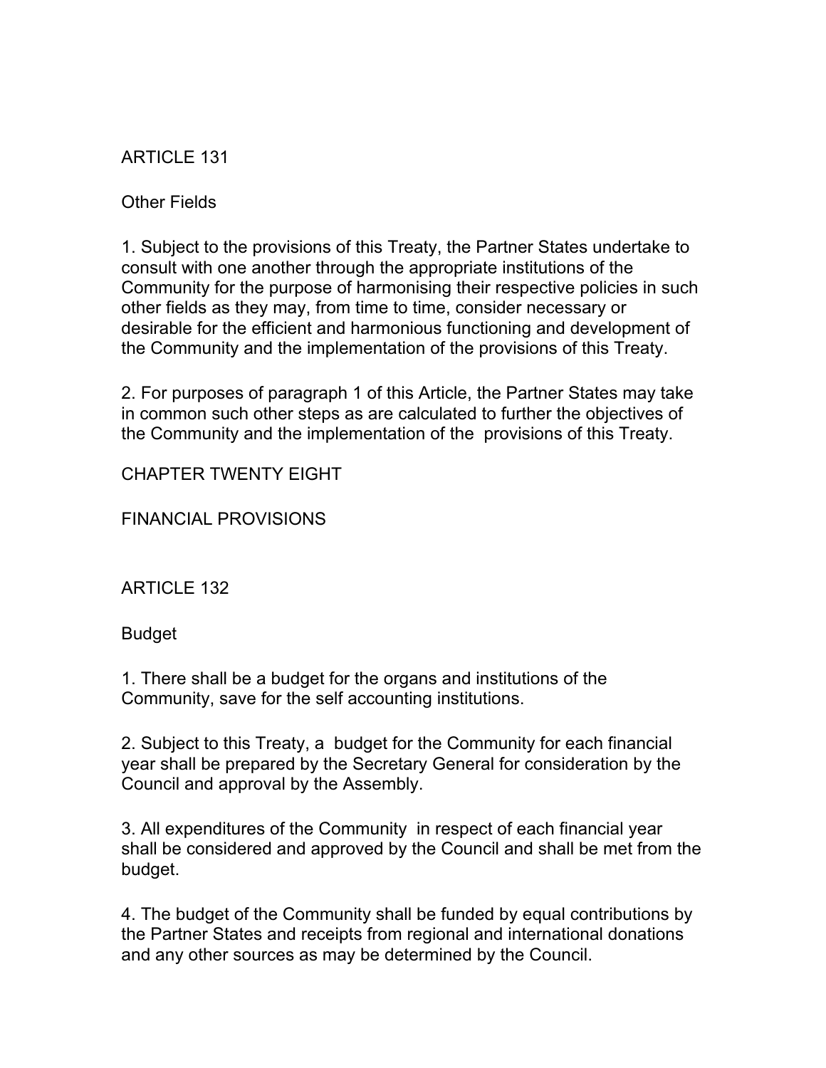## ARTICLE 131

### Other Fields

1. Subject to the provisions of this Treaty, the Partner States undertake to consult with one another through the appropriate institutions of the Community for the purpose of harmonising their respective policies in such other fields as they may, from time to time, consider necessary or desirable for the efficient and harmonious functioning and development of the Community and the implementation of the provisions of this Treaty.

2. For purposes of paragraph 1 of this Article, the Partner States may take in common such other steps as are calculated to further the objectives of the Community and the implementation of the provisions of this Treaty.

# CHAPTER TWENTY EIGHT

# FINANCIAL PROVISIONS

## ARTICLE 132

### Budget

1. There shall be a budget for the organs and institutions of the Community, save for the self accounting institutions.

2. Subject to this Treaty, a budget for the Community for each financial year shall be prepared by the Secretary General for consideration by the Council and approval by the Assembly.

3. All expenditures of the Community in respect of each financial year shall be considered and approved by the Council and shall be met from the budget.

4. The budget of the Community shall be funded by equal contributions by the Partner States and receipts from regional and international donations and any other sources as may be determined by the Council.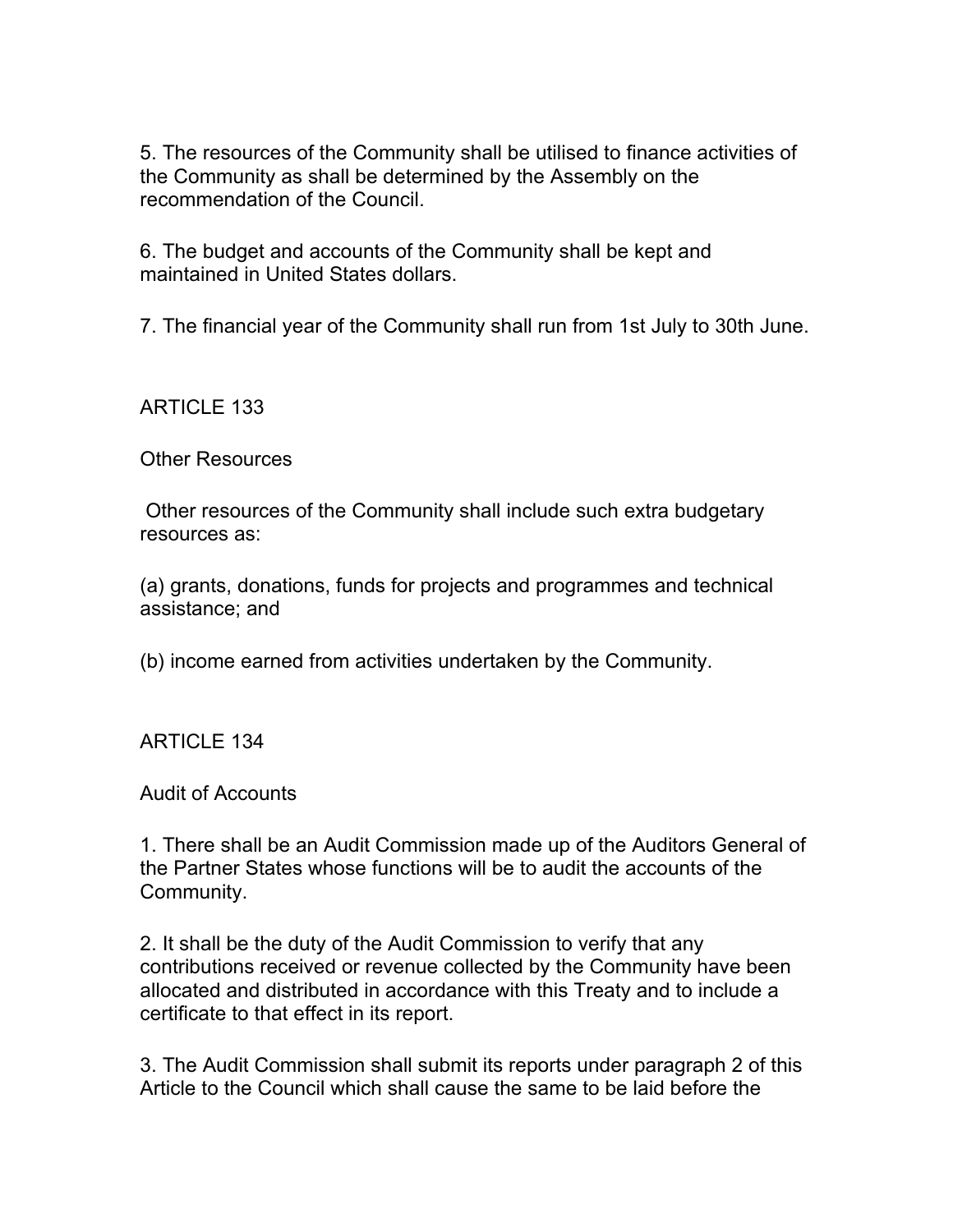5. The resources of the Community shall be utilised to finance activities of the Community as shall be determined by the Assembly on the recommendation of the Council.

6. The budget and accounts of the Community shall be kept and maintained in United States dollars.

7. The financial year of the Community shall run from 1st July to 30th June.

## ARTICLE 133

### Other Resources

Other resources of the Community shall include such extra budgetary resources as:

(a) grants, donations, funds for projects and programmes and technical assistance; and

(b) income earned from activities undertaken by the Community.

## ARTICLE 134

### Audit of Accounts

1. There shall be an Audit Commission made up of the Auditors General of the Partner States whose functions will be to audit the accounts of the Community.

2. It shall be the duty of the Audit Commission to verify that any contributions received or revenue collected by the Community have been allocated and distributed in accordance with this Treaty and to include a certificate to that effect in its report.

3. The Audit Commission shall submit its reports under paragraph 2 of this Article to the Council which shall cause the same to be laid before the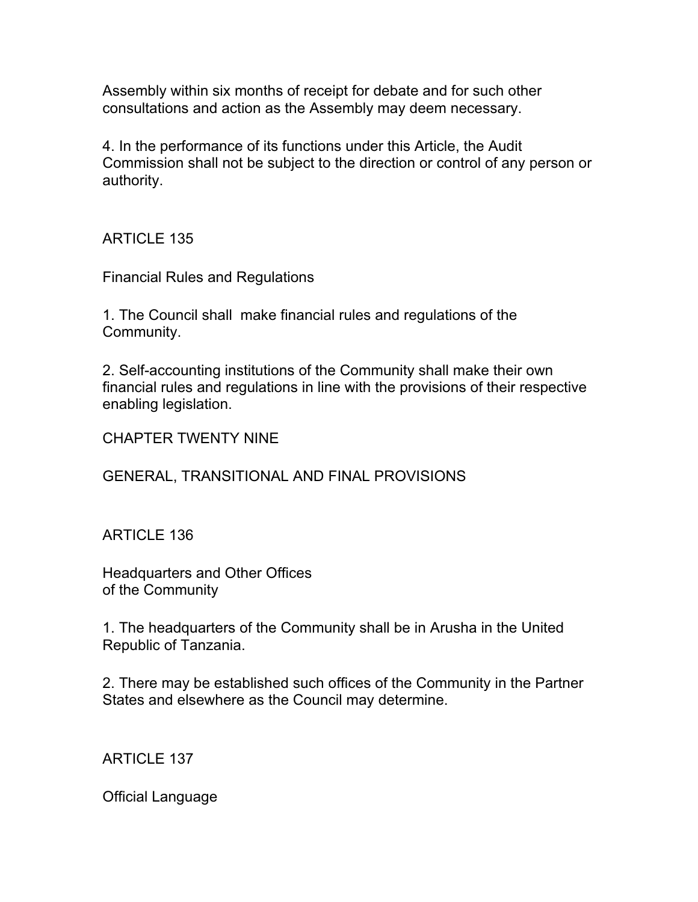Assembly within six months of receipt for debate and for such other consultations and action as the Assembly may deem necessary.

4. In the performance of its functions under this Article, the Audit Commission shall not be subject to the direction or control of any person or authority.

## ARTICLE 135

### Financial Rules and Regulations

1. The Council shall make financial rules and regulations of the Community.

2. Self-accounting institutions of the Community shall make their own financial rules and regulations in line with the provisions of their respective enabling legislation.

# CHAPTER TWENTY NINE

# GENERAL, TRANSITIONAL AND FINAL PROVISIONS

## ARTICLE 136

### Headquarters and Other Offices of the Community

1. The headquarters of the Community shall be in Arusha in the United Republic of Tanzania.

2. There may be established such offices of the Community in the Partner States and elsewhere as the Council may determine.

## ARTICLE 137

### Official Language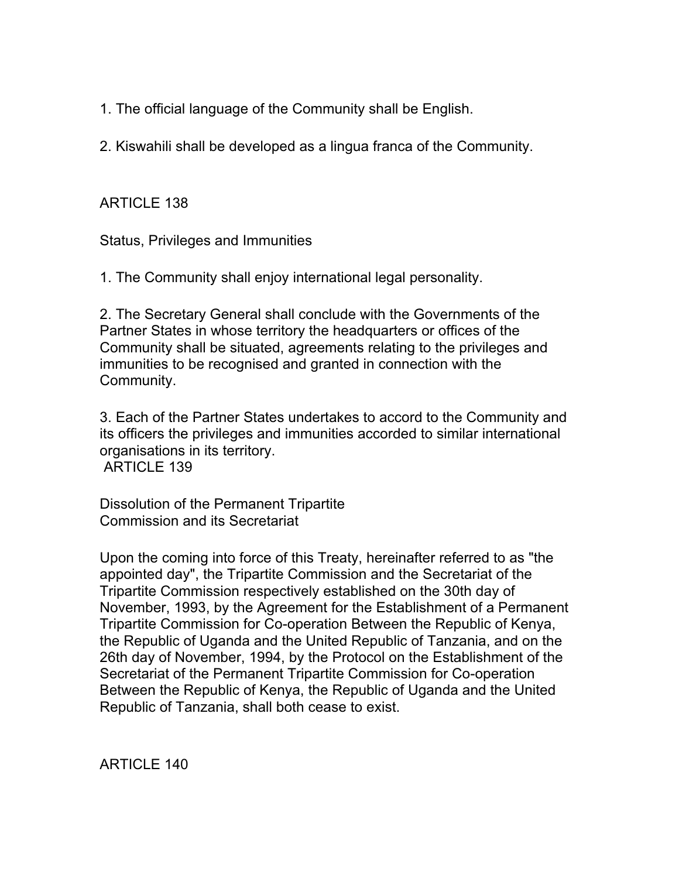1. The official language of the Community shall be English.

2. Kiswahili shall be developed as a lingua franca of the Community.

## ARTICLE 138

### Status, Privileges and Immunities

1. The Community shall enjoy international legal personality.

2. The Secretary General shall conclude with the Governments of the Partner States in whose territory the headquarters or offices of the Community shall be situated, agreements relating to the privileges and immunities to be recognised and granted in connection with the Community.

3. Each of the Partner States undertakes to accord to the Community and its officers the privileges and immunities accorded to similar international organisations in its territory.

## ARTICLE 139

### Dissolution of the Permanent Tripartite Commission and its Secretariat

Upon the coming into force of this Treaty, hereinafter referred to as "the appointed day", the Tripartite Commission and the Secretariat of the Tripartite Commission respectively established on the 30th day of November, 1993, by the Agreement for the Establishment of a Permanent Tripartite Commission for Co-operation Between the Republic of Kenya, the Republic of Uganda and the United Republic of Tanzania, and on the 26th day of November, 1994, by the Protocol on the Establishment of the Secretariat of the Permanent Tripartite Commission for Co-operation Between the Republic of Kenya, the Republic of Uganda and the United Republic of Tanzania, shall both cease to exist.

## ARTICLE 140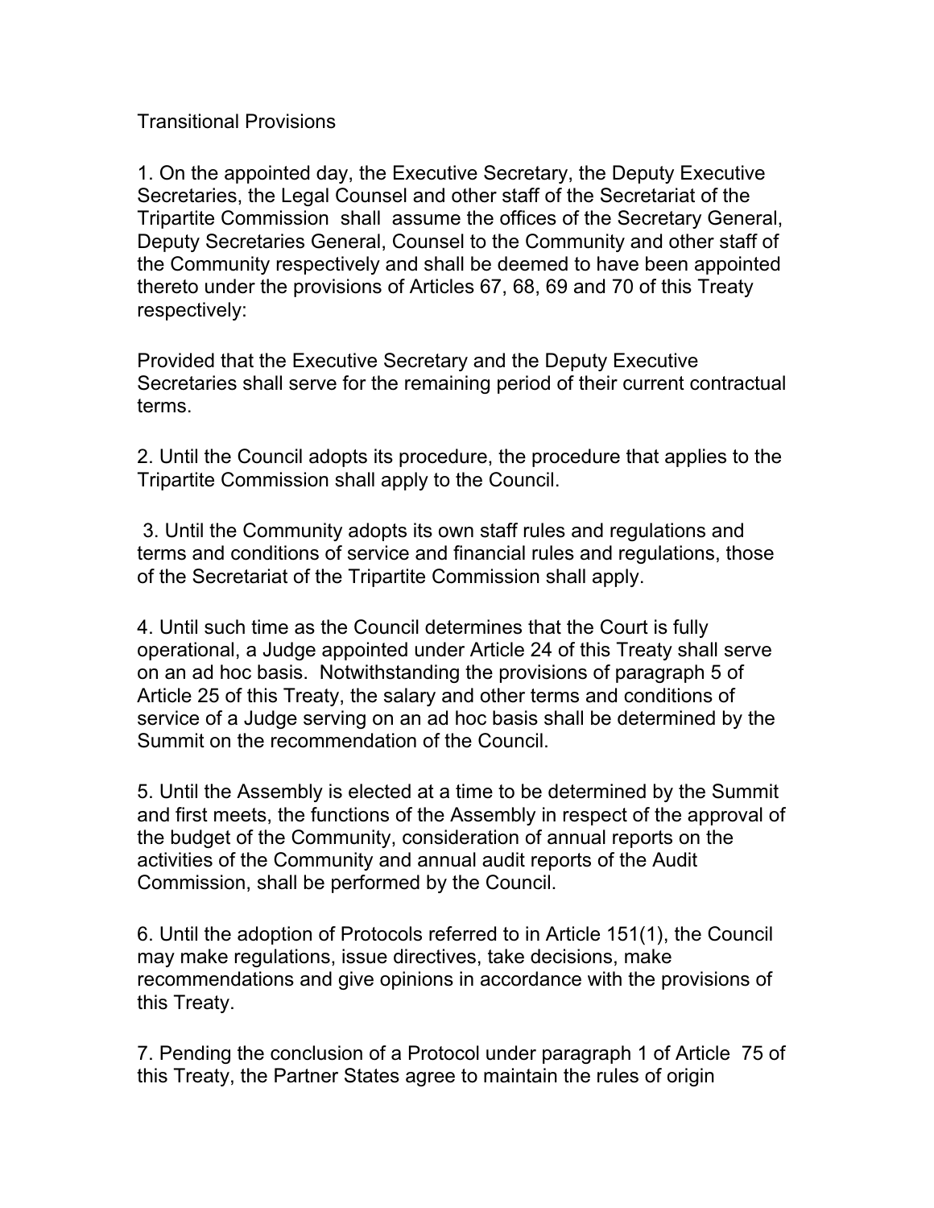## Transitional Provisions

1. On the appointed day, the Executive Secretary, the Deputy Executive Secretaries, the Legal Counsel and other staff of the Secretariat of the Tripartite Commission shall assume the offices of the Secretary General, Deputy Secretaries General, Counsel to the Community and other staff of the Community respectively and shall be deemed to have been appointed thereto under the provisions of Articles 67, 68, 69 and 70 of this Treaty respectively:

Provided that the Executive Secretary and the Deputy Executive Secretaries shall serve for the remaining period of their current contractual terms.

2. Until the Council adopts its procedure, the procedure that applies to the Tripartite Commission shall apply to the Council.

3. Until the Community adopts its own staff rules and regulations and terms and conditions of service and financial rules and regulations, those of the Secretariat of the Tripartite Commission shall apply.

4. Until such time as the Council determines that the Court is fully operational, a Judge appointed under Article 24 of this Treaty shall serve on an ad hoc basis. Notwithstanding the provisions of paragraph 5 of Article 25 of this Treaty, the salary and other terms and conditions of service of a Judge serving on an ad hoc basis shall be determined by the Summit on the recommendation of the Council.

5. Until the Assembly is elected at a time to be determined by the Summit and first meets, the functions of the Assembly in respect of the approval of the budget of the Community, consideration of annual reports on the activities of the Community and annual audit reports of the Audit Commission, shall be performed by the Council.

6. Until the adoption of Protocols referred to in Article 151(1), the Council may make regulations, issue directives, take decisions, make recommendations and give opinions in accordance with the provisions of this Treaty.

7. Pending the conclusion of a Protocol under paragraph 1 of Article 75 of this Treaty, the Partner States agree to maintain the rules of origin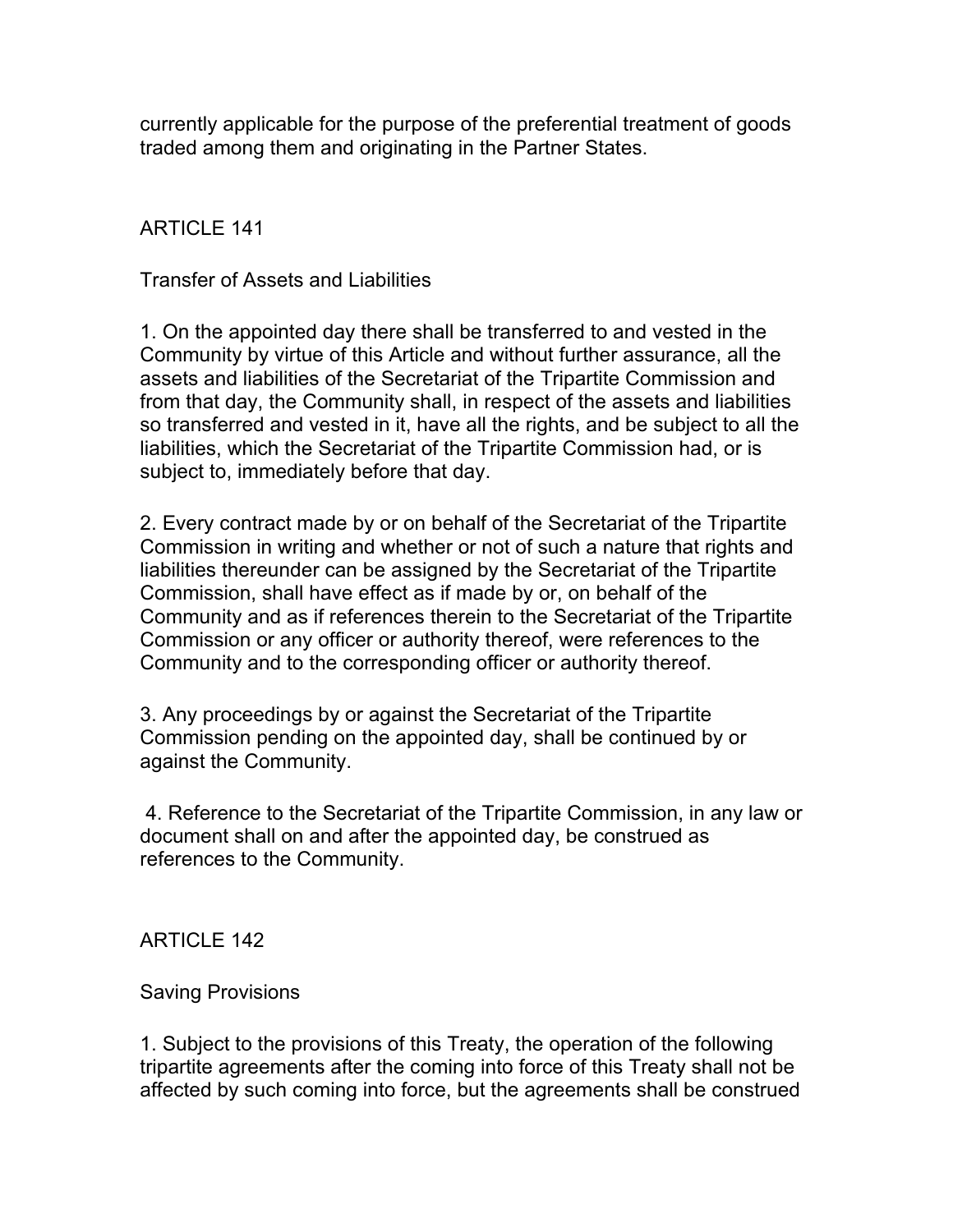currently applicable for the purpose of the preferential treatment of goods traded among them and originating in the Partner States.

## ARTICLE 141

### Transfer of Assets and Liabilities

1. On the appointed day there shall be transferred to and vested in the Community by virtue of this Article and without further assurance, all the assets and liabilities of the Secretariat of the Tripartite Commission and from that day, the Community shall, in respect of the assets and liabilities so transferred and vested in it, have all the rights, and be subject to all the liabilities, which the Secretariat of the Tripartite Commission had, or is subject to, immediately before that day.

2. Every contract made by or on behalf of the Secretariat of the Tripartite Commission in writing and whether or not of such a nature that rights and liabilities thereunder can be assigned by the Secretariat of the Tripartite Commission, shall have effect as if made by or, on behalf of the Community and as if references therein to the Secretariat of the Tripartite Commission or any officer or authority thereof, were references to the Community and to the corresponding officer or authority thereof.

3. Any proceedings by or against the Secretariat of the Tripartite Commission pending on the appointed day, shall be continued by or against the Community.

4. Reference to the Secretariat of the Tripartite Commission, in any law or document shall on and after the appointed day, be construed as references to the Community.

## ARTICLE 142

### Saving Provisions

1. Subject to the provisions of this Treaty, the operation of the following tripartite agreements after the coming into force of this Treaty shall not be affected by such coming into force, but the agreements shall be construed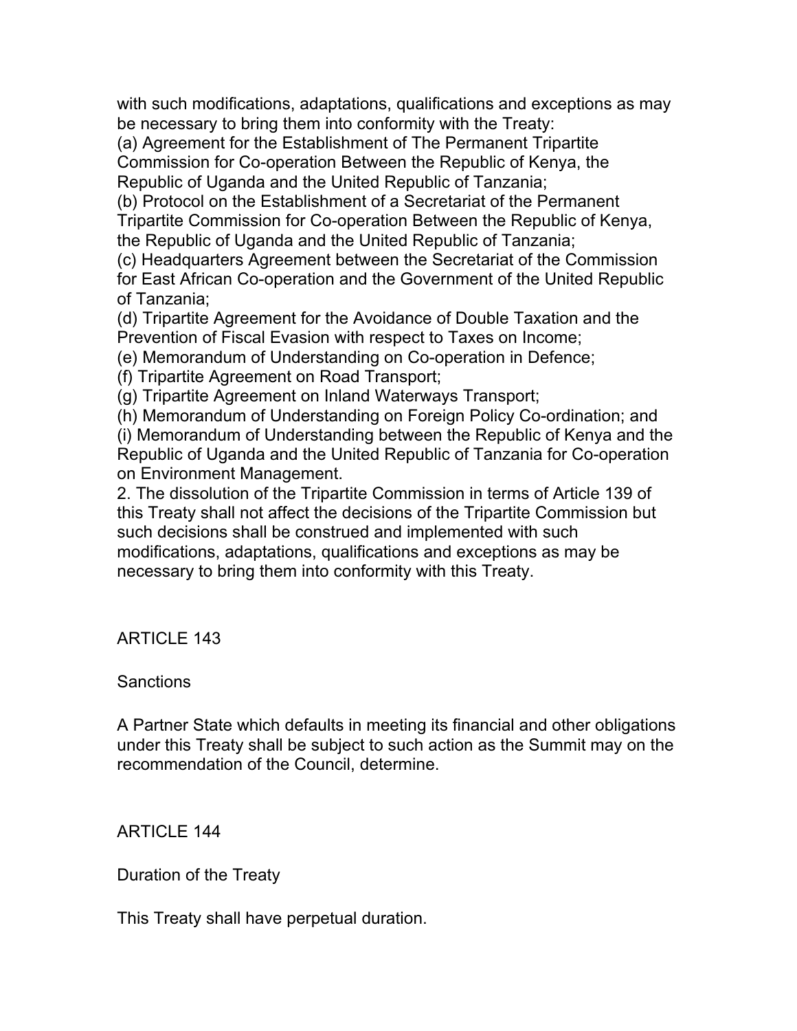with such modifications, adaptations, qualifications and exceptions as may be necessary to bring them into conformity with the Treaty:

(a) Agreement for the Establishment of The Permanent Tripartite Commission for Co-operation Between the Republic of Kenya, the Republic of Uganda and the United Republic of Tanzania;

(b) Protocol on the Establishment of a Secretariat of the Permanent Tripartite Commission for Co-operation Between the Republic of Kenya, the Republic of Uganda and the United Republic of Tanzania;

(c) Headquarters Agreement between the Secretariat of the Commission for East African Co-operation and the Government of the United Republic of Tanzania;

(d) Tripartite Agreement for the Avoidance of Double Taxation and the Prevention of Fiscal Evasion with respect to Taxes on Income;

(e) Memorandum of Understanding on Co-operation in Defence;

(f) Tripartite Agreement on Road Transport;

(g) Tripartite Agreement on Inland Waterways Transport;

(h) Memorandum of Understanding on Foreign Policy Co-ordination; and

(i) Memorandum of Understanding between the Republic of Kenya and the Republic of Uganda and the United Republic of Tanzania for Co-operation on Environment Management.

2. The dissolution of the Tripartite Commission in terms of Article 139 of this Treaty shall not affect the decisions of the Tripartite Commission but such decisions shall be construed and implemented with such modifications, adaptations, qualifications and exceptions as may be necessary to bring them into conformity with this Treaty.

## ARTICLE 143

### Sanctions

A Partner State which defaults in meeting its financial and other obligations under this Treaty shall be subject to such action as the Summit may on the recommendation of the Council, determine.

## ARTICLE 144

### Duration of the Treaty

This Treaty shall have perpetual duration.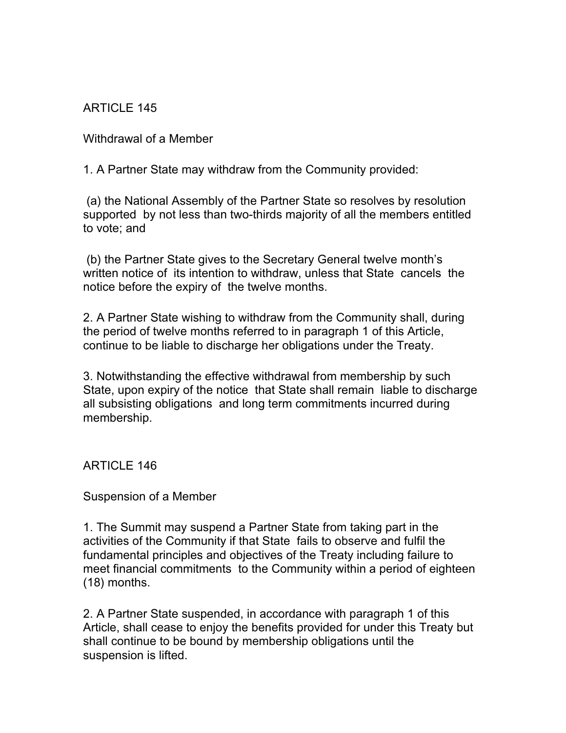## ARTICLE 145

### Withdrawal of a Member

1. A Partner State may withdraw from the Community provided:

(a) the National Assembly of the Partner State so resolves by resolution supported by not less than two-thirds majority of all the members entitled to vote; and

(b) the Partner State gives to the Secretary General twelve month's written notice of its intention to withdraw, unless that State cancels the notice before the expiry of the twelve months.

2. A Partner State wishing to withdraw from the Community shall, during the period of twelve months referred to in paragraph 1 of this Article, continue to be liable to discharge her obligations under the Treaty.

3. Notwithstanding the effective withdrawal from membership by such State, upon expiry of the notice that State shall remain liable to discharge all subsisting obligations and long term commitments incurred during membership.

## ARTICLE 146

### Suspension of a Member

1. The Summit may suspend a Partner State from taking part in the activities of the Community if that State fails to observe and fulfil the fundamental principles and objectives of the Treaty including failure to meet financial commitments to the Community within a period of eighteen (18) months.

2. A Partner State suspended, in accordance with paragraph 1 of this Article, shall cease to enjoy the benefits provided for under this Treaty but shall continue to be bound by membership obligations until the suspension is lifted.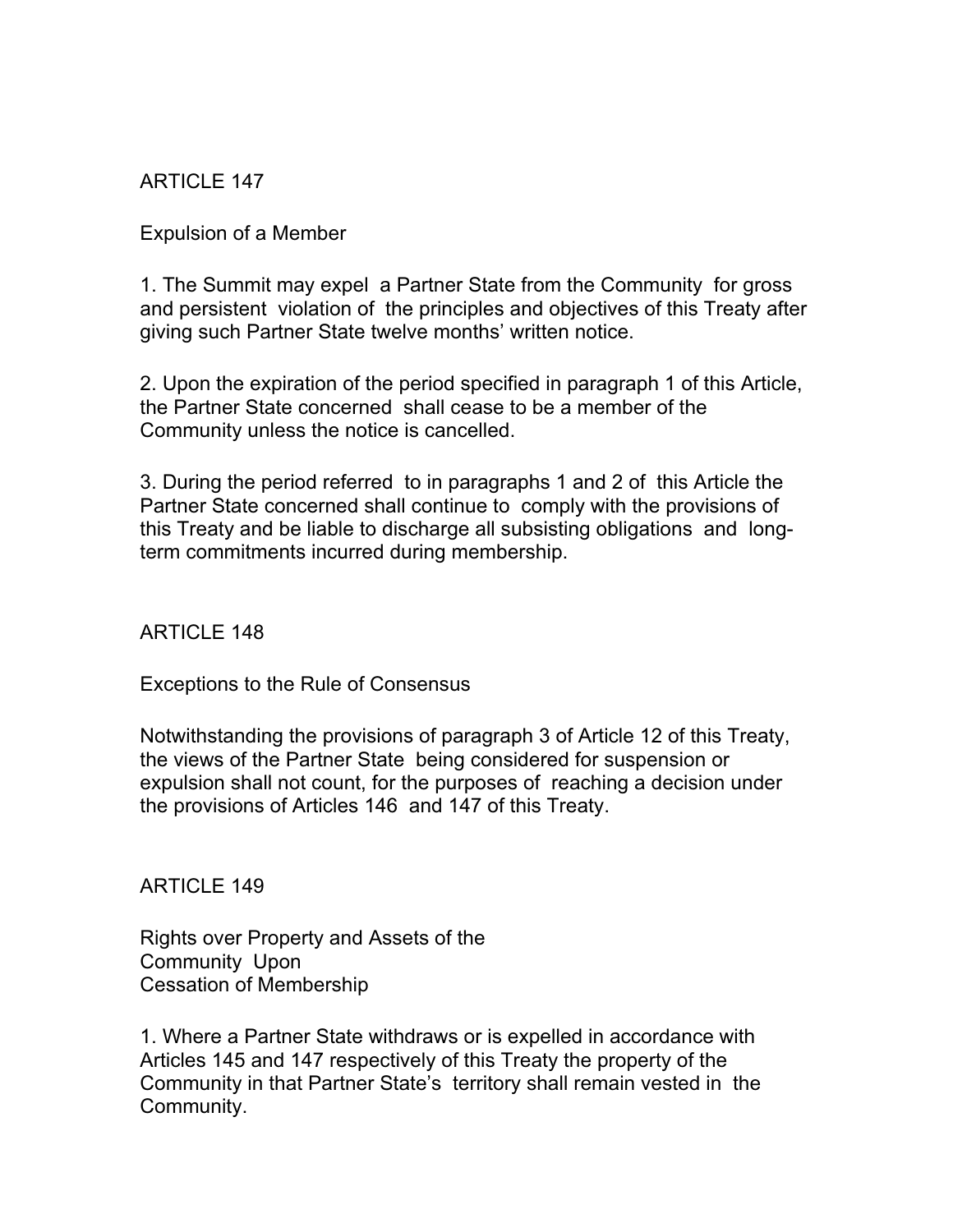## ARTICLE 147

### Expulsion of a Member

1. The Summit may expel a Partner State from the Community for gross and persistent violation of the principles and objectives of this Treaty after giving such Partner State twelve months' written notice.

2. Upon the expiration of the period specified in paragraph 1 of this Article, the Partner State concerned shall cease to be a member of the Community unless the notice is cancelled.

3. During the period referred to in paragraphs 1 and 2 of this Article the Partner State concerned shall continue to comply with the provisions of this Treaty and be liable to discharge all subsisting obligations and long-term commitments incurred during membership.

## ARTICLE 148

### Exceptions to the Rule of Consensus

Notwithstanding the provisions of paragraph 3 of Article 12 of this Treaty, the views of the Partner State being considered for suspension or expulsion shall not count, for the purposes of reaching a decision under the provisions of Articles 146 and 147 of this Treaty.

## ARTICLE 149

### Rights over Property and Assets of the Community Upon Cessation of Membership

1. Where a Partner State withdraws or is expelled in accordance with Articles 145 and 147 respectively of this Treaty the property of the Community in that Partner State's territory shall remain vested in the Community.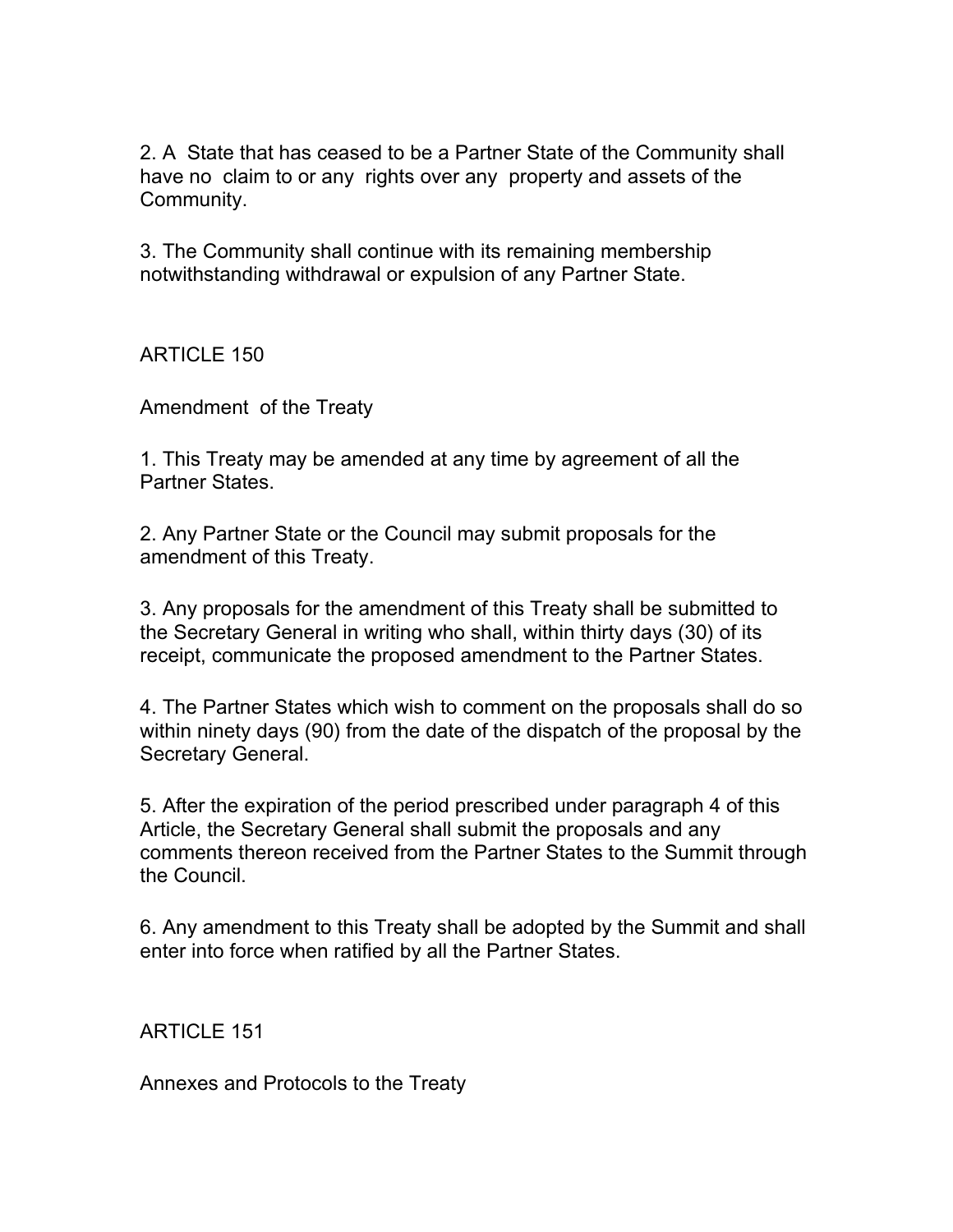2. A State that has ceased to be a Partner State of the Community shall have no claim to or any rights over any property and assets of the Community.

3. The Community shall continue with its remaining membership notwithstanding withdrawal or expulsion of any Partner State.

## ARTICLE 150

### Amendment of the Treaty

1. This Treaty may be amended at any time by agreement of all the Partner States.

2. Any Partner State or the Council may submit proposals for the amendment of this Treaty.

3. Any proposals for the amendment of this Treaty shall be submitted to the Secretary General in writing who shall, within thirty days (30) of its receipt, communicate the proposed amendment to the Partner States.

4. The Partner States which wish to comment on the proposals shall do so within ninety days (90) from the date of the dispatch of the proposal by the Secretary General.

5. After the expiration of the period prescribed under paragraph 4 of this Article, the Secretary General shall submit the proposals and any comments thereon received from the Partner States to the Summit through the Council.

6. Any amendment to this Treaty shall be adopted by the Summit and shall enter into force when ratified by all the Partner States.

## ARTICLE 151

### Annexes and Protocols to the Treaty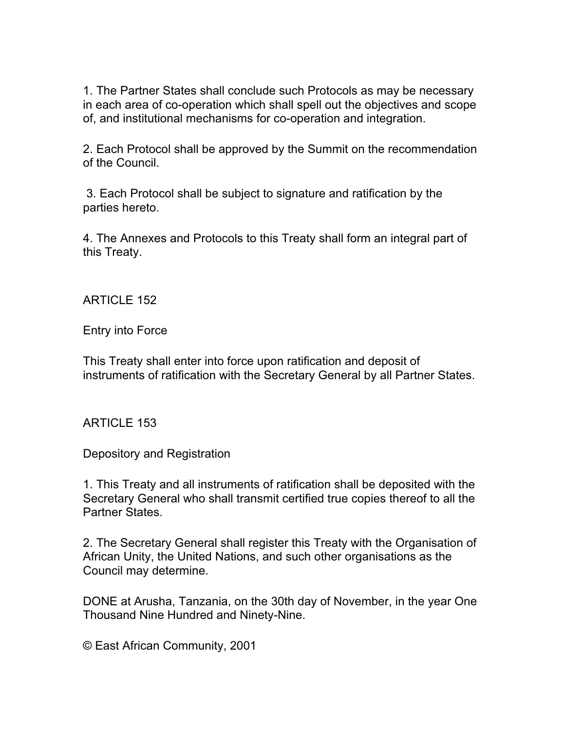1. The Partner States shall conclude such Protocols as may be necessary in each area of co-operation which shall spell out the objectives and scope of, and institutional mechanisms for co-operation and integration.

2. Each Protocol shall be approved by the Summit on the recommendation of the Council.

3. Each Protocol shall be subject to signature and ratification by the parties hereto.

4. The Annexes and Protocols to this Treaty shall form an integral part of this Treaty.

## ARTICLE 152

### Entry into Force

This Treaty shall enter into force upon ratification and deposit of instruments of ratification with the Secretary General by all Partner States.

## ARTICLE 153

### Depository and Registration

1. This Treaty and all instruments of ratification shall be deposited with the Secretary General who shall transmit certified true copies thereof to all the Partner States.

2. The Secretary General shall register this Treaty with the Organisation of African Unity, the United Nations, and such other organisations as the Council may determine.

DONE at Arusha, Tanzania, on the 30th day of November, in the year One Thousand Nine Hundred and Ninety-Nine.

© East African Community, 2001